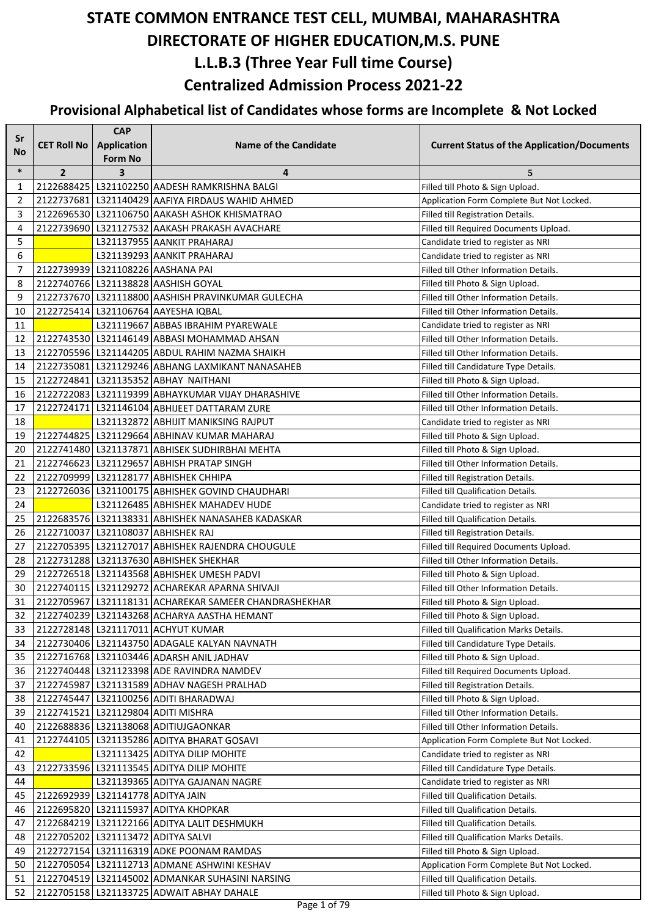# STATE COMMON ENTRANCE TEST CELL, MUMBAI, MAHARASHTRA

# DIRECTORATE OF HIGHER EDUCATION,M.S. PUNE

## L.L.B.3 (Three Year Full time Course)

## Centralized Admission Process 2021-22

### Provisional Alphabetical list of Candidates whose forms are Incomplete & Not Locked

| Sr No | CET Roll No | CAP Application Form No | Name of the Candidate | Current Status of the Application/Documents |
|---|---|---|---|---|
| * | 2 | 3 | 4 | 5 |
| 1 | 2122688425 | L321102250 | AADESH RAMKRISHNA BALGI | Filled till Photo & Sign Upload. |
| 2 | 2122737681 | L321140429 | AAFIYA FIRDAUS WAHID AHMED | Application Form Complete But Not Locked. |
| 3 | 2122696530 | L321106750 | AAKASH ASHOK KHISMATRAO | Filled till Registration Details. |
| 4 | 2122739690 | L321127532 | AAKASH PRAKASH AVACHARE | Filled till Required Documents Upload. |
| 5 | | L321137955 | AANKIT PRAHARAJ | Candidate tried to register as NRI |
| 6 | | L321139293 | AANKIT PRAHARAJ | Candidate tried to register as NRI |
| 7 | 2122739939 | L321108226 | AASHANA PAI | Filled till Other Information Details. |
| 8 | 2122740766 | L321138828 | AASHISH GOYAL | Filled till Photo & Sign Upload. |
| 9 | 2122737670 | L321118800 | AASHISH PRAVINKUMAR GULECHA | Filled till Other Information Details. |
| 10 | 2122725414 | L321106764 | AAYESHA IQBAL | Filled till Other Information Details. |
| 11 | | L321119667 | ABBAS IBRAHIM PYAREWALE | Candidate tried to register as NRI |
| 12 | 2122743530 | L321146149 | ABBASI MOHAMMAD AHSAN | Filled till Other Information Details. |
| 13 | 2122705596 | L321144205 | ABDUL RAHIM NAZMA SHAIKH | Filled till Other Information Details. |
| 14 | 2122735081 | L321129246 | ABHANG LAXMIKANT NANASAHEB | Filled till Candidature Type Details. |
| 15 | 2122724841 | L321135352 | ABHAY NAITHANI | Filled till Photo & Sign Upload. |
| 16 | 2122722083 | L321119399 | ABHAYKUMAR VIJAY DHARASHIVE | Filled till Other Information Details. |
| 17 | 2122724171 | L321146104 | ABHIJEET DATTARAM ZURE | Filled till Other Information Details. |
| 18 | | L321132872 | ABHIJIT MANIKSING RAJPUT | Candidate tried to register as NRI |
| 19 | 2122744825 | L321129664 | ABHINAV KUMAR MAHARAJ | Filled till Photo & Sign Upload. |
| 20 | 2122741480 | L321137871 | ABHISEK SUDHIRBHAI MEHTA | Filled till Photo & Sign Upload. |
| 21 | 2122746623 | L321129657 | ABHISH PRATAP SINGH | Filled till Other Information Details. |
| 22 | 2122709999 | L321128177 | ABHISHEK CHHIPA | Filled till Registration Details. |
| 23 | 2122726036 | L321100175 | ABHISHEK GOVIND CHAUDHARI | Filled till Qualification Details. |
| 24 | | L321126485 | ABHISHEK MAHADEV HUDE | Candidate tried to register as NRI |
| 25 | 2122683576 | L321138331 | ABHISHEK NANASAHEB KADASKAR | Filled till Qualification Details. |
| 26 | 2122710037 | L321108037 | ABHISHEK RAJ | Filled till Registration Details. |
| 27 | 2122705395 | L321127017 | ABHISHEK RAJENDRA CHOUGULE | Filled till Required Documents Upload. |
| 28 | 2122731288 | L321137630 | ABHISHEK SHEKHAR | Filled till Other Information Details. |
| 29 | 2122726518 | L321143568 | ABHISHEK UMESH PADVI | Filled till Photo & Sign Upload. |
| 30 | 2122740115 | L321129272 | ACHAREKAR APARNA SHIVAJI | Filled till Other Information Details. |
| 31 | 2122705967 | L321118131 | ACHAREKAR SAMEER CHANDRASHEKHAR | Filled till Photo & Sign Upload. |
| 32 | 2122740239 | L321143268 | ACHARYA AASTHA HEMANT | Filled till Photo & Sign Upload. |
| 33 | 2122728148 | L321117011 | ACHYUT KUMAR | Filled till Qualification Marks Details. |
| 34 | 2122730406 | L321143750 | ADAGALE KALYAN NAVNATH | Filled till Candidature Type Details. |
| 35 | 2122716768 | L321103446 | ADARSH ANIL JADHAV | Filled till Photo & Sign Upload. |
| 36 | 2122740448 | L321123398 | ADE RAVINDRA NAMDEV | Filled till Required Documents Upload. |
| 37 | 2122745987 | L321131589 | ADHAV NAGESH PRALHAD | Filled till Registration Details. |
| 38 | 2122745447 | L321100256 | ADITI BHARADWAJ | Filled till Photo & Sign Upload. |
| 39 | 2122741521 | L321129804 | ADITI MISHRA | Filled till Other Information Details. |
| 40 | 2122688836 | L321138068 | ADITIUJGAONKAR | Filled till Other Information Details. |
| 41 | 2122744105 | L321135286 | ADITYA BHARAT GOSAVI | Application Form Complete But Not Locked. |
| 42 | | L321113425 | ADITYA DILIP MOHITE | Candidate tried to register as NRI |
| 43 | 2122733596 | L321113545 | ADITYA DILIP MOHITE | Filled till Candidature Type Details. |
| 44 | | L321139365 | ADITYA GAJANAN NAGRE | Candidate tried to register as NRI |
| 45 | 2122692939 | L321141778 | ADITYA JAIN | Filled till Qualification Details. |
| 46 | 2122695820 | L321115937 | ADITYA KHOPKAR | Filled till Qualification Details. |
| 47 | 2122684219 | L321122166 | ADITYA LALIT DESHMUKH | Filled till Qualification Details. |
| 48 | 2122705202 | L321113472 | ADITYA SALVI | Filled till Qualification Marks Details. |
| 49 | 2122727154 | L321116319 | ADKE POONAM RAMDAS | Filled till Photo & Sign Upload. |
| 50 | 2122705054 | L321112713 | ADMANE ASHWINI KESHAV | Application Form Complete But Not Locked. |
| 51 | 2122704519 | L321145002 | ADMANKAR SUHASINI NARSING | Filled till Qualification Details. |
| 52 | 2122705158 | L321133725 | ADWAIT ABHAY DAHALE | Filled till Photo & Sign Upload. |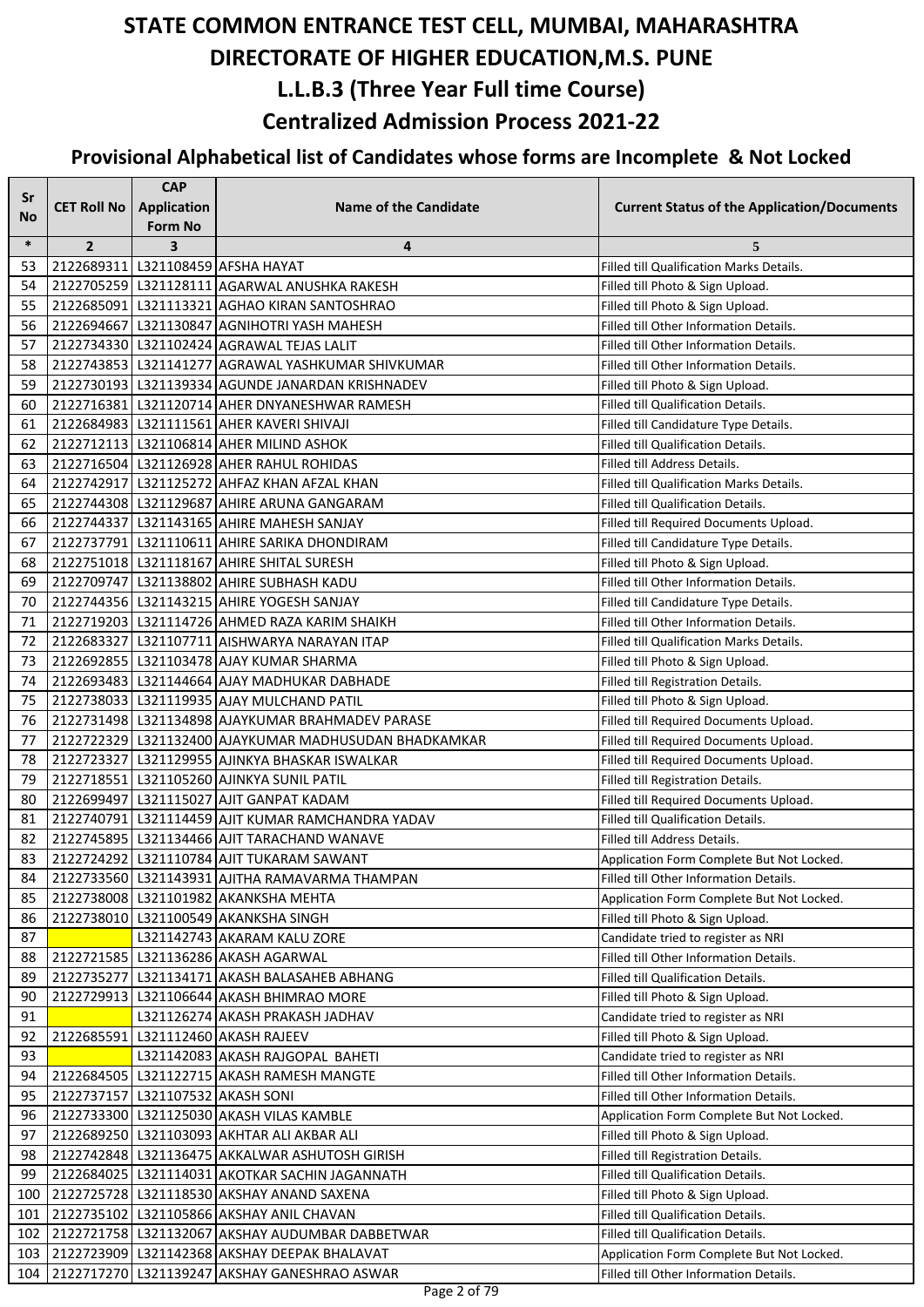# STATE COMMON ENTRANCE TEST CELL, MUMBAI, MAHARASHTRA
# DIRECTORATE OF HIGHER EDUCATION,M.S. PUNE
## L.L.B.3 (Three Year Full time Course)
## Centralized Admission Process 2021-22
### Provisional Alphabetical list of Candidates whose forms are Incomplete & Not Locked

| Sr No | CET Roll No | CAP Application Form No | Name of the Candidate | Current Status of the Application/Documents |
|---|---|---|---|---|
| * | 2 | 3 | 4 | 5 |
| 53 | 2122689311 | L321108459 | AFSHA HAYAT | Filled till Qualification Marks Details. |
| 54 | 2122705259 | L321128111 | AGARWAL ANUSHKA RAKESH | Filled till Photo & Sign Upload. |
| 55 | 2122685091 | L321113321 | AGHAO KIRAN SANTOSHRAO | Filled till Photo & Sign Upload. |
| 56 | 2122694667 | L321130847 | AGNIHOTRI YASH MAHESH | Filled till Other Information Details. |
| 57 | 2122734330 | L321102424 | AGRAWAL TEJAS LALIT | Filled till Other Information Details. |
| 58 | 2122743853 | L321141277 | AGRAWAL YASHKUMAR SHIVKUMAR | Filled till Other Information Details. |
| 59 | 2122730193 | L321139334 | AGUNDE JANARDAN KRISHNADEV | Filled till Photo & Sign Upload. |
| 60 | 2122716381 | L321120714 | AHER DNYANESHWAR RAMESH | Filled till Qualification Details. |
| 61 | 2122684983 | L321111561 | AHER KAVERI SHIVAJI | Filled till Candidature Type Details. |
| 62 | 2122712113 | L321106814 | AHER MILIND ASHOK | Filled till Qualification Details. |
| 63 | 2122716504 | L321126928 | AHER RAHUL ROHIDAS | Filled till Address Details. |
| 64 | 2122742917 | L321125272 | AHFAZ KHAN AFZAL KHAN | Filled till Qualification Marks Details. |
| 65 | 2122744308 | L321129687 | AHIRE ARUNA GANGARAM | Filled till Qualification Details. |
| 66 | 2122744337 | L321143165 | AHIRE MAHESH SANJAY | Filled till Required Documents Upload. |
| 67 | 2122737791 | L321110611 | AHIRE SARIKA DHONDIRAM | Filled till Candidature Type Details. |
| 68 | 2122751018 | L321118167 | AHIRE SHITAL SURESH | Filled till Photo & Sign Upload. |
| 69 | 2122709747 | L321138802 | AHIRE SUBHASH KADU | Filled till Other Information Details. |
| 70 | 2122744356 | L321143215 | AHIRE YOGESH SANJAY | Filled till Candidature Type Details. |
| 71 | 2122719203 | L321114726 | AHMED RAZA KARIM SHAIKH | Filled till Other Information Details. |
| 72 | 2122683327 | L321107711 | AISHWARYA NARAYAN ITAP | Filled till Qualification Marks Details. |
| 73 | 2122692855 | L321103478 | AJAY KUMAR SHARMA | Filled till Photo & Sign Upload. |
| 74 | 2122693483 | L321144664 | AJAY MADHUKAR DABHADE | Filled till Registration Details. |
| 75 | 2122738033 | L321119935 | AJAY MULCHAND PATIL | Filled till Photo & Sign Upload. |
| 76 | 2122731498 | L321134898 | AJAYKUMAR BRAHMADEV PARASE | Filled till Required Documents Upload. |
| 77 | 2122722329 | L321132400 | AJAYKUMAR MADHUSUDAN BHADKAMKAR | Filled till Required Documents Upload. |
| 78 | 2122723327 | L321129955 | AJINKYA BHASKAR ISWALKAR | Filled till Required Documents Upload. |
| 79 | 2122718551 | L321105260 | AJINKYA SUNIL PATIL | Filled till Registration Details. |
| 80 | 2122699497 | L321115027 | AJIT GANPAT KADAM | Filled till Required Documents Upload. |
| 81 | 2122740791 | L321114459 | AJIT KUMAR RAMCHANDRA YADAV | Filled till Qualification Details. |
| 82 | 2122745895 | L321134466 | AJIT TARACHAND WANAVE | Filled till Address Details. |
| 83 | 2122724292 | L321110784 | AJIT TUKARAM SAWANT | Application Form Complete But Not Locked. |
| 84 | 2122733560 | L321143931 | AJITHA RAMAVARMA THAMPAN | Filled till Other Information Details. |
| 85 | 2122738008 | L321101982 | AKANKSHA MEHTA | Application Form Complete But Not Locked. |
| 86 | 2122738010 | L321100549 | AKANKSHA SINGH | Filled till Photo & Sign Upload. |
| 87 | | L321142743 | AKARAM KALU ZORE | Candidate tried to register as NRI |
| 88 | 2122721585 | L321136286 | AKASH AGARWAL | Filled till Other Information Details. |
| 89 | 2122735277 | L321134171 | AKASH BALASAHEB ABHANG | Filled till Qualification Details. |
| 90 | 2122729913 | L321106644 | AKASH BHIMRAO MORE | Filled till Photo & Sign Upload. |
| 91 | | L321126274 | AKASH PRAKASH JADHAV | Candidate tried to register as NRI |
| 92 | 2122685591 | L321112460 | AKASH RAJEEV | Filled till Photo & Sign Upload. |
| 93 | | L321142083 | AKASH RAJGOPAL BAHETI | Candidate tried to register as NRI |
| 94 | 2122684505 | L321122715 | AKASH RAMESH MANGTE | Filled till Other Information Details. |
| 95 | 2122737157 | L321107532 | AKASH SONI | Filled till Other Information Details. |
| 96 | 2122733300 | L321125030 | AKASH VILAS KAMBLE | Application Form Complete But Not Locked. |
| 97 | 2122689250 | L321103093 | AKHTAR ALI AKBAR ALI | Filled till Photo & Sign Upload. |
| 98 | 2122742848 | L321136475 | AKKALWAR ASHUTOSH GIRISH | Filled till Registration Details. |
| 99 | 2122684025 | L321114031 | AKOTKAR SACHIN JAGANNATH | Filled till Qualification Details. |
| 100 | 2122725728 | L321118530 | AKSHAY ANAND SAXENA | Filled till Photo & Sign Upload. |
| 101 | 2122735102 | L321105866 | AKSHAY ANIL CHAVAN | Filled till Qualification Details. |
| 102 | 2122721758 | L321132067 | AKSHAY AUDUMBAR DABBETWAR | Filled till Qualification Details. |
| 103 | 2122723909 | L321142368 | AKSHAY DEEPAK BHALAVAT | Application Form Complete But Not Locked. |
| 104 | 2122717270 | L321139247 | AKSHAY GANESHRAO ASWAR | Filled till Other Information Details. |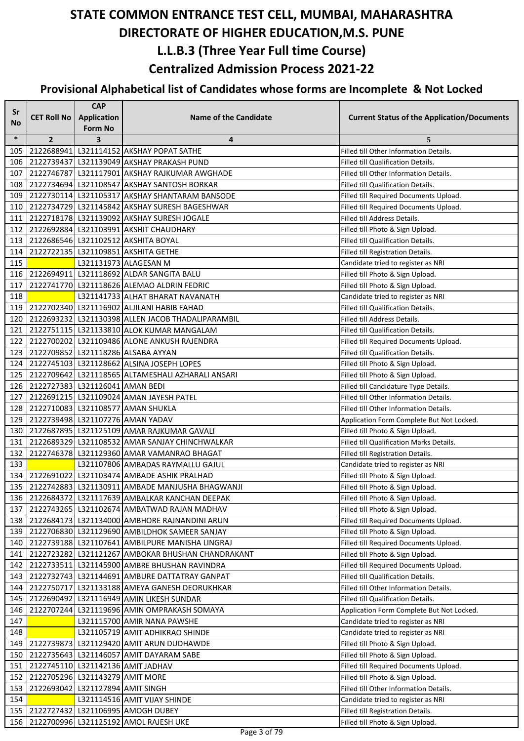# STATE COMMON ENTRANCE TEST CELL, MUMBAI, MAHARASHTRA

# DIRECTORATE OF HIGHER EDUCATION,M.S. PUNE

## L.L.B.3 (Three Year Full time Course)

## Centralized Admission Process 2021-22

### Provisional Alphabetical list of Candidates whose forms are Incomplete & Not Locked

| Sr No | CET Roll No | CAP Application Form No | Name of the Candidate | Current Status of the Application/Documents |
|---|---|---|---|---|
| * | 2 | 3 | 4 | 5 |
| 105 | 2122688941 | L321114152 | AKSHAY POPAT SATHE | Filled till Other Information Details. |
| 106 | 2122739437 | L321139049 | AKSHAY PRAKASH PUND | Filled till Qualification Details. |
| 107 | 2122746787 | L321117901 | AKSHAY RAJKUMAR AWGHADE | Filled till Other Information Details. |
| 108 | 2122734694 | L321108547 | AKSHAY SANTOSH BORKAR | Filled till Qualification Details. |
| 109 | 2122730114 | L321105317 | AKSHAY SHANTARAM BANSODE | Filled till Required Documents Upload. |
| 110 | 2122734729 | L321145842 | AKSHAY SURESH BAGESHWAR | Filled till Required Documents Upload. |
| 111 | 2122718178 | L321139092 | AKSHAY SURESH JOGALE | Filled till Address Details. |
| 112 | 2122692884 | L321103991 | AKSHIT CHAUDHARY | Filled till Photo & Sign Upload. |
| 113 | 2122686546 | L321102512 | AKSHITA BOYAL | Filled till Qualification Details. |
| 114 | 2122722135 | L321109851 | AKSHITA GETHE | Filled till Registration Details. |
| 115 | | L321131973 | ALAGESAN M | Candidate tried to register as NRI |
| 116 | 2122694911 | L321118692 | ALDAR SANGITA BALU | Filled till Photo & Sign Upload. |
| 117 | 2122741770 | L321118626 | ALEMAO ALDRIN FEDRIC | Filled till Photo & Sign Upload. |
| 118 | | L321141733 | ALHAT BHARAT NAVANATH | Candidate tried to register as NRI |
| 119 | 2122702340 | L321116902 | ALJILANI HABIB FAHAD | Filled till Qualification Details. |
| 120 | 2122693232 | L321130398 | ALLEN JACOB THADALIPARAMBIL | Filled till Address Details. |
| 121 | 2122751115 | L321133810 | ALOK KUMAR MANGALAM | Filled till Qualification Details. |
| 122 | 2122700202 | L321109486 | ALONE ANKUSH RAJENDRA | Filled till Required Documents Upload. |
| 123 | 2122709852 | L321118286 | ALSABA AYYAN | Filled till Qualification Details. |
| 124 | 2122745103 | L321128662 | ALSINA JOSEPH LOPES | Filled till Photo & Sign Upload. |
| 125 | 2122709642 | L321118565 | ALTAMESHALI AZHARALI ANSARI | Filled till Photo & Sign Upload. |
| 126 | 2122727383 | L321126041 | AMAN BEDI | Filled till Candidature Type Details. |
| 127 | 2122691215 | L321109024 | AMAN JAYESH PATEL | Filled till Other Information Details. |
| 128 | 2122710083 | L321108577 | AMAN SHUKLA | Filled till Other Information Details. |
| 129 | 2122739498 | L321107276 | AMAN YADAV | Application Form Complete But Not Locked. |
| 130 | 2122687895 | L321125109 | AMAR RAJKUMAR GAVALI | Filled till Photo & Sign Upload. |
| 131 | 2122689329 | L321108532 | AMAR SANJAY CHINCHWALKAR | Filled till Qualification Marks Details. |
| 132 | 2122746378 | L321129360 | AMAR VAMANRAO BHAGAT | Filled till Registration Details. |
| 133 | | L321107806 | AMBADAS RAYMALLU GAJUL | Candidate tried to register as NRI |
| 134 | 2122691022 | L321103474 | AMBADE ASHIK PRALHAD | Filled till Photo & Sign Upload. |
| 135 | 2122742883 | L321130911 | AMBADE MANJUSHA BHAGWANJI | Filled till Photo & Sign Upload. |
| 136 | 2122684372 | L321117639 | AMBALKAR KANCHAN DEEPAK | Filled till Photo & Sign Upload. |
| 137 | 2122743265 | L321102674 | AMBATWAD RAJAN MADHAV | Filled till Photo & Sign Upload. |
| 138 | 2122684173 | L321134000 | AMBHORE RAJNANDINI ARUN | Filled till Required Documents Upload. |
| 139 | 2122706830 | L321129690 | AMBILDHOK SAMEER SANJAY | Filled till Photo & Sign Upload. |
| 140 | 2122739188 | L321107641 | AMBILPURE MANISHA LINGRAJ | Filled till Required Documents Upload. |
| 141 | 2122723282 | L321121267 | AMBOKAR BHUSHAN CHANDRAKANT | Filled till Photo & Sign Upload. |
| 142 | 2122733511 | L321145900 | AMBRE BHUSHAN RAVINDRA | Filled till Required Documents Upload. |
| 143 | 2122732743 | L321144691 | AMBURE DATTATRAY GANPAT | Filled till Qualification Details. |
| 144 | 2122750717 | L321133188 | AMEYA GANESH DEORUKHKAR | Filled till Other Information Details. |
| 145 | 2122690492 | L321116949 | AMIN LIKESH SUNDAR | Filled till Qualification Details. |
| 146 | 2122707244 | L321119696 | AMIN OMPRAKASH SOMAYA | Application Form Complete But Not Locked. |
| 147 | | L321115700 | AMIR NANA PAWSHE | Candidate tried to register as NRI |
| 148 | | L321105719 | AMIT ADHIKRAO SHINDE | Candidate tried to register as NRI |
| 149 | 2122739873 | L321129420 | AMIT ARUN DUDHAWDE | Filled till Photo & Sign Upload. |
| 150 | 2122735643 | L321146057 | AMIT DAYARAM SABE | Filled till Photo & Sign Upload. |
| 151 | 2122745110 | L321142136 | AMIT JADHAV | Filled till Required Documents Upload. |
| 152 | 2122705296 | L321143279 | AMIT MORE | Filled till Photo & Sign Upload. |
| 153 | 2122693042 | L321127894 | AMIT SINGH | Filled till Other Information Details. |
| 154 | | L321114516 | AMIT VIJAY SHINDE | Candidate tried to register as NRI |
| 155 | 2122727432 | L321106995 | AMOGH DUBEY | Filled till Registration Details. |
| 156 | 2122700996 | L321125192 | AMOL RAJESH UKE | Filled till Photo & Sign Upload. |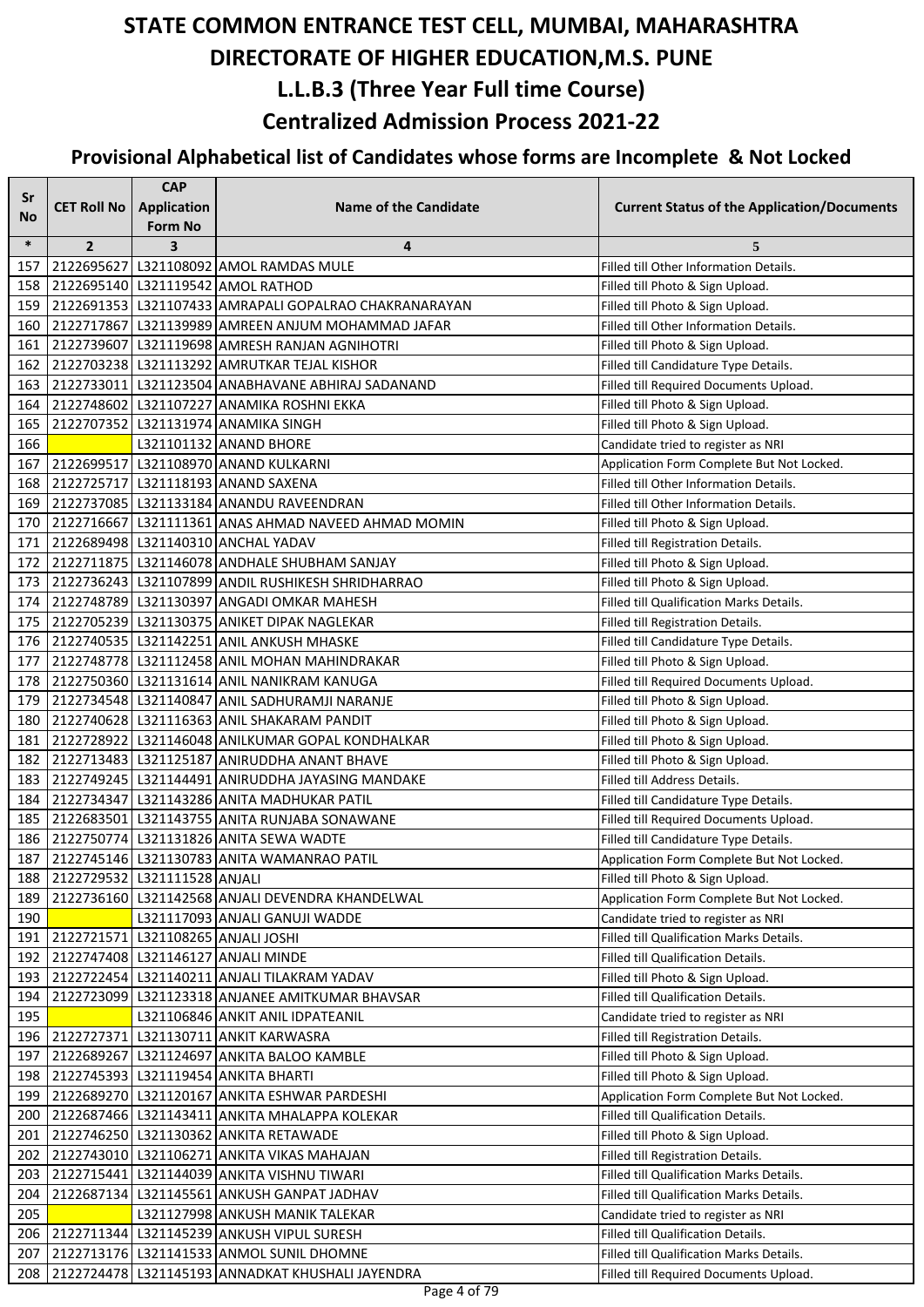# STATE COMMON ENTRANCE TEST CELL, MUMBAI, MAHARASHTRA

# DIRECTORATE OF HIGHER EDUCATION,M.S. PUNE

## L.L.B.3 (Three Year Full time Course)

## Centralized Admission Process 2021-22

### Provisional Alphabetical list of Candidates whose forms are Incomplete & Not Locked

| Sr No | CET Roll No | CAP Application Form No | Name of the Candidate | Current Status of the Application/Documents |
|---|---|---|---|---|
| * | 2 | 3 | 4 | 5 |
| 157 | 2122695627 | L321108092 | AMOL RAMDAS MULE | Filled till Other Information Details. |
| 158 | 2122695140 | L321119542 | AMOL RATHOD | Filled till Photo & Sign Upload. |
| 159 | 2122691353 | L321107433 | AMRAPALI GOPALRAO CHAKRANARAYAN | Filled till Photo & Sign Upload. |
| 160 | 2122717867 | L321139989 | AMREEN ANJUM MOHAMMAD JAFAR | Filled till Other Information Details. |
| 161 | 2122739607 | L321119698 | AMRESH RANJAN AGNIHOTRI | Filled till Photo & Sign Upload. |
| 162 | 2122703238 | L321113292 | AMRUTKAR TEJAL KISHOR | Filled till Candidature Type Details. |
| 163 | 2122733011 | L321123504 | ANABHAVANE ABHIRAJ SADANAND | Filled till Required Documents Upload. |
| 164 | 2122748602 | L321107227 | ANAMIKA ROSHNI EKKA | Filled till Photo & Sign Upload. |
| 165 | 2122707352 | L321131974 | ANAMIKA SINGH | Filled till Photo & Sign Upload. |
| 166 | | L321101132 | ANAND BHORE | Candidate tried to register as NRI |
| 167 | 2122699517 | L321108970 | ANAND KULKARNI | Application Form Complete But Not Locked. |
| 168 | 2122725717 | L321118193 | ANAND SAXENA | Filled till Other Information Details. |
| 169 | 2122737085 | L321133184 | ANANDU RAVEENDRAN | Filled till Other Information Details. |
| 170 | 2122716667 | L321111361 | ANAS AHMAD NAVEED AHMAD MOMIN | Filled till Photo & Sign Upload. |
| 171 | 2122689498 | L321140310 | ANCHAL YADAV | Filled till Registration Details. |
| 172 | 2122711875 | L321146078 | ANDHALE SHUBHAM SANJAY | Filled till Photo & Sign Upload. |
| 173 | 2122736243 | L321107899 | ANDIL RUSHIKESH SHRIDHARRAO | Filled till Photo & Sign Upload. |
| 174 | 2122748789 | L321130397 | ANGADI OMKAR MAHESH | Filled till Qualification Marks Details. |
| 175 | 2122705239 | L321130375 | ANIKET DIPAK NAGLEKAR | Filled till Registration Details. |
| 176 | 2122740535 | L321142251 | ANIL ANKUSH MHASKE | Filled till Candidature Type Details. |
| 177 | 2122748778 | L321112458 | ANIL MOHAN MAHINDRAKAR | Filled till Photo & Sign Upload. |
| 178 | 2122750360 | L321131614 | ANIL NANIKRAM KANUGA | Filled till Required Documents Upload. |
| 179 | 2122734548 | L321140847 | ANIL SADHURAMJI NARANJE | Filled till Photo & Sign Upload. |
| 180 | 2122740628 | L321116363 | ANIL SHAKARAM PANDIT | Filled till Photo & Sign Upload. |
| 181 | 2122728922 | L321146048 | ANILKUMAR GOPAL KONDHALKAR | Filled till Photo & Sign Upload. |
| 182 | 2122713483 | L321125187 | ANIRUDDHA ANANT BHAVE | Filled till Photo & Sign Upload. |
| 183 | 2122749245 | L321144491 | ANIRUDDHA JAYASING MANDAKE | Filled till Address Details. |
| 184 | 2122734347 | L321143286 | ANITA MADHUKAR PATIL | Filled till Candidature Type Details. |
| 185 | 2122683501 | L321143755 | ANITA RUNJABA SONAWANE | Filled till Required Documents Upload. |
| 186 | 2122750774 | L321131826 | ANITA SEWA WADTE | Filled till Candidature Type Details. |
| 187 | 2122745146 | L321130783 | ANITA WAMANRAO PATIL | Application Form Complete But Not Locked. |
| 188 | 2122729532 | L321111528 | ANJALI | Filled till Photo & Sign Upload. |
| 189 | 2122736160 | L321142568 | ANJALI DEVENDRA KHANDELWAL | Application Form Complete But Not Locked. |
| 190 | | L321117093 | ANJALI GANUJI WADDE | Candidate tried to register as NRI |
| 191 | 2122721571 | L321108265 | ANJALI JOSHI | Filled till Qualification Marks Details. |
| 192 | 2122747408 | L321146127 | ANJALI MINDE | Filled till Qualification Details. |
| 193 | 2122722454 | L321140211 | ANJALI TILAKRAM YADAV | Filled till Photo & Sign Upload. |
| 194 | 2122723099 | L321123318 | ANJANEE AMITKUMAR BHAVSAR | Filled till Qualification Details. |
| 195 | | L321106846 | ANKIT ANIL IDPATEANIL | Candidate tried to register as NRI |
| 196 | 2122727371 | L321130711 | ANKIT KARWASRA | Filled till Registration Details. |
| 197 | 2122689267 | L321124697 | ANKITA BALOO KAMBLE | Filled till Photo & Sign Upload. |
| 198 | 2122745393 | L321119454 | ANKITA BHARTI | Filled till Photo & Sign Upload. |
| 199 | 2122689270 | L321120167 | ANKITA ESHWAR PARDESHI | Application Form Complete But Not Locked. |
| 200 | 2122687466 | L321143411 | ANKITA MHALAPPA KOLEKAR | Filled till Qualification Details. |
| 201 | 2122746250 | L321130362 | ANKITA RETAWADE | Filled till Photo & Sign Upload. |
| 202 | 2122743010 | L321106271 | ANKITA VIKAS MAHAJAN | Filled till Registration Details. |
| 203 | 2122715441 | L321144039 | ANKITA VISHNU TIWARI | Filled till Qualification Marks Details. |
| 204 | 2122687134 | L321145561 | ANKUSH GANPAT JADHAV | Filled till Qualification Marks Details. |
| 205 | | L321127998 | ANKUSH MANIK TALEKAR | Candidate tried to register as NRI |
| 206 | 2122711344 | L321145239 | ANKUSH VIPUL SURESH | Filled till Qualification Details. |
| 207 | 2122713176 | L321141533 | ANMOL SUNIL DHOMNE | Filled till Qualification Marks Details. |
| 208 | 2122724478 | L321145193 | ANNADKAT KHUSHALI JAYENDRA | Filled till Required Documents Upload. |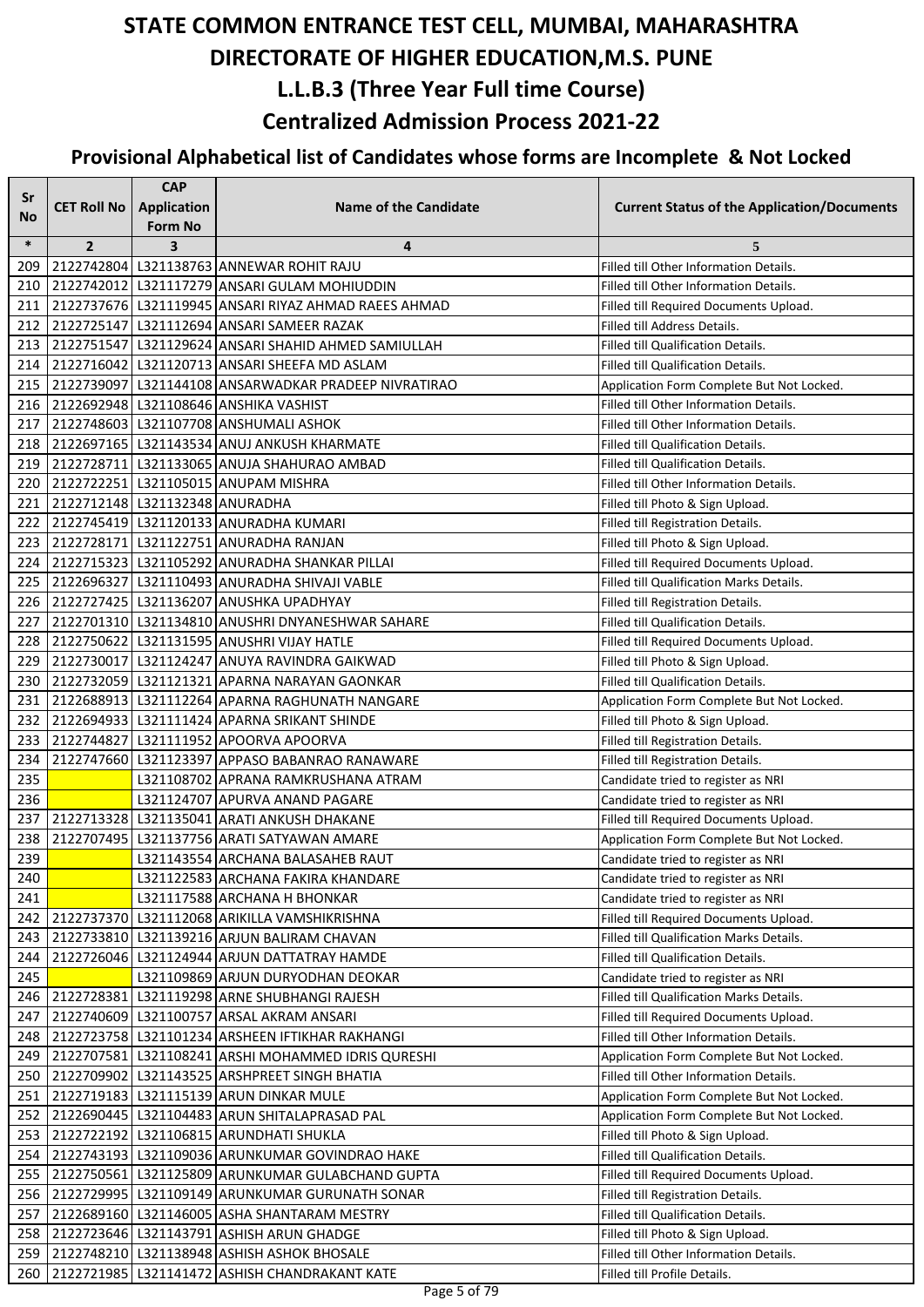# STATE COMMON ENTRANCE TEST CELL, MUMBAI, MAHARASHTRA

# DIRECTORATE OF HIGHER EDUCATION,M.S. PUNE

## L.L.B.3 (Three Year Full time Course)

## Centralized Admission Process 2021-22

### Provisional Alphabetical list of Candidates whose forms are Incomplete & Not Locked

| Sr No | CET Roll No | CAP Application Form No | Name of the Candidate | Current Status of the Application/Documents |
|---|---|---|---|---|
| * | 2 | 3 | 4 | 5 |
| 209 | 2122742804 | L321138763 | ANNEWAR ROHIT RAJU | Filled till Other Information Details. |
| 210 | 2122742012 | L321117279 | ANSARI GULAM MOHIUDDIN | Filled till Other Information Details. |
| 211 | 2122737676 | L321119945 | ANSARI RIYAZ AHMAD RAEES AHMAD | Filled till Required Documents Upload. |
| 212 | 2122725147 | L321112694 | ANSARI SAMEER RAZAK | Filled till Address Details. |
| 213 | 2122751547 | L321129624 | ANSARI SHAHID AHMED SAMIULLAH | Filled till Qualification Details. |
| 214 | 2122716042 | L321120713 | ANSARI SHEEFA MD ASLAM | Filled till Qualification Details. |
| 215 | 2122739097 | L321144108 | ANSARWADKAR PRADEEP NIVRATIRAO | Application Form Complete But Not Locked. |
| 216 | 2122692948 | L321108646 | ANSHIKA VASHIST | Filled till Other Information Details. |
| 217 | 2122748603 | L321107708 | ANSHUMALI ASHOK | Filled till Other Information Details. |
| 218 | 2122697165 | L321143534 | ANUJ ANKUSH KHARMATE | Filled till Qualification Details. |
| 219 | 2122728711 | L321133065 | ANUJA SHAHURAO AMBAD | Filled till Qualification Details. |
| 220 | 2122722251 | L321105015 | ANUPAM MISHRA | Filled till Other Information Details. |
| 221 | 2122712148 | L321132348 | ANURADHA | Filled till Photo & Sign Upload. |
| 222 | 2122745419 | L321120133 | ANURADHA KUMARI | Filled till Registration Details. |
| 223 | 2122728171 | L321122751 | ANURADHA RANJAN | Filled till Photo & Sign Upload. |
| 224 | 2122715323 | L321105292 | ANURADHA SHANKAR PILLAI | Filled till Required Documents Upload. |
| 225 | 2122696327 | L321110493 | ANURADHA SHIVAJI VABLE | Filled till Qualification Marks Details. |
| 226 | 2122727425 | L321136207 | ANUSHKA UPADHYAY | Filled till Registration Details. |
| 227 | 2122701310 | L321134810 | ANUSHRI DNYANESHWAR SAHARE | Filled till Qualification Details. |
| 228 | 2122750622 | L321131595 | ANUSHRI VIJAY HATLE | Filled till Required Documents Upload. |
| 229 | 2122730017 | L321124247 | ANUYA RAVINDRA GAIKWAD | Filled till Photo & Sign Upload. |
| 230 | 2122732059 | L321121321 | APARNA NARAYAN GAONKAR | Filled till Qualification Details. |
| 231 | 2122688913 | L321112264 | APARNA RAGHUNATH NANGARE | Application Form Complete But Not Locked. |
| 232 | 2122694933 | L321111424 | APARNA SRIKANT SHINDE | Filled till Photo & Sign Upload. |
| 233 | 2122744827 | L321111952 | APOORVA APOORVA | Filled till Registration Details. |
| 234 | 2122747660 | L321123397 | APPASO BABANRAO RANAWARE | Filled till Registration Details. |
| 235 | | L321108702 | APRANA RAMKRUSHANA ATRAM | Candidate tried to register as NRI |
| 236 | | L321124707 | APURVA ANAND PAGARE | Candidate tried to register as NRI |
| 237 | 2122713328 | L321135041 | ARATI ANKUSH DHAKANE | Filled till Required Documents Upload. |
| 238 | 2122707495 | L321137756 | ARATI SATYAWAN AMARE | Application Form Complete But Not Locked. |
| 239 | | L321143554 | ARCHANA BALASAHEB RAUT | Candidate tried to register as NRI |
| 240 | | L321122583 | ARCHANA FAKIRA KHANDARE | Candidate tried to register as NRI |
| 241 | | L321117588 | ARCHANA H BHONKAR | Candidate tried to register as NRI |
| 242 | 2122737370 | L321112068 | ARIKILLA VAMSHIKRISHNA | Filled till Required Documents Upload. |
| 243 | 2122733810 | L321139216 | ARJUN BALIRAM CHAVAN | Filled till Qualification Marks Details. |
| 244 | 2122726046 | L321124944 | ARJUN DATTATRAY HAMDE | Filled till Qualification Details. |
| 245 | | L321109869 | ARJUN DURYODHAN DEOKAR | Candidate tried to register as NRI |
| 246 | 2122728381 | L321119298 | ARNE SHUBHANGI RAJESH | Filled till Qualification Marks Details. |
| 247 | 2122740609 | L321100757 | ARSAL AKRAM ANSARI | Filled till Required Documents Upload. |
| 248 | 2122723758 | L321101234 | ARSHEEN IFTIKHAR RAKHANGI | Filled till Other Information Details. |
| 249 | 2122707581 | L321108241 | ARSHI MOHAMMED IDRIS QURESHI | Application Form Complete But Not Locked. |
| 250 | 2122709902 | L321143525 | ARSHPREET SINGH BHATIA | Filled till Other Information Details. |
| 251 | 2122719183 | L321115139 | ARUN DINKAR MULE | Application Form Complete But Not Locked. |
| 252 | 2122690445 | L321104483 | ARUN SHITALAPRASAD PAL | Application Form Complete But Not Locked. |
| 253 | 2122722192 | L321106815 | ARUNDHATI SHUKLA | Filled till Photo & Sign Upload. |
| 254 | 2122743193 | L321109036 | ARUNKUMAR GOVINDRAO HAKE | Filled till Qualification Details. |
| 255 | 2122750561 | L321125809 | ARUNKUMAR GULABCHAND GUPTA | Filled till Required Documents Upload. |
| 256 | 2122729995 | L321109149 | ARUNKUMAR GURUNATH SONAR | Filled till Registration Details. |
| 257 | 2122689160 | L321146005 | ASHA SHANTARAM MESTRY | Filled till Qualification Details. |
| 258 | 2122723646 | L321143791 | ASHISH ARUN GHADGE | Filled till Photo & Sign Upload. |
| 259 | 2122748210 | L321138948 | ASHISH ASHOK BHOSALE | Filled till Other Information Details. |
| 260 | 2122721985 | L321141472 | ASHISH CHANDRAKANT KATE | Filled till Profile Details. |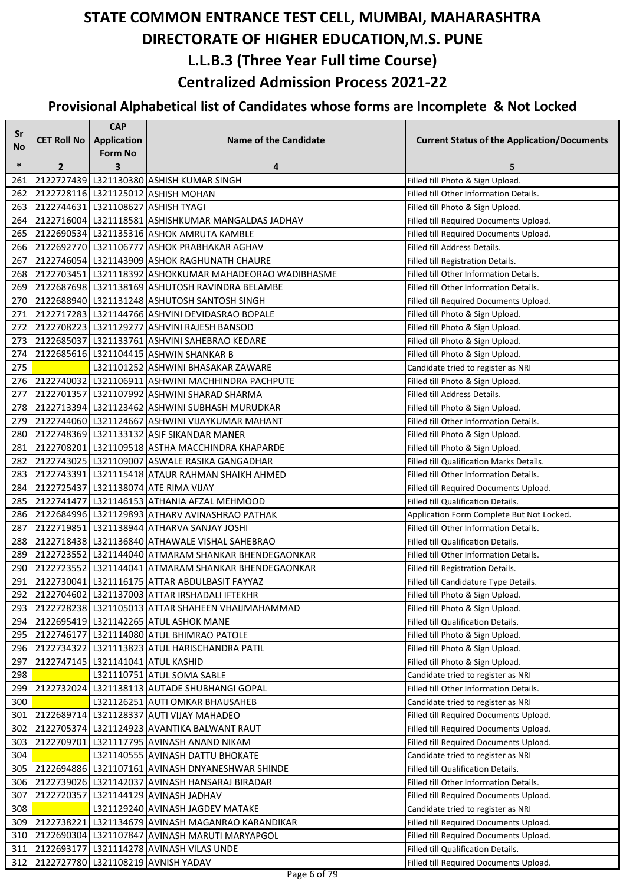# STATE COMMON ENTRANCE TEST CELL, MUMBAI, MAHARASHTRA

# DIRECTORATE OF HIGHER EDUCATION,M.S. PUNE

# L.L.B.3 (Three Year Full time Course)

# Centralized Admission Process 2021-22

## Provisional Alphabetical list of Candidates whose forms are Incomplete & Not Locked

| Sr No | CET Roll No | CAP Application Form No | Name of the Candidate | Current Status of the Application/Documents |
|---|---|---|---|---|
| * | 2 | 3 | 4 | 5 |
| 261 | 2122727439 | L321130380 | ASHISH KUMAR SINGH | Filled till Photo & Sign Upload. |
| 262 | 2122728116 | L321125012 | ASHISH MOHAN | Filled till Other Information Details. |
| 263 | 2122744631 | L321108627 | ASHISH TYAGI | Filled till Photo & Sign Upload. |
| 264 | 2122716004 | L321118581 | ASHISHKUMAR MANGALDAS JADHAV | Filled till Required Documents Upload. |
| 265 | 2122690534 | L321135316 | ASHOK AMRUTA KAMBLE | Filled till Required Documents Upload. |
| 266 | 2122692770 | L321106777 | ASHOK PRABHAKAR AGHAV | Filled till Address Details. |
| 267 | 2122746054 | L321143909 | ASHOK RAGHUNATH CHAURE | Filled till Registration Details. |
| 268 | 2122703451 | L321118392 | ASHOKKUMAR MAHADEORAO WADIBHASME | Filled till Other Information Details. |
| 269 | 2122687698 | L321138169 | ASHUTOSH RAVINDRA BELAMBE | Filled till Other Information Details. |
| 270 | 2122688940 | L321131248 | ASHUTOSH SANTOSH SINGH | Filled till Required Documents Upload. |
| 271 | 2122717283 | L321144766 | ASHVINI DEVIDASRAO BOPALE | Filled till Photo & Sign Upload. |
| 272 | 2122708223 | L321129277 | ASHVINI RAJESH BANSOD | Filled till Photo & Sign Upload. |
| 273 | 2122685037 | L321133761 | ASHVINI SAHEBRAO KEDARE | Filled till Photo & Sign Upload. |
| 274 | 2122685616 | L321104415 | ASHWIN SHANKAR B | Filled till Photo & Sign Upload. |
| 275 | | L321101252 | ASHWINI BHASAKAR ZAWARE | Candidate tried to register as NRI |
| 276 | 2122740032 | L321106911 | ASHWINI MACHHINDRA PACHPUTE | Filled till Photo & Sign Upload. |
| 277 | 2122701357 | L321107992 | ASHWINI SHARAD SHARMA | Filled till Address Details. |
| 278 | 2122713394 | L321123462 | ASHWINI SUBHASH MURUDKAR | Filled till Photo & Sign Upload. |
| 279 | 2122744060 | L321124667 | ASHWINI VIJAYKUMAR MAHANT | Filled till Other Information Details. |
| 280 | 2122748369 | L321133132 | ASIF SIKANDAR MANER | Filled till Photo & Sign Upload. |
| 281 | 2122708201 | L321109518 | ASTHA MACCHINDRA KHAPARDE | Filled till Photo & Sign Upload. |
| 282 | 2122743025 | L321109007 | ASWALE RASIKA GANGADHAR | Filled till Qualification Marks Details. |
| 283 | 2122743391 | L321115418 | ATAUR RAHMAN SHAIKH AHMED | Filled till Other Information Details. |
| 284 | 2122725437 | L321138074 | ATE RIMA VIJAY | Filled till Required Documents Upload. |
| 285 | 2122741477 | L321146153 | ATHANIA AFZAL MEHMOOD | Filled till Qualification Details. |
| 286 | 2122684996 | L321129893 | ATHARV AVINASHRAO PATHAK | Application Form Complete But Not Locked. |
| 287 | 2122719851 | L321138944 | ATHARVA SANJAY JOSHI | Filled till Other Information Details. |
| 288 | 2122718438 | L321136840 | ATHAWALE VISHAL SAHEBRAO | Filled till Qualification Details. |
| 289 | 2122723552 | L321144040 | ATMARAM SHANKAR BHENDEGAONKAR | Filled till Other Information Details. |
| 290 | 2122723552 | L321144041 | ATMARAM SHANKAR BHENDEGAONKAR | Filled till Registration Details. |
| 291 | 2122730041 | L321116175 | ATTAR ABDULBASIT FAYYAZ | Filled till Candidature Type Details. |
| 292 | 2122704602 | L321137003 | ATTAR IRSHADALI IFTEKHR | Filled till Photo & Sign Upload. |
| 293 | 2122728238 | L321105013 | ATTAR SHAHEEN VHAIJMAHAMMAD | Filled till Photo & Sign Upload. |
| 294 | 2122695419 | L321142265 | ATUL ASHOK MANE | Filled till Qualification Details. |
| 295 | 2122746177 | L321114080 | ATUL BHIMRAO PATOLE | Filled till Photo & Sign Upload. |
| 296 | 2122734322 | L321113823 | ATUL HARISCHANDRA PATIL | Filled till Photo & Sign Upload. |
| 297 | 2122747145 | L321141041 | ATUL KASHID | Filled till Photo & Sign Upload. |
| 298 | | L321110751 | ATUL SOMA SABLE | Candidate tried to register as NRI |
| 299 | 2122732024 | L321138113 | AUTADE SHUBHANGI GOPAL | Filled till Other Information Details. |
| 300 | | L321126251 | AUTI OMKAR BHAUSAHEB | Candidate tried to register as NRI |
| 301 | 2122689714 | L321128337 | AUTI VIJAY MAHADEO | Filled till Required Documents Upload. |
| 302 | 2122705374 | L321124923 | AVANTIKA BALWANT RAUT | Filled till Required Documents Upload. |
| 303 | 2122709701 | L321117795 | AVINASH ANAND NIKAM | Filled till Required Documents Upload. |
| 304 | | L321140555 | AVINASH DATTU BHOKATE | Candidate tried to register as NRI |
| 305 | 2122694886 | L321107161 | AVINASH DNYANESHWAR SHINDE | Filled till Qualification Details. |
| 306 | 2122739026 | L321142037 | AVINASH HANSARAJ BIRADAR | Filled till Other Information Details. |
| 307 | 2122720357 | L321144129 | AVINASH JADHAV | Filled till Required Documents Upload. |
| 308 | | L321129240 | AVINASH JAGDEV MATAKE | Candidate tried to register as NRI |
| 309 | 2122738221 | L321134679 | AVINASH MAGANRAO KARANDIKAR | Filled till Required Documents Upload. |
| 310 | 2122690304 | L321107847 | AVINASH MARUTI MARYAPGOL | Filled till Required Documents Upload. |
| 311 | 2122693177 | L321114278 | AVINASH VILAS UNDE | Filled till Qualification Details. |
| 312 | 2122727780 | L321108219 | AVNISH YADAV | Filled till Required Documents Upload. |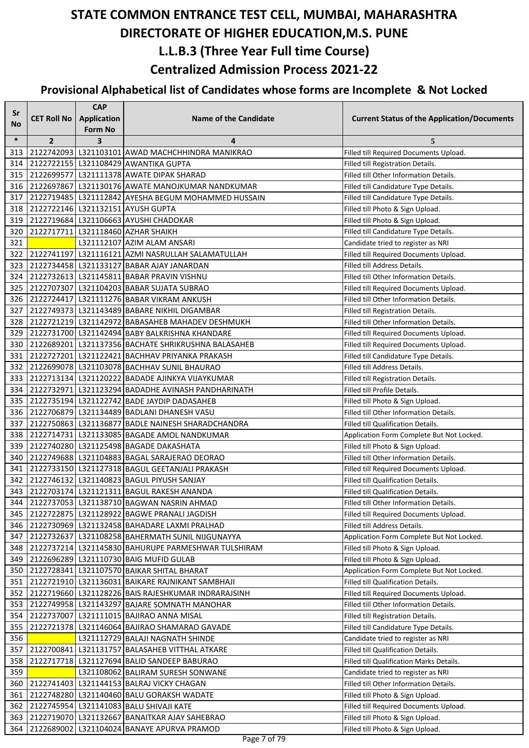# STATE COMMON ENTRANCE TEST CELL, MUMBAI, MAHARASHTRA
# DIRECTORATE OF HIGHER EDUCATION,M.S. PUNE
## L.L.B.3 (Three Year Full time Course)
## Centralized Admission Process 2021-22

### Provisional Alphabetical list of Candidates whose forms are Incomplete & Not Locked

| Sr No | CET Roll No | CAP Application Form No | Name of the Candidate | Current Status of the Application/Documents |
|---|---|---|---|---|
| * | 2 | 3 | 4 | 5 |
| 313 | 2122742093 | L321103101 | AWAD MACHCHHINDRA MANIKRAO | Filled till Required Documents Upload. |
| 314 | 2122722155 | L321108429 | AWANTIKA GUPTA | Filled till Registration Details. |
| 315 | 2122699577 | L321111378 | AWATE DIPAK SHARAD | Filled till Other Information Details. |
| 316 | 2122697867 | L321130176 | AWATE MANOJKUMAR NANDKUMAR | Filled till Candidature Type Details. |
| 317 | 2122719485 | L321112842 | AYESHA BEGUM MOHAMMED HUSSAIN | Filled till Candidature Type Details. |
| 318 | 2122722146 | L321132151 | AYUSH GUPTA | Filled till Photo & Sign Upload. |
| 319 | 2122719684 | L321106663 | AYUSHI CHADOKAR | Filled till Photo & Sign Upload. |
| 320 | 2122717711 | L321118460 | AZHAR SHAIKH | Filled till Candidature Type Details. |
| 321 | | L321112107 | AZIM ALAM ANSARI | Candidate tried to register as NRI |
| 322 | 2122741197 | L321116121 | AZMI NASRULLAH SALAMATULLAH | Filled till Required Documents Upload. |
| 323 | 2122734458 | L321133127 | BABAR AJAY JANARDAN | Filled till Address Details. |
| 324 | 2122732613 | L321145811 | BABAR PRAVIN VISHNU | Filled till Other Information Details. |
| 325 | 2122707307 | L321104203 | BABAR SUJATA SUBRAO | Filled till Required Documents Upload. |
| 326 | 2122724417 | L321111276 | BABAR VIKRAM ANKUSH | Filled till Other Information Details. |
| 327 | 2122749373 | L321143489 | BABARE NIKHIL DIGAMBAR | Filled till Registration Details. |
| 328 | 2122721219 | L321142972 | BABASAHEB MAHADEV DESHMUKH | Filled till Other Information Details. |
| 329 | 2122731700 | L321142494 | BABY BALKRISHNA KHANDARE | Filled till Required Documents Upload. |
| 330 | 2122689201 | L321137356 | BACHATE SHRIKRUSHNA BALASAHEB | Filled till Required Documents Upload. |
| 331 | 2122727201 | L321122421 | BACHHAV PRIYANKA PRAKASH | Filled till Candidature Type Details. |
| 332 | 2122699078 | L321103078 | BACHHAV SUNIL BHAURAO | Filled till Address Details. |
| 333 | 2122713134 | L321120222 | BADADE AJINKYA VIJAYKUMAR | Filled till Registration Details. |
| 334 | 2122732971 | L321123294 | BADADHE AVINASH PANDHARINATH | Filled till Profile Details. |
| 335 | 2122735194 | L321122742 | BADE JAYDIP DADASAHEB | Filled till Photo & Sign Upload. |
| 336 | 2122706879 | L321134489 | BADLANI DHANESH VASU | Filled till Other Information Details. |
| 337 | 2122750863 | L321136877 | BADLE NAINESH SHARADCHANDRA | Filled till Qualification Details. |
| 338 | 2122714731 | L321133085 | BAGADE AMOL NANDKUMAR | Application Form Complete But Not Locked. |
| 339 | 2122740280 | L321125498 | BAGADE DAKASHATA | Filled till Photo & Sign Upload. |
| 340 | 2122749688 | L321104883 | BAGAL SARAJERAO DEORAO | Filled till Other Information Details. |
| 341 | 2122733150 | L321127318 | BAGUL GEETANJALI PRAKASH | Filled till Required Documents Upload. |
| 342 | 2122746132 | L321140823 | BAGUL PIYUSH SANJAY | Filled till Qualification Details. |
| 343 | 2122703174 | L321121311 | BAGUL RAKESH ANANDA | Filled till Qualification Details. |
| 344 | 2122737053 | L321138710 | BAGWAN NASRIN AHMAD | Filled till Other Information Details. |
| 345 | 2122722875 | L321128922 | BAGWE PRANALI JAGDISH | Filled till Required Documents Upload. |
| 346 | 2122730969 | L321132458 | BAHADARE LAXMI PRALHAD | Filled till Address Details. |
| 347 | 2122732637 | L321108258 | BAHERMATH SUNIL NIJGUNAYYA | Application Form Complete But Not Locked. |
| 348 | 2122737214 | L321145830 | BAHURUPE PARMESHWAR TULSHIRAM | Filled till Photo & Sign Upload. |
| 349 | 2122696289 | L321110730 | BAIG MUFID GULAB | Filled till Photo & Sign Upload. |
| 350 | 2122728341 | L321107570 | BAIKAR SHITAL BHARAT | Application Form Complete But Not Locked. |
| 351 | 2122721910 | L321136031 | BAIKARE RAJNIKANT SAMBHAJI | Filled till Qualification Details. |
| 352 | 2122719660 | L321128226 | BAIS RAJESHKUMAR INDRARAJSINH | Filled till Required Documents Upload. |
| 353 | 2122749958 | L321143297 | BAJARE SOMNATH MANOHAR | Filled till Other Information Details. |
| 354 | 2122737007 | L321111015 | BAJIRAO ANNA MISAL | Filled till Registration Details. |
| 355 | 2122721378 | L321146064 | BAJIRAO SHAMARAO GAVADE | Filled till Candidature Type Details. |
| 356 | | L321112729 | BALAJI NAGNATH SHINDE | Candidate tried to register as NRI |
| 357 | 2122700841 | L321131757 | BALASAHEB VITTHAL ATKARE | Filled till Qualification Details. |
| 358 | 2122717718 | L321127694 | BALID SANDEEP BABURAO | Filled till Qualification Marks Details. |
| 359 | | L321108062 | BALIRAM SURESH SONWANE | Candidate tried to register as NRI |
| 360 | 2122741403 | L321144153 | BALRAJ VICKY CHAGAN | Filled till Other Information Details. |
| 361 | 2122748280 | L321140460 | BALU GORAKSH WADATE | Filled till Photo & Sign Upload. |
| 362 | 2122745954 | L321141083 | BALU SHIVAJI KATE | Filled till Required Documents Upload. |
| 363 | 2122719070 | L321132667 | BANAITKAR AJAY SAHEBRAO | Filled till Photo & Sign Upload. |
| 364 | 2122689002 | L321104024 | BANAYE APURVA PRAMOD | Filled till Photo & Sign Upload. |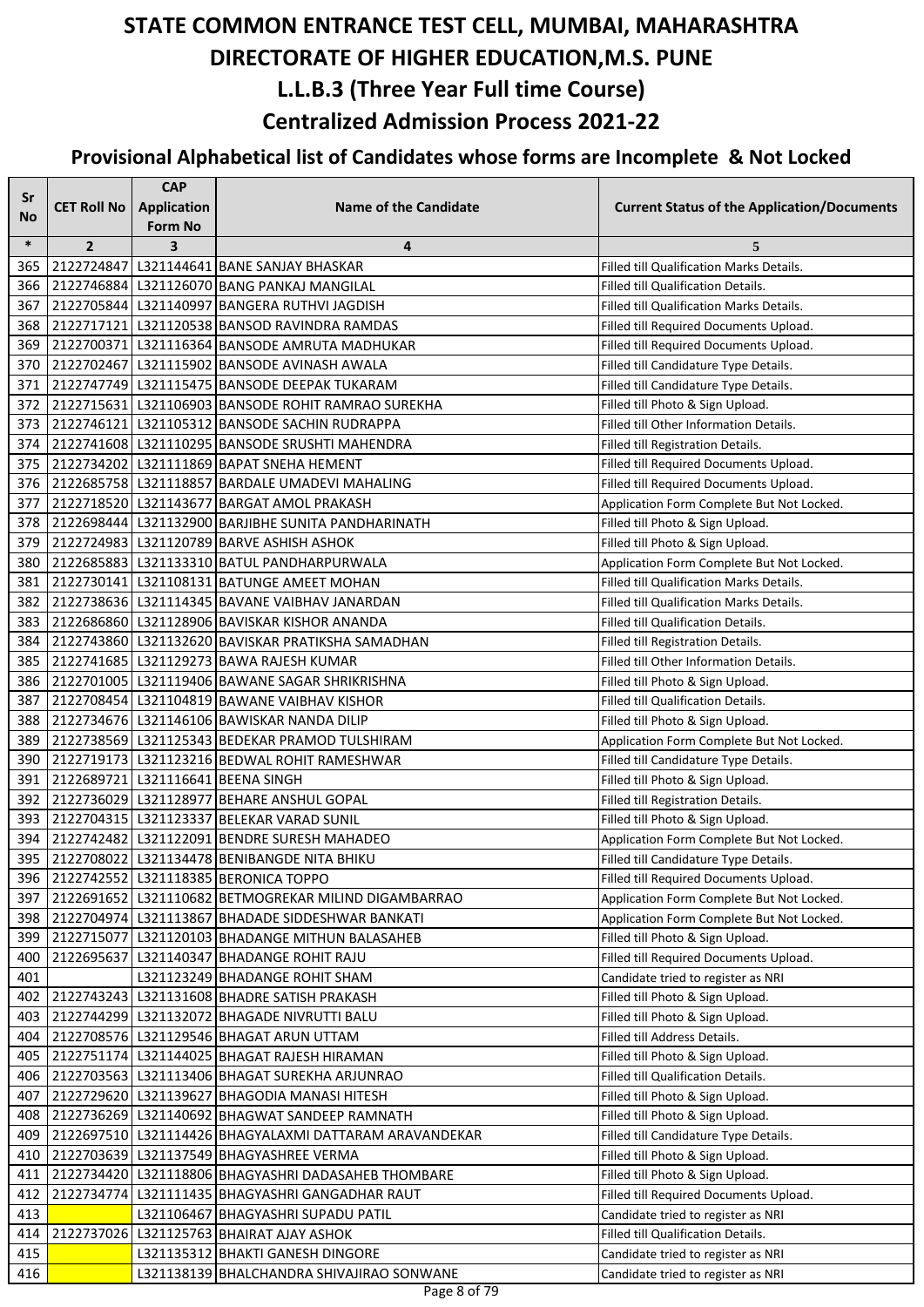# STATE COMMON ENTRANCE TEST CELL, MUMBAI, MAHARASHTRA

# DIRECTORATE OF HIGHER EDUCATION,M.S. PUNE

# L.L.B.3 (Three Year Full time Course)

# Centralized Admission Process 2021-22

## Provisional Alphabetical list of Candidates whose forms are Incomplete & Not Locked

| Sr No | CET Roll No | CAP Application Form No | Name of the Candidate | Current Status of the Application/Documents |
|---|---|---|---|---|
| * | 2 | 3 | 4 | 5 |
| 365 | 2122724847 | L321144641 | BANE SANJAY BHASKAR | Filled till Qualification Marks Details. |
| 366 | 2122746884 | L321126070 | BANG PANKAJ MANGILAL | Filled till Qualification Details. |
| 367 | 2122705844 | L321140997 | BANGERA RUTHVI JAGDISH | Filled till Qualification Marks Details. |
| 368 | 2122717121 | L321120538 | BANSOD RAVINDRA RAMDAS | Filled till Required Documents Upload. |
| 369 | 2122700371 | L321116364 | BANSODE AMRUTA MADHUKAR | Filled till Required Documents Upload. |
| 370 | 2122702467 | L321115902 | BANSODE AVINASH AWALA | Filled till Candidature Type Details. |
| 371 | 2122747749 | L321115475 | BANSODE DEEPAK TUKARAM | Filled till Candidature Type Details. |
| 372 | 2122715631 | L321106903 | BANSODE ROHIT RAMRAO SUREKHA | Filled till Photo & Sign Upload. |
| 373 | 2122746121 | L321105312 | BANSODE SACHIN RUDRAPPA | Filled till Other Information Details. |
| 374 | 2122741608 | L321110295 | BANSODE SRUSHTI MAHENDRA | Filled till Registration Details. |
| 375 | 2122734202 | L321111869 | BAPAT SNEHA HEMENT | Filled till Required Documents Upload. |
| 376 | 2122685758 | L321118857 | BARDALE UMADEVI MAHALING | Filled till Required Documents Upload. |
| 377 | 2122718520 | L321143677 | BARGAT AMOL PRAKASH | Application Form Complete But Not Locked. |
| 378 | 2122698444 | L321132900 | BARJIBHE SUNITA PANDHARINATH | Filled till Photo & Sign Upload. |
| 379 | 2122724983 | L321120789 | BARVE ASHISH ASHOK | Filled till Photo & Sign Upload. |
| 380 | 2122685883 | L321133310 | BATUL PANDHARPURWALA | Application Form Complete But Not Locked. |
| 381 | 2122730141 | L321108131 | BATUNGE AMEET MOHAN | Filled till Qualification Marks Details. |
| 382 | 2122738636 | L321114345 | BAVANE VAIBHAV JANARDAN | Filled till Qualification Marks Details. |
| 383 | 2122686860 | L321128906 | BAVISKAR KISHOR ANANDA | Filled till Qualification Details. |
| 384 | 2122743860 | L321132620 | BAVISKAR PRATIKSHA SAMADHAN | Filled till Registration Details. |
| 385 | 2122741685 | L321129273 | BAWA RAJESH KUMAR | Filled till Other Information Details. |
| 386 | 2122701005 | L321119406 | BAWANE SAGAR SHRIKRISHNA | Filled till Photo & Sign Upload. |
| 387 | 2122708454 | L321104819 | BAWANE VAIBHAV KISHOR | Filled till Qualification Details. |
| 388 | 2122734676 | L321146106 | BAWISKAR NANDA DILIP | Filled till Photo & Sign Upload. |
| 389 | 2122738569 | L321125343 | BEDEKAR PRAMOD TULSHIRAM | Application Form Complete But Not Locked. |
| 390 | 2122719173 | L321123216 | BEDWAL ROHIT RAMESHWAR | Filled till Candidature Type Details. |
| 391 | 2122689721 | L321116641 | BEENA SINGH | Filled till Photo & Sign Upload. |
| 392 | 2122736029 | L321128977 | BEHARE ANSHUL GOPAL | Filled till Registration Details. |
| 393 | 2122704315 | L321123337 | BELEKAR VARAD SUNIL | Filled till Photo & Sign Upload. |
| 394 | 2122742482 | L321122091 | BENDRE SURESH MAHADEO | Application Form Complete But Not Locked. |
| 395 | 2122708022 | L321134478 | BENIBANGDE NITA BHIKU | Filled till Candidature Type Details. |
| 396 | 2122742552 | L321118385 | BERONICA TOPPO | Filled till Required Documents Upload. |
| 397 | 2122691652 | L321110682 | BETMOGREKAR MILIND DIGAMBARRAO | Application Form Complete But Not Locked. |
| 398 | 2122704974 | L321113867 | BHADADE SIDDESHWAR BANKATI | Application Form Complete But Not Locked. |
| 399 | 2122715077 | L321120103 | BHADANGE MITHUN BALASAHEB | Filled till Photo & Sign Upload. |
| 400 | 2122695637 | L321140347 | BHADANGE ROHIT RAJU | Filled till Required Documents Upload. |
| 401 | | L321123249 | BHADANGE ROHIT SHAM | Candidate tried to register as NRI |
| 402 | 2122743243 | L321131608 | BHADRE SATISH PRAKASH | Filled till Photo & Sign Upload. |
| 403 | 2122744299 | L321132072 | BHAGADE NIVRUTTI BALU | Filled till Photo & Sign Upload. |
| 404 | 2122708576 | L321129546 | BHAGAT ARUN UTTAM | Filled till Address Details. |
| 405 | 2122751174 | L321144025 | BHAGAT RAJESH HIRAMAN | Filled till Photo & Sign Upload. |
| 406 | 2122703563 | L321113406 | BHAGAT SUREKHA ARJUNRAO | Filled till Qualification Details. |
| 407 | 2122729620 | L321139627 | BHAGODIA MANASI HITESH | Filled till Photo & Sign Upload. |
| 408 | 2122736269 | L321140692 | BHAGWAT SANDEEP RAMNATH | Filled till Photo & Sign Upload. |
| 409 | 2122697510 | L321114426 | BHAGYALAXMI DATTARAM ARAVANDEKAR | Filled till Candidature Type Details. |
| 410 | 2122703639 | L321137549 | BHAGYASHREE VERMA | Filled till Photo & Sign Upload. |
| 411 | 2122734420 | L321118806 | BHAGYASHRI DADASAHEB THOMBARE | Filled till Photo & Sign Upload. |
| 412 | 2122734774 | L321111435 | BHAGYASHRI GANGADHAR RAUT | Filled till Required Documents Upload. |
| 413 | | L321106467 | BHAGYASHRI SUPADU PATIL | Candidate tried to register as NRI |
| 414 | 2122737026 | L321125763 | BHAIRAT AJAY ASHOK | Filled till Qualification Details. |
| 415 | | L321135312 | BHAKTI GANESH DINGORE | Candidate tried to register as NRI |
| 416 | | L321138139 | BHALCHANDRA SHIVAJIRAO SONWANE | Candidate tried to register as NRI |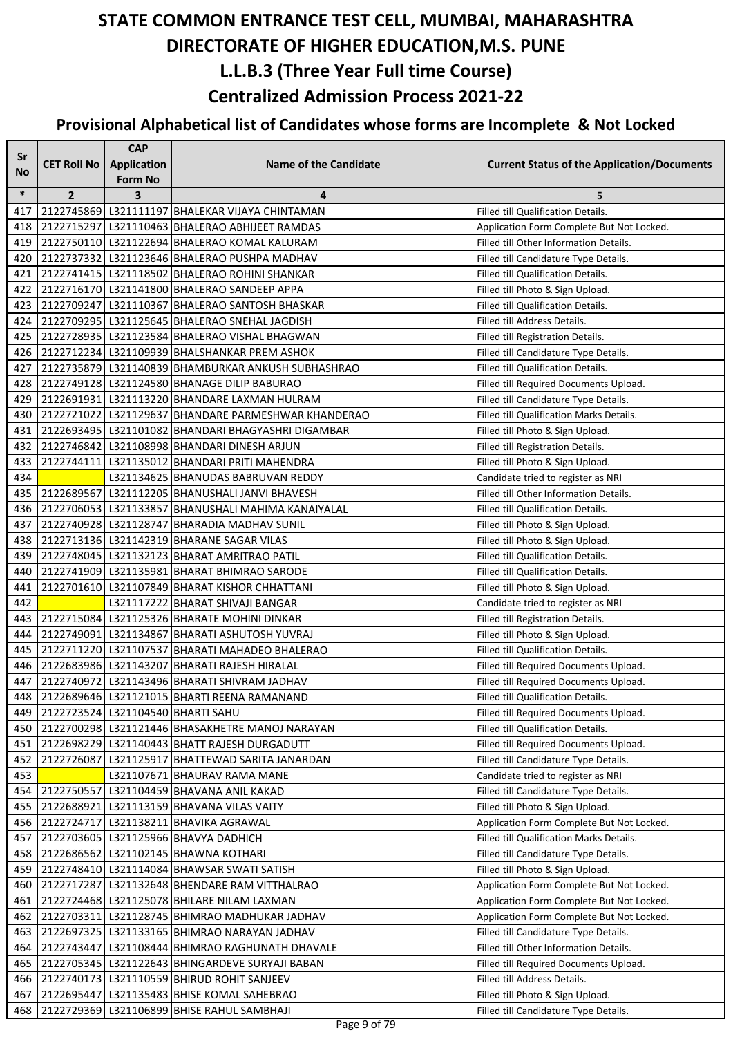# STATE COMMON ENTRANCE TEST CELL, MUMBAI, MAHARASHTRA

# DIRECTORATE OF HIGHER EDUCATION,M.S. PUNE

## L.L.B.3 (Three Year Full time Course)

## Centralized Admission Process 2021-22

### Provisional Alphabetical list of Candidates whose forms are Incomplete & Not Locked

| Sr No | CET Roll No | CAP Application Form No | Name of the Candidate | Current Status of the Application/Documents |
|---|---|---|---|---|
| * | 2 | 3 | 4 | 5 |
| 417 | 2122745869 | L321111197 | BHALEKAR VIJAYA CHINTAMAN | Filled till Qualification Details. |
| 418 | 2122715297 | L321110463 | BHALERAO ABHIJEET RAMDAS | Application Form Complete But Not Locked. |
| 419 | 2122750110 | L321122694 | BHALERAO KOMAL KALURAM | Filled till Other Information Details. |
| 420 | 2122737332 | L321123646 | BHALERAO PUSHPA MADHAV | Filled till Candidature Type Details. |
| 421 | 2122741415 | L321118502 | BHALERAO ROHINI SHANKAR | Filled till Qualification Details. |
| 422 | 2122716170 | L321141800 | BHALERAO SANDEEP APPA | Filled till Photo & Sign Upload. |
| 423 | 2122709247 | L321110367 | BHALERAO SANTOSH BHASKAR | Filled till Qualification Details. |
| 424 | 2122709295 | L321125645 | BHALERAO SNEHAL JAGDISH | Filled till Address Details. |
| 425 | 2122728935 | L321123584 | BHALERAO VISHAL BHAGWAN | Filled till Registration Details. |
| 426 | 2122712234 | L321109939 | BHALSHANKAR PREM ASHOK | Filled till Candidature Type Details. |
| 427 | 2122735879 | L321140839 | BHAMBURKAR ANKUSH SUBHASHRAO | Filled till Qualification Details. |
| 428 | 2122749128 | L321124580 | BHANAGE DILIP BABURAO | Filled till Required Documents Upload. |
| 429 | 2122691931 | L321113220 | BHANDARE LAXMAN HULRAM | Filled till Candidature Type Details. |
| 430 | 2122721022 | L321129637 | BHANDARE PARMESHWAR KHANDERAO | Filled till Qualification Marks Details. |
| 431 | 2122693495 | L321101082 | BHANDARI BHAGYASHRI DIGAMBAR | Filled till Photo & Sign Upload. |
| 432 | 2122746842 | L321108998 | BHANDARI DINESH ARJUN | Filled till Registration Details. |
| 433 | 2122744111 | L321135012 | BHANDARI PRITI MAHENDRA | Filled till Photo & Sign Upload. |
| 434 | | L321134625 | BHANUDAS BABRUVAN REDDY | Candidate tried to register as NRI |
| 435 | 2122689567 | L321112205 | BHANUSHALI JANVI BHAVESH | Filled till Other Information Details. |
| 436 | 2122706053 | L321133857 | BHANUSHALI MAHIMA KANAIYALAL | Filled till Qualification Details. |
| 437 | 2122740928 | L321128747 | BHARADIA MADHAV SUNIL | Filled till Photo & Sign Upload. |
| 438 | 2122713136 | L321142319 | BHARANE SAGAR VILAS | Filled till Photo & Sign Upload. |
| 439 | 2122748045 | L321132123 | BHARAT AMRITRAO PATIL | Filled till Qualification Details. |
| 440 | 2122741909 | L321135981 | BHARAT BHIMRAO SARODE | Filled till Qualification Details. |
| 441 | 2122701610 | L321107849 | BHARAT KISHOR CHHATTANI | Filled till Photo & Sign Upload. |
| 442 | | L321117222 | BHARAT SHIVAJI BANGAR | Candidate tried to register as NRI |
| 443 | 2122715084 | L321125326 | BHARATE MOHINI DINKAR | Filled till Registration Details. |
| 444 | 2122749091 | L321134867 | BHARATI ASHUTOSH YUVRAJ | Filled till Photo & Sign Upload. |
| 445 | 2122711220 | L321107537 | BHARATI MAHADEO BHALERAO | Filled till Qualification Details. |
| 446 | 2122683986 | L321143207 | BHARATI RAJESH HIRALAL | Filled till Required Documents Upload. |
| 447 | 2122740972 | L321143496 | BHARATI SHIVRAM JADHAV | Filled till Required Documents Upload. |
| 448 | 2122689646 | L321121015 | BHARTI REENA RAMANAND | Filled till Qualification Details. |
| 449 | 2122723524 | L321104540 | BHARTI SAHU | Filled till Required Documents Upload. |
| 450 | 2122700298 | L321121446 | BHASAKHETRE MANOJ NARAYAN | Filled till Qualification Details. |
| 451 | 2122698229 | L321140443 | BHATT RAJESH DURGADUTT | Filled till Required Documents Upload. |
| 452 | 2122726087 | L321125917 | BHATTEWAD SARITA JANARDAN | Filled till Candidature Type Details. |
| 453 | | L321107671 | BHAURAV RAMA MANE | Candidate tried to register as NRI |
| 454 | 2122750557 | L321104459 | BHAVANA ANIL KAKAD | Filled till Candidature Type Details. |
| 455 | 2122688921 | L321113159 | BHAVANA VILAS VAITY | Filled till Photo & Sign Upload. |
| 456 | 2122724717 | L321138211 | BHAVIKA AGRAWAL | Application Form Complete But Not Locked. |
| 457 | 2122703605 | L321125966 | BHAVYA DADHICH | Filled till Qualification Marks Details. |
| 458 | 2122686562 | L321102145 | BHAWNA KOTHARI | Filled till Candidature Type Details. |
| 459 | 2122748410 | L321114084 | BHAWSAR SWATI SATISH | Filled till Photo & Sign Upload. |
| 460 | 2122717287 | L321132648 | BHENDARE RAM VITTHALRAO | Application Form Complete But Not Locked. |
| 461 | 2122724468 | L321125078 | BHILARE NILAM LAXMAN | Application Form Complete But Not Locked. |
| 462 | 2122703311 | L321128745 | BHIMRAO MADHUKAR JADHAV | Application Form Complete But Not Locked. |
| 463 | 2122697325 | L321133165 | BHIMRAO NARAYAN JADHAV | Filled till Candidature Type Details. |
| 464 | 2122743447 | L321108444 | BHIMRAO RAGHUNATH DHAVALE | Filled till Other Information Details. |
| 465 | 2122705345 | L321122643 | BHINGARDEVE SURYAJI BABAN | Filled till Required Documents Upload. |
| 466 | 2122740173 | L321110559 | BHIRUD ROHIT SANJEEV | Filled till Address Details. |
| 467 | 2122695447 | L321135483 | BHISE KOMAL SAHEBRAO | Filled till Photo & Sign Upload. |
| 468 | 2122729369 | L321106899 | BHISE RAHUL SAMBHAJI | Filled till Candidature Type Details. |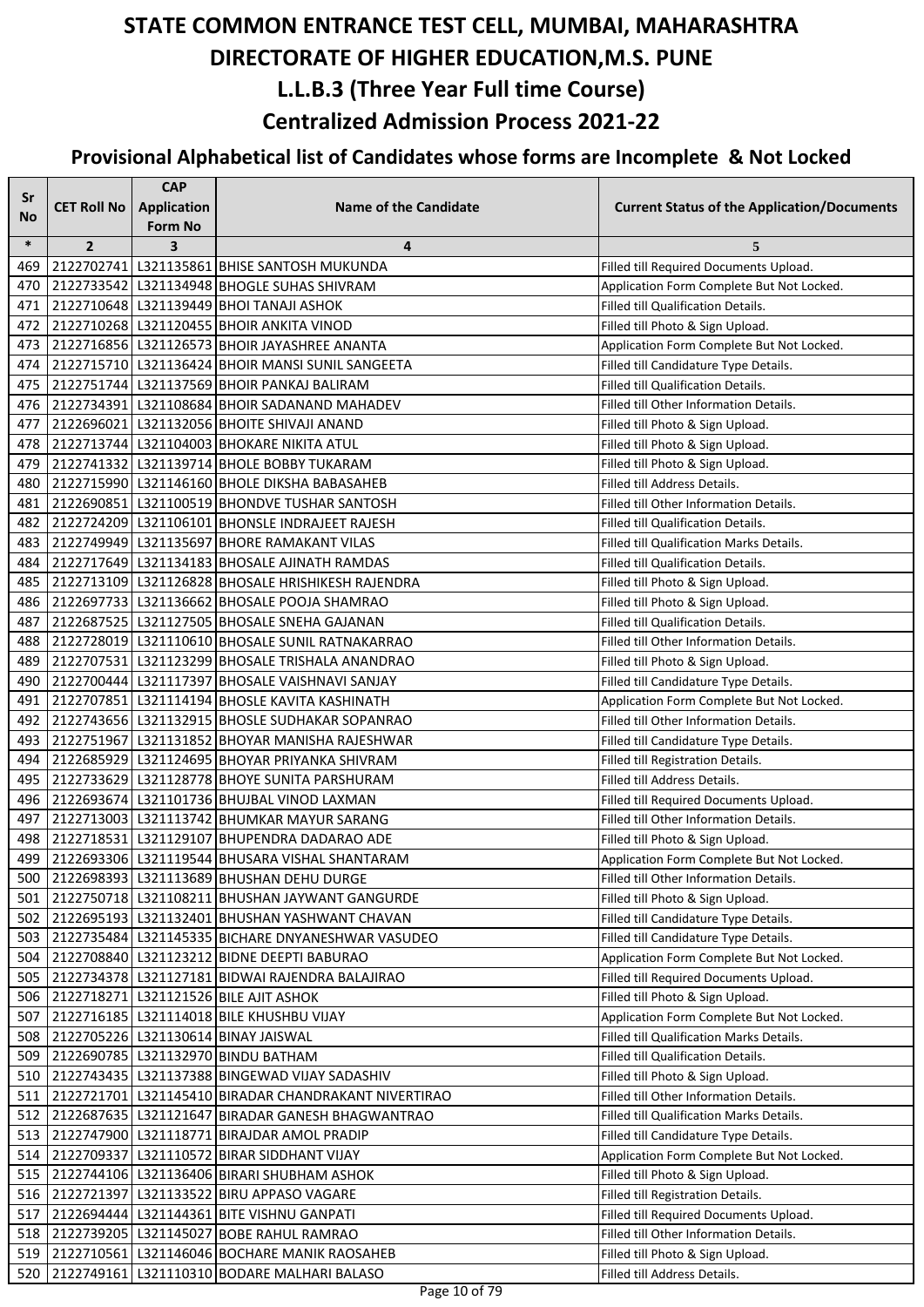# STATE COMMON ENTRANCE TEST CELL, MUMBAI, MAHARASHTRA

# DIRECTORATE OF HIGHER EDUCATION,M.S. PUNE

## L.L.B.3 (Three Year Full time Course)

## Centralized Admission Process 2021-22

### Provisional Alphabetical list of Candidates whose forms are Incomplete & Not Locked

| Sr No | CET Roll No | CAP Application Form No | Name of the Candidate | Current Status of the Application/Documents |
|---|---|---|---|---|
| * | 2 | 3 | 4 | 5 |
| 469 | 2122702741 | L321135861 | BHISE SANTOSH MUKUNDA | Filled till Required Documents Upload. |
| 470 | 2122733542 | L321134948 | BHOGLE SUHAS SHIVRAM | Application Form Complete But Not Locked. |
| 471 | 2122710648 | L321139449 | BHOI TANAJI ASHOK | Filled till Qualification Details. |
| 472 | 2122710268 | L321120455 | BHOIR ANKITA VINOD | Filled till Photo & Sign Upload. |
| 473 | 2122716856 | L321126573 | BHOIR JAYASHREE ANANTA | Application Form Complete But Not Locked. |
| 474 | 2122715710 | L321136424 | BHOIR MANSI SUNIL SANGEETA | Filled till Candidature Type Details. |
| 475 | 2122751744 | L321137569 | BHOIR PANKAJ BALIRAM | Filled till Qualification Details. |
| 476 | 2122734391 | L321108684 | BHOIR SADANAND MAHADEV | Filled till Other Information Details. |
| 477 | 2122696021 | L321132056 | BHOITE SHIVAJI ANAND | Filled till Photo & Sign Upload. |
| 478 | 2122713744 | L321104003 | BHOKARE NIKITA ATUL | Filled till Photo & Sign Upload. |
| 479 | 2122741332 | L321139714 | BHOLE BOBBY TUKARAM | Filled till Photo & Sign Upload. |
| 480 | 2122715990 | L321146160 | BHOLE DIKSHA BABASAHEB | Filled till Address Details. |
| 481 | 2122690851 | L321100519 | BHONDVE TUSHAR SANTOSH | Filled till Other Information Details. |
| 482 | 2122724209 | L321106101 | BHONSLE INDRAJEET RAJESH | Filled till Qualification Details. |
| 483 | 2122749949 | L321135697 | BHORE RAMAKANT VILAS | Filled till Qualification Marks Details. |
| 484 | 2122717649 | L321134183 | BHOSALE AJINATH RAMDAS | Filled till Qualification Details. |
| 485 | 2122713109 | L321126828 | BHOSALE HRISHIKESH RAJENDRA | Filled till Photo & Sign Upload. |
| 486 | 2122697733 | L321136662 | BHOSALE POOJA SHAMRAO | Filled till Photo & Sign Upload. |
| 487 | 2122687525 | L321127505 | BHOSALE SNEHA GAJANAN | Filled till Qualification Details. |
| 488 | 2122728019 | L321110610 | BHOSALE SUNIL RATNAKARRAO | Filled till Other Information Details. |
| 489 | 2122707531 | L321123299 | BHOSALE TRISHALA ANANDRAO | Filled till Photo & Sign Upload. |
| 490 | 2122700444 | L321117397 | BHOSALE VAISHNAVI SANJAY | Filled till Candidature Type Details. |
| 491 | 2122707851 | L321114194 | BHOSLE KAVITA KASHINATH | Application Form Complete But Not Locked. |
| 492 | 2122743656 | L321132915 | BHOSLE SUDHAKAR SOPANRAO | Filled till Other Information Details. |
| 493 | 2122751967 | L321131852 | BHOYAR MANISHA RAJESHWAR | Filled till Candidature Type Details. |
| 494 | 2122685929 | L321124695 | BHOYAR PRIYANKA SHIVRAM | Filled till Registration Details. |
| 495 | 2122733629 | L321128778 | BHOYE SUNITA PARSHURAM | Filled till Address Details. |
| 496 | 2122693674 | L321101736 | BHUJBAL VINOD LAXMAN | Filled till Required Documents Upload. |
| 497 | 2122713003 | L321113742 | BHUMKAR MAYUR SARANG | Filled till Other Information Details. |
| 498 | 2122718531 | L321129107 | BHUPENDRA DADARAO ADE | Filled till Photo & Sign Upload. |
| 499 | 2122693306 | L321119544 | BHUSARA VISHAL SHANTARAM | Application Form Complete But Not Locked. |
| 500 | 2122698393 | L321113689 | BHUSHAN DEHU DURGE | Filled till Other Information Details. |
| 501 | 2122750718 | L321108211 | BHUSHAN JAYWANT GANGURDE | Filled till Photo & Sign Upload. |
| 502 | 2122695193 | L321132401 | BHUSHAN YASHWANT CHAVAN | Filled till Candidature Type Details. |
| 503 | 2122735484 | L321145335 | BICHARE DNYANESHWAR VASUDEO | Filled till Candidature Type Details. |
| 504 | 2122708840 | L321123212 | BIDNE DEEPTI BABURAO | Application Form Complete But Not Locked. |
| 505 | 2122734378 | L321127181 | BIDWAI RAJENDRA BALAJIRAO | Filled till Required Documents Upload. |
| 506 | 2122718271 | L321121526 | BILE AJIT ASHOK | Filled till Photo & Sign Upload. |
| 507 | 2122716185 | L321114018 | BILE KHUSHBU VIJAY | Application Form Complete But Not Locked. |
| 508 | 2122705226 | L321130614 | BINAY JAISWAL | Filled till Qualification Marks Details. |
| 509 | 2122690785 | L321132970 | BINDU BATHAM | Filled till Qualification Details. |
| 510 | 2122743435 | L321137388 | BINGEWAD VIJAY SADASHIV | Filled till Photo & Sign Upload. |
| 511 | 2122721701 | L321145410 | BIRADAR CHANDRAKANT NIVERTIRAO | Filled till Other Information Details. |
| 512 | 2122687635 | L321121647 | BIRADAR GANESH BHAGWANTRAO | Filled till Qualification Marks Details. |
| 513 | 2122747900 | L321118771 | BIRAJDAR AMOL PRADIP | Filled till Candidature Type Details. |
| 514 | 2122709337 | L321110572 | BIRAR SIDDHANT VIJAY | Application Form Complete But Not Locked. |
| 515 | 2122744106 | L321136406 | BIRARI SHUBHAM ASHOK | Filled till Photo & Sign Upload. |
| 516 | 2122721397 | L321133522 | BIRU APPASO VAGARE | Filled till Registration Details. |
| 517 | 2122694444 | L321144361 | BITE VISHNU GANPATI | Filled till Required Documents Upload. |
| 518 | 2122739205 | L321145027 | BOBE RAHUL RAMRAO | Filled till Other Information Details. |
| 519 | 2122710561 | L321146046 | BOCHARE MANIK RAOSAHEB | Filled till Photo & Sign Upload. |
| 520 | 2122749161 | L321110310 | BODARE MALHARI BALASO | Filled till Address Details. |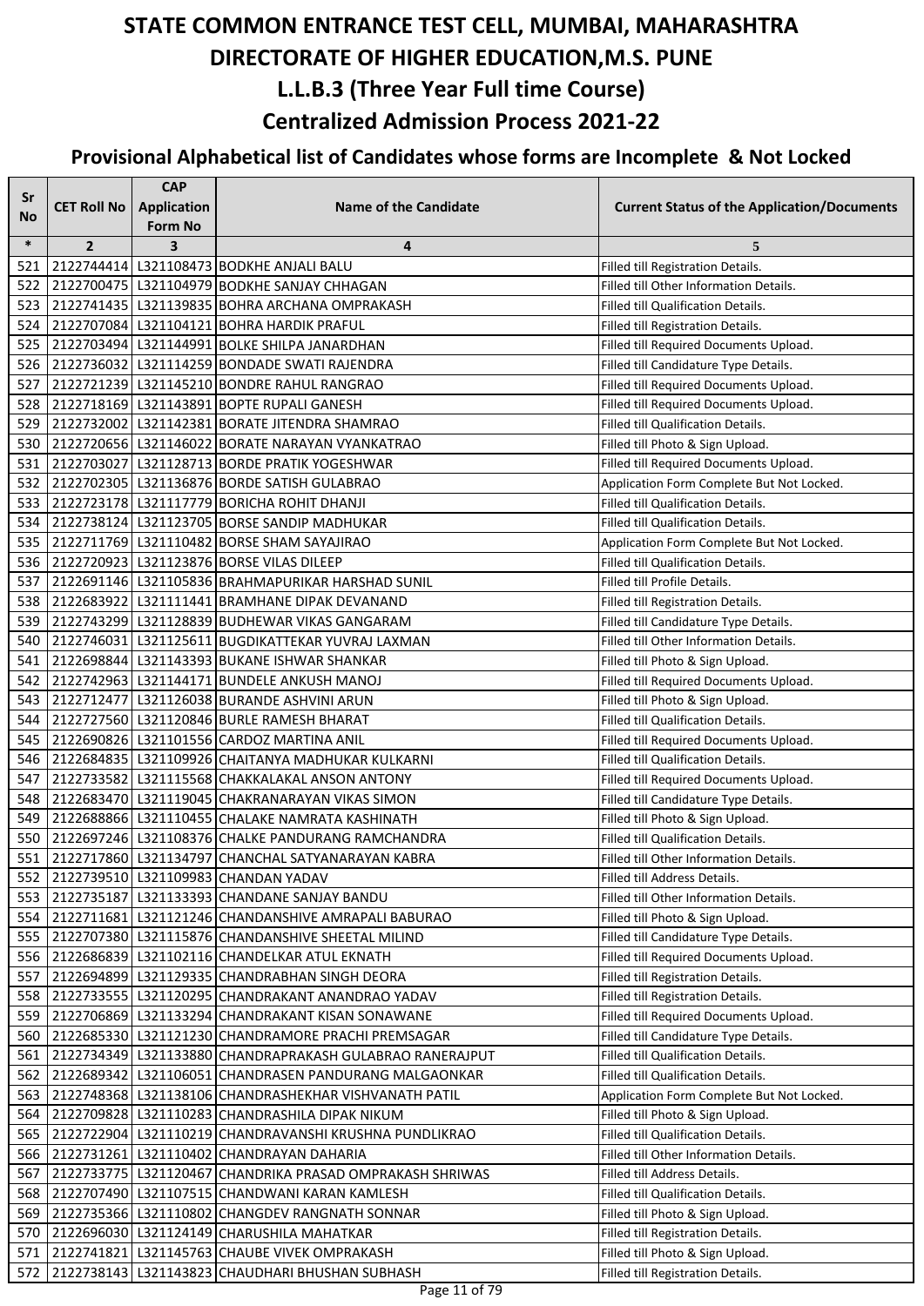# STATE COMMON ENTRANCE TEST CELL, MUMBAI, MAHARASHTRA
# DIRECTORATE OF HIGHER EDUCATION,M.S. PUNE
## L.L.B.3 (Three Year Full time Course)
## Centralized Admission Process 2021-22

### Provisional Alphabetical list of Candidates whose forms are Incomplete & Not Locked

| Sr No | CET Roll No | CAP Application Form No | Name of the Candidate | Current Status of the Application/Documents |
|---|---|---|---|---|
| * | 2 | 3 | 4 | 5 |
| 521 | 2122744414 | L321108473 | BODKHE ANJALI BALU | Filled till Registration Details. |
| 522 | 2122700475 | L321104979 | BODKHE SANJAY CHHAGAN | Filled till Other Information Details. |
| 523 | 2122741435 | L321139835 | BOHRA ARCHANA OMPRAKASH | Filled till Qualification Details. |
| 524 | 2122707084 | L321104121 | BOHRA HARDIK PRAFUL | Filled till Registration Details. |
| 525 | 2122703494 | L321144991 | BOLKE SHILPA JANARDHAN | Filled till Required Documents Upload. |
| 526 | 2122736032 | L321114259 | BONDADE SWATI RAJENDRA | Filled till Candidature Type Details. |
| 527 | 2122721239 | L321145210 | BONDRE RAHUL RANGRAO | Filled till Required Documents Upload. |
| 528 | 2122718169 | L321143891 | BOPTE RUPALI GANESH | Filled till Required Documents Upload. |
| 529 | 2122732002 | L321142381 | BORATE JITENDRA SHAMRAO | Filled till Qualification Details. |
| 530 | 2122720656 | L321146022 | BORATE NARAYAN VYANKATRAO | Filled till Photo & Sign Upload. |
| 531 | 2122703027 | L321128713 | BORDE PRATIK YOGESHWAR | Filled till Required Documents Upload. |
| 532 | 2122702305 | L321136876 | BORDE SATISH GULABRAO | Application Form Complete But Not Locked. |
| 533 | 2122723178 | L321117779 | BORICHA ROHIT DHANJI | Filled till Qualification Details. |
| 534 | 2122738124 | L321123705 | BORSE SANDIP MADHUKAR | Filled till Qualification Details. |
| 535 | 2122711769 | L321110482 | BORSE SHAM SAYAJIRAO | Application Form Complete But Not Locked. |
| 536 | 2122720923 | L321123876 | BORSE VILAS DILEEP | Filled till Qualification Details. |
| 537 | 2122691146 | L321105836 | BRAHMAPURIKAR HARSHAD SUNIL | Filled till Profile Details. |
| 538 | 2122683922 | L321111441 | BRAMHANE DIPAK DEVANAND | Filled till Registration Details. |
| 539 | 2122743299 | L321128839 | BUDHEWAR VIKAS GANGARAM | Filled till Candidature Type Details. |
| 540 | 2122746031 | L321125611 | BUGDIKATTEKAR YUVRAJ LAXMAN | Filled till Other Information Details. |
| 541 | 2122698844 | L321143393 | BUKANE ISHWAR SHANKAR | Filled till Photo & Sign Upload. |
| 542 | 2122742963 | L321144171 | BUNDELE ANKUSH MANOJ | Filled till Required Documents Upload. |
| 543 | 2122712477 | L321126038 | BURANDE ASHVINI ARUN | Filled till Photo & Sign Upload. |
| 544 | 2122727560 | L321120846 | BURLE RAMESH BHARAT | Filled till Qualification Details. |
| 545 | 2122690826 | L321101556 | CARDOZ MARTINA ANIL | Filled till Required Documents Upload. |
| 546 | 2122684835 | L321109926 | CHAITANYA MADHUKAR KULKARNI | Filled till Qualification Details. |
| 547 | 2122733582 | L321115568 | CHAKKALAKAL ANSON ANTONY | Filled till Required Documents Upload. |
| 548 | 2122683470 | L321119045 | CHAKRANARAYAN VIKAS SIMON | Filled till Candidature Type Details. |
| 549 | 2122688866 | L321110455 | CHALAKE NAMRATA KASHINATH | Filled till Photo & Sign Upload. |
| 550 | 2122697246 | L321108376 | CHALKE PANDURANG RAMCHANDRA | Filled till Qualification Details. |
| 551 | 2122717860 | L321134797 | CHANCHAL SATYANARAYAN KABRA | Filled till Other Information Details. |
| 552 | 2122739510 | L321109983 | CHANDAN YADAV | Filled till Address Details. |
| 553 | 2122735187 | L321133393 | CHANDANE SANJAY BANDU | Filled till Other Information Details. |
| 554 | 2122711681 | L321121246 | CHANDANSHIVE AMRAPALI BABURAO | Filled till Photo & Sign Upload. |
| 555 | 2122707380 | L321115876 | CHANDANSHIVE SHEETAL MILIND | Filled till Candidature Type Details. |
| 556 | 2122686839 | L321102116 | CHANDELKAR ATUL EKNATH | Filled till Required Documents Upload. |
| 557 | 2122694899 | L321129335 | CHANDRABHAN SINGH DEORA | Filled till Registration Details. |
| 558 | 2122733555 | L321120295 | CHANDRAKANT ANANDRAO YADAV | Filled till Registration Details. |
| 559 | 2122706869 | L321133294 | CHANDRAKANT KISAN SONAWANE | Filled till Required Documents Upload. |
| 560 | 2122685330 | L321121230 | CHANDRAMORE PRACHI PREMSAGAR | Filled till Candidature Type Details. |
| 561 | 2122734349 | L321133880 | CHANDRAPRAKASH GULABRAO RANERAJPUT | Filled till Qualification Details. |
| 562 | 2122689342 | L321106051 | CHANDRASEN PANDURANG MALGAONKAR | Filled till Qualification Details. |
| 563 | 2122748368 | L321138106 | CHANDRASHEKHAR VISHVANATH PATIL | Application Form Complete But Not Locked. |
| 564 | 2122709828 | L321110283 | CHANDRASHILA DIPAK NIKUM | Filled till Photo & Sign Upload. |
| 565 | 2122722904 | L321110219 | CHANDRAVANSHI KRUSHNA PUNDLIKRAO | Filled till Qualification Details. |
| 566 | 2122731261 | L321110402 | CHANDRAYAN DAHARIA | Filled till Other Information Details. |
| 567 | 2122733775 | L321120467 | CHANDRIKA PRASAD OMPRAKASH SHRIWAS | Filled till Address Details. |
| 568 | 2122707490 | L321107515 | CHANDWANI KARAN KAMLESH | Filled till Qualification Details. |
| 569 | 2122735366 | L321110802 | CHANGDEV RANGNATH SONNAR | Filled till Photo & Sign Upload. |
| 570 | 2122696030 | L321124149 | CHARUSHILA MAHATKAR | Filled till Registration Details. |
| 571 | 2122741821 | L321145763 | CHAUBE VIVEK OMPRAKASH | Filled till Photo & Sign Upload. |
| 572 | 2122738143 | L321143823 | CHAUDHARI BHUSHAN SUBHASH | Filled till Registration Details. |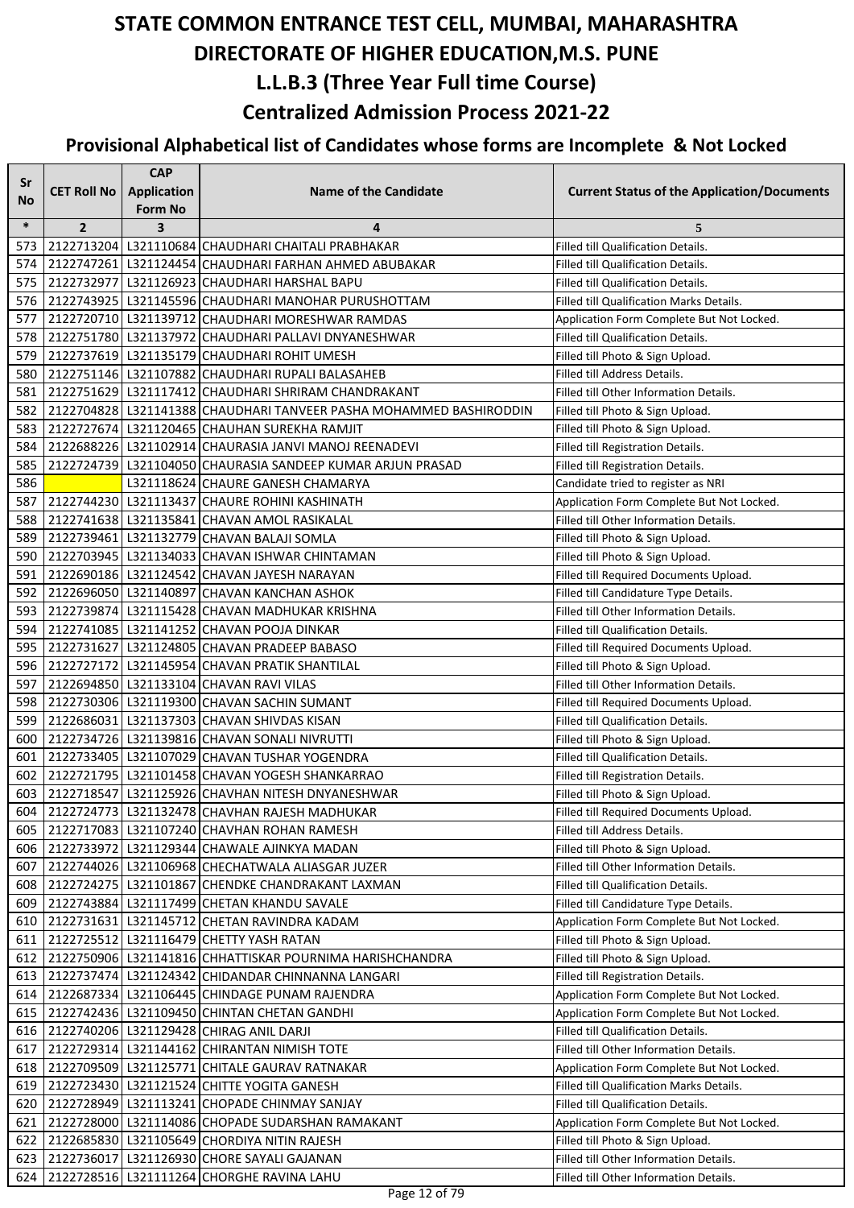# STATE COMMON ENTRANCE TEST CELL, MUMBAI, MAHARASHTRA

# DIRECTORATE OF HIGHER EDUCATION,M.S. PUNE

## L.L.B.3 (Three Year Full time Course)

## Centralized Admission Process 2021-22

### Provisional Alphabetical list of Candidates whose forms are Incomplete & Not Locked

| Sr No | CET Roll No | CAP Application Form No | Name of the Candidate | Current Status of the Application/Documents |
|---|---|---|---|---|
| * | 2 | 3 | 4 | 5 |
| 573 | 2122713204 | L321110684 | CHAUDHARI CHAITALI PRABHAKAR | Filled till Qualification Details. |
| 574 | 2122747261 | L321124454 | CHAUDHARI FARHAN AHMED ABUBAKAR | Filled till Qualification Details. |
| 575 | 2122732977 | L321126923 | CHAUDHARI HARSHAL BAPU | Filled till Qualification Details. |
| 576 | 2122743925 | L321145596 | CHAUDHARI MANOHAR PURUSHOTTAM | Filled till Qualification Marks Details. |
| 577 | 2122720710 | L321139712 | CHAUDHARI MORESHWAR RAMDAS | Application Form Complete But Not Locked. |
| 578 | 2122751780 | L321137972 | CHAUDHARI PALLAVI DNYANESHWAR | Filled till Qualification Details. |
| 579 | 2122737619 | L321135179 | CHAUDHARI ROHIT UMESH | Filled till Photo & Sign Upload. |
| 580 | 2122751146 | L321107882 | CHAUDHARI RUPALI BALASAHEB | Filled till Address Details. |
| 581 | 2122751629 | L321117412 | CHAUDHARI SHRIRAM CHANDRAKANT | Filled till Other Information Details. |
| 582 | 2122704828 | L321141388 | CHAUDHARI TANVEER PASHA MOHAMMED BASHIRODDIN | Filled till Photo & Sign Upload. |
| 583 | 2122727674 | L321120465 | CHAUHAN SUREKHA RAMJIT | Filled till Photo & Sign Upload. |
| 584 | 2122688226 | L321102914 | CHAURASIA JANVI MANOJ REENADEVI | Filled till Registration Details. |
| 585 | 2122724739 | L321104050 | CHAURASIA SANDEEP KUMAR ARJUN PRASAD | Filled till Registration Details. |
| 586 | | L321118624 | CHAURE GANESH CHAMARYA | Candidate tried to register as NRI |
| 587 | 2122744230 | L321113437 | CHAURE ROHINI KASHINATH | Application Form Complete But Not Locked. |
| 588 | 2122741638 | L321135841 | CHAVAN AMOL RASIKALAL | Filled till Other Information Details. |
| 589 | 2122739461 | L321132779 | CHAVAN BALAJI SOMLA | Filled till Photo & Sign Upload. |
| 590 | 2122703945 | L321134033 | CHAVAN ISHWAR CHINTAMAN | Filled till Photo & Sign Upload. |
| 591 | 2122690186 | L321124542 | CHAVAN JAYESH NARAYAN | Filled till Required Documents Upload. |
| 592 | 2122696050 | L321140897 | CHAVAN KANCHAN ASHOK | Filled till Candidature Type Details. |
| 593 | 2122739874 | L321115428 | CHAVAN MADHUKAR KRISHNA | Filled till Other Information Details. |
| 594 | 2122741085 | L321141252 | CHAVAN POOJA DINKAR | Filled till Qualification Details. |
| 595 | 2122731627 | L321124805 | CHAVAN PRADEEP BABASO | Filled till Required Documents Upload. |
| 596 | 2122727172 | L321145954 | CHAVAN PRATIK SHANTILAL | Filled till Photo & Sign Upload. |
| 597 | 2122694850 | L321133104 | CHAVAN RAVI VILAS | Filled till Other Information Details. |
| 598 | 2122730306 | L321119300 | CHAVAN SACHIN SUMANT | Filled till Required Documents Upload. |
| 599 | 2122686031 | L321137303 | CHAVAN SHIVDAS KISAN | Filled till Qualification Details. |
| 600 | 2122734726 | L321139816 | CHAVAN SONALI NIVRUTTI | Filled till Photo & Sign Upload. |
| 601 | 2122733405 | L321107029 | CHAVAN TUSHAR YOGENDRA | Filled till Qualification Details. |
| 602 | 2122721795 | L321101458 | CHAVAN YOGESH SHANKARRAO | Filled till Registration Details. |
| 603 | 2122718547 | L321125926 | CHAVHAN NITESH DNYANESHWAR | Filled till Photo & Sign Upload. |
| 604 | 2122724773 | L321132478 | CHAVHAN RAJESH MADHUKAR | Filled till Required Documents Upload. |
| 605 | 2122717083 | L321107240 | CHAVHAN ROHAN RAMESH | Filled till Address Details. |
| 606 | 2122733972 | L321129344 | CHAWALE AJINKYA MADAN | Filled till Photo & Sign Upload. |
| 607 | 2122744026 | L321106968 | CHECHATWALA ALIASGAR JUZER | Filled till Other Information Details. |
| 608 | 2122724275 | L321101867 | CHENDKE CHANDRAKANT LAXMAN | Filled till Qualification Details. |
| 609 | 2122743884 | L321117499 | CHETAN KHANDU SAVALE | Filled till Candidature Type Details. |
| 610 | 2122731631 | L321145712 | CHETAN RAVINDRA KADAM | Application Form Complete But Not Locked. |
| 611 | 2122725512 | L321116479 | CHETTY YASH RATAN | Filled till Photo & Sign Upload. |
| 612 | 2122750906 | L321141816 | CHHATTISKAR POURNIMA HARISHCHANDRA | Filled till Photo & Sign Upload. |
| 613 | 2122737474 | L321124342 | CHIDANDAR CHINNANNA LANGARI | Filled till Registration Details. |
| 614 | 2122687334 | L321106445 | CHINDAGE PUNAM RAJENDRA | Application Form Complete But Not Locked. |
| 615 | 2122742436 | L321109450 | CHINTAN CHETAN GANDHI | Application Form Complete But Not Locked. |
| 616 | 2122740206 | L321129428 | CHIRAG ANIL DARJI | Filled till Qualification Details. |
| 617 | 2122729314 | L321144162 | CHIRANTAN NIMISH TOTE | Filled till Other Information Details. |
| 618 | 2122709509 | L321125771 | CHITALE GAURAV RATNAKAR | Application Form Complete But Not Locked. |
| 619 | 2122723430 | L321121524 | CHITTE YOGITA GANESH | Filled till Qualification Marks Details. |
| 620 | 2122728949 | L321113241 | CHOPADE CHINMAY SANJAY | Filled till Qualification Details. |
| 621 | 2122728000 | L321114086 | CHOPADE SUDARSHAN RAMAKANT | Application Form Complete But Not Locked. |
| 622 | 2122685830 | L321105649 | CHORDIYA NITIN RAJESH | Filled till Photo & Sign Upload. |
| 623 | 2122736017 | L321126930 | CHORE SAYALI GAJANAN | Filled till Other Information Details. |
| 624 | 2122728516 | L321111264 | CHORGHE RAVINA LAHU | Filled till Other Information Details. |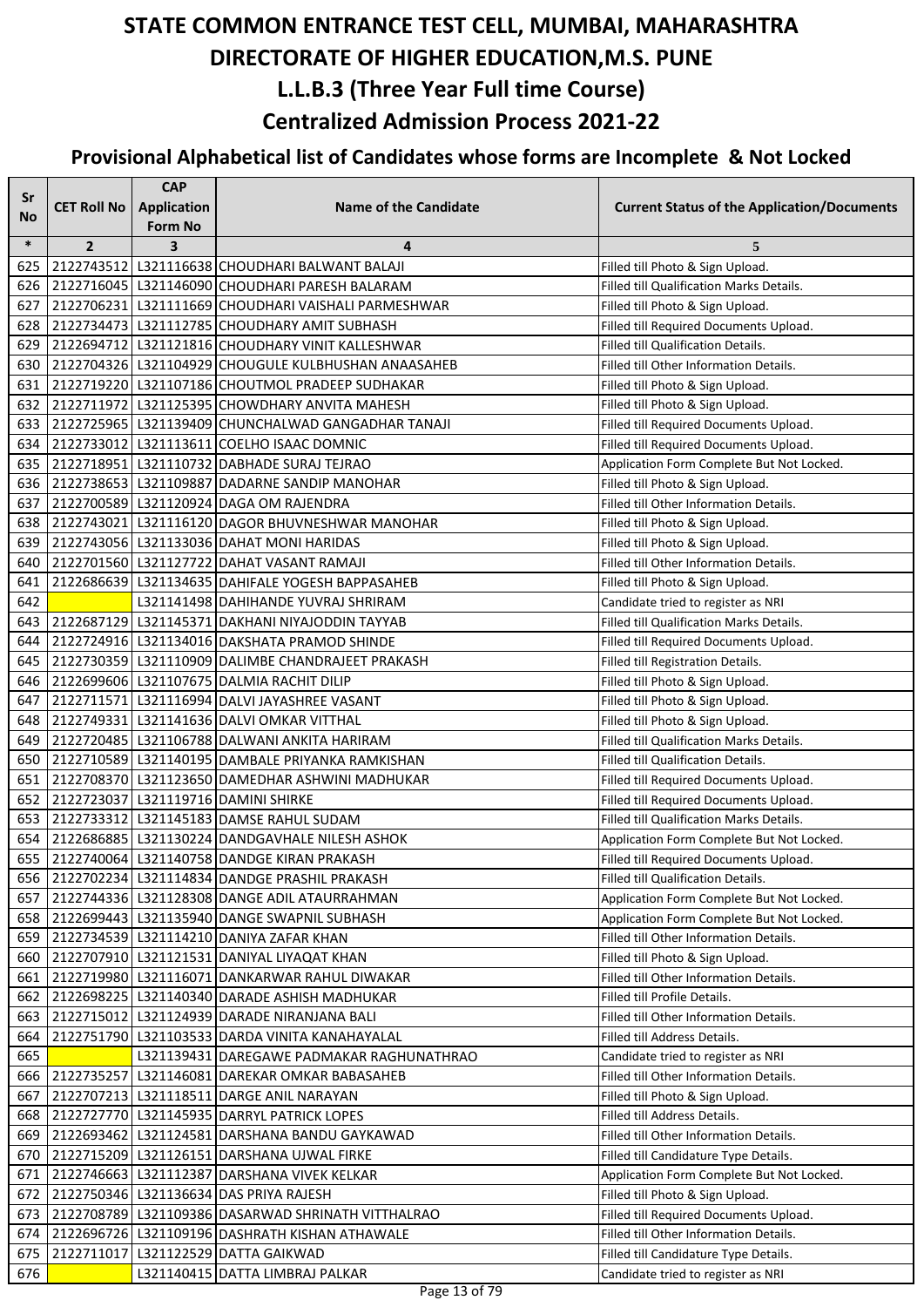# STATE COMMON ENTRANCE TEST CELL, MUMBAI, MAHARASHTRA

## DIRECTORATE OF HIGHER EDUCATION,M.S. PUNE

## L.L.B.3 (Three Year Full time Course)

## Centralized Admission Process 2021-22

### Provisional Alphabetical list of Candidates whose forms are Incomplete & Not Locked

| Sr No | CET Roll No | CAP Application Form No | Name of the Candidate | Current Status of the Application/Documents |
|---|---|---|---|---|
| * | 2 | 3 | 4 | 5 |
| 625 | 2122743512 | L321116638 | CHOUDHARI BALWANT BALAJI | Filled till Photo & Sign Upload. |
| 626 | 2122716045 | L321146090 | CHOUDHARI PARESH BALARAM | Filled till Qualification Marks Details. |
| 627 | 2122706231 | L321111669 | CHOUDHARI VAISHALI PARMESHWAR | Filled till Photo & Sign Upload. |
| 628 | 2122734473 | L321112785 | CHOUDHARY AMIT SUBHASH | Filled till Required Documents Upload. |
| 629 | 2122694712 | L321121816 | CHOUDHARY VINIT KALLESHWAR | Filled till Qualification Details. |
| 630 | 2122704326 | L321104929 | CHOUGULE KULBHUSHAN ANAASAHEB | Filled till Other Information Details. |
| 631 | 2122719220 | L321107186 | CHOUTMOL PRADEEP SUDHAKAR | Filled till Photo & Sign Upload. |
| 632 | 2122711972 | L321125395 | CHOWDHARY ANVITA MAHESH | Filled till Photo & Sign Upload. |
| 633 | 2122725965 | L321139409 | CHUNCHALWAD GANGADHAR TANAJI | Filled till Required Documents Upload. |
| 634 | 2122733012 | L321113611 | COELHO ISAAC DOMNIC | Filled till Required Documents Upload. |
| 635 | 2122718951 | L321110732 | DABHADE SURAJ TEJRAO | Application Form Complete But Not Locked. |
| 636 | 2122738653 | L321109887 | DADARNE SANDIP MANOHAR | Filled till Photo & Sign Upload. |
| 637 | 2122700589 | L321120924 | DAGA OM RAJENDRA | Filled till Other Information Details. |
| 638 | 2122743021 | L321116120 | DAGOR BHUVNESHWAR MANOHAR | Filled till Photo & Sign Upload. |
| 639 | 2122743056 | L321133036 | DAHAT MONI HARIDAS | Filled till Photo & Sign Upload. |
| 640 | 2122701560 | L321127722 | DAHAT VASANT RAMAJI | Filled till Other Information Details. |
| 641 | 2122686639 | L321134635 | DAHIFALE YOGESH BAPPASAHEB | Filled till Photo & Sign Upload. |
| 642 | | L321141498 | DAHIHANDE YUVRAJ SHRIRAM | Candidate tried to register as NRI |
| 643 | 2122687129 | L321145371 | DAKHANI NIYAJODDIN TAYYAB | Filled till Qualification Marks Details. |
| 644 | 2122724916 | L321134016 | DAKSHATA PRAMOD SHINDE | Filled till Required Documents Upload. |
| 645 | 2122730359 | L321110909 | DALIMBE CHANDRAJEET PRAKASH | Filled till Registration Details. |
| 646 | 2122699606 | L321107675 | DALMIA RACHIT DILIP | Filled till Photo & Sign Upload. |
| 647 | 2122711571 | L321116994 | DALVI JAYASHREE VASANT | Filled till Photo & Sign Upload. |
| 648 | 2122749331 | L321141636 | DALVI OMKAR VITTHAL | Filled till Photo & Sign Upload. |
| 649 | 2122720485 | L321106788 | DALWANI ANKITA HARIRAM | Filled till Qualification Marks Details. |
| 650 | 2122710589 | L321140195 | DAMBALE PRIYANKA RAMKISHAN | Filled till Qualification Details. |
| 651 | 2122708370 | L321123650 | DAMEDHAR ASHWINI MADHUKAR | Filled till Required Documents Upload. |
| 652 | 2122723037 | L321119716 | DAMINI SHIRKE | Filled till Required Documents Upload. |
| 653 | 2122733312 | L321145183 | DAMSE RAHUL SUDAM | Filled till Qualification Marks Details. |
| 654 | 2122686885 | L321130224 | DANDGAVHALE NILESH ASHOK | Application Form Complete But Not Locked. |
| 655 | 2122740064 | L321140758 | DANDGE KIRAN PRAKASH | Filled till Required Documents Upload. |
| 656 | 2122702234 | L321114834 | DANDGE PRASHIL PRAKASH | Filled till Qualification Details. |
| 657 | 2122744336 | L321128308 | DANGE ADIL ATAURRAHMAN | Application Form Complete But Not Locked. |
| 658 | 2122699443 | L321135940 | DANGE SWAPNIL SUBHASH | Application Form Complete But Not Locked. |
| 659 | 2122734539 | L321114210 | DANIYA ZAFAR KHAN | Filled till Other Information Details. |
| 660 | 2122707910 | L321121531 | DANIYAL LIYAQAT KHAN | Filled till Photo & Sign Upload. |
| 661 | 2122719980 | L321116071 | DANKARWAR RAHUL DIWAKAR | Filled till Other Information Details. |
| 662 | 2122698225 | L321140340 | DARADE ASHISH MADHUKAR | Filled till Profile Details. |
| 663 | 2122715012 | L321124939 | DARADE NIRANJANA BALI | Filled till Other Information Details. |
| 664 | 2122751790 | L321103533 | DARDA VINITA KANAHAYALAL | Filled till Address Details. |
| 665 | | L321139431 | DAREGAWE PADMAKAR RAGHUNATHRAO | Candidate tried to register as NRI |
| 666 | 2122735257 | L321146081 | DAREKAR OMKAR BABASAHEB | Filled till Other Information Details. |
| 667 | 2122707213 | L321118511 | DARGE ANIL NARAYAN | Filled till Photo & Sign Upload. |
| 668 | 2122727770 | L321145935 | DARRYL PATRICK LOPES | Filled till Address Details. |
| 669 | 2122693462 | L321124581 | DARSHANA BANDU GAYKAWAD | Filled till Other Information Details. |
| 670 | 2122715209 | L321126151 | DARSHANA UJWAL FIRKE | Filled till Candidature Type Details. |
| 671 | 2122746663 | L321112387 | DARSHANA VIVEK KELKAR | Application Form Complete But Not Locked. |
| 672 | 2122750346 | L321136634 | DAS PRIYA RAJESH | Filled till Photo & Sign Upload. |
| 673 | 2122708789 | L321109386 | DASARWAD SHRINATH VITTHALRAO | Filled till Required Documents Upload. |
| 674 | 2122696726 | L321109196 | DASHRATH KISHAN ATHAWALE | Filled till Other Information Details. |
| 675 | 2122711017 | L321122529 | DATTA GAIKWAD | Filled till Candidature Type Details. |
| 676 | | L321140415 | DATTA LIMBRAJ PALKAR | Candidate tried to register as NRI |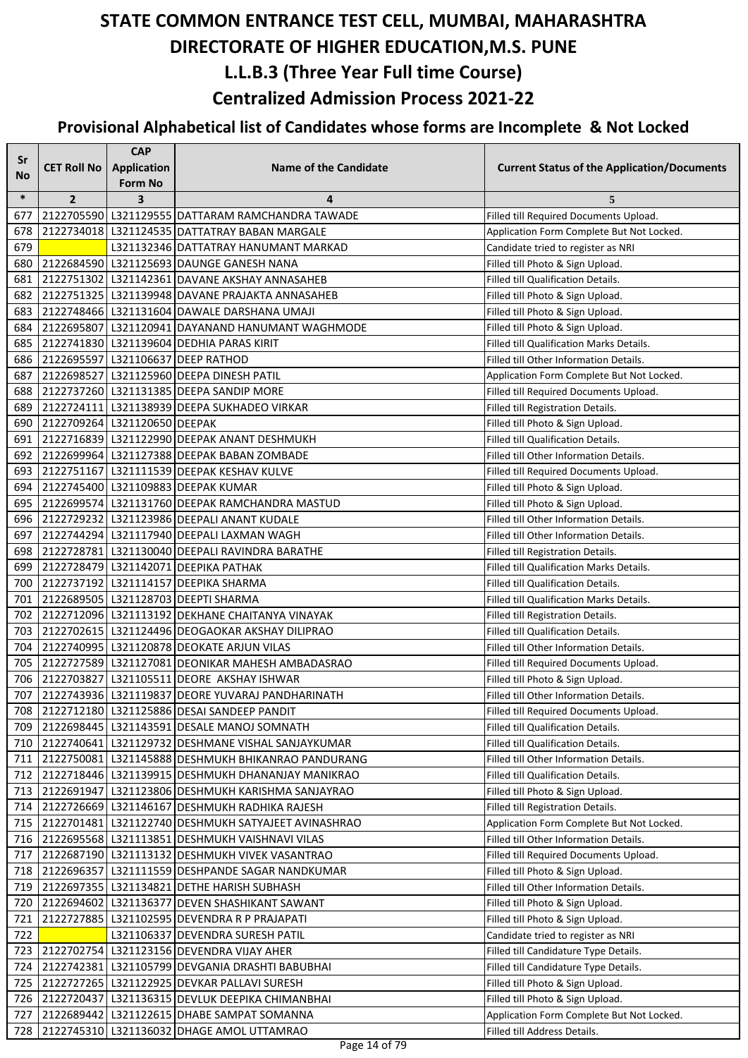# STATE COMMON ENTRANCE TEST CELL, MUMBAI, MAHARASHTRA
# DIRECTORATE OF HIGHER EDUCATION,M.S. PUNE
## L.L.B.3 (Three Year Full time Course)
## Centralized Admission Process 2021-22

### Provisional Alphabetical list of Candidates whose forms are Incomplete & Not Locked

| Sr No | CET Roll No | CAP Application Form No | Name of the Candidate | Current Status of the Application/Documents |
|---|---|---|---|---|
| * | 2 | 3 | 4 | 5 |
| 677 | 2122705590 | L321129555 | DATTARAM RAMCHANDRA TAWADE | Filled till Required Documents Upload. |
| 678 | 2122734018 | L321124535 | DATTATRAY BABAN MARGALE | Application Form Complete But Not Locked. |
| 679 | | L321132346 | DATTATRAY HANUMANT MARKAD | Candidate tried to register as NRI |
| 680 | 2122684590 | L321125693 | DAUNGE GANESH NANA | Filled till Photo & Sign Upload. |
| 681 | 2122751302 | L321142361 | DAVANE AKSHAY ANNASAHEB | Filled till Qualification Details. |
| 682 | 2122751325 | L321139948 | DAVANE PRAJAKTA ANNASAHEB | Filled till Photo & Sign Upload. |
| 683 | 2122748466 | L321131604 | DAWALE DARSHANA UMAJI | Filled till Photo & Sign Upload. |
| 684 | 2122695807 | L321120941 | DAYANAND HANUMANT WAGHMODE | Filled till Photo & Sign Upload. |
| 685 | 2122741830 | L321139604 | DEDHIA PARAS KIRIT | Filled till Qualification Marks Details. |
| 686 | 2122695597 | L321106637 | DEEP RATHOD | Filled till Other Information Details. |
| 687 | 2122698527 | L321125960 | DEEPA DINESH PATIL | Application Form Complete But Not Locked. |
| 688 | 2122737260 | L321131385 | DEEPA SANDIP MORE | Filled till Required Documents Upload. |
| 689 | 2122724111 | L321138939 | DEEPA SUKHADEO VIRKAR | Filled till Registration Details. |
| 690 | 2122709264 | L321120650 | DEEPAK | Filled till Photo & Sign Upload. |
| 691 | 2122716839 | L321122990 | DEEPAK ANANT DESHMUKH | Filled till Qualification Details. |
| 692 | 2122699964 | L321127388 | DEEPAK BABAN ZOMBADE | Filled till Other Information Details. |
| 693 | 2122751167 | L321111539 | DEEPAK KESHAV KULVE | Filled till Required Documents Upload. |
| 694 | 2122745400 | L321109883 | DEEPAK KUMAR | Filled till Photo & Sign Upload. |
| 695 | 2122699574 | L321131760 | DEEPAK RAMCHANDRA MASTUD | Filled till Photo & Sign Upload. |
| 696 | 2122729232 | L321123986 | DEEPALI ANANT KUDALE | Filled till Other Information Details. |
| 697 | 2122744294 | L321117940 | DEEPALI LAXMAN WAGH | Filled till Other Information Details. |
| 698 | 2122728781 | L321130040 | DEEPALI RAVINDRA BARATHE | Filled till Registration Details. |
| 699 | 2122728479 | L321142071 | DEEPIKA PATHAK | Filled till Qualification Marks Details. |
| 700 | 2122737192 | L321114157 | DEEPIKA SHARMA | Filled till Qualification Details. |
| 701 | 2122689505 | L321128703 | DEEPTI SHARMA | Filled till Qualification Marks Details. |
| 702 | 2122712096 | L321113192 | DEKHANE CHAITANYA VINAYAK | Filled till Registration Details. |
| 703 | 2122702615 | L321124496 | DEOGAOKAR AKSHAY DILIPRAO | Filled till Qualification Details. |
| 704 | 2122740995 | L321120878 | DEOKATE ARJUN VILAS | Filled till Other Information Details. |
| 705 | 2122727589 | L321127081 | DEONIKAR MAHESH AMBADASRAO | Filled till Required Documents Upload. |
| 706 | 2122703827 | L321105511 | DEORE AKSHAY ISHWAR | Filled till Photo & Sign Upload. |
| 707 | 2122743936 | L321119837 | DEORE YUVARAJ PANDHARINATH | Filled till Other Information Details. |
| 708 | 2122712180 | L321125886 | DESAI SANDEEP PANDIT | Filled till Required Documents Upload. |
| 709 | 2122698445 | L321143591 | DESALE MANOJ SOMNATH | Filled till Qualification Details. |
| 710 | 2122740641 | L321129732 | DESHMANE VISHAL SANJAYKUMAR | Filled till Qualification Details. |
| 711 | 2122750081 | L321145888 | DESHMUKH BHIKANRAO PANDURANG | Filled till Other Information Details. |
| 712 | 2122718446 | L321139915 | DESHMUKH DHANANJAY MANIKRAO | Filled till Qualification Details. |
| 713 | 2122691947 | L321123806 | DESHMUKH KARISHMA SANJAYRAO | Filled till Photo & Sign Upload. |
| 714 | 2122726669 | L321146167 | DESHMUKH RADHIKA RAJESH | Filled till Registration Details. |
| 715 | 2122701481 | L321122740 | DESHMUKH SATYAJEET AVINASHRAO | Application Form Complete But Not Locked. |
| 716 | 2122695568 | L321113851 | DESHMUKH VAISHNAVI VILAS | Filled till Other Information Details. |
| 717 | 2122687190 | L321113132 | DESHMUKH VIVEK VASANTRAO | Filled till Required Documents Upload. |
| 718 | 2122696357 | L321111559 | DESHPANDE SAGAR NANDKUMAR | Filled till Photo & Sign Upload. |
| 719 | 2122697355 | L321134821 | DETHE HARISH SUBHASH | Filled till Other Information Details. |
| 720 | 2122694602 | L321136377 | DEVEN SHASHIKANT SAWANT | Filled till Photo & Sign Upload. |
| 721 | 2122727885 | L321102595 | DEVENDRA R P PRAJAPATI | Filled till Photo & Sign Upload. |
| 722 | | L321106337 | DEVENDRA SURESH PATIL | Candidate tried to register as NRI |
| 723 | 2122702754 | L321123156 | DEVENDRA VIJAY AHER | Filled till Candidature Type Details. |
| 724 | 2122742381 | L321105799 | DEVGANIA DRASHTI BABUBHAI | Filled till Candidature Type Details. |
| 725 | 2122727265 | L321122925 | DEVKAR PALLAVI SURESH | Filled till Photo & Sign Upload. |
| 726 | 2122720437 | L321136315 | DEVLUK DEEPIKA CHIMANBHAI | Filled till Photo & Sign Upload. |
| 727 | 2122689442 | L321122615 | DHABE SAMPAT SOMANNA | Application Form Complete But Not Locked. |
| 728 | 2122745310 | L321136032 | DHAGE AMOL UTTAMRAO | Filled till Address Details. |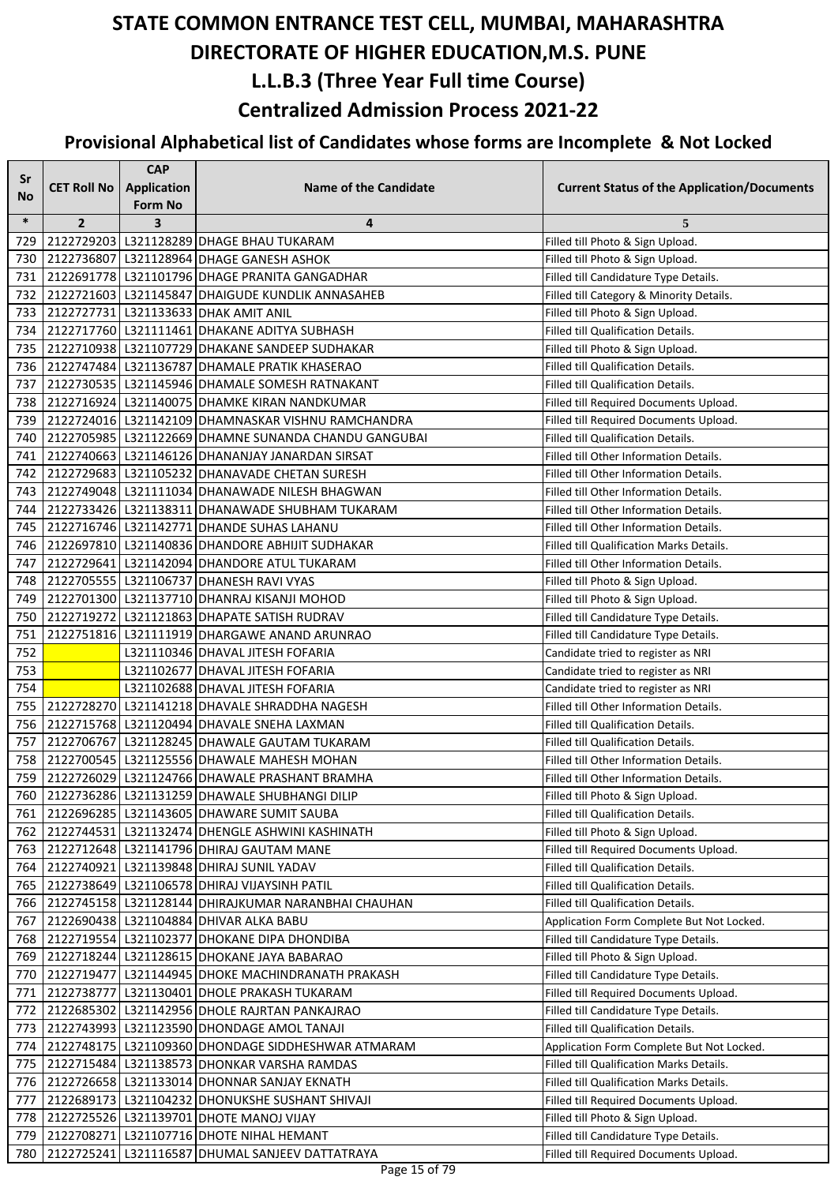# STATE COMMON ENTRANCE TEST CELL, MUMBAI, MAHARASHTRA
# DIRECTORATE OF HIGHER EDUCATION,M.S. PUNE
## L.L.B.3 (Three Year Full time Course)
## Centralized Admission Process 2021-22
### Provisional Alphabetical list of Candidates whose forms are Incomplete & Not Locked

| Sr No | CET Roll No | CAP Application Form No | Name of the Candidate | Current Status of the Application/Documents |
|---|---|---|---|---|
| * | 2 | 3 | 4 | 5 |
| 729 | 2122729203 | L321128289 | DHAGE BHAU TUKARAM | Filled till Photo & Sign Upload. |
| 730 | 2122736807 | L321128964 | DHAGE GANESH ASHOK | Filled till Photo & Sign Upload. |
| 731 | 2122691778 | L321101796 | DHAGE PRANITA GANGADHAR | Filled till Candidature Type Details. |
| 732 | 2122721603 | L321145847 | DHAIGUDE KUNDLIK ANNASAHEB | Filled till Category & Minority Details. |
| 733 | 2122727731 | L321133633 | DHAK AMIT ANIL | Filled till Photo & Sign Upload. |
| 734 | 2122717760 | L321111461 | DHAKANE ADITYA SUBHASH | Filled till Qualification Details. |
| 735 | 2122710938 | L321107729 | DHAKANE SANDEEP SUDHAKAR | Filled till Photo & Sign Upload. |
| 736 | 2122747484 | L321136787 | DHAMALE PRATIK KHASERAO | Filled till Qualification Details. |
| 737 | 2122730535 | L321145946 | DHAMALE SOMESH RATNAKANT | Filled till Qualification Details. |
| 738 | 2122716924 | L321140075 | DHAMKE KIRAN NANDKUMAR | Filled till Required Documents Upload. |
| 739 | 2122724016 | L321142109 | DHAMNASKAR VISHNU RAMCHANDRA | Filled till Required Documents Upload. |
| 740 | 2122705985 | L321122669 | DHAMNE SUNANDA CHANDU GANGUBAI | Filled till Qualification Details. |
| 741 | 2122740663 | L321146126 | DHANANJAY JANARDAN SIRSAT | Filled till Other Information Details. |
| 742 | 2122729683 | L321105232 | DHANAVADE CHETAN SURESH | Filled till Other Information Details. |
| 743 | 2122749048 | L321111034 | DHANAWADE NILESH BHAGWAN | Filled till Other Information Details. |
| 744 | 2122733426 | L321138311 | DHANAWADE SHUBHAM TUKARAM | Filled till Other Information Details. |
| 745 | 2122716746 | L321142771 | DHANDE SUHAS LAHANU | Filled till Other Information Details. |
| 746 | 2122697810 | L321140836 | DHANDORE ABHIJIT SUDHAKAR | Filled till Qualification Marks Details. |
| 747 | 2122729641 | L321142094 | DHANDORE ATUL TUKARAM | Filled till Other Information Details. |
| 748 | 2122705555 | L321106737 | DHANESH RAVI VYAS | Filled till Photo & Sign Upload. |
| 749 | 2122701300 | L321137710 | DHANRAJ KISANJI MOHOD | Filled till Photo & Sign Upload. |
| 750 | 2122719272 | L321121863 | DHAPATE SATISH RUDRAV | Filled till Candidature Type Details. |
| 751 | 2122751816 | L321111919 | DHARGAWE ANAND ARUNRAO | Filled till Candidature Type Details. |
| 752 | | L321110346 | DHAVAL JITESH FOFARIA | Candidate tried to register as NRI |
| 753 | | L321102677 | DHAVAL JITESH FOFARIA | Candidate tried to register as NRI |
| 754 | | L321102688 | DHAVAL JITESH FOFARIA | Candidate tried to register as NRI |
| 755 | 2122728270 | L321141218 | DHAVALE SHRADDHA NAGESH | Filled till Other Information Details. |
| 756 | 2122715768 | L321120494 | DHAVALE SNEHA LAXMAN | Filled till Qualification Details. |
| 757 | 2122706767 | L321128245 | DHAWALE GAUTAM TUKARAM | Filled till Qualification Details. |
| 758 | 2122700545 | L321125556 | DHAWALE MAHESH MOHAN | Filled till Other Information Details. |
| 759 | 2122726029 | L321124766 | DHAWALE PRASHANT BRAMHA | Filled till Other Information Details. |
| 760 | 2122736286 | L321131259 | DHAWALE SHUBHANGI DILIP | Filled till Photo & Sign Upload. |
| 761 | 2122696285 | L321143605 | DHAWARE SUMIT SAUBA | Filled till Qualification Details. |
| 762 | 2122744531 | L321132474 | DHENGLE ASHWINI KASHINATH | Filled till Photo & Sign Upload. |
| 763 | 2122712648 | L321141796 | DHIRAJ GAUTAM MANE | Filled till Required Documents Upload. |
| 764 | 2122740921 | L321139848 | DHIRAJ SUNIL YADAV | Filled till Qualification Details. |
| 765 | 2122738649 | L321106578 | DHIRAJ VIJAYSINH PATIL | Filled till Qualification Details. |
| 766 | 2122745158 | L321128144 | DHIRAJKUMAR NARANBHAI CHAUHAN | Filled till Qualification Details. |
| 767 | 2122690438 | L321104884 | DHIVAR ALKA BABU | Application Form Complete But Not Locked. |
| 768 | 2122719554 | L321102377 | DHOKANE DIPA DHONDIBA | Filled till Candidature Type Details. |
| 769 | 2122718244 | L321128615 | DHOKANE JAYA BABARAO | Filled till Photo & Sign Upload. |
| 770 | 2122719477 | L321144945 | DHOKE MACHINDRANATH PRAKASH | Filled till Candidature Type Details. |
| 771 | 2122738777 | L321130401 | DHOLE PRAKASH TUKARAM | Filled till Required Documents Upload. |
| 772 | 2122685302 | L321142956 | DHOLE RAJRTAN PANKAJRAO | Filled till Candidature Type Details. |
| 773 | 2122743993 | L321123590 | DHONDAGE AMOL TANAJI | Filled till Qualification Details. |
| 774 | 2122748175 | L321109360 | DHONDAGE SIDDHESHWAR ATMARAM | Application Form Complete But Not Locked. |
| 775 | 2122715484 | L321138573 | DHONKAR VARSHA RAMDAS | Filled till Qualification Marks Details. |
| 776 | 2122726658 | L321133014 | DHONNAR SANJAY EKNATH | Filled till Qualification Marks Details. |
| 777 | 2122689173 | L321104232 | DHONUKSHE SUSHANT SHIVAJI | Filled till Required Documents Upload. |
| 778 | 2122725526 | L321139701 | DHOTE MANOJ VIJAY | Filled till Photo & Sign Upload. |
| 779 | 2122708271 | L321107716 | DHOTE NIHAL HEMANT | Filled till Candidature Type Details. |
| 780 | 2122725241 | L321116587 | DHUMAL SANJEEV DATTATRAYA | Filled till Required Documents Upload. |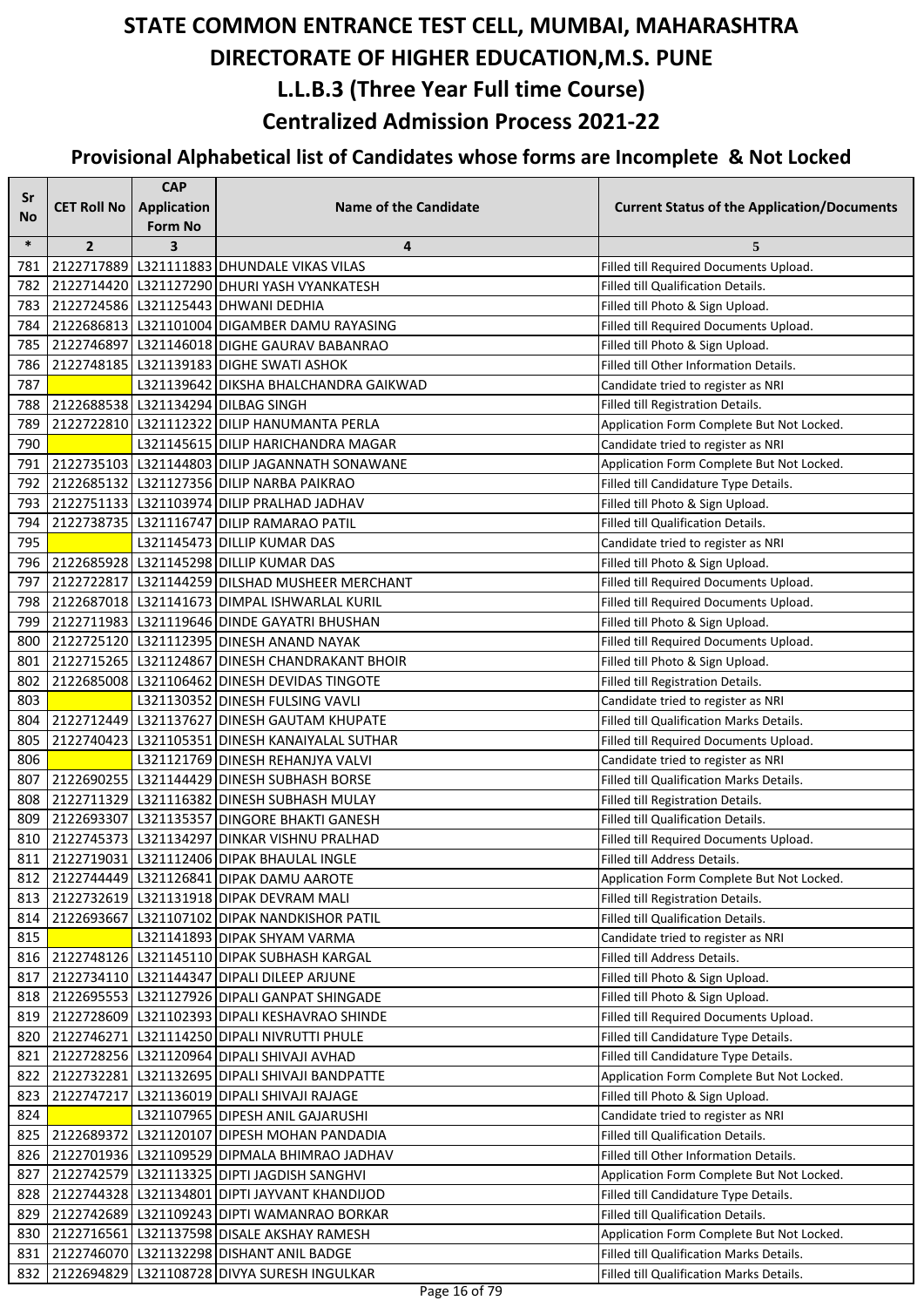# STATE COMMON ENTRANCE TEST CELL, MUMBAI, MAHARASHTRA
# DIRECTORATE OF HIGHER EDUCATION,M.S. PUNE
## L.L.B.3 (Three Year Full time Course)
## Centralized Admission Process 2021-22
### Provisional Alphabetical list of Candidates whose forms are Incomplete & Not Locked

| Sr No | CET Roll No | CAP Application Form No | Name of the Candidate | Current Status of the Application/Documents |
|---|---|---|---|---|
| * | 2 | 3 | 4 | 5 |
| 781 | 2122717889 | L321111883 | DHUNDALE VIKAS VILAS | Filled till Required Documents Upload. |
| 782 | 2122714420 | L321127290 | DHURI YASH VYANKATESH | Filled till Qualification Details. |
| 783 | 2122724586 | L321125443 | DHWANI DEDHIA | Filled till Photo & Sign Upload. |
| 784 | 2122686813 | L321101004 | DIGAMBER DAMU RAYASING | Filled till Required Documents Upload. |
| 785 | 2122746897 | L321146018 | DIGHE GAURAV BABANRAO | Filled till Photo & Sign Upload. |
| 786 | 2122748185 | L321139183 | DIGHE SWATI ASHOK | Filled till Other Information Details. |
| 787 | | L321139642 | DIKSHA BHALCHANDRA GAIKWAD | Candidate tried to register as NRI |
| 788 | 2122688538 | L321134294 | DILBAG SINGH | Filled till Registration Details. |
| 789 | 2122722810 | L321112322 | DILIP HANUMANTA PERLA | Application Form Complete But Not Locked. |
| 790 | | L321145615 | DILIP HARICHANDRA MAGAR | Candidate tried to register as NRI |
| 791 | 2122735103 | L321144803 | DILIP JAGANNATH SONAWANE | Application Form Complete But Not Locked. |
| 792 | 2122685132 | L321127356 | DILIP NARBA PAIKRAO | Filled till Candidature Type Details. |
| 793 | 2122751133 | L321103974 | DILIP PRALHAD JADHAV | Filled till Photo & Sign Upload. |
| 794 | 2122738735 | L321116747 | DILIP RAMARAO PATIL | Filled till Qualification Details. |
| 795 | | L321145473 | DILLIP KUMAR DAS | Candidate tried to register as NRI |
| 796 | 2122685928 | L321145298 | DILLIP KUMAR DAS | Filled till Photo & Sign Upload. |
| 797 | 2122722817 | L321144259 | DILSHAD MUSHEER MERCHANT | Filled till Required Documents Upload. |
| 798 | 2122687018 | L321141673 | DIMPAL ISHWARLAL KURIL | Filled till Required Documents Upload. |
| 799 | 2122711983 | L321119646 | DINDE GAYATRI BHUSHAN | Filled till Photo & Sign Upload. |
| 800 | 2122725120 | L321112395 | DINESH ANAND NAYAK | Filled till Required Documents Upload. |
| 801 | 2122715265 | L321124867 | DINESH CHANDRAKANT BHOIR | Filled till Photo & Sign Upload. |
| 802 | 2122685008 | L321106462 | DINESH DEVIDAS TINGOTE | Filled till Registration Details. |
| 803 | | L321130352 | DINESH FULSING VAVLI | Candidate tried to register as NRI |
| 804 | 2122712449 | L321137627 | DINESH GAUTAM KHUPATE | Filled till Qualification Marks Details. |
| 805 | 2122740423 | L321105351 | DINESH KANAIYALAL SUTHAR | Filled till Required Documents Upload. |
| 806 | | L321121769 | DINESH REHANJYA VALVI | Candidate tried to register as NRI |
| 807 | 2122690255 | L321144429 | DINESH SUBHASH BORSE | Filled till Qualification Marks Details. |
| 808 | 2122711329 | L321116382 | DINESH SUBHASH MULAY | Filled till Registration Details. |
| 809 | 2122693307 | L321135357 | DINGORE BHAKTI GANESH | Filled till Qualification Details. |
| 810 | 2122745373 | L321134297 | DINKAR VISHNU PRALHAD | Filled till Required Documents Upload. |
| 811 | 2122719031 | L321112406 | DIPAK BHAULAL INGLE | Filled till Address Details. |
| 812 | 2122744449 | L321126841 | DIPAK DAMU AAROTE | Application Form Complete But Not Locked. |
| 813 | 2122732619 | L321131918 | DIPAK DEVRAM MALI | Filled till Registration Details. |
| 814 | 2122693667 | L321107102 | DIPAK NANDKISHOR PATIL | Filled till Qualification Details. |
| 815 | | L321141893 | DIPAK SHYAM VARMA | Candidate tried to register as NRI |
| 816 | 2122748126 | L321145110 | DIPAK SUBHASH KARGAL | Filled till Address Details. |
| 817 | 2122734110 | L321144347 | DIPALI DILEEP ARJUNE | Filled till Photo & Sign Upload. |
| 818 | 2122695553 | L321127926 | DIPALI GANPAT SHINGADE | Filled till Photo & Sign Upload. |
| 819 | 2122728609 | L321102393 | DIPALI KESHAVRAO SHINDE | Filled till Required Documents Upload. |
| 820 | 2122746271 | L321114250 | DIPALI NIVRUTTI PHULE | Filled till Candidature Type Details. |
| 821 | 2122728256 | L321120964 | DIPALI SHIVAJI AVHAD | Filled till Candidature Type Details. |
| 822 | 2122732281 | L321132695 | DIPALI SHIVAJI BANDPATTE | Application Form Complete But Not Locked. |
| 823 | 2122747217 | L321136019 | DIPALI SHIVAJI RAJAGE | Filled till Photo & Sign Upload. |
| 824 | | L321107965 | DIPESH ANIL GAJARUSHI | Candidate tried to register as NRI |
| 825 | 2122689372 | L321120107 | DIPESH MOHAN PANDADIA | Filled till Qualification Details. |
| 826 | 2122701936 | L321109529 | DIPMALA BHIMRAO JADHAV | Filled till Other Information Details. |
| 827 | 2122742579 | L321113325 | DIPTI JAGDISH SANGHVI | Application Form Complete But Not Locked. |
| 828 | 2122744328 | L321134801 | DIPTI JAYVANT KHANDIJOD | Filled till Candidature Type Details. |
| 829 | 2122742689 | L321109243 | DIPTI WAMANRAO BORKAR | Filled till Qualification Details. |
| 830 | 2122716561 | L321137598 | DISALE AKSHAY RAMESH | Application Form Complete But Not Locked. |
| 831 | 2122746070 | L321132298 | DISHANT ANIL BADGE | Filled till Qualification Marks Details. |
| 832 | 2122694829 | L321108728 | DIVYA SURESH INGULKAR | Filled till Qualification Marks Details. |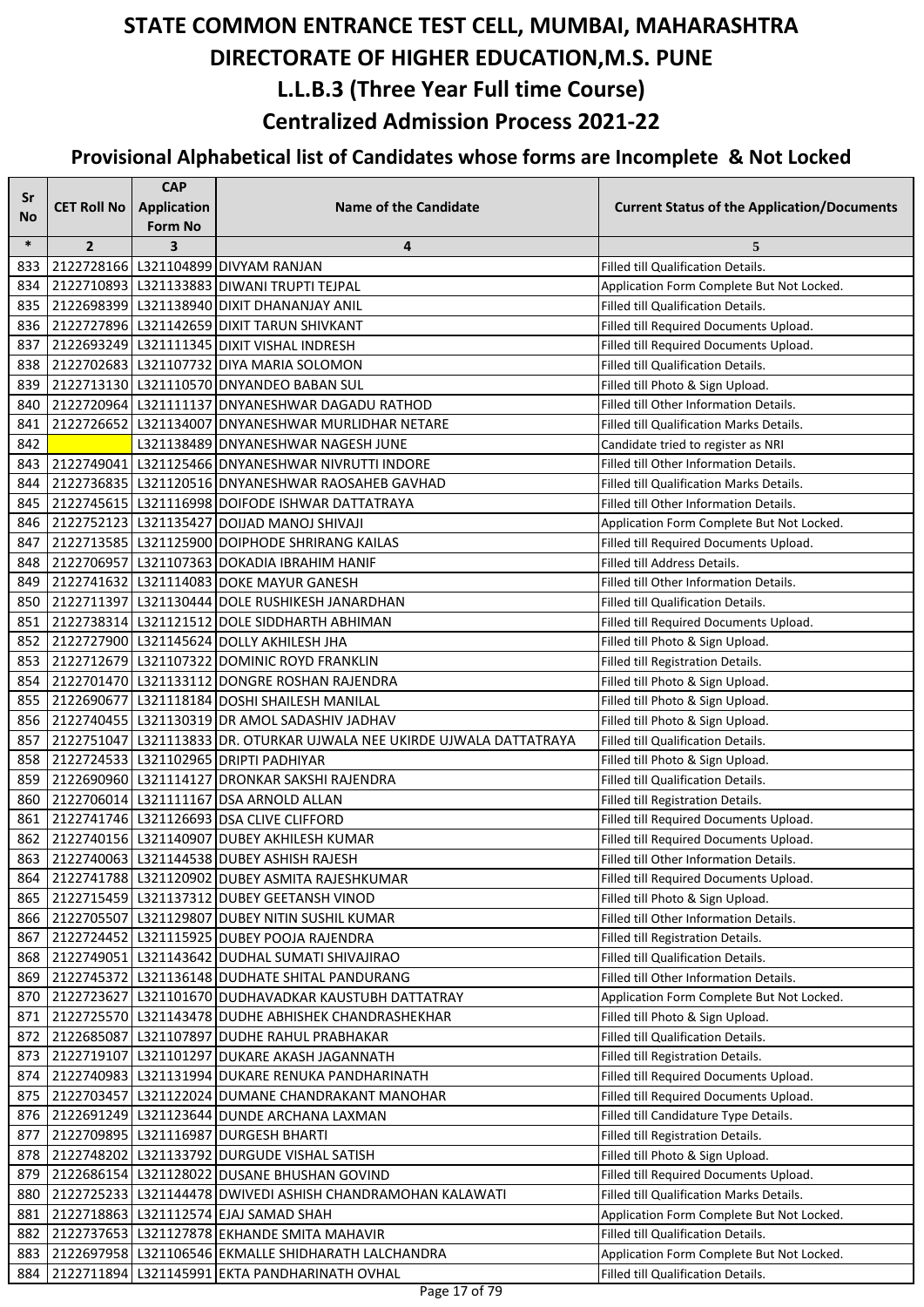# STATE COMMON ENTRANCE TEST CELL, MUMBAI, MAHARASHTRA
# DIRECTORATE OF HIGHER EDUCATION,M.S. PUNE
## L.L.B.3 (Three Year Full time Course)
## Centralized Admission Process 2021-22
### Provisional Alphabetical list of Candidates whose forms are Incomplete & Not Locked

| Sr No | CET Roll No | CAP Application Form No | Name of the Candidate | Current Status of the Application/Documents |
|---|---|---|---|---|
| * | 2 | 3 | 4 | 5 |
| 833 | 2122728166 | L321104899 | DIVYAM RANJAN | Filled till Qualification Details. |
| 834 | 2122710893 | L321133883 | DIWANI TRUPTI TEJPAL | Application Form Complete But Not Locked. |
| 835 | 2122698399 | L321138940 | DIXIT DHANANJAY ANIL | Filled till Qualification Details. |
| 836 | 2122727896 | L321142659 | DIXIT TARUN SHIVKANT | Filled till Required Documents Upload. |
| 837 | 2122693249 | L321111345 | DIXIT VISHAL INDRESH | Filled till Required Documents Upload. |
| 838 | 2122702683 | L321107732 | DIYA MARIA SOLOMON | Filled till Qualification Details. |
| 839 | 2122713130 | L321110570 | DNYANDEO BABAN SUL | Filled till Photo & Sign Upload. |
| 840 | 2122720964 | L321111137 | DNYANESHWAR DAGADU RATHOD | Filled till Other Information Details. |
| 841 | 2122726652 | L321134007 | DNYANESHWAR MURLIDHAR NETARE | Filled till Qualification Marks Details. |
| 842 | | L321138489 | DNYANESHWAR NAGESH JUNE | Candidate tried to register as NRI |
| 843 | 2122749041 | L321125466 | DNYANESHWAR NIVRUTTI INDORE | Filled till Other Information Details. |
| 844 | 2122736835 | L321120516 | DNYANESHWAR RAOSAHEB GAVHAD | Filled till Qualification Marks Details. |
| 845 | 2122745615 | L321116998 | DOIFODE ISHWAR DATTATRAYA | Filled till Other Information Details. |
| 846 | 2122752123 | L321135427 | DOIJAD MANOJ SHIVAJI | Application Form Complete But Not Locked. |
| 847 | 2122713585 | L321125900 | DOIPHODE SHRIRANG KAILAS | Filled till Required Documents Upload. |
| 848 | 2122706957 | L321107363 | DOKADIA IBRAHIM HANIF | Filled till Address Details. |
| 849 | 2122741632 | L321114083 | DOKE MAYUR GANESH | Filled till Other Information Details. |
| 850 | 2122711397 | L321130444 | DOLE RUSHIKESH JANARDHAN | Filled till Qualification Details. |
| 851 | 2122738314 | L321121512 | DOLE SIDDHARTH ABHIMAN | Filled till Required Documents Upload. |
| 852 | 2122727900 | L321145624 | DOLLY AKHILESH JHA | Filled till Photo & Sign Upload. |
| 853 | 2122712679 | L321107322 | DOMINIC ROYD FRANKLIN | Filled till Registration Details. |
| 854 | 2122701470 | L321133112 | DONGRE ROSHAN RAJENDRA | Filled till Photo & Sign Upload. |
| 855 | 2122690677 | L321118184 | DOSHI SHAILESH MANILAL | Filled till Photo & Sign Upload. |
| 856 | 2122740455 | L321130319 | DR AMOL SADASHIV JADHAV | Filled till Photo & Sign Upload. |
| 857 | 2122751047 | L321113833 | DR. OTURKAR UJWALA NEE UKIRDE UJWALA DATTATRAYA | Filled till Qualification Details. |
| 858 | 2122724533 | L321102965 | DRIPTI PADHIYAR | Filled till Photo & Sign Upload. |
| 859 | 2122690960 | L321114127 | DRONKAR SAKSHI RAJENDRA | Filled till Qualification Details. |
| 860 | 2122706014 | L321111167 | DSA ARNOLD ALLAN | Filled till Registration Details. |
| 861 | 2122741746 | L321126693 | DSA CLIVE CLIFFORD | Filled till Required Documents Upload. |
| 862 | 2122740156 | L321140907 | DUBEY AKHILESH KUMAR | Filled till Required Documents Upload. |
| 863 | 2122740063 | L321144538 | DUBEY ASHISH RAJESH | Filled till Other Information Details. |
| 864 | 2122741788 | L321120902 | DUBEY ASMITA RAJESHKUMAR | Filled till Required Documents Upload. |
| 865 | 2122715459 | L321137312 | DUBEY GEETANSH VINOD | Filled till Photo & Sign Upload. |
| 866 | 2122705507 | L321129807 | DUBEY NITIN SUSHIL KUMAR | Filled till Other Information Details. |
| 867 | 2122724452 | L321115925 | DUBEY POOJA RAJENDRA | Filled till Registration Details. |
| 868 | 2122749051 | L321143642 | DUDHAL SUMATI SHIVAJIRAO | Filled till Qualification Details. |
| 869 | 2122745372 | L321136148 | DUDHATE SHITAL PANDURANG | Filled till Other Information Details. |
| 870 | 2122723627 | L321101670 | DUDHAVADKAR KAUSTUBH DATTATRAY | Application Form Complete But Not Locked. |
| 871 | 2122725570 | L321143478 | DUDHE ABHISHEK CHANDRASHEKHAR | Filled till Photo & Sign Upload. |
| 872 | 2122685087 | L321107897 | DUDHE RAHUL PRABHAKAR | Filled till Qualification Details. |
| 873 | 2122719107 | L321101297 | DUKARE AKASH JAGANNATH | Filled till Registration Details. |
| 874 | 2122740983 | L321131994 | DUKARE RENUKA PANDHARINATH | Filled till Required Documents Upload. |
| 875 | 2122703457 | L321122024 | DUMANE CHANDRAKANT MANOHAR | Filled till Required Documents Upload. |
| 876 | 2122691249 | L321123644 | DUNDE ARCHANA LAXMAN | Filled till Candidature Type Details. |
| 877 | 2122709895 | L321116987 | DURGESH BHARTI | Filled till Registration Details. |
| 878 | 2122748202 | L321133792 | DURGUDE VISHAL SATISH | Filled till Photo & Sign Upload. |
| 879 | 2122686154 | L321128022 | DUSANE BHUSHAN GOVIND | Filled till Required Documents Upload. |
| 880 | 2122725233 | L321144478 | DWIVEDI ASHISH CHANDRAMOHAN KALAWATI | Filled till Qualification Marks Details. |
| 881 | 2122718863 | L321112574 | EJAJ SAMAD SHAH | Application Form Complete But Not Locked. |
| 882 | 2122737653 | L321127878 | EKHANDE SMITA MAHAVIR | Filled till Qualification Details. |
| 883 | 2122697958 | L321106546 | EKMALLE SHIDHARATH LALCHANDRA | Application Form Complete But Not Locked. |
| 884 | 2122711894 | L321145991 | EKTA PANDHARINATH OVHAL | Filled till Qualification Details. |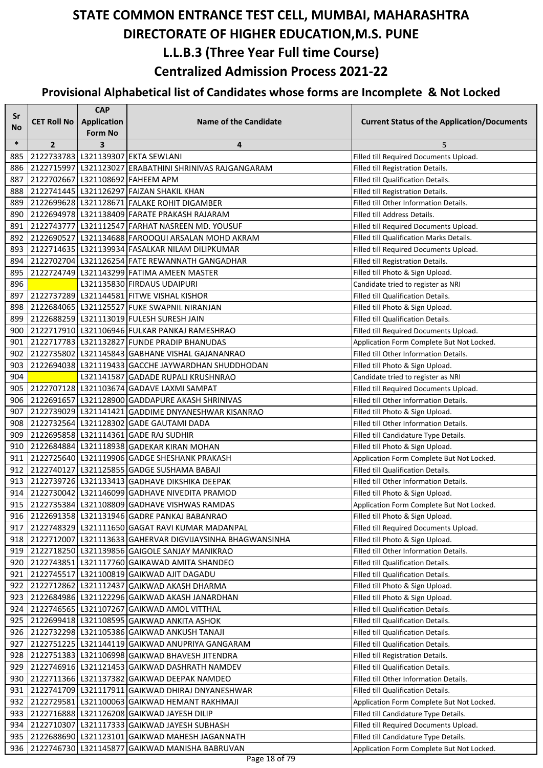# STATE COMMON ENTRANCE TEST CELL, MUMBAI, MAHARASHTRA
# DIRECTORATE OF HIGHER EDUCATION,M.S. PUNE
## L.L.B.3 (Three Year Full time Course)
## Centralized Admission Process 2021-22
### Provisional Alphabetical list of Candidates whose forms are Incomplete & Not Locked

| Sr No | CET Roll No | CAP Application Form No | Name of the Candidate | Current Status of the Application/Documents |
|---|---|---|---|---|
| * | 2 | 3 | 4 | 5 |
| 885 | 2122733783 | L321139307 | EKTA SEWLANI | Filled till Required Documents Upload. |
| 886 | 2122715997 | L321123027 | ERABATHINI SHRINIVAS RAJGANGARAM | Filled till Registration Details. |
| 887 | 2122702667 | L321108692 | FAHEEM APM | Filled till Qualification Details. |
| 888 | 2122741445 | L321126297 | FAIZAN SHAKIL KHAN | Filled till Registration Details. |
| 889 | 2122699628 | L321128671 | FALAKE ROHIT DIGAMBER | Filled till Other Information Details. |
| 890 | 2122694978 | L321138409 | FARATE PRAKASH RAJARAM | Filled till Address Details. |
| 891 | 2122743777 | L321112547 | FARHAT NASREEN MD. YOUSUF | Filled till Required Documents Upload. |
| 892 | 2122690527 | L321134688 | FAROOQUI ARSALAN MOHD AKRAM | Filled till Qualification Marks Details. |
| 893 | 2122714635 | L321139934 | FASALKAR NILAM DILIPKUMAR | Filled till Required Documents Upload. |
| 894 | 2122702704 | L321126254 | FATE REWANNATH GANGADHAR | Filled till Registration Details. |
| 895 | 2122724749 | L321143299 | FATIMA AMEEN MASTER | Filled till Photo & Sign Upload. |
| 896 | | L321135830 | FIRDAUS UDAIPURI | Candidate tried to register as NRI |
| 897 | 2122737289 | L321144581 | FITWE VISHAL KISHOR | Filled till Qualification Details. |
| 898 | 2122684065 | L321125527 | FUKE SWAPNIL NIRANJAN | Filled till Photo & Sign Upload. |
| 899 | 2122688259 | L321113019 | FULESH SURESH JAIN | Filled till Qualification Details. |
| 900 | 2122717910 | L321106946 | FULKAR PANKAJ RAMESHRAO | Filled till Required Documents Upload. |
| 901 | 2122717783 | L321132827 | FUNDE PRADIP BHANUDAS | Application Form Complete But Not Locked. |
| 902 | 2122735802 | L321145843 | GABHANE VISHAL GAJANANRAO | Filled till Other Information Details. |
| 903 | 2122694038 | L321119433 | GACCHE JAYWARDHAN SHUDDHODAN | Filled till Photo & Sign Upload. |
| 904 | | L321141587 | GADADE RUPALI KRUSHNRAO | Candidate tried to register as NRI |
| 905 | 2122707128 | L321103674 | GADAVE LAXMI SAMPAT | Filled till Required Documents Upload. |
| 906 | 2122691657 | L321128900 | GADDAPURE AKASH SHRINIVAS | Filled till Other Information Details. |
| 907 | 2122739029 | L321141421 | GADDIME DNYANESHWAR KISANRAO | Filled till Photo & Sign Upload. |
| 908 | 2122732564 | L321128302 | GADE GAUTAMI DADA | Filled till Other Information Details. |
| 909 | 2122695858 | L321114361 | GADE RAJ SUDHIR | Filled till Candidature Type Details. |
| 910 | 2122684884 | L321118938 | GADEKAR KIRAN MOHAN | Filled till Photo & Sign Upload. |
| 911 | 2122725640 | L321119906 | GADGE SHESHANK PRAKASH | Application Form Complete But Not Locked. |
| 912 | 2122740127 | L321125855 | GADGE SUSHAMA BABAJI | Filled till Qualification Details. |
| 913 | 2122739726 | L321133413 | GADHAVE DIKSHIKA DEEPAK | Filled till Other Information Details. |
| 914 | 2122730042 | L321146099 | GADHAVE NIVEDITA PRAMOD | Filled till Photo & Sign Upload. |
| 915 | 2122735384 | L321108809 | GADHAVE VISHWAS RAMDAS | Application Form Complete But Not Locked. |
| 916 | 2122691358 | L321131946 | GADRE PANKAJ BABANRAO | Filled till Photo & Sign Upload. |
| 917 | 2122748329 | L321111650 | GAGAT RAVI KUMAR MADANPAL | Filled till Required Documents Upload. |
| 918 | 2122712007 | L321113633 | GAHERVAR DIGVIJAYSINHA BHAGWANSINHA | Filled till Photo & Sign Upload. |
| 919 | 2122718250 | L321139856 | GAIGOLE SANJAY MANIKRAO | Filled till Other Information Details. |
| 920 | 2122743851 | L321117760 | GAIKAWAD AMITA SHANDEO | Filled till Qualification Details. |
| 921 | 2122745517 | L321100819 | GAIKWAD AJIT DAGADU | Filled till Qualification Details. |
| 922 | 2122712862 | L321112437 | GAIKWAD AKASH DHARMA | Filled till Photo & Sign Upload. |
| 923 | 2122684986 | L321122296 | GAIKWAD AKASH JANARDHAN | Filled till Photo & Sign Upload. |
| 924 | 2122746565 | L321107267 | GAIKWAD AMOL VITTHAL | Filled till Qualification Details. |
| 925 | 2122699418 | L321108595 | GAIKWAD ANKITA ASHOK | Filled till Qualification Details. |
| 926 | 2122732298 | L321105386 | GAIKWAD ANKUSH TANAJI | Filled till Qualification Details. |
| 927 | 2122751225 | L321144119 | GAIKWAD ANUPRIYA GANGARAM | Filled till Qualification Details. |
| 928 | 2122751383 | L321106998 | GAIKWAD BHAVESH JITENDRA | Filled till Registration Details. |
| 929 | 2122746916 | L321121453 | GAIKWAD DASHRATH NAMDEV | Filled till Qualification Details. |
| 930 | 2122711366 | L321137382 | GAIKWAD DEEPAK NAMDEO | Filled till Other Information Details. |
| 931 | 2122741709 | L321117911 | GAIKWAD DHIRAJ DNYANESHWAR | Filled till Qualification Details. |
| 932 | 2122729581 | L321100063 | GAIKWAD HEMANT RAKHMAJI | Application Form Complete But Not Locked. |
| 933 | 2122716888 | L321126208 | GAIKWAD JAYESH DILIP | Filled till Candidature Type Details. |
| 934 | 2122710307 | L321117333 | GAIKWAD JAYESH SUBHASH | Filled till Required Documents Upload. |
| 935 | 2122688690 | L321123101 | GAIKWAD MAHESH JAGANNATH | Filled till Candidature Type Details. |
| 936 | 2122746730 | L321145877 | GAIKWAD MANISHA BABRUVAN | Application Form Complete But Not Locked. |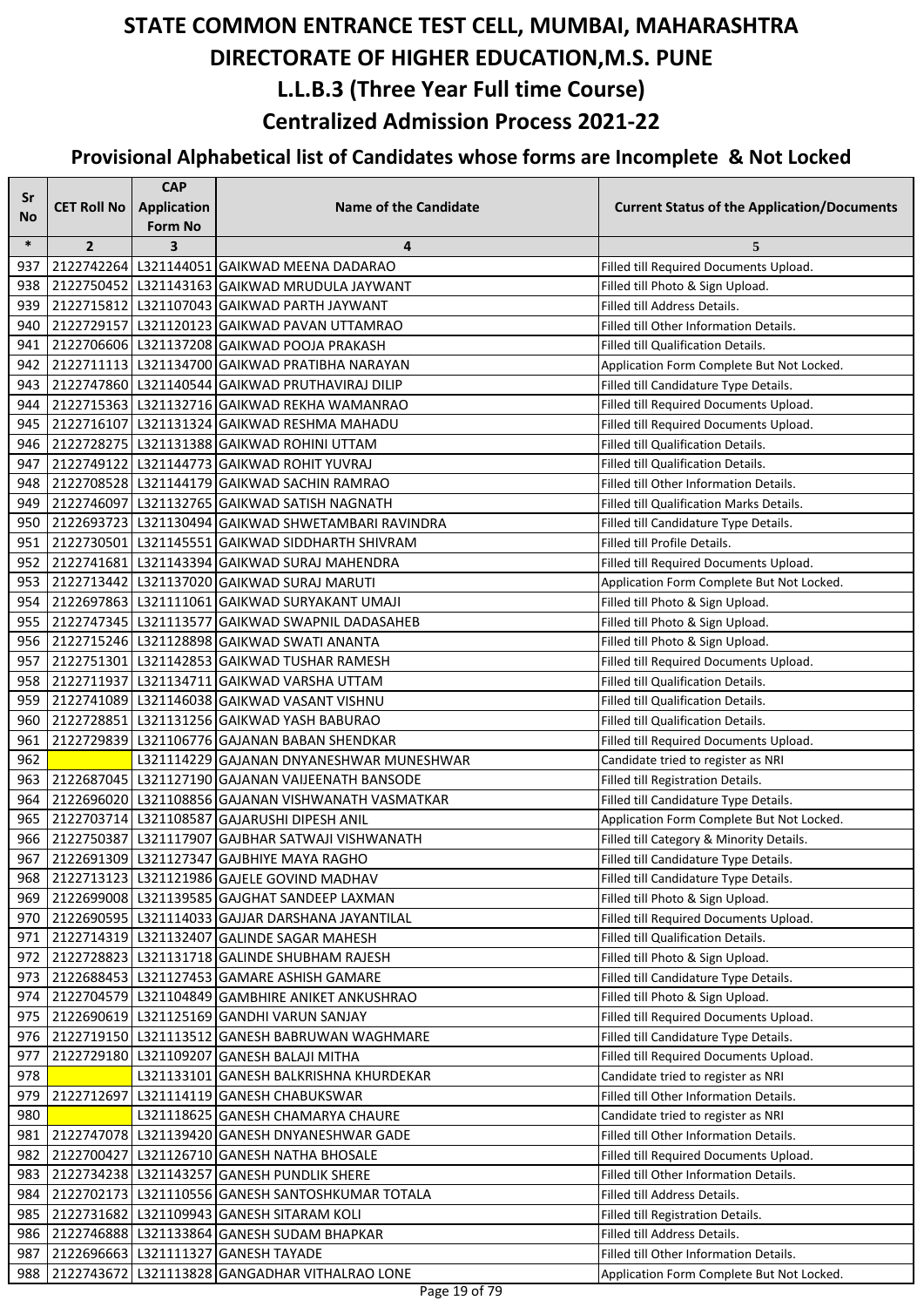# STATE COMMON ENTRANCE TEST CELL, MUMBAI, MAHARASHTRA
# DIRECTORATE OF HIGHER EDUCATION,M.S. PUNE
## L.L.B.3 (Three Year Full time Course)
## Centralized Admission Process 2021-22

### Provisional Alphabetical list of Candidates whose forms are Incomplete & Not Locked

| Sr No | CET Roll No | CAP Application Form No | Name of the Candidate | Current Status of the Application/Documents |
|---|---|---|---|---|
| * | 2 | 3 | 4 | 5 |
| 937 | 2122742264 | L321144051 | GAIKWAD MEENA DADARAO | Filled till Required Documents Upload. |
| 938 | 2122750452 | L321143163 | GAIKWAD MRUDULA JAYWANT | Filled till Photo & Sign Upload. |
| 939 | 2122715812 | L321107043 | GAIKWAD PARTH JAYWANT | Filled till Address Details. |
| 940 | 2122729157 | L321120123 | GAIKWAD PAVAN UTTAMRAO | Filled till Other Information Details. |
| 941 | 2122706606 | L321137208 | GAIKWAD POOJA PRAKASH | Filled till Qualification Details. |
| 942 | 2122711113 | L321134700 | GAIKWAD PRATIBHA NARAYAN | Application Form Complete But Not Locked. |
| 943 | 2122747860 | L321140544 | GAIKWAD PRUTHAVIRAJ DILIP | Filled till Candidature Type Details. |
| 944 | 2122715363 | L321132716 | GAIKWAD REKHA WAMANRAO | Filled till Required Documents Upload. |
| 945 | 2122716107 | L321131324 | GAIKWAD RESHMA MAHADU | Filled till Required Documents Upload. |
| 946 | 2122728275 | L321131388 | GAIKWAD ROHINI UTTAM | Filled till Qualification Details. |
| 947 | 2122749122 | L321144773 | GAIKWAD ROHIT YUVRAJ | Filled till Qualification Details. |
| 948 | 2122708528 | L321144179 | GAIKWAD SACHIN RAMRAO | Filled till Other Information Details. |
| 949 | 2122746097 | L321132765 | GAIKWAD SATISH NAGNATH | Filled till Qualification Marks Details. |
| 950 | 2122693723 | L321130494 | GAIKWAD SHWETAMBARI RAVINDRA | Filled till Candidature Type Details. |
| 951 | 2122730501 | L321145551 | GAIKWAD SIDDHARTH SHIVRAM | Filled till Profile Details. |
| 952 | 2122741681 | L321143394 | GAIKWAD SURAJ MAHENDRA | Filled till Required Documents Upload. |
| 953 | 2122713442 | L321137020 | GAIKWAD SURAJ MARUTI | Application Form Complete But Not Locked. |
| 954 | 2122697863 | L321111061 | GAIKWAD SURYAKANT UMAJI | Filled till Photo & Sign Upload. |
| 955 | 2122747345 | L321113577 | GAIKWAD SWAPNIL DADASAHEB | Filled till Photo & Sign Upload. |
| 956 | 2122715246 | L321128898 | GAIKWAD SWATI ANANTA | Filled till Photo & Sign Upload. |
| 957 | 2122751301 | L321142853 | GAIKWAD TUSHAR RAMESH | Filled till Required Documents Upload. |
| 958 | 2122711937 | L321134711 | GAIKWAD VARSHA UTTAM | Filled till Qualification Details. |
| 959 | 2122741089 | L321146038 | GAIKWAD VASANT VISHNU | Filled till Qualification Details. |
| 960 | 2122728851 | L321131256 | GAIKWAD YASH BABURAO | Filled till Qualification Details. |
| 961 | 2122729839 | L321106776 | GAJANAN BABAN SHENDKAR | Filled till Required Documents Upload. |
| 962 | | L321114229 | GAJANAN DNYANESHWAR MUNESHWAR | Candidate tried to register as NRI |
| 963 | 2122687045 | L321127190 | GAJANAN VAIJEENATH BANSODE | Filled till Registration Details. |
| 964 | 2122696020 | L321108856 | GAJANAN VISHWANATH VASMATKAR | Filled till Candidature Type Details. |
| 965 | 2122703714 | L321108587 | GAJARUSHI DIPESH ANIL | Application Form Complete But Not Locked. |
| 966 | 2122750387 | L321117907 | GAJBHAR SATWAJI VISHWANATH | Filled till Category & Minority Details. |
| 967 | 2122691309 | L321127347 | GAJBHIYE MAYA RAGHO | Filled till Candidature Type Details. |
| 968 | 2122713123 | L321121986 | GAJELE GOVIND MADHAV | Filled till Candidature Type Details. |
| 969 | 2122699008 | L321139585 | GAJGHAT SANDEEP LAXMAN | Filled till Photo & Sign Upload. |
| 970 | 2122690595 | L321114033 | GAJJAR DARSHANA JAYANTILAL | Filled till Required Documents Upload. |
| 971 | 2122714319 | L321132407 | GALINDE SAGAR MAHESH | Filled till Qualification Details. |
| 972 | 2122728823 | L321131718 | GALINDE SHUBHAM RAJESH | Filled till Photo & Sign Upload. |
| 973 | 2122688453 | L321127453 | GAMARE ASHISH GAMARE | Filled till Candidature Type Details. |
| 974 | 2122704579 | L321104849 | GAMBHIRE ANIKET ANKUSHRAO | Filled till Photo & Sign Upload. |
| 975 | 2122690619 | L321125169 | GANDHI VARUN SANJAY | Filled till Required Documents Upload. |
| 976 | 2122719150 | L321113512 | GANESH BABRUWAN WAGHMARE | Filled till Candidature Type Details. |
| 977 | 2122729180 | L321109207 | GANESH BALAJI MITHA | Filled till Required Documents Upload. |
| 978 | | L321133101 | GANESH BALKRISHNA KHURDEKAR | Candidate tried to register as NRI |
| 979 | 2122712697 | L321114119 | GANESH CHABUKSWAR | Filled till Other Information Details. |
| 980 | | L321118625 | GANESH CHAMARYA CHAURE | Candidate tried to register as NRI |
| 981 | 2122747078 | L321139420 | GANESH DNYANESHWAR GADE | Filled till Other Information Details. |
| 982 | 2122700427 | L321126710 | GANESH NATHA BHOSALE | Filled till Required Documents Upload. |
| 983 | 2122734238 | L321143257 | GANESH PUNDLIK SHERE | Filled till Other Information Details. |
| 984 | 2122702173 | L321110556 | GANESH SANTOSHKUMAR TOTALA | Filled till Address Details. |
| 985 | 2122731682 | L321109943 | GANESH SITARAM KOLI | Filled till Registration Details. |
| 986 | 2122746888 | L321133864 | GANESH SUDAM BHAPKAR | Filled till Address Details. |
| 987 | 2122696663 | L321111327 | GANESH TAYADE | Filled till Other Information Details. |
| 988 | 2122743672 | L321113828 | GANGADHAR VITHALRAO LONE | Application Form Complete But Not Locked. |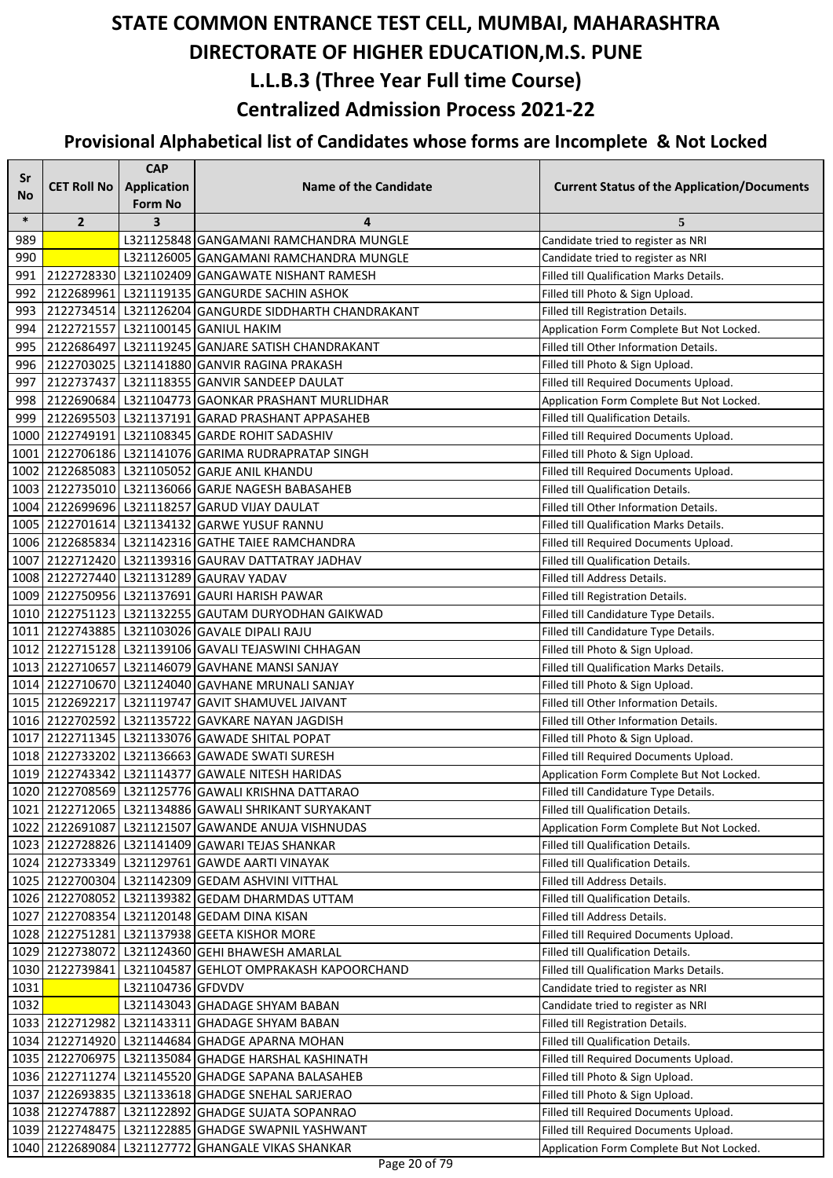# STATE COMMON ENTRANCE TEST CELL, MUMBAI, MAHARASHTRA

# DIRECTORATE OF HIGHER EDUCATION,M.S. PUNE

## L.L.B.3 (Three Year Full time Course)

## Centralized Admission Process 2021-22

### Provisional Alphabetical list of Candidates whose forms are Incomplete & Not Locked

| Sr No | CET Roll No | CAP Application Form No | Name of the Candidate | Current Status of the Application/Documents |
|---|---|---|---|---|
| * | 2 | 3 | 4 | 5 |
| 989 | | L321125848 | GANGAMANI RAMCHANDRA MUNGLE | Candidate tried to register as NRI |
| 990 | | L321126005 | GANGAMANI RAMCHANDRA MUNGLE | Candidate tried to register as NRI |
| 991 | 2122728330 | L321102409 | GANGAWATE NISHANT RAMESH | Filled till Qualification Marks Details. |
| 992 | 2122689961 | L321119135 | GANGURDE SACHIN ASHOK | Filled till Photo & Sign Upload. |
| 993 | 2122734514 | L321126204 | GANGURDE SIDDHARTH CHANDRAKANT | Filled till Registration Details. |
| 994 | 2122721557 | L321100145 | GANIUL HAKIM | Application Form Complete But Not Locked. |
| 995 | 2122686497 | L321119245 | GANJARE SATISH CHANDRAKANT | Filled till Other Information Details. |
| 996 | 2122703025 | L321141880 | GANVIR RAGINA PRAKASH | Filled till Photo & Sign Upload. |
| 997 | 2122737437 | L321118355 | GANVIR SANDEEP DAULAT | Filled till Required Documents Upload. |
| 998 | 2122690684 | L321104773 | GAONKAR PRASHANT MURLIDHAR | Application Form Complete But Not Locked. |
| 999 | 2122695503 | L321137191 | GARAD PRASHANT APPASAHEB | Filled till Qualification Details. |
| 1000 | 2122749191 | L321108345 | GARDE ROHIT SADASHIV | Filled till Required Documents Upload. |
| 1001 | 2122706186 | L321141076 | GARIMA RUDRAPRATAP SINGH | Filled till Photo & Sign Upload. |
| 1002 | 2122685083 | L321105052 | GARJE ANIL KHANDU | Filled till Required Documents Upload. |
| 1003 | 2122735010 | L321136066 | GARJE NAGESH BABASAHEB | Filled till Qualification Details. |
| 1004 | 2122699696 | L321118257 | GARUD VIJAY DAULAT | Filled till Other Information Details. |
| 1005 | 2122701614 | L321134132 | GARWE YUSUF RANNU | Filled till Qualification Marks Details. |
| 1006 | 2122685834 | L321142316 | GATHE TAIEE RAMCHANDRA | Filled till Required Documents Upload. |
| 1007 | 2122712420 | L321139316 | GAURAV DATTATRAY JADHAV | Filled till Qualification Details. |
| 1008 | 2122727440 | L321131289 | GAURAV YADAV | Filled till Address Details. |
| 1009 | 2122750956 | L321137691 | GAURI HARISH PAWAR | Filled till Registration Details. |
| 1010 | 2122751123 | L321132255 | GAUTAM DURYODHAN GAIKWAD | Filled till Candidature Type Details. |
| 1011 | 2122743885 | L321103026 | GAVALE DIPALI RAJU | Filled till Candidature Type Details. |
| 1012 | 2122715128 | L321139106 | GAVALI TEJASWINI CHHAGAN | Filled till Photo & Sign Upload. |
| 1013 | 2122710657 | L321146079 | GAVHANE MANSI SANJAY | Filled till Qualification Marks Details. |
| 1014 | 2122710670 | L321124040 | GAVHANE MRUNALI SANJAY | Filled till Photo & Sign Upload. |
| 1015 | 2122692217 | L321119747 | GAVIT SHAMUVEL JAIVANT | Filled till Other Information Details. |
| 1016 | 2122702592 | L321135722 | GAVKARE NAYAN JAGDISH | Filled till Other Information Details. |
| 1017 | 2122711345 | L321133076 | GAWADE SHITAL POPAT | Filled till Photo & Sign Upload. |
| 1018 | 2122733202 | L321136663 | GAWADE SWATI SURESH | Filled till Required Documents Upload. |
| 1019 | 2122743342 | L321114377 | GAWALE NITESH HARIDAS | Application Form Complete But Not Locked. |
| 1020 | 2122708569 | L321125776 | GAWALI KRISHNA DATTARAO | Filled till Candidature Type Details. |
| 1021 | 2122712065 | L321134886 | GAWALI SHRIKANT SURYAKANT | Filled till Qualification Details. |
| 1022 | 2122691087 | L321121507 | GAWANDE ANUJA VISHNUDAS | Application Form Complete But Not Locked. |
| 1023 | 2122728826 | L321141409 | GAWARI TEJAS SHANKAR | Filled till Qualification Details. |
| 1024 | 2122733349 | L321129761 | GAWDE AARTI VINAYAK | Filled till Qualification Details. |
| 1025 | 2122700304 | L321142309 | GEDAM ASHVINI VITTHAL | Filled till Address Details. |
| 1026 | 2122708052 | L321139382 | GEDAM DHARMDAS UTTAM | Filled till Qualification Details. |
| 1027 | 2122708354 | L321120148 | GEDAM DINA KISAN | Filled till Address Details. |
| 1028 | 2122751281 | L321137938 | GEETA KISHOR MORE | Filled till Required Documents Upload. |
| 1029 | 2122738072 | L321124360 | GEHI BHAWESH AMARLAL | Filled till Qualification Details. |
| 1030 | 2122739841 | L321104587 | GEHLOT OMPRAKASH KAPOORCHAND | Filled till Qualification Marks Details. |
| 1031 | | L321104736 | GFDVDV | Candidate tried to register as NRI |
| 1032 | | L321143043 | GHADAGE SHYAM BABAN | Candidate tried to register as NRI |
| 1033 | 2122712982 | L321143311 | GHADAGE SHYAM BABAN | Filled till Registration Details. |
| 1034 | 2122714920 | L321144684 | GHADGE APARNA MOHAN | Filled till Qualification Details. |
| 1035 | 2122706975 | L321135084 | GHADGE HARSHAL KASHINATH | Filled till Required Documents Upload. |
| 1036 | 2122711274 | L321145520 | GHADGE SAPANA BALASAHEB | Filled till Photo & Sign Upload. |
| 1037 | 2122693835 | L321133618 | GHADGE SNEHAL SARJERAO | Filled till Photo & Sign Upload. |
| 1038 | 2122747887 | L321122892 | GHADGE SUJATA SOPANRAO | Filled till Required Documents Upload. |
| 1039 | 2122748475 | L321122885 | GHADGE SWAPNIL YASHWANT | Filled till Required Documents Upload. |
| 1040 | 2122689084 | L321127772 | GHANGALE VIKAS SHANKAR | Application Form Complete But Not Locked. |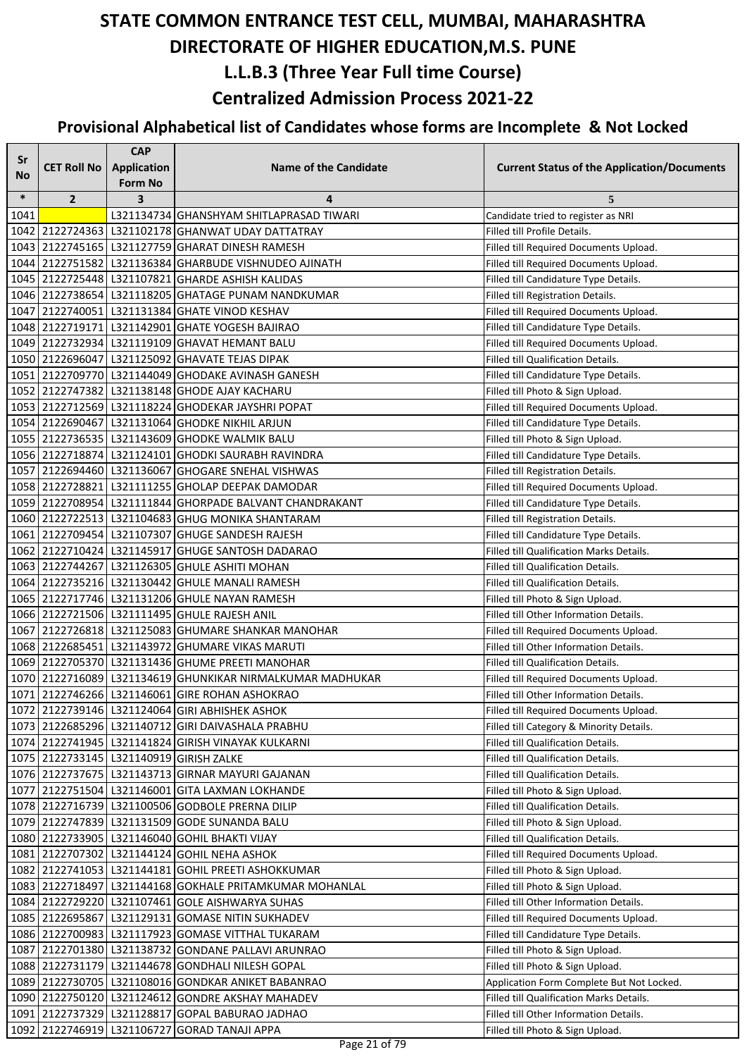# STATE COMMON ENTRANCE TEST CELL, MUMBAI, MAHARASHTRA
# DIRECTORATE OF HIGHER EDUCATION,M.S. PUNE
## L.L.B.3 (Three Year Full time Course)
## Centralized Admission Process 2021-22
### Provisional Alphabetical list of Candidates whose forms are Incomplete & Not Locked

| Sr No | CET Roll No | CAP Application Form No | Name of the Candidate | Current Status of the Application/Documents |
|---|---|---|---|---|
| * | 2 | 3 | 4 | 5 |
| 1041 | | L321134734 | GHANSHYAM SHITLAPRASAD TIWARI | Candidate tried to register as NRI |
| 1042 | 2122724363 | L321102178 | GHANWAT UDAY DATTATRAY | Filled till Profile Details. |
| 1043 | 2122745165 | L321127759 | GHARAT DINESH RAMESH | Filled till Required Documents Upload. |
| 1044 | 2122751582 | L321136384 | GHARBUDE VISHNUDEO AJINATH | Filled till Required Documents Upload. |
| 1045 | 2122725448 | L321107821 | GHARDE ASHISH KALIDAS | Filled till Candidature Type Details. |
| 1046 | 2122738654 | L321118205 | GHATAGE PUNAM NANDKUMAR | Filled till Registration Details. |
| 1047 | 2122740051 | L321131384 | GHATE VINOD KESHAV | Filled till Required Documents Upload. |
| 1048 | 2122719171 | L321142901 | GHATE YOGESH BAJIRAO | Filled till Candidature Type Details. |
| 1049 | 2122732934 | L321119109 | GHAVAT HEMANT BALU | Filled till Required Documents Upload. |
| 1050 | 2122696047 | L321125092 | GHAVATE TEJAS DIPAK | Filled till Qualification Details. |
| 1051 | 2122709770 | L321144049 | GHODAKE AVINASH GANESH | Filled till Candidature Type Details. |
| 1052 | 2122747382 | L321138148 | GHODE AJAY KACHARU | Filled till Photo & Sign Upload. |
| 1053 | 2122712569 | L321118224 | GHODEKAR JAYSHRI POPAT | Filled till Required Documents Upload. |
| 1054 | 2122690467 | L321131064 | GHODKE NIKHIL ARJUN | Filled till Candidature Type Details. |
| 1055 | 2122736535 | L321143609 | GHODKE WALMIK BALU | Filled till Photo & Sign Upload. |
| 1056 | 2122718874 | L321124101 | GHODKI SAURABH RAVINDRA | Filled till Candidature Type Details. |
| 1057 | 2122694460 | L321136067 | GHOGARE SNEHAL VISHWAS | Filled till Registration Details. |
| 1058 | 2122728821 | L321111255 | GHOLAP DEEPAK DAMODAR | Filled till Required Documents Upload. |
| 1059 | 2122708954 | L321111844 | GHORPADE BALVANT CHANDRAKANT | Filled till Candidature Type Details. |
| 1060 | 2122722513 | L321104683 | GHUG MONIKA SHANTARAM | Filled till Registration Details. |
| 1061 | 2122709454 | L321107307 | GHUGE SANDESH RAJESH | Filled till Candidature Type Details. |
| 1062 | 2122710424 | L321145917 | GHUGE SANTOSH DADARAO | Filled till Qualification Marks Details. |
| 1063 | 2122744267 | L321126305 | GHULE ASHITI MOHAN | Filled till Qualification Details. |
| 1064 | 2122735216 | L321130442 | GHULE MANALI RAMESH | Filled till Qualification Details. |
| 1065 | 2122717746 | L321131206 | GHULE NAYAN RAMESH | Filled till Photo & Sign Upload. |
| 1066 | 2122721506 | L321111495 | GHULE RAJESH ANIL | Filled till Other Information Details. |
| 1067 | 2122726818 | L321125083 | GHUMARE SHANKAR MANOHAR | Filled till Required Documents Upload. |
| 1068 | 2122685451 | L321143972 | GHUMARE VIKAS MARUTI | Filled till Other Information Details. |
| 1069 | 2122705370 | L321131436 | GHUME PREETI MANOHAR | Filled till Qualification Details. |
| 1070 | 2122716089 | L321134619 | GHUNKIKAR NIRMALKUMAR MADHUKAR | Filled till Required Documents Upload. |
| 1071 | 2122746266 | L321146061 | GIRE ROHAN ASHOKRAO | Filled till Other Information Details. |
| 1072 | 2122739146 | L321124064 | GIRI ABHISHEK ASHOK | Filled till Required Documents Upload. |
| 1073 | 2122685296 | L321140712 | GIRI DAIVASHALA PRABHU | Filled till Category & Minority Details. |
| 1074 | 2122741945 | L321141824 | GIRISH VINAYAK KULKARNI | Filled till Qualification Details. |
| 1075 | 2122733145 | L321140919 | GIRISH ZALKE | Filled till Qualification Details. |
| 1076 | 2122737675 | L321143713 | GIRNAR MAYURI GAJANAN | Filled till Qualification Details. |
| 1077 | 2122751504 | L321146001 | GITA LAXMAN LOKHANDE | Filled till Photo & Sign Upload. |
| 1078 | 2122716739 | L321100506 | GODBOLE PRERNA DILIP | Filled till Qualification Details. |
| 1079 | 2122747839 | L321131509 | GODE SUNANDA BALU | Filled till Photo & Sign Upload. |
| 1080 | 2122733905 | L321146040 | GOHIL BHAKTI VIJAY | Filled till Qualification Details. |
| 1081 | 2122707302 | L321144124 | GOHIL NEHA ASHOK | Filled till Required Documents Upload. |
| 1082 | 2122741053 | L321144181 | GOHIL PREETI ASHOKKUMAR | Filled till Photo & Sign Upload. |
| 1083 | 2122718497 | L321144168 | GOKHALE PRITAMKUMAR MOHANLAL | Filled till Photo & Sign Upload. |
| 1084 | 2122729220 | L321107461 | GOLE AISHWARYA SUHAS | Filled till Other Information Details. |
| 1085 | 2122695867 | L321129131 | GOMASE NITIN SUKHADEV | Filled till Required Documents Upload. |
| 1086 | 2122700983 | L321117923 | GOMASE VITTHAL TUKARAM | Filled till Candidature Type Details. |
| 1087 | 2122701380 | L321138732 | GONDANE PALLAVI ARUNRAO | Filled till Photo & Sign Upload. |
| 1088 | 2122731179 | L321144678 | GONDHALI NILESH GOPAL | Filled till Photo & Sign Upload. |
| 1089 | 2122730705 | L321108016 | GONDKAR ANIKET BABANRAO | Application Form Complete But Not Locked. |
| 1090 | 2122750120 | L321124612 | GONDRE AKSHAY MAHADEV | Filled till Qualification Marks Details. |
| 1091 | 2122737329 | L321128817 | GOPAL BABURAO JADHAO | Filled till Other Information Details. |
| 1092 | 2122746919 | L321106727 | GORAD TANAJI APPA | Filled till Photo & Sign Upload. |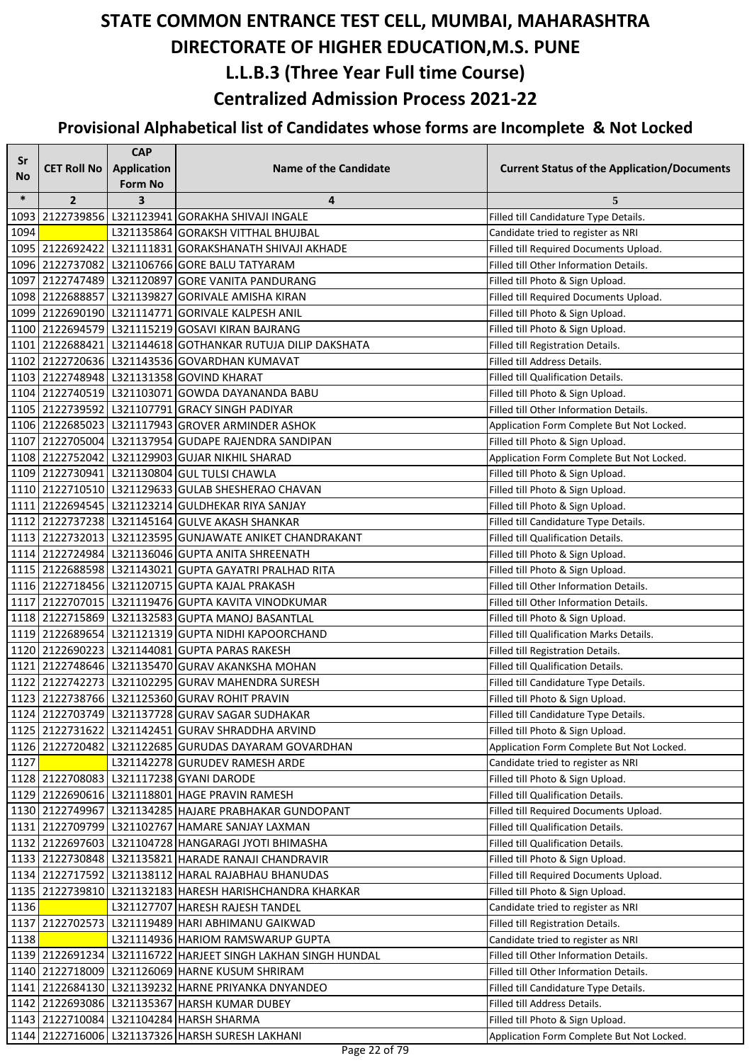# STATE COMMON ENTRANCE TEST CELL, MUMBAI, MAHARASHTRA
# DIRECTORATE OF HIGHER EDUCATION,M.S. PUNE
## L.L.B.3 (Three Year Full time Course)
## Centralized Admission Process 2021-22

### Provisional Alphabetical list of Candidates whose forms are Incomplete & Not Locked

| Sr No | CET Roll No | CAP Application Form No | Name of the Candidate | Current Status of the Application/Documents |
|---|---|---|---|---|
| * | 2 | 3 | 4 | 5 |
| 1093 | 2122739856 | L321123941 | GORAKHA SHIVAJI INGALE | Filled till Candidature Type Details. |
| 1094 | | L321135864 | GORAKSH VITTHAL BHUJBAL | Candidate tried to register as NRI |
| 1095 | 2122692422 | L321111831 | GORAKSHANATH SHIVAJI AKHADE | Filled till Required Documents Upload. |
| 1096 | 2122737082 | L321106766 | GORE BALU TATYARAM | Filled till Other Information Details. |
| 1097 | 2122747489 | L321120897 | GORE VANITA PANDURANG | Filled till Photo & Sign Upload. |
| 1098 | 2122688857 | L321139827 | GORIVALE AMISHA KIRAN | Filled till Required Documents Upload. |
| 1099 | 2122690190 | L321114771 | GORIVALE KALPESH ANIL | Filled till Photo & Sign Upload. |
| 1100 | 2122694579 | L321115219 | GOSAVI KIRAN BAJRANG | Filled till Photo & Sign Upload. |
| 1101 | 2122688421 | L321144618 | GOTHANKAR RUTUJA DILIP DAKSHATA | Filled till Registration Details. |
| 1102 | 2122720636 | L321143536 | GOVARDHAN KUMAVAT | Filled till Address Details. |
| 1103 | 2122748948 | L321131358 | GOVIND KHARAT | Filled till Qualification Details. |
| 1104 | 2122740519 | L321103071 | GOWDA DAYANANDA BABU | Filled till Photo & Sign Upload. |
| 1105 | 2122739592 | L321107791 | GRACY SINGH PADIYAR | Filled till Other Information Details. |
| 1106 | 2122685023 | L321117943 | GROVER ARMINDER ASHOK | Application Form Complete But Not Locked. |
| 1107 | 2122705004 | L321137954 | GUDAPE RAJENDRA SANDIPAN | Filled till Photo & Sign Upload. |
| 1108 | 2122752042 | L321129903 | GUJAR NIKHIL SHARAD | Application Form Complete But Not Locked. |
| 1109 | 2122730941 | L321130804 | GUL TULSI CHAWLA | Filled till Photo & Sign Upload. |
| 1110 | 2122710510 | L321129633 | GULAB SHESHERAO CHAVAN | Filled till Photo & Sign Upload. |
| 1111 | 2122694545 | L321123214 | GULDHEKAR RIYA SANJAY | Filled till Photo & Sign Upload. |
| 1112 | 2122737238 | L321145164 | GULVE AKASH SHANKAR | Filled till Candidature Type Details. |
| 1113 | 2122732013 | L321123595 | GUNJAWATE ANIKET CHANDRAKANT | Filled till Qualification Details. |
| 1114 | 2122724984 | L321136046 | GUPTA ANITA SHREENATH | Filled till Photo & Sign Upload. |
| 1115 | 2122688598 | L321143021 | GUPTA GAYATRI PRALHAD RITA | Filled till Photo & Sign Upload. |
| 1116 | 2122718456 | L321120715 | GUPTA KAJAL PRAKASH | Filled till Other Information Details. |
| 1117 | 2122707015 | L321119476 | GUPTA KAVITA VINODKUMAR | Filled till Other Information Details. |
| 1118 | 2122715869 | L321132583 | GUPTA MANOJ BASANTLAL | Filled till Photo & Sign Upload. |
| 1119 | 2122689654 | L321121319 | GUPTA NIDHI KAPOORCHAND | Filled till Qualification Marks Details. |
| 1120 | 2122690223 | L321144081 | GUPTA PARAS RAKESH | Filled till Registration Details. |
| 1121 | 2122748646 | L321135470 | GURAV AKANKSHA MOHAN | Filled till Qualification Details. |
| 1122 | 2122742273 | L321102295 | GURAV MAHENDRA SURESH | Filled till Candidature Type Details. |
| 1123 | 2122738766 | L321125360 | GURAV ROHIT PRAVIN | Filled till Photo & Sign Upload. |
| 1124 | 2122703749 | L321137728 | GURAV SAGAR SUDHAKAR | Filled till Candidature Type Details. |
| 1125 | 2122731622 | L321142451 | GURAV SHRADDHA ARVIND | Filled till Photo & Sign Upload. |
| 1126 | 2122720482 | L321122685 | GURUDAS DAYARAM GOVARDHAN | Application Form Complete But Not Locked. |
| 1127 | | L321142278 | GURUDEV RAMESH ARDE | Candidate tried to register as NRI |
| 1128 | 2122708083 | L321117238 | GYANI DARODE | Filled till Photo & Sign Upload. |
| 1129 | 2122690616 | L321118801 | HAGE PRAVIN RAMESH | Filled till Qualification Details. |
| 1130 | 2122749967 | L321134285 | HAJARE PRABHAKAR GUNDOPANT | Filled till Required Documents Upload. |
| 1131 | 2122709799 | L321102767 | HAMARE SANJAY LAXMAN | Filled till Qualification Details. |
| 1132 | 2122697603 | L321104728 | HANGARAGI JYOTI BHIMASHA | Filled till Qualification Details. |
| 1133 | 2122730848 | L321135821 | HARADE RANAJI CHANDRAVIR | Filled till Photo & Sign Upload. |
| 1134 | 2122717592 | L321138112 | HARAL RAJABHAU BHANUDAS | Filled till Required Documents Upload. |
| 1135 | 2122739810 | L321132183 | HARESH HARISHCHANDRA KHARKAR | Filled till Photo & Sign Upload. |
| 1136 | | L321127707 | HARESH RAJESH TANDEL | Candidate tried to register as NRI |
| 1137 | 2122702573 | L321119489 | HARI ABHIMANU GAIKWAD | Filled till Registration Details. |
| 1138 | | L321114936 | HARIOM RAMSWARUP GUPTA | Candidate tried to register as NRI |
| 1139 | 2122691234 | L321116722 | HARJEET SINGH LAKHAN SINGH HUNDAL | Filled till Other Information Details. |
| 1140 | 2122718009 | L321126069 | HARNE KUSUM SHRIRAM | Filled till Other Information Details. |
| 1141 | 2122684130 | L321139232 | HARNE PRIYANKA DNYANDEO | Filled till Candidature Type Details. |
| 1142 | 2122693086 | L321135367 | HARSH KUMAR DUBEY | Filled till Address Details. |
| 1143 | 2122710084 | L321104284 | HARSH SHARMA | Filled till Photo & Sign Upload. |
| 1144 | 2122716006 | L321137326 | HARSH SURESH LAKHANI | Application Form Complete But Not Locked. |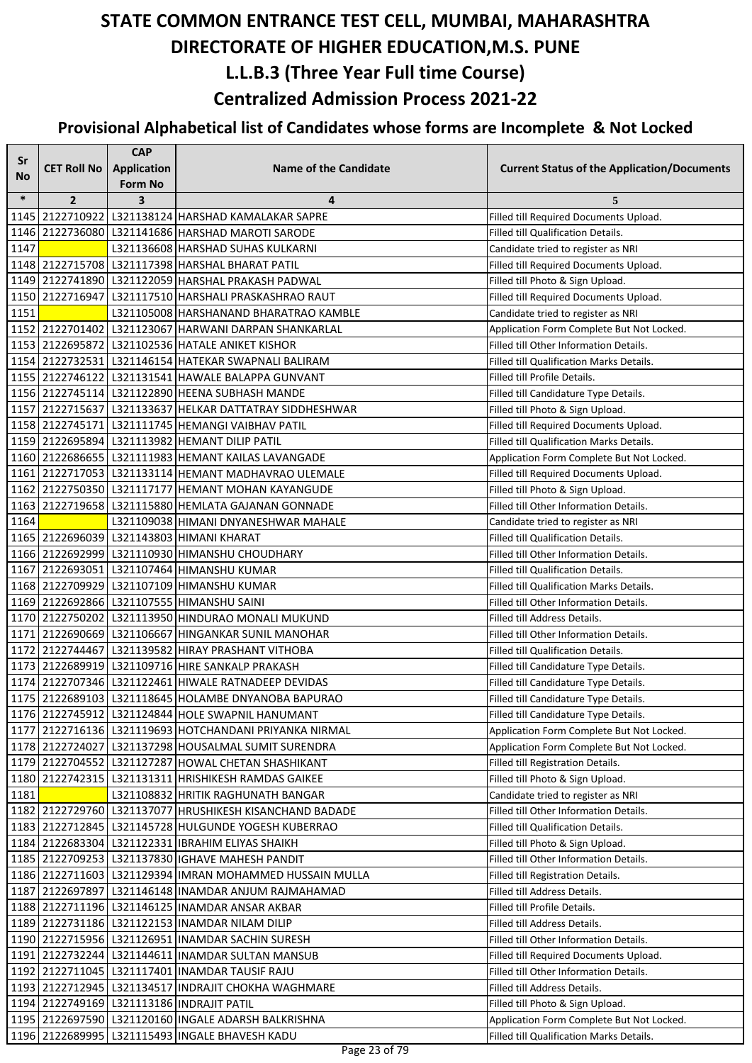# STATE COMMON ENTRANCE TEST CELL, MUMBAI, MAHARASHTRA
# DIRECTORATE OF HIGHER EDUCATION,M.S. PUNE
## L.L.B.3 (Three Year Full time Course)
## Centralized Admission Process 2021-22
### Provisional Alphabetical list of Candidates whose forms are Incomplete & Not Locked

| Sr No | CET Roll No | CAP Application Form No | Name of the Candidate | Current Status of the Application/Documents |
|---|---|---|---|---|
| * | 2 | 3 | 4 | 5 |
| 1145 | 2122710922 | L321138124 | HARSHAD KAMALAKAR SAPRE | Filled till Required Documents Upload. |
| 1146 | 2122736080 | L321141686 | HARSHAD MAROTI SARODE | Filled till Qualification Details. |
| 1147 | | L321136608 | HARSHAD SUHAS KULKARNI | Candidate tried to register as NRI |
| 1148 | 2122715708 | L321117398 | HARSHAL BHARAT PATIL | Filled till Required Documents Upload. |
| 1149 | 2122741890 | L321122059 | HARSHAL PRAKASH PADWAL | Filled till Photo & Sign Upload. |
| 1150 | 2122716947 | L321117510 | HARSHALI PRASKASHRAO RAUT | Filled till Required Documents Upload. |
| 1151 | | L321105008 | HARSHANAND BHARATRAO KAMBLE | Candidate tried to register as NRI |
| 1152 | 2122701402 | L321123067 | HARWANI DARPAN SHANKARLAL | Application Form Complete But Not Locked. |
| 1153 | 2122695872 | L321102536 | HATALE ANIKET KISHOR | Filled till Other Information Details. |
| 1154 | 2122732531 | L321146154 | HATEKAR SWAPNALI BALIRAM | Filled till Qualification Marks Details. |
| 1155 | 2122746122 | L321131541 | HAWALE BALAPPA GUNVANT | Filled till Profile Details. |
| 1156 | 2122745114 | L321122890 | HEENA SUBHASH MANDE | Filled till Candidature Type Details. |
| 1157 | 2122715637 | L321133637 | HELKAR DATTATRAY SIDDHESHWAR | Filled till Photo & Sign Upload. |
| 1158 | 2122745171 | L321111745 | HEMANGI VAIBHAV PATIL | Filled till Required Documents Upload. |
| 1159 | 2122695894 | L321113982 | HEMANT DILIP PATIL | Filled till Qualification Marks Details. |
| 1160 | 2122686655 | L321111983 | HEMANT KAILAS LAVANGADE | Application Form Complete But Not Locked. |
| 1161 | 2122717053 | L321133114 | HEMANT MADHAVRAO ULEMALE | Filled till Required Documents Upload. |
| 1162 | 2122750350 | L321117177 | HEMANT MOHAN KAYANGUDE | Filled till Photo & Sign Upload. |
| 1163 | 2122719658 | L321115880 | HEMLATA GAJANAN GONNADE | Filled till Other Information Details. |
| 1164 | | L321109038 | HIMANI DNYANESHWAR MAHALE | Candidate tried to register as NRI |
| 1165 | 2122696039 | L321143803 | HIMANI KHARAT | Filled till Qualification Details. |
| 1166 | 2122692999 | L321110930 | HIMANSHU CHOUDHARY | Filled till Other Information Details. |
| 1167 | 2122693051 | L321107464 | HIMANSHU KUMAR | Filled till Qualification Details. |
| 1168 | 2122709929 | L321107109 | HIMANSHU KUMAR | Filled till Qualification Marks Details. |
| 1169 | 2122692866 | L321107555 | HIMANSHU SAINI | Filled till Other Information Details. |
| 1170 | 2122750202 | L321113950 | HINDURAO MONALI MUKUND | Filled till Address Details. |
| 1171 | 2122690669 | L321106667 | HINGANKAR SUNIL MANOHAR | Filled till Other Information Details. |
| 1172 | 2122744467 | L321139582 | HIRAY PRASHANT VITHOBA | Filled till Qualification Details. |
| 1173 | 2122689919 | L321109716 | HIRE SANKALP PRAKASH | Filled till Candidature Type Details. |
| 1174 | 2122707346 | L321122461 | HIWALE RATNADEEP DEVIDAS | Filled till Candidature Type Details. |
| 1175 | 2122689103 | L321118645 | HOLAMBE DNYANOBA BAPURAO | Filled till Candidature Type Details. |
| 1176 | 2122745912 | L321124844 | HOLE SWAPNIL HANUMANT | Filled till Candidature Type Details. |
| 1177 | 2122716136 | L321119693 | HOTCHANDANI PRIYANKA NIRMAL | Application Form Complete But Not Locked. |
| 1178 | 2122724027 | L321137298 | HOUSALMAL SUMIT SURENDRA | Application Form Complete But Not Locked. |
| 1179 | 2122704552 | L321127287 | HOWAL CHETAN SHASHIKANT | Filled till Registration Details. |
| 1180 | 2122742315 | L321131311 | HRISHIKESH RAMDAS GAIKEE | Filled till Photo & Sign Upload. |
| 1181 | | L321108832 | HRITIK RAGHUNATH BANGAR | Candidate tried to register as NRI |
| 1182 | 2122729760 | L321137077 | HRUSHIKESH KISANCHAND BADADE | Filled till Other Information Details. |
| 1183 | 2122712845 | L321145728 | HULGUNDE YOGESH KUBERRAO | Filled till Qualification Details. |
| 1184 | 2122683304 | L321122331 | IBRAHIM ELIYAS SHAIKH | Filled till Photo & Sign Upload. |
| 1185 | 2122709253 | L321137830 | IGHAVE MAHESH PANDIT | Filled till Other Information Details. |
| 1186 | 2122711603 | L321129394 | IMRAN MOHAMMED HUSSAIN MULLA | Filled till Registration Details. |
| 1187 | 2122697897 | L321146148 | INAMDAR ANJUM RAJMAHAMAD | Filled till Address Details. |
| 1188 | 2122711196 | L321146125 | INAMDAR ANSAR AKBAR | Filled till Profile Details. |
| 1189 | 2122731186 | L321122153 | INAMDAR NILAM DILIP | Filled till Address Details. |
| 1190 | 2122715956 | L321126951 | INAMDAR SACHIN SURESH | Filled till Other Information Details. |
| 1191 | 2122732244 | L321144611 | INAMDAR SULTAN MANSUB | Filled till Required Documents Upload. |
| 1192 | 2122711045 | L321117401 | INAMDAR TAUSIF RAJU | Filled till Other Information Details. |
| 1193 | 2122712945 | L321134517 | INDRAJIT CHOKHA WAGHMARE | Filled till Address Details. |
| 1194 | 2122749169 | L321113186 | INDRAJIT PATIL | Filled till Photo & Sign Upload. |
| 1195 | 2122697590 | L321120160 | INGALE ADARSH BALKRISHNA | Application Form Complete But Not Locked. |
| 1196 | 2122689995 | L321115493 | INGALE BHAVESH KADU | Filled till Qualification Marks Details. |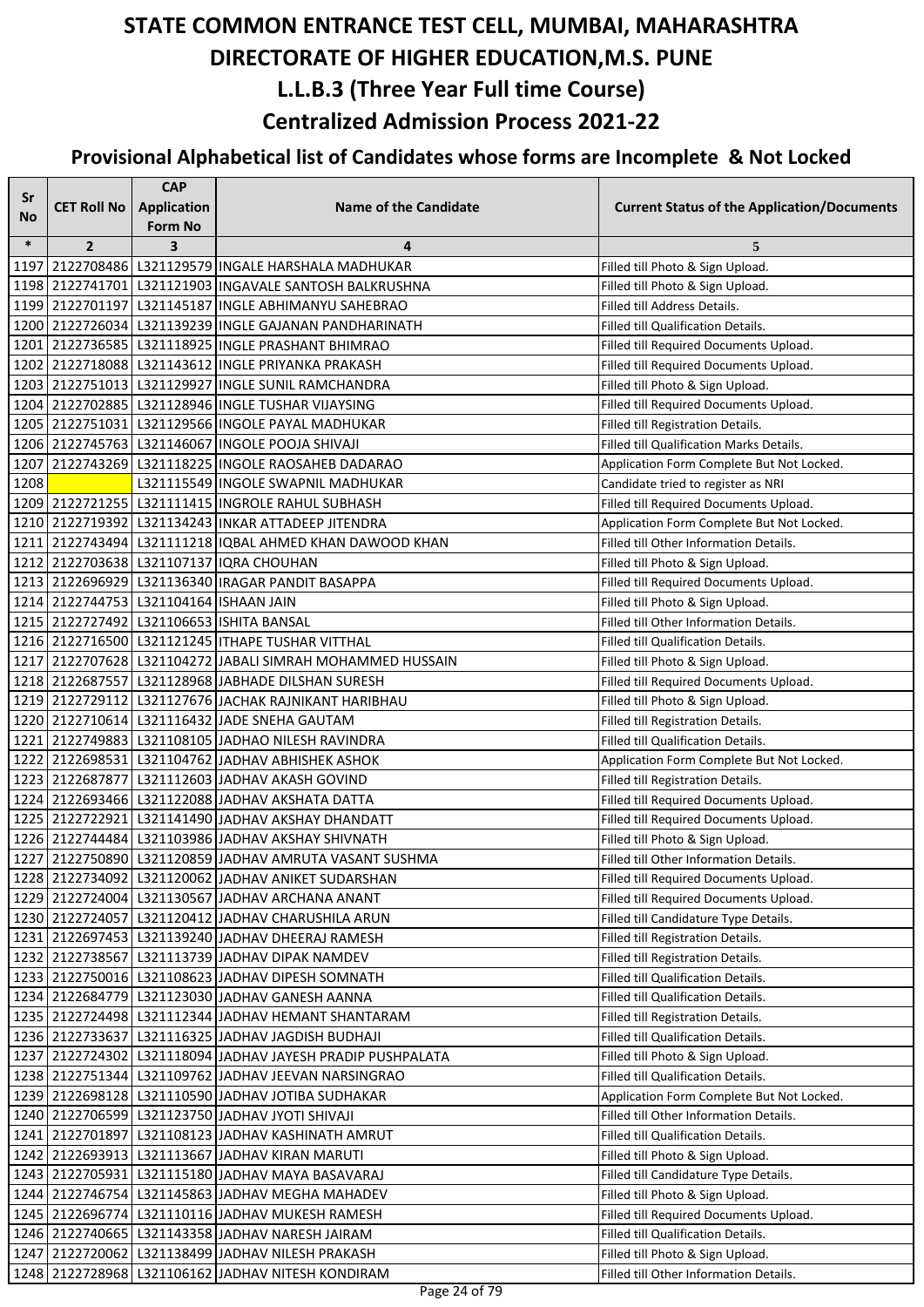# STATE COMMON ENTRANCE TEST CELL, MUMBAI, MAHARASHTRA
# DIRECTORATE OF HIGHER EDUCATION,M.S. PUNE
## L.L.B.3 (Three Year Full time Course)
## Centralized Admission Process 2021-22
### Provisional Alphabetical list of Candidates whose forms are Incomplete & Not Locked

| Sr No | CET Roll No | CAP Application Form No | Name of the Candidate | Current Status of the Application/Documents |
|---|---|---|---|---|
| * | 2 | 3 | 4 | 5 |
| 1197 | 2122708486 | L321129579 | INGALE HARSHALA MADHUKAR | Filled till Photo & Sign Upload. |
| 1198 | 2122741701 | L321121903 | INGAVALE SANTOSH BALKRUSHNA | Filled till Photo & Sign Upload. |
| 1199 | 2122701197 | L321145187 | INGLE ABHIMANYU SAHEBRAO | Filled till Address Details. |
| 1200 | 2122726034 | L321139239 | INGLE GAJANAN PANDHARINATH | Filled till Qualification Details. |
| 1201 | 2122736585 | L321118925 | INGLE PRASHANT BHIMRAO | Filled till Required Documents Upload. |
| 1202 | 2122718088 | L321143612 | INGLE PRIYANKA PRAKASH | Filled till Required Documents Upload. |
| 1203 | 2122751013 | L321129927 | INGLE SUNIL RAMCHANDRA | Filled till Photo & Sign Upload. |
| 1204 | 2122702885 | L321128946 | INGLE TUSHAR VIJAYSING | Filled till Required Documents Upload. |
| 1205 | 2122751031 | L321129566 | INGOLE PAYAL MADHUKAR | Filled till Registration Details. |
| 1206 | 2122745763 | L321146067 | INGOLE POOJA SHIVAJI | Filled till Qualification Marks Details. |
| 1207 | 2122743269 | L321118225 | INGOLE RAOSAHEB DADARAO | Application Form Complete But Not Locked. |
| 1208 | | L321115549 | INGOLE SWAPNIL MADHUKAR | Candidate tried to register as NRI |
| 1209 | 2122721255 | L321111415 | INGROLE RAHUL SUBHASH | Filled till Required Documents Upload. |
| 1210 | 2122719392 | L321134243 | INKAR ATTADEEP JITENDRA | Application Form Complete But Not Locked. |
| 1211 | 2122743494 | L321111218 | IQBAL AHMED KHAN DAWOOD KHAN | Filled till Other Information Details. |
| 1212 | 2122703638 | L321107137 | IQRA CHOUHAN | Filled till Photo & Sign Upload. |
| 1213 | 2122696929 | L321136340 | IRAGAR PANDIT BASAPPA | Filled till Required Documents Upload. |
| 1214 | 2122744753 | L321104164 | ISHAAN JAIN | Filled till Photo & Sign Upload. |
| 1215 | 2122727492 | L321106653 | ISHITA BANSAL | Filled till Other Information Details. |
| 1216 | 2122716500 | L321121245 | ITHAPE TUSHAR VITTHAL | Filled till Qualification Details. |
| 1217 | 2122707628 | L321104272 | JABALI SIMRAH MOHAMMED HUSSAIN | Filled till Photo & Sign Upload. |
| 1218 | 2122687557 | L321128968 | JABHADE DILSHAN SURESH | Filled till Required Documents Upload. |
| 1219 | 2122729112 | L321127676 | JACHAK RAJNIKANT HARIBHAU | Filled till Photo & Sign Upload. |
| 1220 | 2122710614 | L321116432 | JADE SNEHA GAUTAM | Filled till Registration Details. |
| 1221 | 2122749883 | L321108105 | JADHAO NILESH RAVINDRA | Filled till Qualification Details. |
| 1222 | 2122698531 | L321104762 | JADHAV ABHISHEK ASHOK | Application Form Complete But Not Locked. |
| 1223 | 2122687877 | L321112603 | JADHAV AKASH GOVIND | Filled till Registration Details. |
| 1224 | 2122693466 | L321122088 | JADHAV AKSHATA DATTA | Filled till Required Documents Upload. |
| 1225 | 2122722921 | L321141490 | JADHAV AKSHAY DHANDATT | Filled till Required Documents Upload. |
| 1226 | 2122744484 | L321103986 | JADHAV AKSHAY SHIVNATH | Filled till Photo & Sign Upload. |
| 1227 | 2122750890 | L321120859 | JADHAV AMRUTA VASANT SUSHMA | Filled till Other Information Details. |
| 1228 | 2122734092 | L321120062 | JADHAV ANIKET SUDARSHAN | Filled till Required Documents Upload. |
| 1229 | 2122724004 | L321130567 | JADHAV ARCHANA ANANT | Filled till Required Documents Upload. |
| 1230 | 2122724057 | L321120412 | JADHAV CHARUSHILA ARUN | Filled till Candidature Type Details. |
| 1231 | 2122697453 | L321139240 | JADHAV DHEERAJ RAMESH | Filled till Registration Details. |
| 1232 | 2122738567 | L321113739 | JADHAV DIPAK NAMDEV | Filled till Registration Details. |
| 1233 | 2122750016 | L321108623 | JADHAV DIPESH SOMNATH | Filled till Qualification Details. |
| 1234 | 2122684779 | L321123030 | JADHAV GANESH AANNA | Filled till Qualification Details. |
| 1235 | 2122724498 | L321112344 | JADHAV HEMANT SHANTARAM | Filled till Registration Details. |
| 1236 | 2122733637 | L321116325 | JADHAV JAGDISH BUDHAJI | Filled till Qualification Details. |
| 1237 | 2122724302 | L321118094 | JADHAV JAYESH PRADIP PUSHPALATA | Filled till Photo & Sign Upload. |
| 1238 | 2122751344 | L321109762 | JADHAV JEEVAN NARSINGRAO | Filled till Qualification Details. |
| 1239 | 2122698128 | L321110590 | JADHAV JOTIBA SUDHAKAR | Application Form Complete But Not Locked. |
| 1240 | 2122706599 | L321123750 | JADHAV JYOTI SHIVAJI | Filled till Other Information Details. |
| 1241 | 2122701897 | L321108123 | JADHAV KASHINATH AMRUT | Filled till Qualification Details. |
| 1242 | 2122693913 | L321113667 | JADHAV KIRAN MARUTI | Filled till Photo & Sign Upload. |
| 1243 | 2122705931 | L321115180 | JADHAV MAYA BASAVARAJ | Filled till Candidature Type Details. |
| 1244 | 2122746754 | L321145863 | JADHAV MEGHA MAHADEV | Filled till Photo & Sign Upload. |
| 1245 | 2122696774 | L321110116 | JADHAV MUKESH RAMESH | Filled till Required Documents Upload. |
| 1246 | 2122740665 | L321143358 | JADHAV NARESH JAIRAM | Filled till Qualification Details. |
| 1247 | 2122720062 | L321138499 | JADHAV NILESH PRAKASH | Filled till Photo & Sign Upload. |
| 1248 | 2122728968 | L321106162 | JADHAV NITESH KONDIRAM | Filled till Other Information Details. |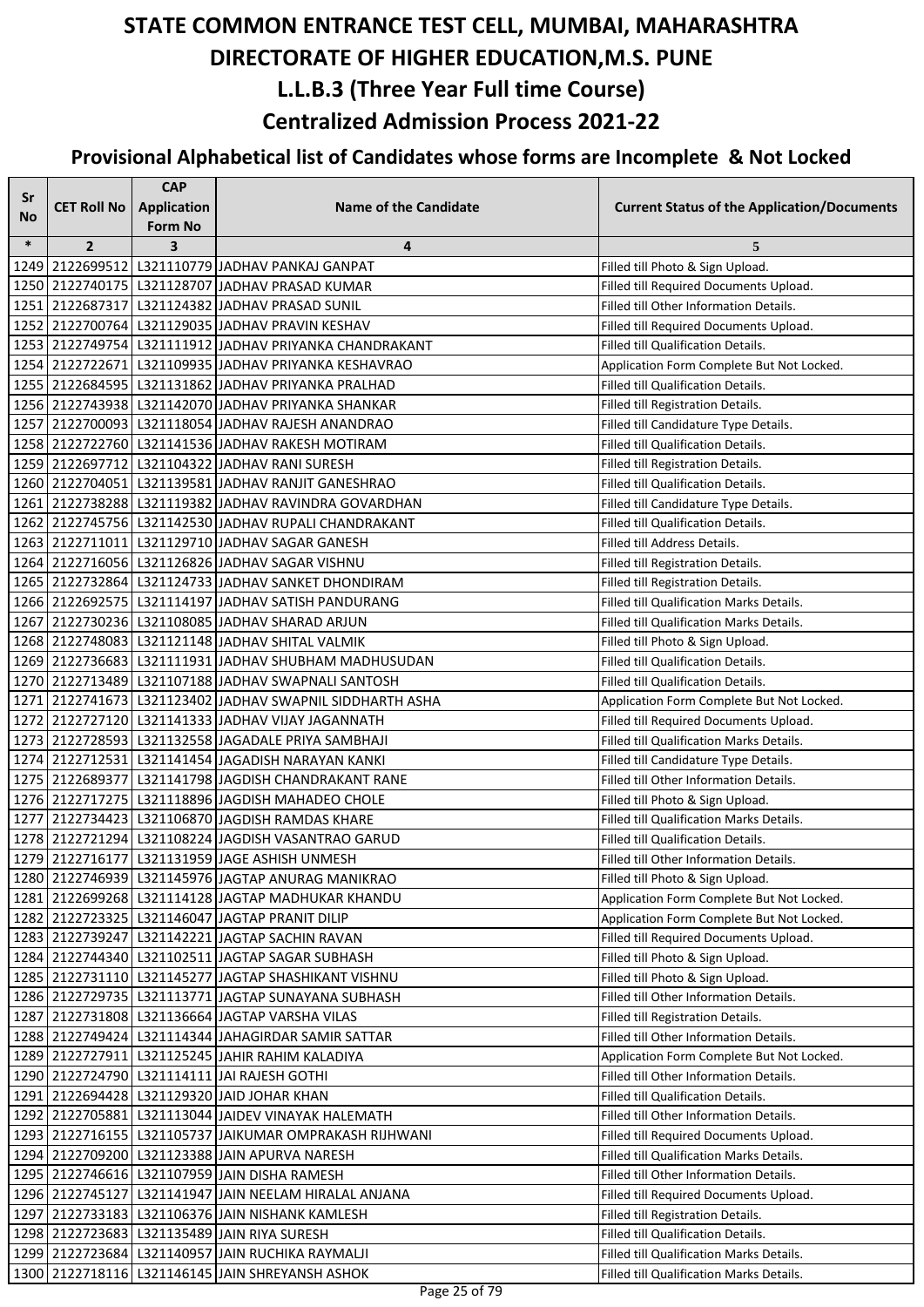# STATE COMMON ENTRANCE TEST CELL, MUMBAI, MAHARASHTRA

# DIRECTORATE OF HIGHER EDUCATION,M.S. PUNE

## L.L.B.3 (Three Year Full time Course)

## Centralized Admission Process 2021-22

### Provisional Alphabetical list of Candidates whose forms are Incomplete & Not Locked

| Sr No | CET Roll No | CAP Application Form No | Name of the Candidate | Current Status of the Application/Documents |
|---|---|---|---|---|
| * | 2 | 3 | 4 | 5 |
| 1249 | 2122699512 | L321110779 | JADHAV PANKAJ GANPAT | Filled till Photo & Sign Upload. |
| 1250 | 2122740175 | L321128707 | JADHAV PRASAD KUMAR | Filled till Required Documents Upload. |
| 1251 | 2122687317 | L321124382 | JADHAV PRASAD SUNIL | Filled till Other Information Details. |
| 1252 | 2122700764 | L321129035 | JADHAV PRAVIN KESHAV | Filled till Required Documents Upload. |
| 1253 | 2122749754 | L321111912 | JADHAV PRIYANKA CHANDRAKANT | Filled till Qualification Details. |
| 1254 | 2122722671 | L321109935 | JADHAV PRIYANKA KESHAVRAO | Application Form Complete But Not Locked. |
| 1255 | 2122684595 | L321131862 | JADHAV PRIYANKA PRALHAD | Filled till Qualification Details. |
| 1256 | 2122743938 | L321142070 | JADHAV PRIYANKA SHANKAR | Filled till Registration Details. |
| 1257 | 2122700093 | L321118054 | JADHAV RAJESH ANANDRAO | Filled till Candidature Type Details. |
| 1258 | 2122722760 | L321141536 | JADHAV RAKESH MOTIRAM | Filled till Qualification Details. |
| 1259 | 2122697712 | L321104322 | JADHAV RANI SURESH | Filled till Registration Details. |
| 1260 | 2122704051 | L321139581 | JADHAV RANJIT GANESHRAO | Filled till Qualification Details. |
| 1261 | 2122738288 | L321119382 | JADHAV RAVINDRA GOVARDHAN | Filled till Candidature Type Details. |
| 1262 | 2122745756 | L321142530 | JADHAV RUPALI CHANDRAKANT | Filled till Qualification Details. |
| 1263 | 2122711011 | L321129710 | JADHAV SAGAR GANESH | Filled till Address Details. |
| 1264 | 2122716056 | L321126826 | JADHAV SAGAR VISHNU | Filled till Registration Details. |
| 1265 | 2122732864 | L321124733 | JADHAV SANKET DHONDIRAM | Filled till Registration Details. |
| 1266 | 2122692575 | L321114197 | JADHAV SATISH PANDURANG | Filled till Qualification Marks Details. |
| 1267 | 2122730236 | L321108085 | JADHAV SHARAD ARJUN | Filled till Qualification Marks Details. |
| 1268 | 2122748083 | L321121148 | JADHAV SHITAL VALMIK | Filled till Photo & Sign Upload. |
| 1269 | 2122736683 | L321111931 | JADHAV SHUBHAM MADHUSUDAN | Filled till Qualification Details. |
| 1270 | 2122713489 | L321107188 | JADHAV SWAPNALI SANTOSH | Filled till Qualification Details. |
| 1271 | 2122741673 | L321123402 | JADHAV SWAPNIL SIDDHARTH ASHA | Application Form Complete But Not Locked. |
| 1272 | 2122727120 | L321141333 | JADHAV VIJAY JAGANNATH | Filled till Required Documents Upload. |
| 1273 | 2122728593 | L321132558 | JAGADALE PRIYA SAMBHAJI | Filled till Qualification Marks Details. |
| 1274 | 2122712531 | L321141454 | JAGADISH NARAYAN KANKI | Filled till Candidature Type Details. |
| 1275 | 2122689377 | L321141798 | JAGDISH CHANDRAKANT RANE | Filled till Other Information Details. |
| 1276 | 2122717275 | L321118896 | JAGDISH MAHADEO CHOLE | Filled till Photo & Sign Upload. |
| 1277 | 2122734423 | L321106870 | JAGDISH RAMDAS KHARE | Filled till Qualification Marks Details. |
| 1278 | 2122721294 | L321108224 | JAGDISH VASANTRAO GARUD | Filled till Qualification Details. |
| 1279 | 2122716177 | L321131959 | JAGE ASHISH UNMESH | Filled till Other Information Details. |
| 1280 | 2122746939 | L321145976 | JAGTAP ANURAG MANIKRAO | Filled till Photo & Sign Upload. |
| 1281 | 2122699268 | L321114128 | JAGTAP MADHUKAR KHANDU | Application Form Complete But Not Locked. |
| 1282 | 2122723325 | L321146047 | JAGTAP PRANIT DILIP | Application Form Complete But Not Locked. |
| 1283 | 2122739247 | L321142221 | JAGTAP SACHIN RAVAN | Filled till Required Documents Upload. |
| 1284 | 2122744340 | L321102511 | JAGTAP SAGAR SUBHASH | Filled till Photo & Sign Upload. |
| 1285 | 2122731110 | L321145277 | JAGTAP SHASHIKANT VISHNU | Filled till Photo & Sign Upload. |
| 1286 | 2122729735 | L321113771 | JAGTAP SUNAYANA SUBHASH | Filled till Other Information Details. |
| 1287 | 2122731808 | L321136664 | JAGTAP VARSHA VILAS | Filled till Registration Details. |
| 1288 | 2122749424 | L321114344 | JAHAGIRDAR SAMIR SATTAR | Filled till Other Information Details. |
| 1289 | 2122727911 | L321125245 | JAHIR RAHIM KALADIYA | Application Form Complete But Not Locked. |
| 1290 | 2122724790 | L321114111 | JAI RAJESH GOTHI | Filled till Other Information Details. |
| 1291 | 2122694428 | L321129320 | JAID JOHAR KHAN | Filled till Qualification Details. |
| 1292 | 2122705881 | L321113044 | JAIDEV VINAYAK HALEMATH | Filled till Other Information Details. |
| 1293 | 2122716155 | L321105737 | JAIKUMAR OMPRAKASH RIJHWANI | Filled till Required Documents Upload. |
| 1294 | 2122709200 | L321123388 | JAIN APURVA NARESH | Filled till Qualification Marks Details. |
| 1295 | 2122746616 | L321107959 | JAIN DISHA RAMESH | Filled till Other Information Details. |
| 1296 | 2122745127 | L321141947 | JAIN NEELAM HIRALAL ANJANA | Filled till Required Documents Upload. |
| 1297 | 2122733183 | L321106376 | JAIN NISHANK KAMLESH | Filled till Registration Details. |
| 1298 | 2122723683 | L321135489 | JAIN RIYA SURESH | Filled till Qualification Details. |
| 1299 | 2122723684 | L321140957 | JAIN RUCHIKA RAYMALJI | Filled till Qualification Marks Details. |
| 1300 | 2122718116 | L321146145 | JAIN SHREYANSH ASHOK | Filled till Qualification Marks Details. |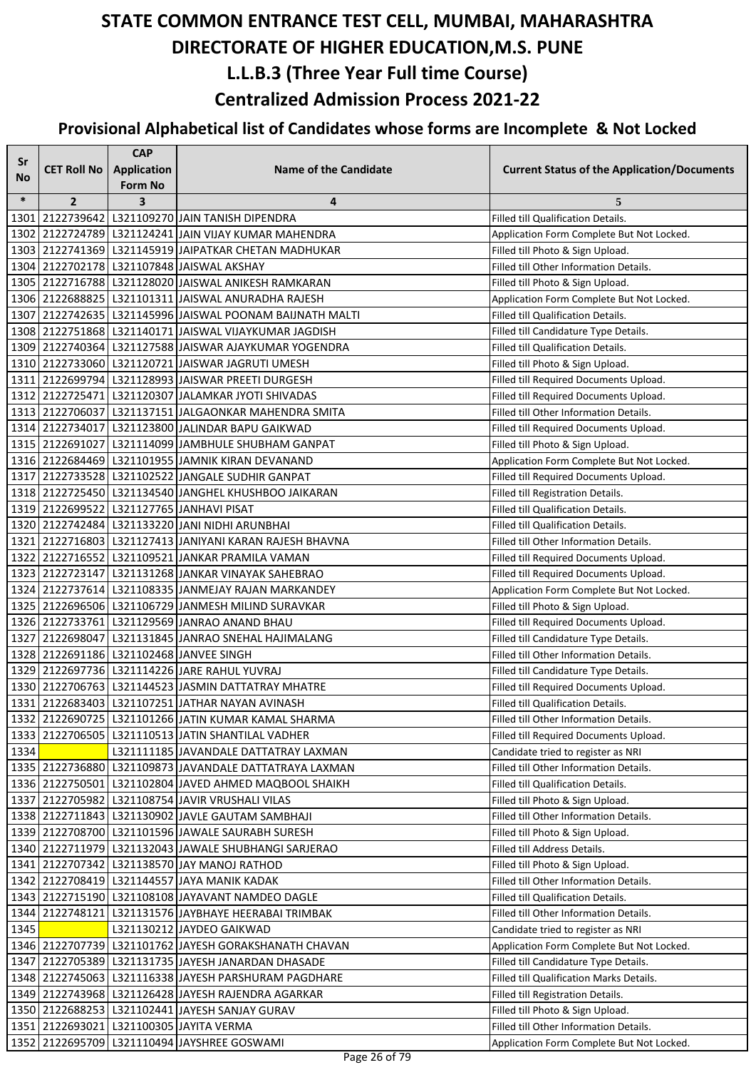# STATE COMMON ENTRANCE TEST CELL, MUMBAI, MAHARASHTRA

# DIRECTORATE OF HIGHER EDUCATION,M.S. PUNE

# L.L.B.3 (Three Year Full time Course)

# Centralized Admission Process 2021-22

## Provisional Alphabetical list of Candidates whose forms are Incomplete & Not Locked

| Sr No | CET Roll No | CAP Application Form No | Name of the Candidate | Current Status of the Application/Documents |
|---|---|---|---|---|
| * | 2 | 3 | 4 | 5 |
| 1301 | 2122739642 | L321109270 | JAIN TANISH DIPENDRA | Filled till Qualification Details. |
| 1302 | 2122724789 | L321124241 | JAIN VIJAY KUMAR MAHENDRA | Application Form Complete But Not Locked. |
| 1303 | 2122741369 | L321145919 | JAIPATKAR CHETAN MADHUKAR | Filled till Photo & Sign Upload. |
| 1304 | 2122702178 | L321107848 | JAISWAL AKSHAY | Filled till Other Information Details. |
| 1305 | 2122716788 | L321128020 | JAISWAL ANIKESH RAMKARAN | Filled till Photo & Sign Upload. |
| 1306 | 2122688825 | L321101311 | JAISWAL ANURADHA RAJESH | Application Form Complete But Not Locked. |
| 1307 | 2122742635 | L321145996 | JAISWAL POONAM BAIJNATH MALTI | Filled till Qualification Details. |
| 1308 | 2122751868 | L321140171 | JAISWAL VIJAYKUMAR JAGDISH | Filled till Candidature Type Details. |
| 1309 | 2122740364 | L321127588 | JAISWAR AJAYKUMAR YOGENDRA | Filled till Qualification Details. |
| 1310 | 2122733060 | L321120721 | JAISWAR JAGRUTI UMESH | Filled till Photo & Sign Upload. |
| 1311 | 2122699794 | L321128993 | JAISWAR PREETI DURGESH | Filled till Required Documents Upload. |
| 1312 | 2122725471 | L321120307 | JALAMKAR JYOTI SHIVADAS | Filled till Required Documents Upload. |
| 1313 | 2122706037 | L321137151 | JALGAONKAR MAHENDRA SMITA | Filled till Other Information Details. |
| 1314 | 2122734017 | L321123800 | JALINDAR BAPU GAIKWAD | Filled till Required Documents Upload. |
| 1315 | 2122691027 | L321114099 | JAMBHULE SHUBHAM GANPAT | Filled till Photo & Sign Upload. |
| 1316 | 2122684469 | L321101955 | JAMNIK KIRAN DEVANAND | Application Form Complete But Not Locked. |
| 1317 | 2122733528 | L321102522 | JANGALE SUDHIR GANPAT | Filled till Required Documents Upload. |
| 1318 | 2122725450 | L321134540 | JANGHEL KHUSHBOO JAIKARAN | Filled till Registration Details. |
| 1319 | 2122699522 | L321127765 | JANHAVI PISAT | Filled till Qualification Details. |
| 1320 | 2122742484 | L321133220 | JANI NIDHI ARUNBHAI | Filled till Qualification Details. |
| 1321 | 2122716803 | L321127413 | JANIYANI KARAN RAJESH BHAVNA | Filled till Other Information Details. |
| 1322 | 2122716552 | L321109521 | JANKAR PRAMILA VAMAN | Filled till Required Documents Upload. |
| 1323 | 2122723147 | L321131268 | JANKAR VINAYAK SAHEBRAO | Filled till Required Documents Upload. |
| 1324 | 2122737614 | L321108335 | JANMEJAY RAJAN MARKANDEY | Application Form Complete But Not Locked. |
| 1325 | 2122696506 | L321106729 | JANMESH MILIND SURAVKAR | Filled till Photo & Sign Upload. |
| 1326 | 2122733761 | L321129569 | JANRAO ANAND BHAU | Filled till Required Documents Upload. |
| 1327 | 2122698047 | L321131845 | JANRAO SNEHAL HAJIMALANG | Filled till Candidature Type Details. |
| 1328 | 2122691186 | L321102468 | JANVEE SINGH | Filled till Other Information Details. |
| 1329 | 2122697736 | L321114226 | JARE RAHUL YUVRAJ | Filled till Candidature Type Details. |
| 1330 | 2122706763 | L321144523 | JASMIN DATTATRAY MHATRE | Filled till Required Documents Upload. |
| 1331 | 2122683403 | L321107251 | JATHAR NAYAN AVINASH | Filled till Qualification Details. |
| 1332 | 2122690725 | L321101266 | JATIN KUMAR KAMAL SHARMA | Filled till Other Information Details. |
| 1333 | 2122706505 | L321110513 | JATIN SHANTILAL VADHER | Filled till Required Documents Upload. |
| 1334 | | L321111185 | JAVANDALE DATTATRAY LAXMAN | Candidate tried to register as NRI |
| 1335 | 2122736880 | L321109873 | JAVANDALE DATTATRAYA LAXMAN | Filled till Other Information Details. |
| 1336 | 2122750501 | L321102804 | JAVED AHMED MAQBOOL SHAIKH | Filled till Qualification Details. |
| 1337 | 2122705982 | L321108754 | JAVIR VRUSHALI VILAS | Filled till Photo & Sign Upload. |
| 1338 | 2122711843 | L321130902 | JAVLE GAUTAM SAMBHAJI | Filled till Other Information Details. |
| 1339 | 2122708700 | L321101596 | JAWALE SAURABH SURESH | Filled till Photo & Sign Upload. |
| 1340 | 2122711979 | L321132043 | JAWALE SHUBHANGI SARJERAO | Filled till Address Details. |
| 1341 | 2122707342 | L321138570 | JAY MANOJ RATHOD | Filled till Photo & Sign Upload. |
| 1342 | 2122708419 | L321144557 | JAYA MANIK KADAK | Filled till Other Information Details. |
| 1343 | 2122715190 | L321108108 | JAYAVANT NAMDEO DAGLE | Filled till Qualification Details. |
| 1344 | 2122748121 | L321131576 | JAYBHAYE HEERABAI TRIMBAK | Filled till Other Information Details. |
| 1345 | | L321130212 | JAYDEO GAIKWAD | Candidate tried to register as NRI |
| 1346 | 2122707739 | L321101762 | JAYESH GORAKSHANATH CHAVAN | Application Form Complete But Not Locked. |
| 1347 | 2122705389 | L321131735 | JAYESH JANARDAN DHASADE | Filled till Candidature Type Details. |
| 1348 | 2122745063 | L321116338 | JAYESH PARSHURAM PAGDHARE | Filled till Qualification Marks Details. |
| 1349 | 2122743968 | L321126428 | JAYESH RAJENDRA AGARKAR | Filled till Registration Details. |
| 1350 | 2122688253 | L321102441 | JAYESH SANJAY GURAV | Filled till Photo & Sign Upload. |
| 1351 | 2122693021 | L321100305 | JAYITA VERMA | Filled till Other Information Details. |
| 1352 | 2122695709 | L321110494 | JAYSHREE GOSWAMI | Application Form Complete But Not Locked. |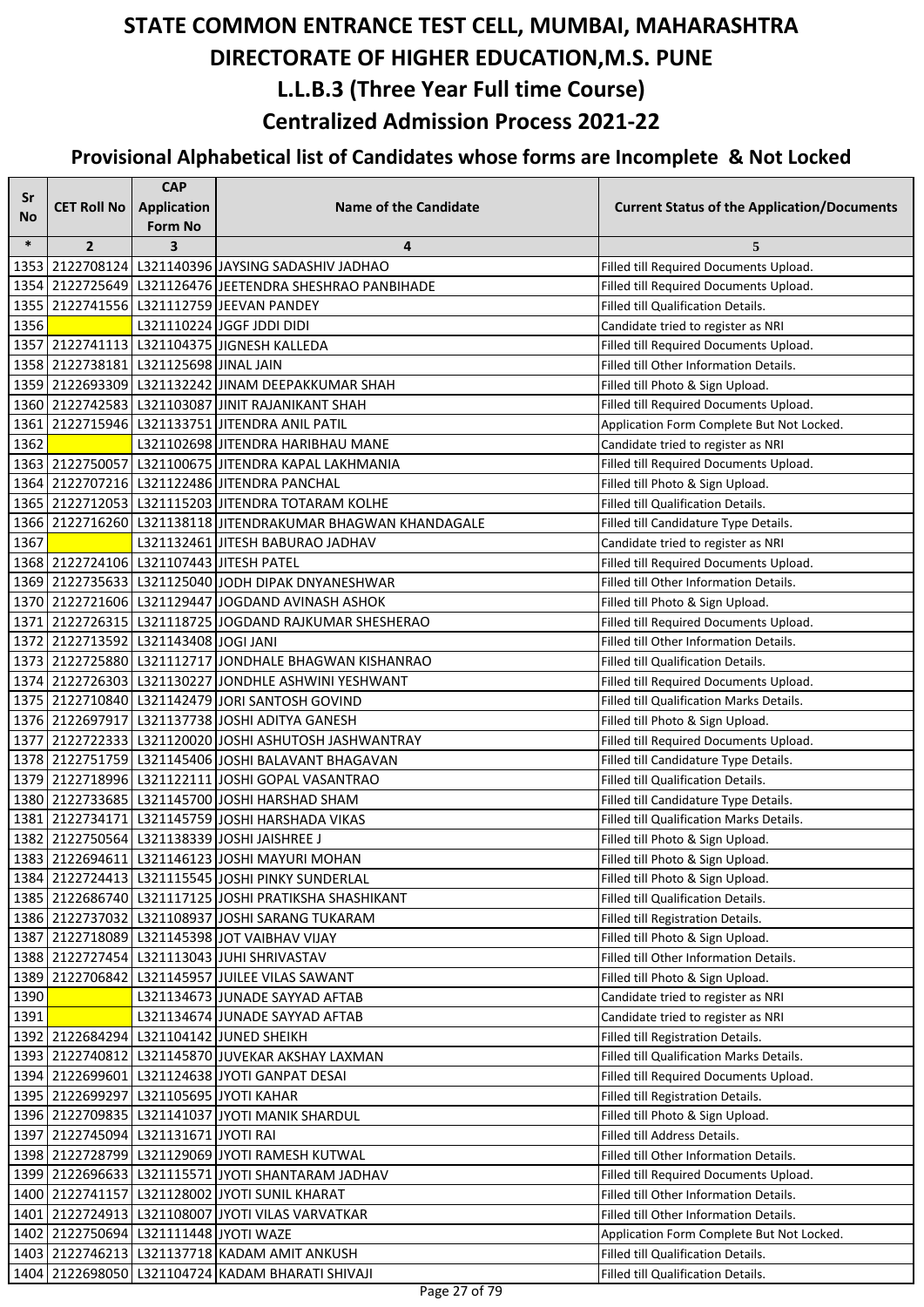# STATE COMMON ENTRANCE TEST CELL, MUMBAI, MAHARASHTRA
# DIRECTORATE OF HIGHER EDUCATION,M.S. PUNE
## L.L.B.3 (Three Year Full time Course)
## Centralized Admission Process 2021-22
### Provisional Alphabetical list of Candidates whose forms are Incomplete & Not Locked

| Sr No | CET Roll No | CAP Application Form No | Name of the Candidate | Current Status of the Application/Documents |
|---|---|---|---|---|
| * | 2 | 3 | 4 | 5 |
| 1353 | 2122708124 | L321140396 | JAYSING SADASHIV JADHAO | Filled till Required Documents Upload. |
| 1354 | 2122725649 | L321126476 | JEETENDRA SHESHRAO PANBIHADE | Filled till Required Documents Upload. |
| 1355 | 2122741556 | L321112759 | JEEVAN PANDEY | Filled till Qualification Details. |
| 1356 | | L321110224 | JGGF JDDI DIDI | Candidate tried to register as NRI |
| 1357 | 2122741113 | L321104375 | JIGNESH KALLEDA | Filled till Required Documents Upload. |
| 1358 | 2122738181 | L321125698 | JINAL JAIN | Filled till Other Information Details. |
| 1359 | 2122693309 | L321132242 | JINAM DEEPAKKUMAR SHAH | Filled till Photo & Sign Upload. |
| 1360 | 2122742583 | L321103087 | JINIT RAJANIKANT SHAH | Filled till Required Documents Upload. |
| 1361 | 2122715946 | L321133751 | JITENDRA ANIL PATIL | Application Form Complete But Not Locked. |
| 1362 | | L321102698 | JITENDRA HARIBHAU MANE | Candidate tried to register as NRI |
| 1363 | 2122750057 | L321100675 | JITENDRA KAPAL LAKHMANIA | Filled till Required Documents Upload. |
| 1364 | 2122707216 | L321122486 | JITENDRA PANCHAL | Filled till Photo & Sign Upload. |
| 1365 | 2122712053 | L321115203 | JITENDRA TOTARAM KOLHE | Filled till Qualification Details. |
| 1366 | 2122716260 | L321138118 | JITENDRAKUMAR BHAGWAN KHANDAGALE | Filled till Candidature Type Details. |
| 1367 | | L321132461 | JITESH BABURAO JADHAV | Candidate tried to register as NRI |
| 1368 | 2122724106 | L321107443 | JITESH PATEL | Filled till Required Documents Upload. |
| 1369 | 2122735633 | L321125040 | JODH DIPAK DNYANESHWAR | Filled till Other Information Details. |
| 1370 | 2122721606 | L321129447 | JOGDAND AVINASH ASHOK | Filled till Photo & Sign Upload. |
| 1371 | 2122726315 | L321118725 | JOGDAND RAJKUMAR SHESHERAO | Filled till Required Documents Upload. |
| 1372 | 2122713592 | L321143408 | JOGI JANI | Filled till Other Information Details. |
| 1373 | 2122725880 | L321112717 | JONDHALE BHAGWAN KISHANRAO | Filled till Qualification Details. |
| 1374 | 2122726303 | L321130227 | JONDHLE ASHWINI YESHWANT | Filled till Required Documents Upload. |
| 1375 | 2122710840 | L321142479 | JORI SANTOSH GOVIND | Filled till Qualification Marks Details. |
| 1376 | 2122697917 | L321137738 | JOSHI ADITYA GANESH | Filled till Photo & Sign Upload. |
| 1377 | 2122722333 | L321120020 | JOSHI ASHUTOSH JASHWANTRAY | Filled till Required Documents Upload. |
| 1378 | 2122751759 | L321145406 | JOSHI BALAVANT BHAGAVAN | Filled till Candidature Type Details. |
| 1379 | 2122718996 | L321122111 | JOSHI GOPAL VASANTRAO | Filled till Qualification Details. |
| 1380 | 2122733685 | L321145700 | JOSHI HARSHAD SHAM | Filled till Candidature Type Details. |
| 1381 | 2122734171 | L321145759 | JOSHI HARSHADA VIKAS | Filled till Qualification Marks Details. |
| 1382 | 2122750564 | L321138339 | JOSHI JAISHREE J | Filled till Photo & Sign Upload. |
| 1383 | 2122694611 | L321146123 | JOSHI MAYURI MOHAN | Filled till Photo & Sign Upload. |
| 1384 | 2122724413 | L321115545 | JOSHI PINKY SUNDERLAL | Filled till Photo & Sign Upload. |
| 1385 | 2122686740 | L321117125 | JOSHI PRATIKSHA SHASHIKANT | Filled till Qualification Details. |
| 1386 | 2122737032 | L321108937 | JOSHI SARANG TUKARAM | Filled till Registration Details. |
| 1387 | 2122718089 | L321145398 | JOT VAIBHAV VIJAY | Filled till Photo & Sign Upload. |
| 1388 | 2122727454 | L321113043 | JUHI SHRIVASTAV | Filled till Other Information Details. |
| 1389 | 2122706842 | L321145957 | JUILEE VILAS SAWANT | Filled till Photo & Sign Upload. |
| 1390 | | L321134673 | JUNADE SAYYAD AFTAB | Candidate tried to register as NRI |
| 1391 | | L321134674 | JUNADE SAYYAD AFTAB | Candidate tried to register as NRI |
| 1392 | 2122684294 | L321104142 | JUNED SHEIKH | Filled till Registration Details. |
| 1393 | 2122740812 | L321145870 | JUVEKAR AKSHAY LAXMAN | Filled till Qualification Marks Details. |
| 1394 | 2122699601 | L321124638 | JYOTI GANPAT DESAI | Filled till Required Documents Upload. |
| 1395 | 2122699297 | L321105695 | JYOTI KAHAR | Filled till Registration Details. |
| 1396 | 2122709835 | L321141037 | JYOTI MANIK SHARDUL | Filled till Photo & Sign Upload. |
| 1397 | 2122745094 | L321131671 | JYOTI RAI | Filled till Address Details. |
| 1398 | 2122728799 | L321129069 | JYOTI RAMESH KUTWAL | Filled till Other Information Details. |
| 1399 | 2122696633 | L321115571 | JYOTI SHANTARAM JADHAV | Filled till Required Documents Upload. |
| 1400 | 2122741157 | L321128002 | JYOTI SUNIL KHARAT | Filled till Other Information Details. |
| 1401 | 2122724913 | L321108007 | JYOTI VILAS VARVATKAR | Filled till Other Information Details. |
| 1402 | 2122750694 | L321111448 | JYOTI WAZE | Application Form Complete But Not Locked. |
| 1403 | 2122746213 | L321137718 | KADAM AMIT ANKUSH | Filled till Qualification Details. |
| 1404 | 2122698050 | L321104724 | KADAM BHARATI SHIVAJI | Filled till Qualification Details. |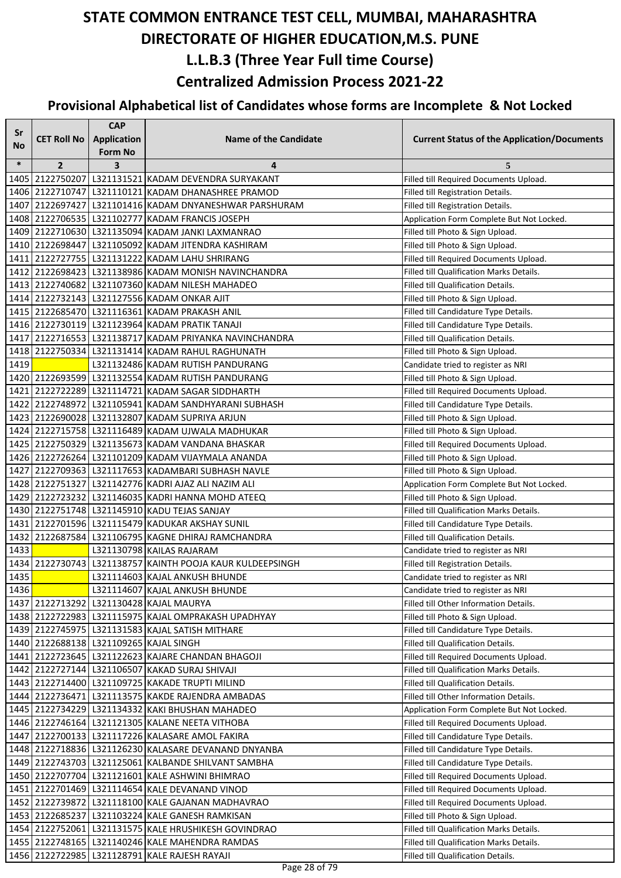# STATE COMMON ENTRANCE TEST CELL, MUMBAI, MAHARASHTRA

# DIRECTORATE OF HIGHER EDUCATION,M.S. PUNE

## L.L.B.3 (Three Year Full time Course)

## Centralized Admission Process 2021-22

### Provisional Alphabetical list of Candidates whose forms are Incomplete & Not Locked

| Sr No | CET Roll No | CAP Application Form No | Name of the Candidate | Current Status of the Application/Documents |
|---|---|---|---|---|
| * | 2 | 3 | 4 | 5 |
| 1405 | 2122750207 | L321131521 | KADAM DEVENDRA SURYAKANT | Filled till Required Documents Upload. |
| 1406 | 2122710747 | L321110121 | KADAM DHANASHREE PRAMOD | Filled till Registration Details. |
| 1407 | 2122697427 | L321101416 | KADAM DNYANESHWAR PARSHURAM | Filled till Registration Details. |
| 1408 | 2122706535 | L321102777 | KADAM FRANCIS JOSEPH | Application Form Complete But Not Locked. |
| 1409 | 2122710630 | L321135094 | KADAM JANKI LAXMANRAO | Filled till Photo & Sign Upload. |
| 1410 | 2122698447 | L321105092 | KADAM JITENDRA KASHIRAM | Filled till Photo & Sign Upload. |
| 1411 | 2122727755 | L321131222 | KADAM LAHU SHRIRANG | Filled till Required Documents Upload. |
| 1412 | 2122698423 | L321138986 | KADAM MONISH NAVINCHANDRA | Filled till Qualification Marks Details. |
| 1413 | 2122740682 | L321107360 | KADAM NILESH MAHADEO | Filled till Qualification Details. |
| 1414 | 2122732143 | L321127556 | KADAM ONKAR AJIT | Filled till Photo & Sign Upload. |
| 1415 | 2122685470 | L321116361 | KADAM PRAKASH ANIL | Filled till Candidature Type Details. |
| 1416 | 2122730119 | L321123964 | KADAM PRATIK TANAJI | Filled till Candidature Type Details. |
| 1417 | 2122716553 | L321138717 | KADAM PRIYANKA NAVINCHANDRA | Filled till Qualification Details. |
| 1418 | 2122750334 | L321131414 | KADAM RAHUL RAGHUNATH | Filled till Photo & Sign Upload. |
| 1419 | | L321132486 | KADAM RUTISH PANDURANG | Candidate tried to register as NRI |
| 1420 | 2122693599 | L321132554 | KADAM RUTISH PANDURANG | Filled till Photo & Sign Upload. |
| 1421 | 2122722289 | L321114721 | KADAM SAGAR SIDDHARTH | Filled till Required Documents Upload. |
| 1422 | 2122748972 | L321105941 | KADAM SANDHYARANI SUBHASH | Filled till Candidature Type Details. |
| 1423 | 2122690028 | L321132807 | KADAM SUPRIYA ARJUN | Filled till Photo & Sign Upload. |
| 1424 | 2122715758 | L321116489 | KADAM UJWALA MADHUKAR | Filled till Photo & Sign Upload. |
| 1425 | 2122750329 | L321135673 | KADAM VANDANA BHASKAR | Filled till Required Documents Upload. |
| 1426 | 2122726264 | L321101209 | KADAM VIJAYMALA ANANDA | Filled till Photo & Sign Upload. |
| 1427 | 2122709363 | L321117653 | KADAMBARI SUBHASH NAVLE | Filled till Photo & Sign Upload. |
| 1428 | 2122751327 | L321142776 | KADRI AJAZ ALI NAZIM ALI | Application Form Complete But Not Locked. |
| 1429 | 2122723232 | L321146035 | KADRI HANNA MOHD ATEEQ | Filled till Photo & Sign Upload. |
| 1430 | 2122751748 | L321145910 | KADU TEJAS SANJAY | Filled till Qualification Marks Details. |
| 1431 | 2122701596 | L321115479 | KADUKAR AKSHAY SUNIL | Filled till Candidature Type Details. |
| 1432 | 2122687584 | L321106795 | KAGNE DHIRAJ RAMCHANDRA | Filled till Qualification Details. |
| 1433 | | L321130798 | KAILAS RAJARAM | Candidate tried to register as NRI |
| 1434 | 2122730743 | L321138757 | KAINTH POOJA KAUR KULDEEPSINGH | Filled till Registration Details. |
| 1435 | | L321114603 | KAJAL ANKUSH BHUNDE | Candidate tried to register as NRI |
| 1436 | | L321114607 | KAJAL ANKUSH BHUNDE | Candidate tried to register as NRI |
| 1437 | 2122713292 | L321130428 | KAJAL MAURYA | Filled till Other Information Details. |
| 1438 | 2122722983 | L321115975 | KAJAL OMPRAKASH UPADHYAY | Filled till Photo & Sign Upload. |
| 1439 | 2122745975 | L321131583 | KAJAL SATISH MITHARE | Filled till Candidature Type Details. |
| 1440 | 2122688138 | L321109265 | KAJAL SINGH | Filled till Qualification Details. |
| 1441 | 2122723645 | L321122623 | KAJARE CHANDAN BHAGOJI | Filled till Required Documents Upload. |
| 1442 | 2122727144 | L321106507 | KAKAD SURAJ SHIVAJI | Filled till Qualification Marks Details. |
| 1443 | 2122714400 | L321109725 | KAKADE TRUPTI MILIND | Filled till Qualification Details. |
| 1444 | 2122736471 | L321113575 | KAKDE RAJENDRA AMBADAS | Filled till Other Information Details. |
| 1445 | 2122734229 | L321134332 | KAKI BHUSHAN MAHADEO | Application Form Complete But Not Locked. |
| 1446 | 2122746164 | L321121305 | KALANE NEETA VITHOBA | Filled till Required Documents Upload. |
| 1447 | 2122700133 | L321117226 | KALASARE AMOL FAKIRA | Filled till Candidature Type Details. |
| 1448 | 2122718836 | L321126230 | KALASARE DEVANAND DNYANBA | Filled till Candidature Type Details. |
| 1449 | 2122743703 | L321125061 | KALBANDE SHILVANT SAMBHA | Filled till Candidature Type Details. |
| 1450 | 2122707704 | L321121601 | KALE ASHWINI BHIMRAO | Filled till Required Documents Upload. |
| 1451 | 2122701469 | L321114654 | KALE DEVANAND VINOD | Filled till Required Documents Upload. |
| 1452 | 2122739872 | L321118100 | KALE GAJANAN MADHAVRAO | Filled till Required Documents Upload. |
| 1453 | 2122685237 | L321103224 | KALE GANESH RAMKISAN | Filled till Photo & Sign Upload. |
| 1454 | 2122752061 | L321131575 | KALE HRUSHIKESH GOVINDRAO | Filled till Qualification Marks Details. |
| 1455 | 2122748165 | L321140246 | KALE MAHENDRA RAMDAS | Filled till Qualification Marks Details. |
| 1456 | 2122722985 | L321128791 | KALE RAJESH RAYAJI | Filled till Qualification Details. |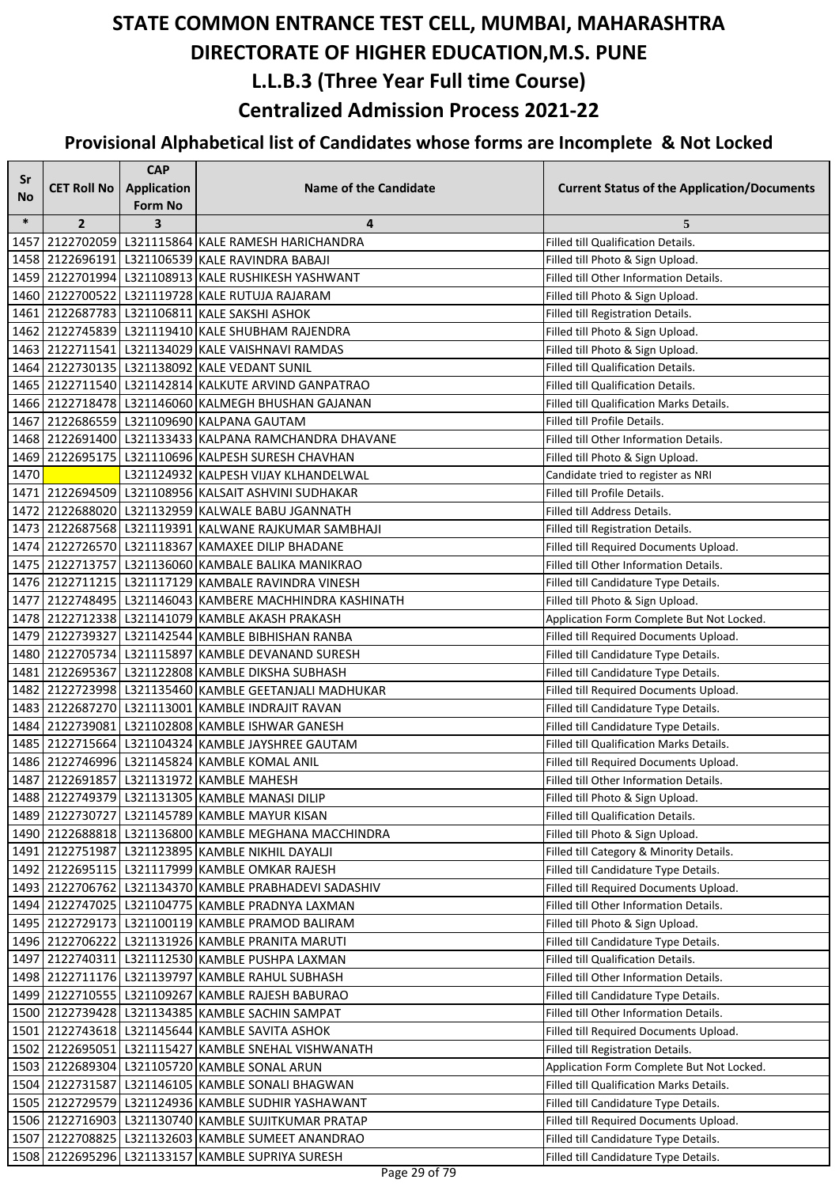# STATE COMMON ENTRANCE TEST CELL, MUMBAI, MAHARASHTRA

# DIRECTORATE OF HIGHER EDUCATION,M.S. PUNE

## L.L.B.3 (Three Year Full time Course)

## Centralized Admission Process 2021-22

### Provisional Alphabetical list of Candidates whose forms are Incomplete & Not Locked

| Sr No | CET Roll No | CAP Application Form No | Name of the Candidate | Current Status of the Application/Documents |
|---|---|---|---|---|
| * | 2 | 3 | 4 | 5 |
| 1457 | 2122702059 | L321115864 | KALE RAMESH HARICHANDRA | Filled till Qualification Details. |
| 1458 | 2122696191 | L321106539 | KALE RAVINDRA BABAJI | Filled till Photo & Sign Upload. |
| 1459 | 2122701994 | L321108913 | KALE RUSHIKESH YASHWANT | Filled till Other Information Details. |
| 1460 | 2122700522 | L321119728 | KALE RUTUJA RAJARAM | Filled till Photo & Sign Upload. |
| 1461 | 2122687783 | L321106811 | KALE SAKSHI ASHOK | Filled till Registration Details. |
| 1462 | 2122745839 | L321119410 | KALE SHUBHAM RAJENDRA | Filled till Photo & Sign Upload. |
| 1463 | 2122711541 | L321134029 | KALE VAISHNAVI RAMDAS | Filled till Photo & Sign Upload. |
| 1464 | 2122730135 | L321138092 | KALE VEDANT SUNIL | Filled till Qualification Details. |
| 1465 | 2122711540 | L321142814 | KALKUTE ARVIND GANPATRAO | Filled till Qualification Details. |
| 1466 | 2122718478 | L321146060 | KALMEGH BHUSHAN GAJANAN | Filled till Qualification Marks Details. |
| 1467 | 2122686559 | L321109690 | KALPANA GAUTAM | Filled till Profile Details. |
| 1468 | 2122691400 | L321133433 | KALPANA RAMCHANDRA DHAVANE | Filled till Other Information Details. |
| 1469 | 2122695175 | L321110696 | KALPESH SURESH CHAVHAN | Filled till Photo & Sign Upload. |
| 1470 | | L321124932 | KALPESH VIJAY KLHANDELWAL | Candidate tried to register as NRI |
| 1471 | 2122694509 | L321108956 | KALSAIT ASHVINI SUDHAKAR | Filled till Profile Details. |
| 1472 | 2122688020 | L321132959 | KALWALE BABU JGANNATH | Filled till Address Details. |
| 1473 | 2122687568 | L321119391 | KALWANE RAJKUMAR SAMBHAJI | Filled till Registration Details. |
| 1474 | 2122726570 | L321118367 | KAMAXEE DILIP BHADANE | Filled till Required Documents Upload. |
| 1475 | 2122713757 | L321136060 | KAMBALE BALIKA MANIKRAO | Filled till Other Information Details. |
| 1476 | 2122711215 | L321117129 | KAMBALE RAVINDRA VINESH | Filled till Candidature Type Details. |
| 1477 | 2122748495 | L321146043 | KAMBERE MACHHINDRA KASHINATH | Filled till Photo & Sign Upload. |
| 1478 | 2122712338 | L321141079 | KAMBLE AKASH PRAKASH | Application Form Complete But Not Locked. |
| 1479 | 2122739327 | L321142544 | KAMBLE BIBHISHAN RANBA | Filled till Required Documents Upload. |
| 1480 | 2122705734 | L321115897 | KAMBLE DEVANAND SURESH | Filled till Candidature Type Details. |
| 1481 | 2122695367 | L321122808 | KAMBLE DIKSHA SUBHASH | Filled till Candidature Type Details. |
| 1482 | 2122723998 | L321135460 | KAMBLE GEETANJALI MADHUKAR | Filled till Required Documents Upload. |
| 1483 | 2122687270 | L321113001 | KAMBLE INDRAJIT RAVAN | Filled till Candidature Type Details. |
| 1484 | 2122739081 | L321102808 | KAMBLE ISHWAR GANESH | Filled till Candidature Type Details. |
| 1485 | 2122715664 | L321104324 | KAMBLE JAYSHREE GAUTAM | Filled till Qualification Marks Details. |
| 1486 | 2122746996 | L321145824 | KAMBLE KOMAL ANIL | Filled till Required Documents Upload. |
| 1487 | 2122691857 | L321131972 | KAMBLE MAHESH | Filled till Other Information Details. |
| 1488 | 2122749379 | L321131305 | KAMBLE MANASI DILIP | Filled till Photo & Sign Upload. |
| 1489 | 2122730727 | L321145789 | KAMBLE MAYUR KISAN | Filled till Qualification Details. |
| 1490 | 2122688818 | L321136800 | KAMBLE MEGHANA MACCHINDRA | Filled till Photo & Sign Upload. |
| 1491 | 2122751987 | L321123895 | KAMBLE NIKHIL DAYALJI | Filled till Category & Minority Details. |
| 1492 | 2122695115 | L321117999 | KAMBLE OMKAR RAJESH | Filled till Candidature Type Details. |
| 1493 | 2122706762 | L321134370 | KAMBLE PRABHADEVI SADASHIV | Filled till Required Documents Upload. |
| 1494 | 2122747025 | L321104775 | KAMBLE PRADNYA LAXMAN | Filled till Other Information Details. |
| 1495 | 2122729173 | L321100119 | KAMBLE PRAMOD BALIRAM | Filled till Photo & Sign Upload. |
| 1496 | 2122706222 | L321131926 | KAMBLE PRANITA MARUTI | Filled till Candidature Type Details. |
| 1497 | 2122740311 | L321112530 | KAMBLE PUSHPA LAXMAN | Filled till Qualification Details. |
| 1498 | 2122711176 | L321139797 | KAMBLE RAHUL SUBHASH | Filled till Other Information Details. |
| 1499 | 2122710555 | L321109267 | KAMBLE RAJESH BABURAO | Filled till Candidature Type Details. |
| 1500 | 2122739428 | L321134385 | KAMBLE SACHIN SAMPAT | Filled till Other Information Details. |
| 1501 | 2122743618 | L321145644 | KAMBLE SAVITA ASHOK | Filled till Required Documents Upload. |
| 1502 | 2122695051 | L321115427 | KAMBLE SNEHAL VISHWANATH | Filled till Registration Details. |
| 1503 | 2122689304 | L321105720 | KAMBLE SONAL ARUN | Application Form Complete But Not Locked. |
| 1504 | 2122731587 | L321146105 | KAMBLE SONALI BHAGWAN | Filled till Qualification Marks Details. |
| 1505 | 2122729579 | L321124936 | KAMBLE SUDHIR YASHAWANT | Filled till Candidature Type Details. |
| 1506 | 2122716903 | L321130740 | KAMBLE SUJITKUMAR PRATAP | Filled till Required Documents Upload. |
| 1507 | 2122708825 | L321132603 | KAMBLE SUMEET ANANDRAO | Filled till Candidature Type Details. |
| 1508 | 2122695296 | L321133157 | KAMBLE SUPRIYA SURESH | Filled till Candidature Type Details. |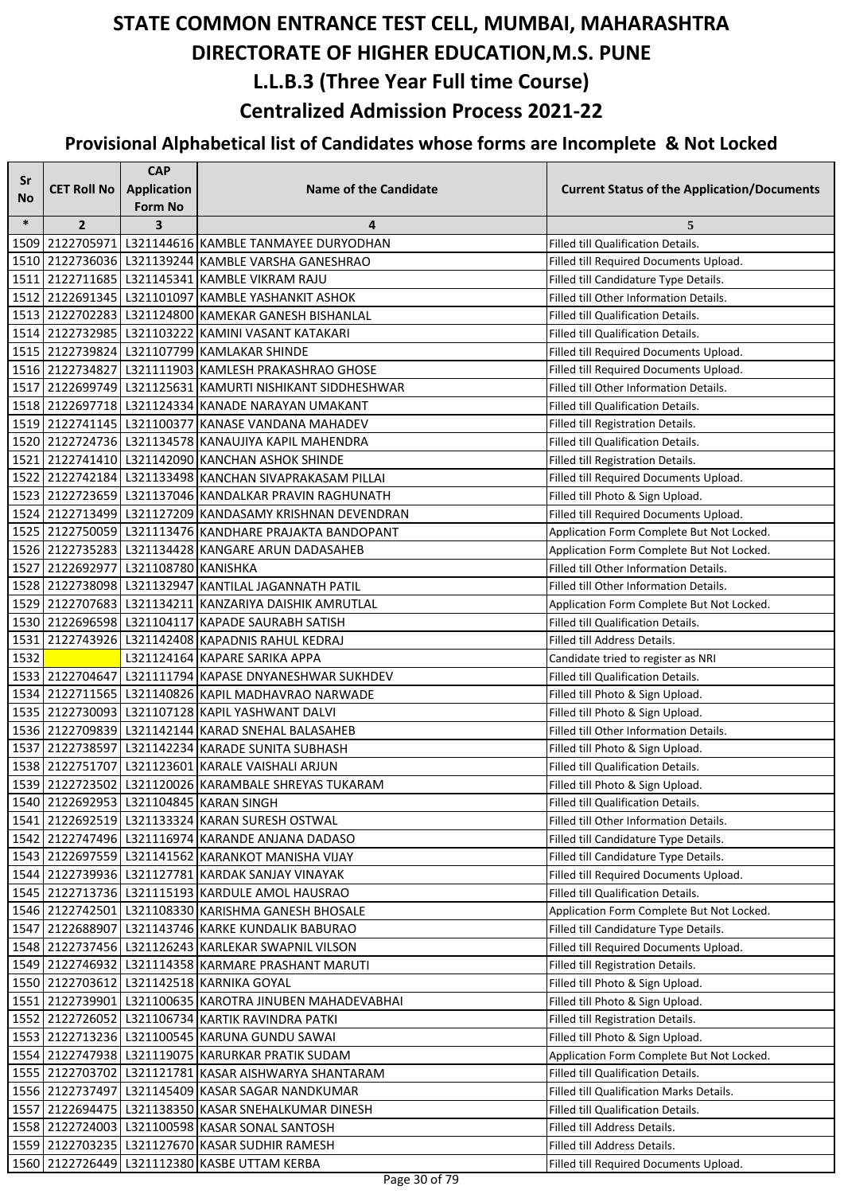# STATE COMMON ENTRANCE TEST CELL, MUMBAI, MAHARASHTRA
# DIRECTORATE OF HIGHER EDUCATION,M.S. PUNE
## L.L.B.3 (Three Year Full time Course)
## Centralized Admission Process 2021-22
### Provisional Alphabetical list of Candidates whose forms are Incomplete & Not Locked

| Sr No | CET Roll No | CAP Application Form No | Name of the Candidate | Current Status of the Application/Documents |
|---|---|---|---|---|
| * | 2 | 3 | 4 | 5 |
| 1509 | 2122705971 | L321144616 | KAMBLE TANMAYEE DURYODHAN | Filled till Qualification Details. |
| 1510 | 2122736036 | L321139244 | KAMBLE VARSHA GANESHRAO | Filled till Required Documents Upload. |
| 1511 | 2122711685 | L321145341 | KAMBLE VIKRAM RAJU | Filled till Candidature Type Details. |
| 1512 | 2122691345 | L321101097 | KAMBLE YASHANKIT ASHOK | Filled till Other Information Details. |
| 1513 | 2122702283 | L321124800 | KAMEKAR GANESH BISHANLAL | Filled till Qualification Details. |
| 1514 | 2122732985 | L321103222 | KAMINI VASANT KATAKARI | Filled till Qualification Details. |
| 1515 | 2122739824 | L321107799 | KAMLAKAR SHINDE | Filled till Required Documents Upload. |
| 1516 | 2122734827 | L321111903 | KAMLESH PRAKASHRAO GHOSE | Filled till Required Documents Upload. |
| 1517 | 2122699749 | L321125631 | KAMURTI NISHIKANT SIDDHESHWAR | Filled till Other Information Details. |
| 1518 | 2122697718 | L321124334 | KANADE NARAYAN UMAKANT | Filled till Qualification Details. |
| 1519 | 2122741145 | L321100377 | KANASE VANDANA MAHADEV | Filled till Registration Details. |
| 1520 | 2122724736 | L321134578 | KANAUJIYA KAPIL MAHENDRA | Filled till Qualification Details. |
| 1521 | 2122741410 | L321142090 | KANCHAN ASHOK SHINDE | Filled till Registration Details. |
| 1522 | 2122742184 | L321133498 | KANCHAN SIVAPRAKASAM PILLAI | Filled till Required Documents Upload. |
| 1523 | 2122723659 | L321137046 | KANDALKAR PRAVIN RAGHUNATH | Filled till Photo & Sign Upload. |
| 1524 | 2122713499 | L321127209 | KANDASAMY KRISHNAN DEVENDRAN | Filled till Required Documents Upload. |
| 1525 | 2122750059 | L321113476 | KANDHARE PRAJAKTA BANDOPANT | Application Form Complete But Not Locked. |
| 1526 | 2122735283 | L321134428 | KANGARE ARUN DADASAHEB | Application Form Complete But Not Locked. |
| 1527 | 2122692977 | L321108780 | KANISHKA | Filled till Other Information Details. |
| 1528 | 2122738098 | L321132947 | KANTILAL JAGANNATH PATIL | Filled till Other Information Details. |
| 1529 | 2122707683 | L321134211 | KANZARIYA DAISHIK AMRUTLAL | Application Form Complete But Not Locked. |
| 1530 | 2122696598 | L321104117 | KAPADE SAURABH SATISH | Filled till Qualification Details. |
| 1531 | 2122743926 | L321142408 | KAPADNIS RAHUL KEDRAJ | Filled till Address Details. |
| 1532 | | L321124164 | KAPARE SARIKA APPA | Candidate tried to register as NRI |
| 1533 | 2122704647 | L321111794 | KAPASE DNYANESHWAR SUKHDEV | Filled till Qualification Details. |
| 1534 | 2122711565 | L321140826 | KAPIL MADHAVRAO NARWADE | Filled till Photo & Sign Upload. |
| 1535 | 2122730093 | L321107128 | KAPIL YASHWANT DALVI | Filled till Photo & Sign Upload. |
| 1536 | 2122709839 | L321142144 | KARAD SNEHAL BALASAHEB | Filled till Other Information Details. |
| 1537 | 2122738597 | L321142234 | KARADE SUNITA SUBHASH | Filled till Photo & Sign Upload. |
| 1538 | 2122751707 | L321123601 | KARALE VAISHALI ARJUN | Filled till Qualification Details. |
| 1539 | 2122723502 | L321120026 | KARAMBALE SHREYAS TUKARAM | Filled till Photo & Sign Upload. |
| 1540 | 2122692953 | L321104845 | KARAN SINGH | Filled till Qualification Details. |
| 1541 | 2122692519 | L321133324 | KARAN SURESH OSTWAL | Filled till Other Information Details. |
| 1542 | 2122747496 | L321116974 | KARANDE ANJANA DADASO | Filled till Candidature Type Details. |
| 1543 | 2122697559 | L321141562 | KARANKOT MANISHA VIJAY | Filled till Candidature Type Details. |
| 1544 | 2122739936 | L321127781 | KARDAK SANJAY VINAYAK | Filled till Required Documents Upload. |
| 1545 | 2122713736 | L321115193 | KARDULE AMOL HAUSRAO | Filled till Qualification Details. |
| 1546 | 2122742501 | L321108330 | KARISHMA GANESH BHOSALE | Application Form Complete But Not Locked. |
| 1547 | 2122688907 | L321143746 | KARKE KUNDALIK BABURAO | Filled till Candidature Type Details. |
| 1548 | 2122737456 | L321126243 | KARLEKAR SWAPNIL VILSON | Filled till Required Documents Upload. |
| 1549 | 2122746932 | L321114358 | KARMARE PRASHANT MARUTI | Filled till Registration Details. |
| 1550 | 2122703612 | L321142518 | KARNIKA GOYAL | Filled till Photo & Sign Upload. |
| 1551 | 2122739901 | L321100635 | KAROTRA JINUBEN MAHADEVABHAI | Filled till Photo & Sign Upload. |
| 1552 | 2122726052 | L321106734 | KARTIK RAVINDRA PATKI | Filled till Registration Details. |
| 1553 | 2122713236 | L321100545 | KARUNA GUNDU SAWAI | Filled till Photo & Sign Upload. |
| 1554 | 2122747938 | L321119075 | KARURKAR PRATIK SUDAM | Application Form Complete But Not Locked. |
| 1555 | 2122703702 | L321121781 | KASAR AISHWARYA SHANTARAM | Filled till Qualification Details. |
| 1556 | 2122737497 | L321145409 | KASAR SAGAR NANDKUMAR | Filled till Qualification Marks Details. |
| 1557 | 2122694475 | L321138350 | KASAR SNEHALKUMAR DINESH | Filled till Qualification Details. |
| 1558 | 2122724003 | L321100598 | KASAR SONAL SANTOSH | Filled till Address Details. |
| 1559 | 2122703235 | L321127670 | KASAR SUDHIR RAMESH | Filled till Address Details. |
| 1560 | 2122726449 | L321112380 | KASBE UTTAM KERBA | Filled till Required Documents Upload. |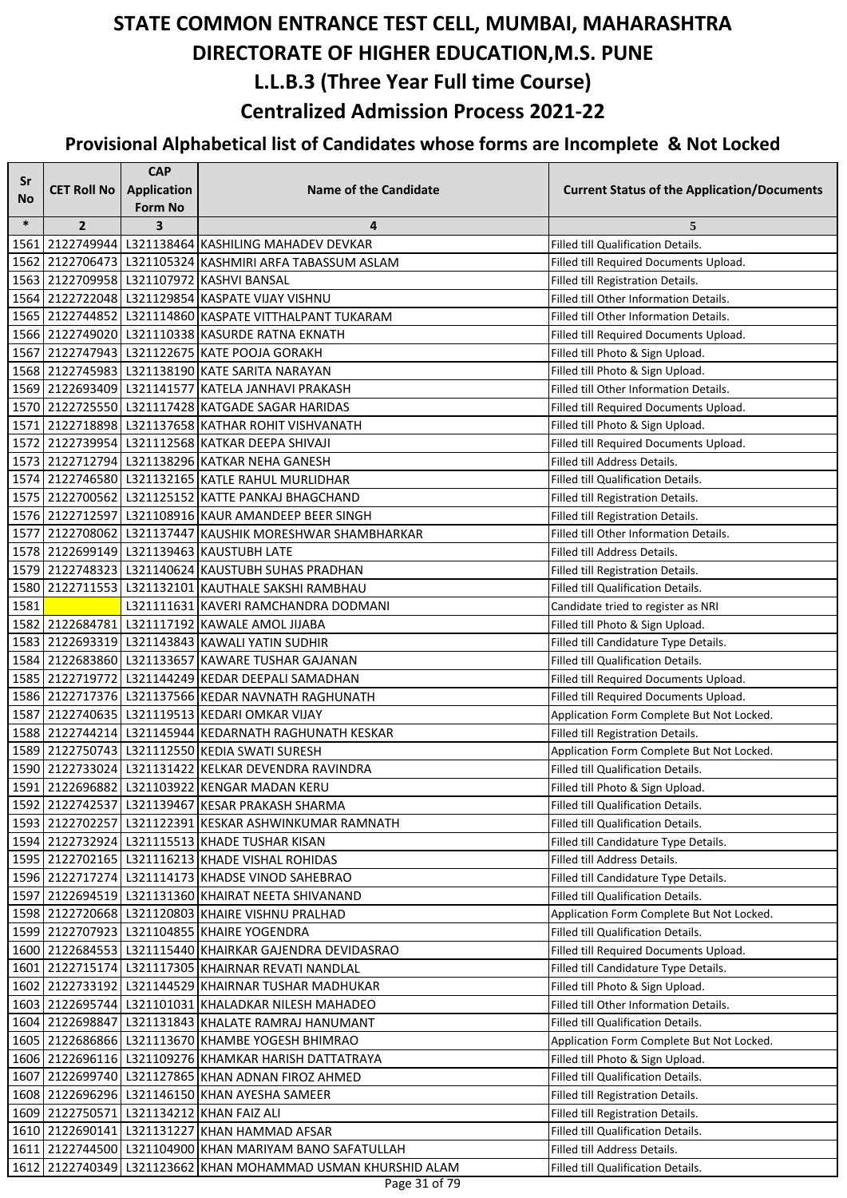# STATE COMMON ENTRANCE TEST CELL, MUMBAI, MAHARASHTRA

# DIRECTORATE OF HIGHER EDUCATION,M.S. PUNE

## L.L.B.3 (Three Year Full time Course)

## Centralized Admission Process 2021-22

### Provisional Alphabetical list of Candidates whose forms are Incomplete & Not Locked

| Sr No | CET Roll No | CAP Application Form No | Name of the Candidate | Current Status of the Application/Documents |
|---|---|---|---|---|
| * | 2 | 3 | 4 | 5 |
| 1561 | 2122749944 | L321138464 | KASHILING MAHADEV DEVKAR | Filled till Qualification Details. |
| 1562 | 2122706473 | L321105324 | KASHMIRI ARFA TABASSUM ASLAM | Filled till Required Documents Upload. |
| 1563 | 2122709958 | L321107972 | KASHVI BANSAL | Filled till Registration Details. |
| 1564 | 2122722048 | L321129854 | KASPATE VIJAY VISHNU | Filled till Other Information Details. |
| 1565 | 2122744852 | L321114860 | KASPATE VITTHALPANT TUKARAM | Filled till Other Information Details. |
| 1566 | 2122749020 | L321110338 | KASURDE RATNA EKNATH | Filled till Required Documents Upload. |
| 1567 | 2122747943 | L321122675 | KATE POOJA GORAKH | Filled till Photo & Sign Upload. |
| 1568 | 2122745983 | L321138190 | KATE SARITA NARAYAN | Filled till Photo & Sign Upload. |
| 1569 | 2122693409 | L321141577 | KATELA JANHAVI PRAKASH | Filled till Other Information Details. |
| 1570 | 2122725550 | L321117428 | KATGADE SAGAR HARIDAS | Filled till Required Documents Upload. |
| 1571 | 2122718898 | L321137658 | KATHAR ROHIT VISHVANATH | Filled till Photo & Sign Upload. |
| 1572 | 2122739954 | L321112568 | KATKAR DEEPA SHIVAJI | Filled till Required Documents Upload. |
| 1573 | 2122712794 | L321138296 | KATKAR NEHA GANESH | Filled till Address Details. |
| 1574 | 2122746580 | L321132165 | KATLE RAHUL MURLIDHAR | Filled till Qualification Details. |
| 1575 | 2122700562 | L321125152 | KATTE PANKAJ BHAGCHAND | Filled till Registration Details. |
| 1576 | 2122712597 | L321108916 | KAUR AMANDEEP BEER SINGH | Filled till Registration Details. |
| 1577 | 2122708062 | L321137447 | KAUSHIK MORESHWAR SHAMBHARKAR | Filled till Other Information Details. |
| 1578 | 2122699149 | L321139463 | KAUSTUBH LATE | Filled till Address Details. |
| 1579 | 2122748323 | L321140624 | KAUSTUBH SUHAS PRADHAN | Filled till Registration Details. |
| 1580 | 2122711553 | L321132101 | KAUTHALE SAKSHI RAMBHAU | Filled till Qualification Details. |
| 1581 | | L321111631 | KAVERI RAMCHANDRA DODMANI | Candidate tried to register as NRI |
| 1582 | 2122684781 | L321117192 | KAWALE AMOL JIJABA | Filled till Photo & Sign Upload. |
| 1583 | 2122693319 | L321143843 | KAWALI YATIN SUDHIR | Filled till Candidature Type Details. |
| 1584 | 2122683860 | L321133657 | KAWARE TUSHAR GAJANAN | Filled till Qualification Details. |
| 1585 | 2122719772 | L321144249 | KEDAR DEEPALI SAMADHAN | Filled till Required Documents Upload. |
| 1586 | 2122717376 | L321137566 | KEDAR NAVNATH RAGHUNATH | Filled till Required Documents Upload. |
| 1587 | 2122740635 | L321119513 | KEDARI OMKAR VIJAY | Application Form Complete But Not Locked. |
| 1588 | 2122744214 | L321145944 | KEDARNATH RAGHUNATH KESKAR | Filled till Registration Details. |
| 1589 | 2122750743 | L321112550 | KEDIA SWATI SURESH | Application Form Complete But Not Locked. |
| 1590 | 2122733024 | L321131422 | KELKAR DEVENDRA RAVINDRA | Filled till Qualification Details. |
| 1591 | 2122696882 | L321103922 | KENGAR MADAN KERU | Filled till Photo & Sign Upload. |
| 1592 | 2122742537 | L321139467 | KESAR PRAKASH SHARMA | Filled till Qualification Details. |
| 1593 | 2122702257 | L321122391 | KESKAR ASHWINKUMAR RAMNATH | Filled till Qualification Details. |
| 1594 | 2122732924 | L321115513 | KHADE TUSHAR KISAN | Filled till Candidature Type Details. |
| 1595 | 2122702165 | L321116213 | KHADE VISHAL ROHIDAS | Filled till Address Details. |
| 1596 | 2122717274 | L321114173 | KHADSE VINOD SAHEBRAO | Filled till Candidature Type Details. |
| 1597 | 2122694519 | L321131360 | KHAIRAT NEETA SHIVANAND | Filled till Qualification Details. |
| 1598 | 2122720668 | L321120803 | KHAIRE VISHNU PRALHAD | Application Form Complete But Not Locked. |
| 1599 | 2122707923 | L321104855 | KHAIRE YOGENDRA | Filled till Qualification Details. |
| 1600 | 2122684553 | L321115440 | KHAIRKAR GAJENDRA DEVIDASRAO | Filled till Required Documents Upload. |
| 1601 | 2122715174 | L321117305 | KHAIRNAR REVATI NANDLAL | Filled till Candidature Type Details. |
| 1602 | 2122733192 | L321144529 | KHAIRNAR TUSHAR MADHUKAR | Filled till Photo & Sign Upload. |
| 1603 | 2122695744 | L321101031 | KHALADKAR NILESH MAHADEO | Filled till Other Information Details. |
| 1604 | 2122698847 | L321131843 | KHALATE RAMRAJ HANUMANT | Filled till Qualification Details. |
| 1605 | 2122686866 | L321113670 | KHAMBE YOGESH BHIMRAO | Application Form Complete But Not Locked. |
| 1606 | 2122696116 | L321109276 | KHAMKAR HARISH DATTATRAYA | Filled till Photo & Sign Upload. |
| 1607 | 2122699740 | L321127865 | KHAN ADNAN FIROZ AHMED | Filled till Qualification Details. |
| 1608 | 2122696296 | L321146150 | KHAN AYESHA SAMEER | Filled till Registration Details. |
| 1609 | 2122750571 | L321134212 | KHAN FAIZ ALI | Filled till Registration Details. |
| 1610 | 2122690141 | L321131227 | KHAN HAMMAD AFSAR | Filled till Qualification Details. |
| 1611 | 2122744500 | L321104900 | KHAN MARIYAM BANO SAFATULLAH | Filled till Address Details. |
| 1612 | 2122740349 | L321123662 | KHAN MOHAMMAD USMAN KHURSHID ALAM | Filled till Qualification Details. |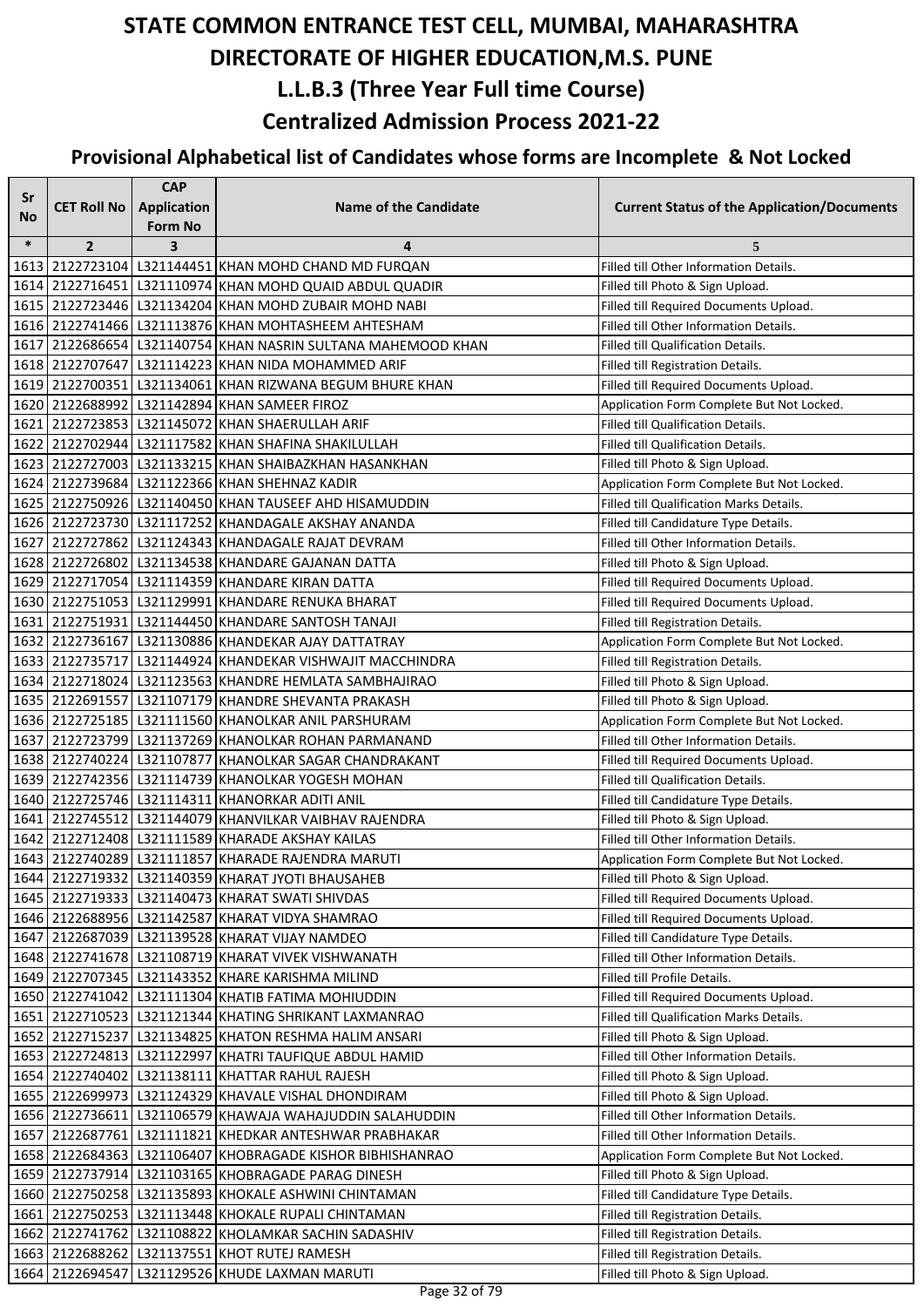# STATE COMMON ENTRANCE TEST CELL, MUMBAI, MAHARASHTRA

# DIRECTORATE OF HIGHER EDUCATION,M.S. PUNE

## L.L.B.3 (Three Year Full time Course)

## Centralized Admission Process 2021-22

### Provisional Alphabetical list of Candidates whose forms are Incomplete & Not Locked

| Sr No | CET Roll No | CAP Application Form No | Name of the Candidate | Current Status of the Application/Documents |
|---|---|---|---|---|
| * | 2 | 3 | 4 | 5 |
| 1613 | 2122723104 | L321144451 | KHAN MOHD CHAND MD FURQAN | Filled till Other Information Details. |
| 1614 | 2122716451 | L321110974 | KHAN MOHD QUAID ABDUL QUADIR | Filled till Photo & Sign Upload. |
| 1615 | 2122723446 | L321134204 | KHAN MOHD ZUBAIR MOHD NABI | Filled till Required Documents Upload. |
| 1616 | 2122741466 | L321113876 | KHAN MOHTASHEEM AHTESHAM | Filled till Other Information Details. |
| 1617 | 2122686654 | L321140754 | KHAN NASRIN SULTANA MAHEMOOD KHAN | Filled till Qualification Details. |
| 1618 | 2122707647 | L321114223 | KHAN NIDA MOHAMMED ARIF | Filled till Registration Details. |
| 1619 | 2122700351 | L321134061 | KHAN RIZWANA BEGUM BHURE KHAN | Filled till Required Documents Upload. |
| 1620 | 2122688992 | L321142894 | KHAN SAMEER FIROZ | Application Form Complete But Not Locked. |
| 1621 | 2122723853 | L321145072 | KHAN SHAERULLAH ARIF | Filled till Qualification Details. |
| 1622 | 2122702944 | L321117582 | KHAN SHAFINA SHAKILULLAH | Filled till Qualification Details. |
| 1623 | 2122727003 | L321133215 | KHAN SHAIBAZKHAN HASANKHAN | Filled till Photo & Sign Upload. |
| 1624 | 2122739684 | L321122366 | KHAN SHEHNAZ KADIR | Application Form Complete But Not Locked. |
| 1625 | 2122750926 | L321140450 | KHAN TAUSEEF AHD HISAMUDDIN | Filled till Qualification Marks Details. |
| 1626 | 2122723730 | L321117252 | KHANDAGALE AKSHAY ANANDA | Filled till Candidature Type Details. |
| 1627 | 2122727862 | L321124343 | KHANDAGALE RAJAT DEVRAM | Filled till Other Information Details. |
| 1628 | 2122726802 | L321134538 | KHANDARE GAJANAN DATTA | Filled till Photo & Sign Upload. |
| 1629 | 2122717054 | L321114359 | KHANDARE KIRAN DATTA | Filled till Required Documents Upload. |
| 1630 | 2122751053 | L321129991 | KHANDARE RENUKA BHARAT | Filled till Required Documents Upload. |
| 1631 | 2122751931 | L321144450 | KHANDARE SANTOSH TANAJI | Filled till Registration Details. |
| 1632 | 2122736167 | L321130886 | KHANDEKAR AJAY DATTATRAY | Application Form Complete But Not Locked. |
| 1633 | 2122735717 | L321144924 | KHANDEKAR VISHWAJIT MACCHINDRA | Filled till Registration Details. |
| 1634 | 2122718024 | L321123563 | KHANDRE HEMLATA SAMBHAJIRAO | Filled till Photo & Sign Upload. |
| 1635 | 2122691557 | L321107179 | KHANDRE SHEVANTA PRAKASH | Filled till Photo & Sign Upload. |
| 1636 | 2122725185 | L321111560 | KHANOLKAR ANIL PARSHURAM | Application Form Complete But Not Locked. |
| 1637 | 2122723799 | L321137269 | KHANOLKAR ROHAN PARMANAND | Filled till Other Information Details. |
| 1638 | 2122740224 | L321107877 | KHANOLKAR SAGAR CHANDRAKANT | Filled till Required Documents Upload. |
| 1639 | 2122742356 | L321114739 | KHANOLKAR YOGESH MOHAN | Filled till Qualification Details. |
| 1640 | 2122725746 | L321114311 | KHANORKAR ADITI ANIL | Filled till Candidature Type Details. |
| 1641 | 2122745512 | L321144079 | KHANVILKAR VAIBHAV RAJENDRA | Filled till Photo & Sign Upload. |
| 1642 | 2122712408 | L321111589 | KHARADE AKSHAY KAILAS | Filled till Other Information Details. |
| 1643 | 2122740289 | L321111857 | KHARADE RAJENDRA MARUTI | Application Form Complete But Not Locked. |
| 1644 | 2122719332 | L321140359 | KHARAT JYOTI BHAUSAHEB | Filled till Photo & Sign Upload. |
| 1645 | 2122719333 | L321140473 | KHARAT SWATI SHIVDAS | Filled till Required Documents Upload. |
| 1646 | 2122688956 | L321142587 | KHARAT VIDYA SHAMRAO | Filled till Required Documents Upload. |
| 1647 | 2122687039 | L321139528 | KHARAT VIJAY NAMDEO | Filled till Candidature Type Details. |
| 1648 | 2122741678 | L321108719 | KHARAT VIVEK VISHWANATH | Filled till Other Information Details. |
| 1649 | 2122707345 | L321143352 | KHARE KARISHMA MILIND | Filled till Profile Details. |
| 1650 | 2122741042 | L321111304 | KHATIB FATIMA MOHIUDDIN | Filled till Required Documents Upload. |
| 1651 | 2122710523 | L321121344 | KHATING SHRIKANT LAXMANRAO | Filled till Qualification Marks Details. |
| 1652 | 2122715237 | L321134825 | KHATON RESHMA HALIM ANSARI | Filled till Photo & Sign Upload. |
| 1653 | 2122724813 | L321122997 | KHATRI TAUFIQUE ABDUL HAMID | Filled till Other Information Details. |
| 1654 | 2122740402 | L321138111 | KHATTAR RAHUL RAJESH | Filled till Photo & Sign Upload. |
| 1655 | 2122699973 | L321124329 | KHAVALE VISHAL DHONDIRAM | Filled till Photo & Sign Upload. |
| 1656 | 2122736611 | L321106579 | KHAWAJA WAHAJUDDIN SALAHUDDIN | Filled till Other Information Details. |
| 1657 | 2122687761 | L321111821 | KHEDKAR ANTESHWAR PRABHAKAR | Filled till Other Information Details. |
| 1658 | 2122684363 | L321106407 | KHOBRAGADE KISHOR BIBHISHANRAO | Application Form Complete But Not Locked. |
| 1659 | 2122737914 | L321103165 | KHOBRAGADE PARAG DINESH | Filled till Photo & Sign Upload. |
| 1660 | 2122750258 | L321135893 | KHOKALE ASHWINI CHINTAMAN | Filled till Candidature Type Details. |
| 1661 | 2122750253 | L321113448 | KHOKALE RUPALI CHINTAMAN | Filled till Registration Details. |
| 1662 | 2122741762 | L321108822 | KHOLAMKAR SACHIN SADASHIV | Filled till Registration Details. |
| 1663 | 2122688262 | L321137551 | KHOT RUTEJ RAMESH | Filled till Registration Details. |
| 1664 | 2122694547 | L321129526 | KHUDE LAXMAN MARUTI | Filled till Photo & Sign Upload. |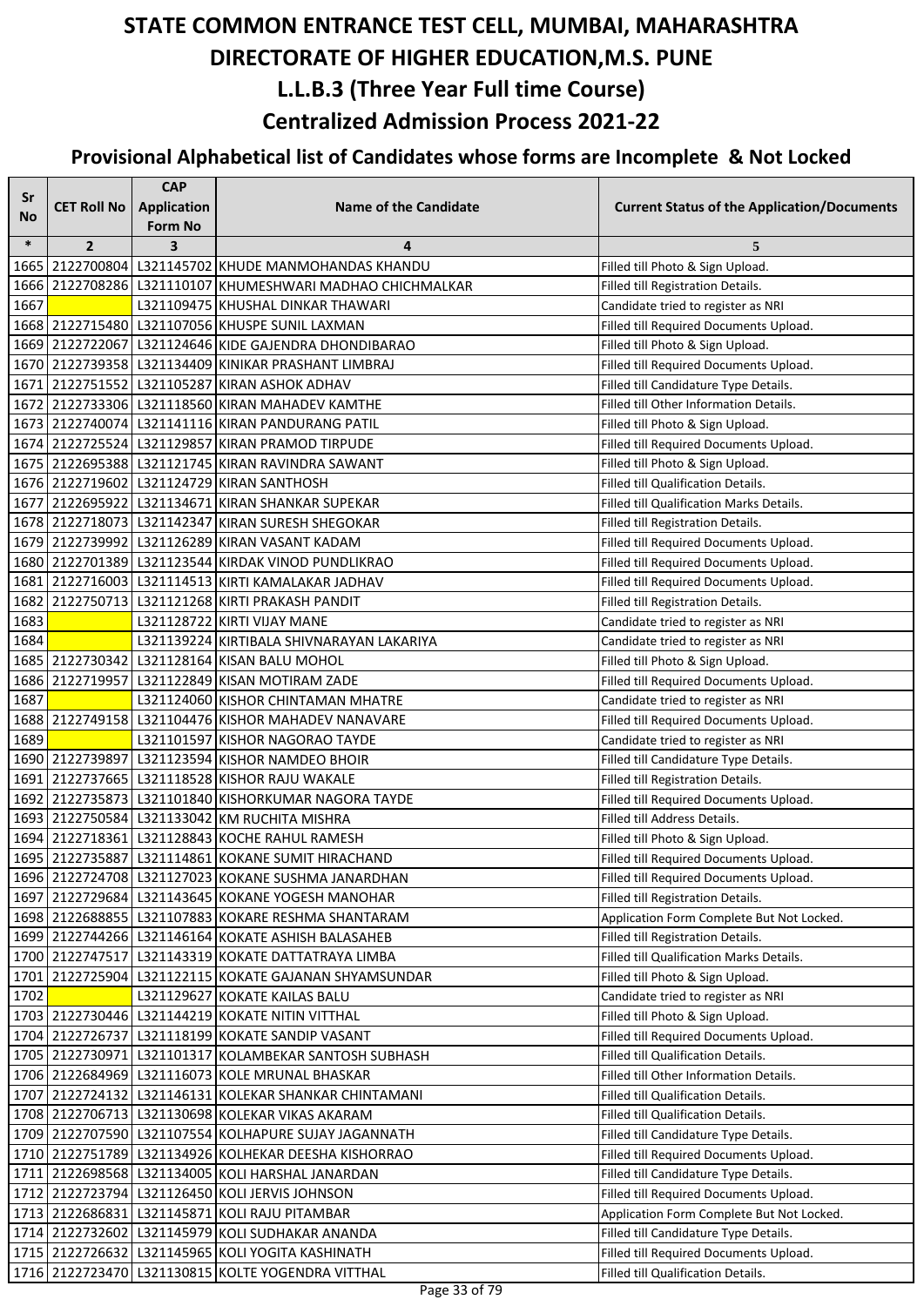# STATE COMMON ENTRANCE TEST CELL, MUMBAI, MAHARASHTRA
# DIRECTORATE OF HIGHER EDUCATION,M.S. PUNE
## L.L.B.3 (Three Year Full time Course)
## Centralized Admission Process 2021-22
### Provisional Alphabetical list of Candidates whose forms are Incomplete & Not Locked

| Sr No | CET Roll No | CAP Application Form No | Name of the Candidate | Current Status of the Application/Documents |
|---|---|---|---|---|
| * | 2 | 3 | 4 | 5 |
| 1665 | 2122700804 | L321145702 | KHUDE MANMOHANDAS KHANDU | Filled till Photo & Sign Upload. |
| 1666 | 2122708286 | L321110107 | KHUMESHWARI MADHAO CHICHMALKAR | Filled till Registration Details. |
| 1667 | | L321109475 | KHUSHAL DINKAR THAWARI | Candidate tried to register as NRI |
| 1668 | 2122715480 | L321107056 | KHUSPE SUNIL LAXMAN | Filled till Required Documents Upload. |
| 1669 | 2122722067 | L321124646 | KIDE GAJENDRA DHONDIBARAO | Filled till Photo & Sign Upload. |
| 1670 | 2122739358 | L321134409 | KINIKAR PRASHANT LIMBRAJ | Filled till Required Documents Upload. |
| 1671 | 2122751552 | L321105287 | KIRAN ASHOK ADHAV | Filled till Candidature Type Details. |
| 1672 | 2122733306 | L321118560 | KIRAN MAHADEV KAMTHE | Filled till Other Information Details. |
| 1673 | 2122740074 | L321141116 | KIRAN PANDURANG PATIL | Filled till Photo & Sign Upload. |
| 1674 | 2122725524 | L321129857 | KIRAN PRAMOD TIRPUDE | Filled till Required Documents Upload. |
| 1675 | 2122695388 | L321121745 | KIRAN RAVINDRA SAWANT | Filled till Photo & Sign Upload. |
| 1676 | 2122719602 | L321124729 | KIRAN SANTHOSH | Filled till Qualification Details. |
| 1677 | 2122695922 | L321134671 | KIRAN SHANKAR SUPEKAR | Filled till Qualification Marks Details. |
| 1678 | 2122718073 | L321142347 | KIRAN SURESH SHEGOKAR | Filled till Registration Details. |
| 1679 | 2122739992 | L321126289 | KIRAN VASANT KADAM | Filled till Required Documents Upload. |
| 1680 | 2122701389 | L321123544 | KIRDAK VINOD PUNDLIKRAO | Filled till Required Documents Upload. |
| 1681 | 2122716003 | L321114513 | KIRTI KAMALAKAR JADHAV | Filled till Required Documents Upload. |
| 1682 | 2122750713 | L321121268 | KIRTI PRAKASH PANDIT | Filled till Registration Details. |
| 1683 | | L321128722 | KIRTI VIJAY MANE | Candidate tried to register as NRI |
| 1684 | | L321139224 | KIRTIBALA SHIVNARAYAN LAKARIYA | Candidate tried to register as NRI |
| 1685 | 2122730342 | L321128164 | KISAN BALU MOHOL | Filled till Photo & Sign Upload. |
| 1686 | 2122719957 | L321122849 | KISAN MOTIRAM ZADE | Filled till Required Documents Upload. |
| 1687 | | L321124060 | KISHOR CHINTAMAN MHATRE | Candidate tried to register as NRI |
| 1688 | 2122749158 | L321104476 | KISHOR MAHADEV NANAVARE | Filled till Required Documents Upload. |
| 1689 | | L321101597 | KISHOR NAGORAO TAYDE | Candidate tried to register as NRI |
| 1690 | 2122739897 | L321123594 | KISHOR NAMDEO BHOIR | Filled till Candidature Type Details. |
| 1691 | 2122737665 | L321118528 | KISHOR RAJU WAKALE | Filled till Registration Details. |
| 1692 | 2122735873 | L321101840 | KISHORKUMAR NAGORA TAYDE | Filled till Required Documents Upload. |
| 1693 | 2122750584 | L321133042 | KM RUCHITA MISHRA | Filled till Address Details. |
| 1694 | 2122718361 | L321128843 | KOCHE RAHUL RAMESH | Filled till Photo & Sign Upload. |
| 1695 | 2122735887 | L321114861 | KOKANE SUMIT HIRACHAND | Filled till Required Documents Upload. |
| 1696 | 2122724708 | L321127023 | KOKANE SUSHMA JANARDHAN | Filled till Required Documents Upload. |
| 1697 | 2122729684 | L321143645 | KOKANE YOGESH MANOHAR | Filled till Registration Details. |
| 1698 | 2122688855 | L321107883 | KOKARE RESHMA SHANTARAM | Application Form Complete But Not Locked. |
| 1699 | 2122744266 | L321146164 | KOKATE ASHISH BALASAHEB | Filled till Registration Details. |
| 1700 | 2122747517 | L321143319 | KOKATE DATTATRAYA LIMBA | Filled till Qualification Marks Details. |
| 1701 | 2122725904 | L321122115 | KOKATE GAJANAN SHYAMSUNDAR | Filled till Photo & Sign Upload. |
| 1702 | | L321129627 | KOKATE KAILAS BALU | Candidate tried to register as NRI |
| 1703 | 2122730446 | L321144219 | KOKATE NITIN VITTHAL | Filled till Photo & Sign Upload. |
| 1704 | 2122726737 | L321118199 | KOKATE SANDIP VASANT | Filled till Required Documents Upload. |
| 1705 | 2122730971 | L321101317 | KOLAMBEKAR SANTOSH SUBHASH | Filled till Qualification Details. |
| 1706 | 2122684969 | L321116073 | KOLE MRUNAL BHASKAR | Filled till Other Information Details. |
| 1707 | 2122724132 | L321146131 | KOLEKAR SHANKAR CHINTAMANI | Filled till Qualification Details. |
| 1708 | 2122706713 | L321130698 | KOLEKAR VIKAS AKARAM | Filled till Qualification Details. |
| 1709 | 2122707590 | L321107554 | KOLHAPURE SUJAY JAGANNATH | Filled till Candidature Type Details. |
| 1710 | 2122751789 | L321134926 | KOLHEKAR DEESHA KISHORRAO | Filled till Required Documents Upload. |
| 1711 | 2122698568 | L321134005 | KOLI HARSHAL JANARDAN | Filled till Candidature Type Details. |
| 1712 | 2122723794 | L321126450 | KOLI JERVIS JOHNSON | Filled till Required Documents Upload. |
| 1713 | 2122686831 | L321145871 | KOLI RAJU PITAMBAR | Application Form Complete But Not Locked. |
| 1714 | 2122732602 | L321145979 | KOLI SUDHAKAR ANANDA | Filled till Candidature Type Details. |
| 1715 | 2122726632 | L321145965 | KOLI YOGITA KASHINATH | Filled till Required Documents Upload. |
| 1716 | 2122723470 | L321130815 | KOLTE YOGENDRA VITTHAL | Filled till Qualification Details. |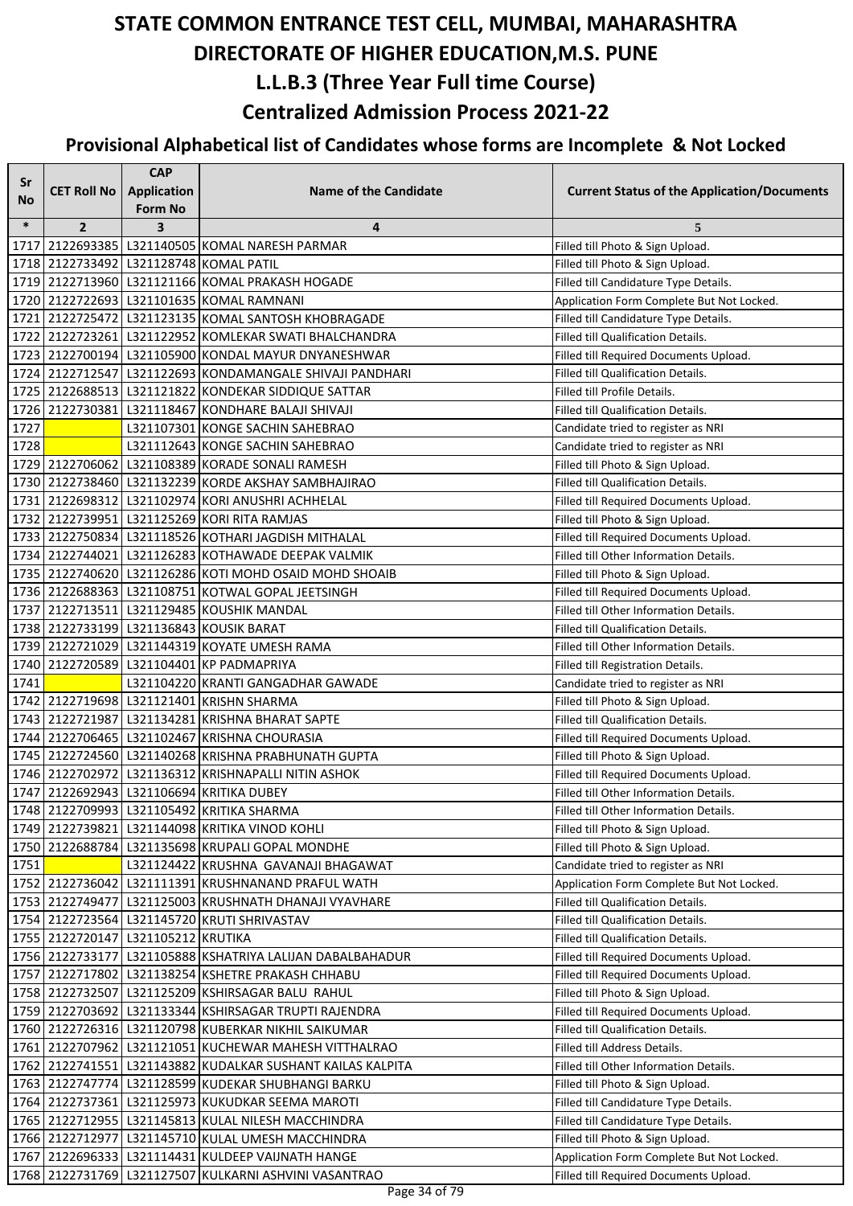# STATE COMMON ENTRANCE TEST CELL, MUMBAI, MAHARASHTRA
# DIRECTORATE OF HIGHER EDUCATION,M.S. PUNE
## L.L.B.3 (Three Year Full time Course)
## Centralized Admission Process 2021-22
### Provisional Alphabetical list of Candidates whose forms are Incomplete & Not Locked

| Sr No | CET Roll No | CAP Application Form No | Name of the Candidate | Current Status of the Application/Documents |
|---|---|---|---|---|
| * | 2 | 3 | 4 | 5 |
| 1717 | 2122693385 | L321140505 | KOMAL NARESH PARMAR | Filled till Photo & Sign Upload. |
| 1718 | 2122733492 | L321128748 | KOMAL PATIL | Filled till Photo & Sign Upload. |
| 1719 | 2122713960 | L321121166 | KOMAL PRAKASH HOGADE | Filled till Candidature Type Details. |
| 1720 | 2122722693 | L321101635 | KOMAL RAMNANI | Application Form Complete But Not Locked. |
| 1721 | 2122725472 | L321123135 | KOMAL SANTOSH KHOBRAGADE | Filled till Candidature Type Details. |
| 1722 | 2122723261 | L321122952 | KOMLEKAR SWATI BHALCHANDRA | Filled till Qualification Details. |
| 1723 | 2122700194 | L321105900 | KONDAL MAYUR DNYANESHWAR | Filled till Required Documents Upload. |
| 1724 | 2122712547 | L321122693 | KONDAMANGALE SHIVAJI PANDHARI | Filled till Qualification Details. |
| 1725 | 2122688513 | L321121822 | KONDEKAR SIDDIQUE SATTAR | Filled till Profile Details. |
| 1726 | 2122730381 | L321118467 | KONDHARE BALAJI SHIVAJI | Filled till Qualification Details. |
| 1727 | | L321107301 | KONGE SACHIN SAHEBRAO | Candidate tried to register as NRI |
| 1728 | | L321112643 | KONGE SACHIN SAHEBRAO | Candidate tried to register as NRI |
| 1729 | 2122706062 | L321108389 | KORADE SONALI RAMESH | Filled till Photo & Sign Upload. |
| 1730 | 2122738460 | L321132239 | KORDE AKSHAY SAMBHAJIRAO | Filled till Qualification Details. |
| 1731 | 2122698312 | L321102974 | KORI ANUSHRI ACHHELAL | Filled till Required Documents Upload. |
| 1732 | 2122739951 | L321125269 | KORI RITA RAMJAS | Filled till Photo & Sign Upload. |
| 1733 | 2122750834 | L321118526 | KOTHARI JAGDISH MITHALAL | Filled till Required Documents Upload. |
| 1734 | 2122744021 | L321126283 | KOTHAWADE DEEPAK VALMIK | Filled till Other Information Details. |
| 1735 | 2122740620 | L321126286 | KOTI MOHD OSAID MOHD SHOAIB | Filled till Photo & Sign Upload. |
| 1736 | 2122688363 | L321108751 | KOTWAL GOPAL JEETSINGH | Filled till Required Documents Upload. |
| 1737 | 2122713511 | L321129485 | KOUSHIK MANDAL | Filled till Other Information Details. |
| 1738 | 2122733199 | L321136843 | KOUSIK BARAT | Filled till Qualification Details. |
| 1739 | 2122721029 | L321144319 | KOYATE UMESH RAMA | Filled till Other Information Details. |
| 1740 | 2122720589 | L321104401 | KP PADMAPRIYA | Filled till Registration Details. |
| 1741 | | L321104220 | KRANTI GANGADHAR GAWADE | Candidate tried to register as NRI |
| 1742 | 2122719698 | L321121401 | KRISHN SHARMA | Filled till Photo & Sign Upload. |
| 1743 | 2122721987 | L321134281 | KRISHNA BHARAT SAPTE | Filled till Qualification Details. |
| 1744 | 2122706465 | L321102467 | KRISHNA CHOURASIA | Filled till Required Documents Upload. |
| 1745 | 2122724560 | L321140268 | KRISHNA PRABHUNATH GUPTA | Filled till Photo & Sign Upload. |
| 1746 | 2122702972 | L321136312 | KRISHNAPALLI NITIN ASHOK | Filled till Required Documents Upload. |
| 1747 | 2122692943 | L321106694 | KRITIKA DUBEY | Filled till Other Information Details. |
| 1748 | 2122709993 | L321105492 | KRITIKA SHARMA | Filled till Other Information Details. |
| 1749 | 2122739821 | L321144098 | KRITIKA VINOD KOHLI | Filled till Photo & Sign Upload. |
| 1750 | 2122688784 | L321135698 | KRUPALI GOPAL MONDHE | Filled till Photo & Sign Upload. |
| 1751 | | L321124422 | KRUSHNA GAVANAJI BHAGAWAT | Candidate tried to register as NRI |
| 1752 | 2122736042 | L321111391 | KRUSHNANAND PRAFUL WATH | Application Form Complete But Not Locked. |
| 1753 | 2122749477 | L321125003 | KRUSHNATH DHANAJI VYAVHARE | Filled till Qualification Details. |
| 1754 | 2122723564 | L321145720 | KRUTI SHRIVASTAV | Filled till Qualification Details. |
| 1755 | 2122720147 | L321105212 | KRUTIKA | Filled till Qualification Details. |
| 1756 | 2122733177 | L321105888 | KSHATRIYA LALIJAN DABALBAHADUR | Filled till Required Documents Upload. |
| 1757 | 2122717802 | L321138254 | KSHETRE PRAKASH CHHABU | Filled till Required Documents Upload. |
| 1758 | 2122732507 | L321125209 | KSHIRSAGAR BALU RAHUL | Filled till Photo & Sign Upload. |
| 1759 | 2122703692 | L321133344 | KSHIRSAGAR TRUPTI RAJENDRA | Filled till Required Documents Upload. |
| 1760 | 2122726316 | L321120798 | KUBERKAR NIKHIL SAIKUMAR | Filled till Qualification Details. |
| 1761 | 2122707962 | L321121051 | KUCHEWAR MAHESH VITTHALRAO | Filled till Address Details. |
| 1762 | 2122741551 | L321143882 | KUDALKAR SUSHANT KAILAS KALPITA | Filled till Other Information Details. |
| 1763 | 2122747774 | L321128599 | KUDEKAR SHUBHANGI BARKU | Filled till Photo & Sign Upload. |
| 1764 | 2122737361 | L321125973 | KUKUDKAR SEEMA MAROTI | Filled till Candidature Type Details. |
| 1765 | 2122712955 | L321145813 | KULAL NILESH MACCHINDRA | Filled till Candidature Type Details. |
| 1766 | 2122712977 | L321145710 | KULAL UMESH MACCHINDRA | Filled till Photo & Sign Upload. |
| 1767 | 2122696333 | L321114431 | KULDEEP VAIJNATH HANGE | Application Form Complete But Not Locked. |
| 1768 | 2122731769 | L321127507 | KULKARNI ASHVINI VASANTRAO | Filled till Required Documents Upload. |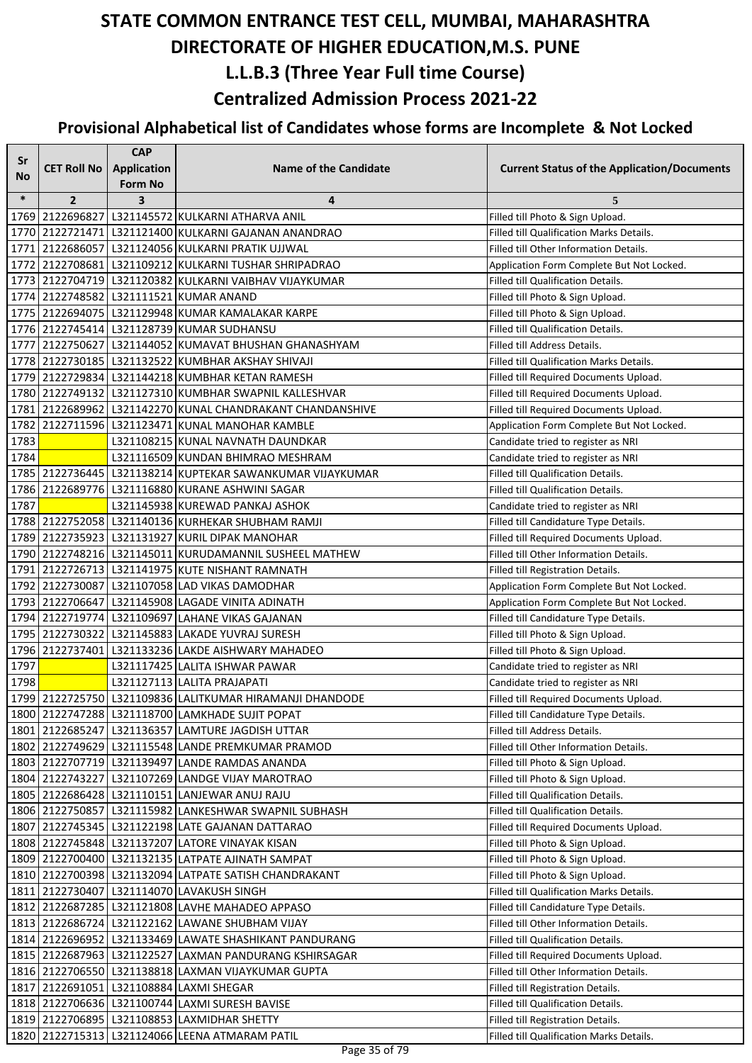# STATE COMMON ENTRANCE TEST CELL, MUMBAI, MAHARASHTRA

# DIRECTORATE OF HIGHER EDUCATION,M.S. PUNE

## L.L.B.3 (Three Year Full time Course)

## Centralized Admission Process 2021-22

### Provisional Alphabetical list of Candidates whose forms are Incomplete & Not Locked

| Sr No | CET Roll No | CAP Application Form No | Name of the Candidate | Current Status of the Application/Documents |
|---|---|---|---|---|
| * | 2 | 3 | 4 | 5 |
| 1769 | 2122696827 | L321145572 | KULKARNI ATHARVA ANIL | Filled till Photo & Sign Upload. |
| 1770 | 2122721471 | L321121400 | KULKARNI GAJANAN ANANDRAO | Filled till Qualification Marks Details. |
| 1771 | 2122686057 | L321124056 | KULKARNI PRATIK UJJWAL | Filled till Other Information Details. |
| 1772 | 2122708681 | L321109212 | KULKARNI TUSHAR SHRIPADRAO | Application Form Complete But Not Locked. |
| 1773 | 2122704719 | L321120382 | KULKARNI VAIBHAV VIJAYKUMAR | Filled till Qualification Details. |
| 1774 | 2122748582 | L321111521 | KUMAR ANAND | Filled till Photo & Sign Upload. |
| 1775 | 2122694075 | L321129948 | KUMAR KAMALAKAR KARPE | Filled till Photo & Sign Upload. |
| 1776 | 2122745414 | L321128739 | KUMAR SUDHANSU | Filled till Qualification Details. |
| 1777 | 2122750627 | L321144052 | KUMAVAT BHUSHAN GHANASHYAM | Filled till Address Details. |
| 1778 | 2122730185 | L321132522 | KUMBHAR AKSHAY SHIVAJI | Filled till Qualification Marks Details. |
| 1779 | 2122729834 | L321144218 | KUMBHAR KETAN RAMESH | Filled till Required Documents Upload. |
| 1780 | 2122749132 | L321127310 | KUMBHAR SWAPNIL KALLESHVAR | Filled till Required Documents Upload. |
| 1781 | 2122689962 | L321142270 | KUNAL CHANDRAKANT CHANDANSHIVE | Filled till Required Documents Upload. |
| 1782 | 2122711596 | L321123471 | KUNAL MANOHAR KAMBLE | Application Form Complete But Not Locked. |
| 1783 | | L321108215 | KUNAL NAVNATH DAUNDKAR | Candidate tried to register as NRI |
| 1784 | | L321116509 | KUNDAN BHIMRAO MESHRAM | Candidate tried to register as NRI |
| 1785 | 2122736445 | L321138214 | KUPTEKAR SAWANKUMAR VIJAYKUMAR | Filled till Qualification Details. |
| 1786 | 2122689776 | L321116880 | KURANE ASHWINI SAGAR | Filled till Qualification Details. |
| 1787 | | L321145938 | KUREWAD PANKAJ ASHOK | Candidate tried to register as NRI |
| 1788 | 2122752058 | L321140136 | KURHEKAR SHUBHAM RAMJI | Filled till Candidature Type Details. |
| 1789 | 2122735923 | L321131927 | KURIL DIPAK MANOHAR | Filled till Required Documents Upload. |
| 1790 | 2122748216 | L321145011 | KURUDAMANNIL SUSHEEL MATHEW | Filled till Other Information Details. |
| 1791 | 2122726713 | L321141975 | KUTE NISHANT RAMNATH | Filled till Registration Details. |
| 1792 | 2122730087 | L321107058 | LAD VIKAS DAMODHAR | Application Form Complete But Not Locked. |
| 1793 | 2122706647 | L321145908 | LAGADE VINITA ADINATH | Application Form Complete But Not Locked. |
| 1794 | 2122719774 | L321109697 | LAHANE VIKAS GAJANAN | Filled till Candidature Type Details. |
| 1795 | 2122730322 | L321145883 | LAKADE YUVRAJ SURESH | Filled till Photo & Sign Upload. |
| 1796 | 2122737401 | L321133236 | LAKDE AISHWARY MAHADEO | Filled till Photo & Sign Upload. |
| 1797 | | L321117425 | LALITA ISHWAR PAWAR | Candidate tried to register as NRI |
| 1798 | | L321127113 | LALITA PRAJAPATI | Candidate tried to register as NRI |
| 1799 | 2122725750 | L321109836 | LALITKUMAR HIRAMANJI DHANDODE | Filled till Required Documents Upload. |
| 1800 | 2122747288 | L321118700 | LAMKHADE SUJIT POPAT | Filled till Candidature Type Details. |
| 1801 | 2122685247 | L321136357 | LAMTURE JAGDISH UTTAR | Filled till Address Details. |
| 1802 | 2122749629 | L321115548 | LANDE PREMKUMAR PRAMOD | Filled till Other Information Details. |
| 1803 | 2122707719 | L321139497 | LANDE RAMDAS ANANDA | Filled till Photo & Sign Upload. |
| 1804 | 2122743227 | L321107269 | LANDGE VIJAY MAROTRAO | Filled till Photo & Sign Upload. |
| 1805 | 2122686428 | L321110151 | LANJEWAR ANUJ RAJU | Filled till Qualification Details. |
| 1806 | 2122750857 | L321115982 | LANKESHWAR SWAPNIL SUBHASH | Filled till Qualification Details. |
| 1807 | 2122745345 | L321122198 | LATE GAJANAN DATTARAO | Filled till Required Documents Upload. |
| 1808 | 2122745848 | L321137207 | LATORE VINAYAK KISAN | Filled till Photo & Sign Upload. |
| 1809 | 2122700400 | L321132135 | LATPATE AJINATH SAMPAT | Filled till Photo & Sign Upload. |
| 1810 | 2122700398 | L321132094 | LATPATE SATISH CHANDRAKANT | Filled till Photo & Sign Upload. |
| 1811 | 2122730407 | L321114070 | LAVAKUSH SINGH | Filled till Qualification Marks Details. |
| 1812 | 2122687285 | L321121808 | LAVHE MAHADEO APPASO | Filled till Candidature Type Details. |
| 1813 | 2122686724 | L321122162 | LAWANE SHUBHAM VIJAY | Filled till Other Information Details. |
| 1814 | 2122696952 | L321133469 | LAWATE SHASHIKANT PANDURANG | Filled till Qualification Details. |
| 1815 | 2122687963 | L321122527 | LAXMAN PANDURANG KSHIRSAGAR | Filled till Required Documents Upload. |
| 1816 | 2122706550 | L321138818 | LAXMAN VIJAYKUMAR GUPTA | Filled till Other Information Details. |
| 1817 | 2122691051 | L321108884 | LAXMI SHEGAR | Filled till Registration Details. |
| 1818 | 2122706636 | L321100744 | LAXMI SURESH BAVISE | Filled till Qualification Details. |
| 1819 | 2122706895 | L321108853 | LAXMIDHAR SHETTY | Filled till Registration Details. |
| 1820 | 2122715313 | L321124066 | LEENA ATMARAM PATIL | Filled till Qualification Marks Details. |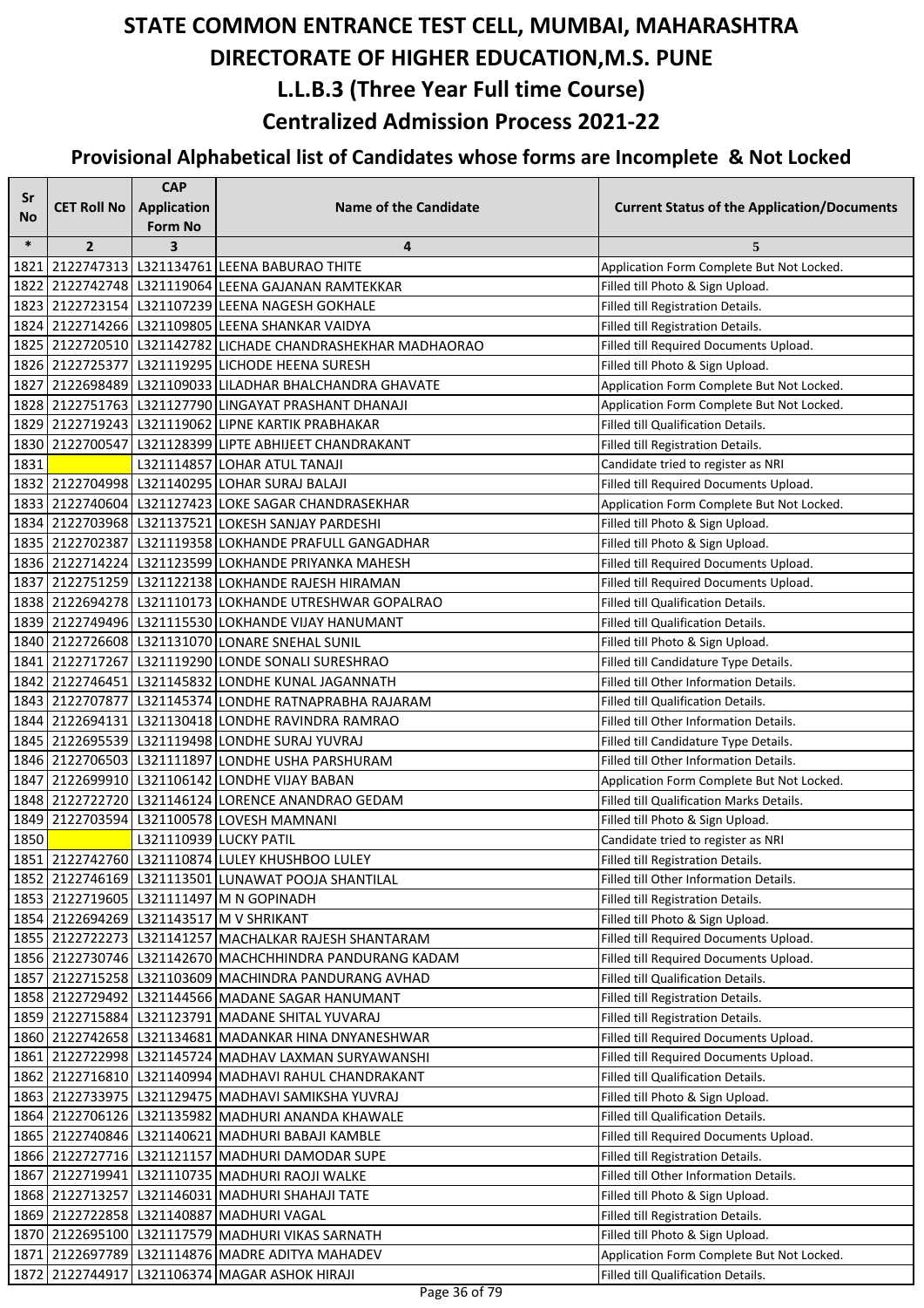# STATE COMMON ENTRANCE TEST CELL, MUMBAI, MAHARASHTRA

# DIRECTORATE OF HIGHER EDUCATION,M.S. PUNE

## L.L.B.3 (Three Year Full time Course)

## Centralized Admission Process 2021-22

### Provisional Alphabetical list of Candidates whose forms are Incomplete & Not Locked

| Sr No | CET Roll No | CAP Application Form No | Name of the Candidate | Current Status of the Application/Documents |
|---|---|---|---|---|
| * | 2 | 3 | 4 | 5 |
| 1821 | 2122747313 | L321134761 | LEENA BABURAO THITE | Application Form Complete But Not Locked. |
| 1822 | 2122742748 | L321119064 | LEENA GAJANAN RAMTEKKAR | Filled till Photo & Sign Upload. |
| 1823 | 2122723154 | L321107239 | LEENA NAGESH GOKHALE | Filled till Registration Details. |
| 1824 | 2122714266 | L321109805 | LEENA SHANKAR VAIDYA | Filled till Registration Details. |
| 1825 | 2122720510 | L321142782 | LICHADE CHANDRASHEKHAR MADHAORAO | Filled till Required Documents Upload. |
| 1826 | 2122725377 | L321119295 | LICHODE HEENA SURESH | Filled till Photo & Sign Upload. |
| 1827 | 2122698489 | L321109033 | LILADHAR BHALCHANDRA GHAVATE | Application Form Complete But Not Locked. |
| 1828 | 2122751763 | L321127790 | LINGAYAT PRASHANT DHANAJI | Application Form Complete But Not Locked. |
| 1829 | 2122719243 | L321119062 | LIPNE KARTIK PRABHAKAR | Filled till Qualification Details. |
| 1830 | 2122700547 | L321128399 | LIPTE ABHIJEET CHANDRAKANT | Filled till Registration Details. |
| 1831 | | L321114857 | LOHAR ATUL TANAJI | Candidate tried to register as NRI |
| 1832 | 2122704998 | L321140295 | LOHAR SURAJ BALAJI | Filled till Required Documents Upload. |
| 1833 | 2122740604 | L321127423 | LOKE SAGAR CHANDRASEKHAR | Application Form Complete But Not Locked. |
| 1834 | 2122703968 | L321137521 | LOKESH SANJAY PARDESHI | Filled till Photo & Sign Upload. |
| 1835 | 2122702387 | L321119358 | LOKHANDE PRAFULL GANGADHAR | Filled till Photo & Sign Upload. |
| 1836 | 2122714224 | L321123599 | LOKHANDE PRIYANKA MAHESH | Filled till Required Documents Upload. |
| 1837 | 2122751259 | L321122138 | LOKHANDE RAJESH HIRAMAN | Filled till Required Documents Upload. |
| 1838 | 2122694278 | L321110173 | LOKHANDE UTRESHWAR GOPALRAO | Filled till Qualification Details. |
| 1839 | 2122749496 | L321115530 | LOKHANDE VIJAY HANUMANT | Filled till Qualification Details. |
| 1840 | 2122726608 | L321131070 | LONARE SNEHAL SUNIL | Filled till Photo & Sign Upload. |
| 1841 | 2122717267 | L321119290 | LONDE SONALI SURESHRAO | Filled till Candidature Type Details. |
| 1842 | 2122746451 | L321145832 | LONDHE KUNAL JAGANNATH | Filled till Other Information Details. |
| 1843 | 2122707877 | L321145374 | LONDHE RATNAPRABHA RAJARAM | Filled till Qualification Details. |
| 1844 | 2122694131 | L321130418 | LONDHE RAVINDRA RAMRAO | Filled till Other Information Details. |
| 1845 | 2122695539 | L321119498 | LONDHE SURAJ YUVRAJ | Filled till Candidature Type Details. |
| 1846 | 2122706503 | L321111897 | LONDHE USHA PARSHURAM | Filled till Other Information Details. |
| 1847 | 2122699910 | L321106142 | LONDHE VIJAY BABAN | Application Form Complete But Not Locked. |
| 1848 | 2122722720 | L321146124 | LORENCE ANANDRAO GEDAM | Filled till Qualification Marks Details. |
| 1849 | 2122703594 | L321100578 | LOVESH MAMNANI | Filled till Photo & Sign Upload. |
| 1850 | | L321110939 | LUCKY PATIL | Candidate tried to register as NRI |
| 1851 | 2122742760 | L321110874 | LULEY KHUSHBOO LULEY | Filled till Registration Details. |
| 1852 | 2122746169 | L321113501 | LUNAWAT POOJA SHANTILAL | Filled till Other Information Details. |
| 1853 | 2122719605 | L321111497 | M N GOPINADH | Filled till Registration Details. |
| 1854 | 2122694269 | L321143517 | M V SHRIKANT | Filled till Photo & Sign Upload. |
| 1855 | 2122722273 | L321141257 | MACHALKAR RAJESH SHANTARAM | Filled till Required Documents Upload. |
| 1856 | 2122730746 | L321142670 | MACHCHHINDRA PANDURANG KADAM | Filled till Required Documents Upload. |
| 1857 | 2122715258 | L321103609 | MACHINDRA PANDURANG AVHAD | Filled till Qualification Details. |
| 1858 | 2122729492 | L321144566 | MADANE SAGAR HANUMANT | Filled till Registration Details. |
| 1859 | 2122715884 | L321123791 | MADANE SHITAL YUVARAJ | Filled till Registration Details. |
| 1860 | 2122742658 | L321134681 | MADANKAR HINA DNYANESHWAR | Filled till Required Documents Upload. |
| 1861 | 2122722998 | L321145724 | MADHAV LAXMAN SURYAWANSHI | Filled till Required Documents Upload. |
| 1862 | 2122716810 | L321140994 | MADHAVI RAHUL CHANDRAKANT | Filled till Qualification Details. |
| 1863 | 2122733975 | L321129475 | MADHAVI SAMIKSHA YUVRAJ | Filled till Photo & Sign Upload. |
| 1864 | 2122706126 | L321135982 | MADHURI ANANDA KHAWALE | Filled till Qualification Details. |
| 1865 | 2122740846 | L321140621 | MADHURI BABAJI KAMBLE | Filled till Required Documents Upload. |
| 1866 | 2122727716 | L321121157 | MADHURI DAMODAR SUPE | Filled till Registration Details. |
| 1867 | 2122719941 | L321110735 | MADHURI RAOJI WALKE | Filled till Other Information Details. |
| 1868 | 2122713257 | L321146031 | MADHURI SHAHAJI TATE | Filled till Photo & Sign Upload. |
| 1869 | 2122722858 | L321140887 | MADHURI VAGAL | Filled till Registration Details. |
| 1870 | 2122695100 | L321117579 | MADHURI VIKAS SARNATH | Filled till Photo & Sign Upload. |
| 1871 | 2122697789 | L321114876 | MADRE ADITYA MAHADEV | Application Form Complete But Not Locked. |
| 1872 | 2122744917 | L321106374 | MAGAR ASHOK HIRAJI | Filled till Qualification Details. |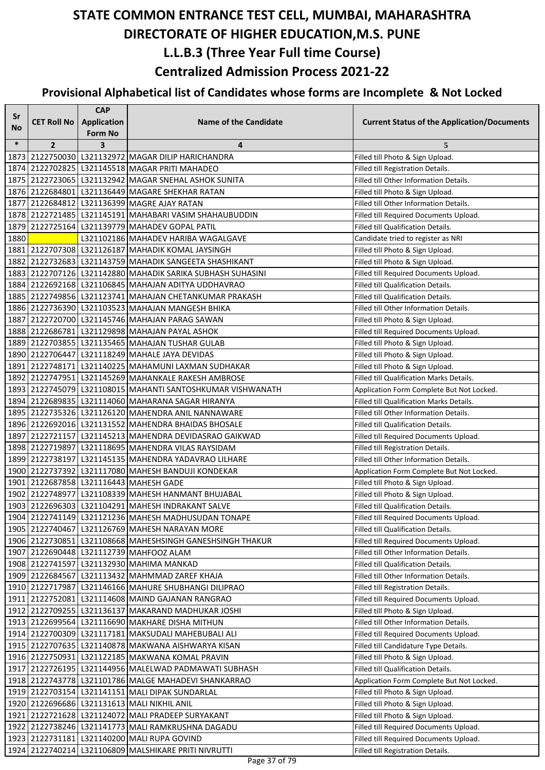# STATE COMMON ENTRANCE TEST CELL, MUMBAI, MAHARASHTRA
# DIRECTORATE OF HIGHER EDUCATION,M.S. PUNE
## L.L.B.3 (Three Year Full time Course)
## Centralized Admission Process 2021-22

### Provisional Alphabetical list of Candidates whose forms are Incomplete & Not Locked

| Sr No | CET Roll No | CAP Application Form No | Name of the Candidate | Current Status of the Application/Documents |
|---|---|---|---|---|
| * | 2 | 3 | 4 | 5 |
| 1873 | 2122750030 | L321132972 | MAGAR DILIP HARICHANDRA | Filled till Photo & Sign Upload. |
| 1874 | 2122702825 | L321145518 | MAGAR PRITI MAHADEO | Filled till Registration Details. |
| 1875 | 2122723065 | L321132942 | MAGAR SNEHAL ASHOK SUNITA | Filled till Other Information Details. |
| 1876 | 2122684801 | L321136449 | MAGARE SHEKHAR RATAN | Filled till Photo & Sign Upload. |
| 1877 | 2122684812 | L321136399 | MAGRE AJAY RATAN | Filled till Other Information Details. |
| 1878 | 2122721485 | L321145191 | MAHABARI VASIM SHAHAUBUDDIN | Filled till Required Documents Upload. |
| 1879 | 2122725164 | L321139779 | MAHADEV GOPAL PATIL | Filled till Qualification Details. |
| 1880 | | L321102186 | MAHADEV HARIBA WAGALGAVE | Candidate tried to register as NRI |
| 1881 | 2122707308 | L321126187 | MAHADIK KOMAL JAYSINGH | Filled till Photo & Sign Upload. |
| 1882 | 2122732683 | L321143759 | MAHADIK SANGEETA SHASHIKANT | Filled till Photo & Sign Upload. |
| 1883 | 2122707126 | L321142880 | MAHADIK SARIKA SUBHASH SUHASINI | Filled till Required Documents Upload. |
| 1884 | 2122692168 | L321106845 | MAHAJAN ADITYA UDDHAVRAO | Filled till Qualification Details. |
| 1885 | 2122749856 | L321123741 | MAHAJAN CHETANKUMAR PRAKASH | Filled till Qualification Details. |
| 1886 | 2122736390 | L321103523 | MAHAJAN MANGESH BHIKA | Filled till Other Information Details. |
| 1887 | 2122720700 | L321145746 | MAHAJAN PARAG SAWAN | Filled till Photo & Sign Upload. |
| 1888 | 2122686781 | L321129898 | MAHAJAN PAYAL ASHOK | Filled till Required Documents Upload. |
| 1889 | 2122703855 | L321135465 | MAHAJAN TUSHAR GULAB | Filled till Photo & Sign Upload. |
| 1890 | 2122706447 | L321118249 | MAHALE JAYA DEVIDAS | Filled till Photo & Sign Upload. |
| 1891 | 2122748171 | L321140225 | MAHAMUNI LAXMAN SUDHAKAR | Filled till Photo & Sign Upload. |
| 1892 | 2122747951 | L321145269 | MAHANKALE RAKESH AMBROSE | Filled till Qualification Marks Details. |
| 1893 | 2122745079 | L321108015 | MAHANTI SANTOSHKUMAR VISHWANATH | Application Form Complete But Not Locked. |
| 1894 | 2122689835 | L321114060 | MAHARANA SAGAR HIRANYA | Filled till Qualification Marks Details. |
| 1895 | 2122735326 | L321126120 | MAHENDRA ANIL NANNAWARE | Filled till Other Information Details. |
| 1896 | 2122692016 | L321131552 | MAHENDRA BHAIDAS BHOSALE | Filled till Qualification Details. |
| 1897 | 2122721157 | L321145213 | MAHENDRA DEVIDASRAO GAIKWAD | Filled till Required Documents Upload. |
| 1898 | 2122719897 | L321118695 | MAHENDRA VILAS RAYSIDAM | Filled till Registration Details. |
| 1899 | 2122738197 | L321145135 | MAHENDRA YADAVRAO LILHARE | Filled till Other Information Details. |
| 1900 | 2122737392 | L321117080 | MAHESH BANDUJI KONDEKAR | Application Form Complete But Not Locked. |
| 1901 | 2122687858 | L321116443 | MAHESH GADE | Filled till Photo & Sign Upload. |
| 1902 | 2122748977 | L321108339 | MAHESH HANMANT BHUJABAL | Filled till Photo & Sign Upload. |
| 1903 | 2122696303 | L321104291 | MAHESH INDRAKANT SALVE | Filled till Qualification Details. |
| 1904 | 2122741149 | L321121236 | MAHESH MADHUSUDAN TONAPE | Filled till Required Documents Upload. |
| 1905 | 2122740467 | L321126769 | MAHESH NARAYAN MORE | Filled till Qualification Details. |
| 1906 | 2122730851 | L321108668 | MAHESHSINGH GANESHSINGH THAKUR | Filled till Required Documents Upload. |
| 1907 | 2122690448 | L321112739 | MAHFOOZ ALAM | Filled till Other Information Details. |
| 1908 | 2122741597 | L321132930 | MAHIMA MANKAD | Filled till Qualification Details. |
| 1909 | 2122684567 | L321113432 | MAHMMAD ZAREF KHAJA | Filled till Other Information Details. |
| 1910 | 2122717987 | L321146166 | MAHURE SHUBHANGI DILIPRAO | Filled till Registration Details. |
| 1911 | 2122752081 | L321114608 | MAIND GAJANAN RANGRAO | Filled till Required Documents Upload. |
| 1912 | 2122709255 | L321136137 | MAKARAND MADHUKAR JOSHI | Filled till Photo & Sign Upload. |
| 1913 | 2122699564 | L321116690 | MAKHARE DISHA MITHUN | Filled till Other Information Details. |
| 1914 | 2122700309 | L321117181 | MAKSUDALI MAHEBUBALI ALI | Filled till Required Documents Upload. |
| 1915 | 2122707635 | L321140878 | MAKWANA AISHWARYA KISAN | Filled till Candidature Type Details. |
| 1916 | 2122750931 | L321122185 | MAKWANA KOMAL PRAVIN | Filled till Photo & Sign Upload. |
| 1917 | 2122726195 | L321144956 | MALELWAD PADMAWATI SUBHASH | Filled till Qualification Details. |
| 1918 | 2122743778 | L321101786 | MALGE MAHADEVI SHANKARRAO | Application Form Complete But Not Locked. |
| 1919 | 2122703154 | L321141151 | MALI DIPAK SUNDARLAL | Filled till Photo & Sign Upload. |
| 1920 | 2122696686 | L321131613 | MALI NIKHIL ANIL | Filled till Photo & Sign Upload. |
| 1921 | 2122721628 | L321124072 | MALI PRADEEP SURYAKANT | Filled till Photo & Sign Upload. |
| 1922 | 2122738246 | L321141773 | MALI RAMKRUSHNA DAGADU | Filled till Required Documents Upload. |
| 1923 | 2122731181 | L321140200 | MALI RUPA GOVIND | Filled till Required Documents Upload. |
| 1924 | 2122740214 | L321106809 | MALSHIKARE PRITI NIVRUTTI | Filled till Registration Details. |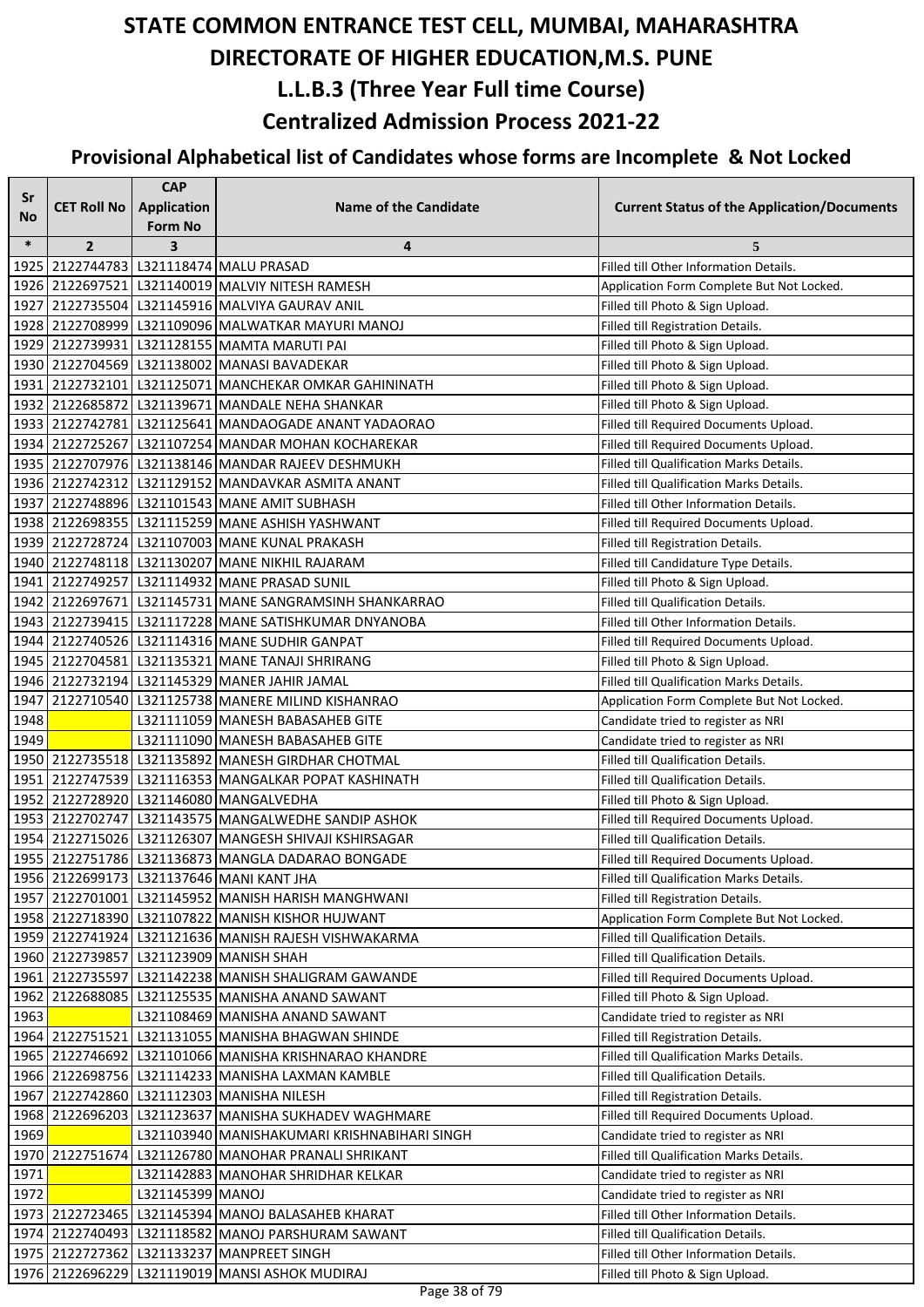# STATE COMMON ENTRANCE TEST CELL, MUMBAI, MAHARASHTRA

## DIRECTORATE OF HIGHER EDUCATION,M.S. PUNE

## L.L.B.3 (Three Year Full time Course)

## Centralized Admission Process 2021-22

### Provisional Alphabetical list of Candidates whose forms are Incomplete & Not Locked

| Sr No | CET Roll No | CAP Application Form No | Name of the Candidate | Current Status of the Application/Documents |
|---|---|---|---|---|
| * | 2 | 3 | 4 | 5 |
| 1925 | 2122744783 | L321118474 | MALU PRASAD | Filled till Other Information Details. |
| 1926 | 2122697521 | L321140019 | MALVIY NITESH RAMESH | Application Form Complete But Not Locked. |
| 1927 | 2122735504 | L321145916 | MALVIYA GAURAV ANIL | Filled till Photo & Sign Upload. |
| 1928 | 2122708999 | L321109096 | MALWATKAR MAYURI MANOJ | Filled till Registration Details. |
| 1929 | 2122739931 | L321128155 | MAMTA MARUTI PAI | Filled till Photo & Sign Upload. |
| 1930 | 2122704569 | L321138002 | MANASI BAVADEKAR | Filled till Photo & Sign Upload. |
| 1931 | 2122732101 | L321125071 | MANCHEKAR OMKAR GAHININATH | Filled till Photo & Sign Upload. |
| 1932 | 2122685872 | L321139671 | MANDALE NEHA SHANKAR | Filled till Photo & Sign Upload. |
| 1933 | 2122742781 | L321125641 | MANDAOGADE ANANT YADAORAO | Filled till Required Documents Upload. |
| 1934 | 2122725267 | L321107254 | MANDAR MOHAN KOCHAREKAR | Filled till Required Documents Upload. |
| 1935 | 2122707976 | L321138146 | MANDAR RAJEEV DESHMUKH | Filled till Qualification Marks Details. |
| 1936 | 2122742312 | L321129152 | MANDAVKAR ASMITA ANANT | Filled till Qualification Marks Details. |
| 1937 | 2122748896 | L321101543 | MANE AMIT SUBHASH | Filled till Other Information Details. |
| 1938 | 2122698355 | L321115259 | MANE ASHISH YASHWANT | Filled till Required Documents Upload. |
| 1939 | 2122728724 | L321107003 | MANE KUNAL PRAKASH | Filled till Registration Details. |
| 1940 | 2122748118 | L321130207 | MANE NIKHIL RAJARAM | Filled till Candidature Type Details. |
| 1941 | 2122749257 | L321114932 | MANE PRASAD SUNIL | Filled till Photo & Sign Upload. |
| 1942 | 2122697671 | L321145731 | MANE SANGRAMSINH SHANKARRAO | Filled till Qualification Details. |
| 1943 | 2122739415 | L321117228 | MANE SATISHKUMAR DNYANOBA | Filled till Other Information Details. |
| 1944 | 2122740526 | L321114316 | MANE SUDHIR GANPAT | Filled till Required Documents Upload. |
| 1945 | 2122704581 | L321135321 | MANE TANAJI SHRIRANG | Filled till Photo & Sign Upload. |
| 1946 | 2122732194 | L321145329 | MANER JAHIR JAMAL | Filled till Qualification Marks Details. |
| 1947 | 2122710540 | L321125738 | MANERE MILIND KISHANRAO | Application Form Complete But Not Locked. |
| 1948 | | L321111059 | MANESH BABASAHEB GITE | Candidate tried to register as NRI |
| 1949 | | L321111090 | MANESH BABASAHEB GITE | Candidate tried to register as NRI |
| 1950 | 2122735518 | L321135892 | MANESH GIRDHAR CHOTMAL | Filled till Qualification Details. |
| 1951 | 2122747539 | L321116353 | MANGALKAR POPAT KASHINATH | Filled till Qualification Details. |
| 1952 | 2122728920 | L321146080 | MANGALVEDHA | Filled till Photo & Sign Upload. |
| 1953 | 2122702747 | L321143575 | MANGALWEDHE SANDIP ASHOK | Filled till Required Documents Upload. |
| 1954 | 2122715026 | L321126307 | MANGESH SHIVAJI KSHIRSAGAR | Filled till Qualification Details. |
| 1955 | 2122751786 | L321136873 | MANGLA DADARAO BONGADE | Filled till Required Documents Upload. |
| 1956 | 2122699173 | L321137646 | MANI KANT JHA | Filled till Qualification Marks Details. |
| 1957 | 2122701001 | L321145952 | MANISH HARISH MANGHWANI | Filled till Registration Details. |
| 1958 | 2122718390 | L321107822 | MANISH KISHOR HUJWANT | Application Form Complete But Not Locked. |
| 1959 | 2122741924 | L321121636 | MANISH RAJESH VISHWAKARMA | Filled till Qualification Details. |
| 1960 | 2122739857 | L321123909 | MANISH SHAH | Filled till Qualification Details. |
| 1961 | 2122735597 | L321142238 | MANISH SHALIGRAM GAWANDE | Filled till Required Documents Upload. |
| 1962 | 2122688085 | L321125535 | MANISHA ANAND SAWANT | Filled till Photo & Sign Upload. |
| 1963 | | L321108469 | MANISHA ANAND SAWANT | Candidate tried to register as NRI |
| 1964 | 2122751521 | L321131055 | MANISHA BHAGWAN SHINDE | Filled till Registration Details. |
| 1965 | 2122746692 | L321101066 | MANISHA KRISHNARAO KHANDRE | Filled till Qualification Marks Details. |
| 1966 | 2122698756 | L321114233 | MANISHA LAXMAN KAMBLE | Filled till Qualification Details. |
| 1967 | 2122742860 | L321112303 | MANISHA NILESH | Filled till Registration Details. |
| 1968 | 2122696203 | L321123637 | MANISHA SUKHADEV WAGHMARE | Filled till Required Documents Upload. |
| 1969 | | L321103940 | MANISHAKUMARI KRISHNABIHARI SINGH | Candidate tried to register as NRI |
| 1970 | 2122751674 | L321126780 | MANOHAR PRANALI SHRIKANT | Filled till Qualification Marks Details. |
| 1971 | | L321142883 | MANOHAR SHRIDHAR KELKAR | Candidate tried to register as NRI |
| 1972 | | L321145399 | MANOJ | Candidate tried to register as NRI |
| 1973 | 2122723465 | L321145394 | MANOJ BALASAHEB KHARAT | Filled till Other Information Details. |
| 1974 | 2122740493 | L321118582 | MANOJ PARSHURAM SAWANT | Filled till Qualification Details. |
| 1975 | 2122727362 | L321133237 | MANPREET SINGH | Filled till Other Information Details. |
| 1976 | 2122696229 | L321119019 | MANSI ASHOK MUDIRAJ | Filled till Photo & Sign Upload. |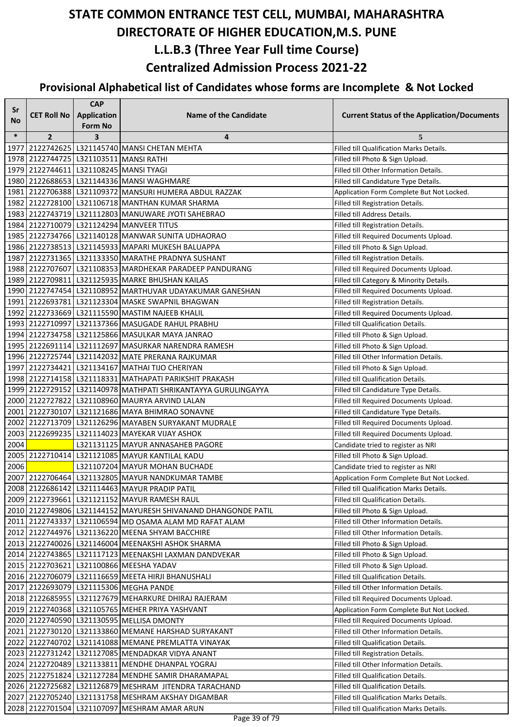# STATE COMMON ENTRANCE TEST CELL, MUMBAI, MAHARASHTRA
# DIRECTORATE OF HIGHER EDUCATION,M.S. PUNE
## L.L.B.3 (Three Year Full time Course)
## Centralized Admission Process 2021-22

### Provisional Alphabetical list of Candidates whose forms are Incomplete & Not Locked

| Sr No | CET Roll No | CAP Application Form No | Name of the Candidate | Current Status of the Application/Documents |
|---|---|---|---|---|
| * | 2 | 3 | 4 | 5 |
| 1977 | 2122742625 | L321145740 | MANSI CHETAN MEHTA | Filled till Qualification Marks Details. |
| 1978 | 2122744725 | L321103511 | MANSI RATHI | Filled till Photo & Sign Upload. |
| 1979 | 2122744611 | L321108245 | MANSI TYAGI | Filled till Other Information Details. |
| 1980 | 2122688653 | L321144336 | MANSI WAGHMARE | Filled till Candidature Type Details. |
| 1981 | 2122706388 | L321109372 | MANSURI HUMERA ABDUL RAZZAK | Application Form Complete But Not Locked. |
| 1982 | 2122728100 | L321106718 | MANTHAN KUMAR SHARMA | Filled till Registration Details. |
| 1983 | 2122743719 | L321112803 | MANUWARE JYOTI SAHEBRAO | Filled till Address Details. |
| 1984 | 2122710079 | L321124294 | MANVEER TITUS | Filled till Registration Details. |
| 1985 | 2122734766 | L321140128 | MANWAR SUNITA UDHAORAO | Filled till Required Documents Upload. |
| 1986 | 2122738513 | L321145933 | MAPARI MUKESH BALUAPPA | Filled till Photo & Sign Upload. |
| 1987 | 2122731365 | L321133350 | MARATHE PRADNYA SUSHANT | Filled till Registration Details. |
| 1988 | 2122707607 | L321108353 | MARDHEKAR PARADEEP PANDURANG | Filled till Required Documents Upload. |
| 1989 | 2122709811 | L321125935 | MARKE BHUSHAN KAILAS | Filled till Category & Minority Details. |
| 1990 | 2122747454 | L321108952 | MARTHUVAR UDAYAKUMAR GANESHAN | Filled till Required Documents Upload. |
| 1991 | 2122693781 | L321123304 | MASKE SWAPNIL BHAGWAN | Filled till Registration Details. |
| 1992 | 2122733669 | L321115590 | MASTIM NAJEEB KHALIL | Filled till Required Documents Upload. |
| 1993 | 2122710997 | L321137366 | MASUGADE RAHUL PRABHU | Filled till Qualification Details. |
| 1994 | 2122734758 | L321125866 | MASULKAR MAYA JANRAO | Filled till Photo & Sign Upload. |
| 1995 | 2122691114 | L321112697 | MASURKAR NARENDRA RAMESH | Filled till Photo & Sign Upload. |
| 1996 | 2122725744 | L321142032 | MATE PRERANA RAJKUMAR | Filled till Other Information Details. |
| 1997 | 2122734421 | L321134167 | MATHAI TIJO CHERIYAN | Filled till Photo & Sign Upload. |
| 1998 | 2122714158 | L321118331 | MATHAPATI PARIKSHIT PRAKASH | Filled till Qualification Details. |
| 1999 | 2122729152 | L321140978 | MATHPATI SHRIKANTAYYA GURULINGAYYA | Filled till Candidature Type Details. |
| 2000 | 2122727822 | L321108960 | MAURYA ARVIND LALAN | Filled till Required Documents Upload. |
| 2001 | 2122730107 | L321121686 | MAYA BHIMRAO SONAVNE | Filled till Candidature Type Details. |
| 2002 | 2122713709 | L321126296 | MAYABEN SURYAKANT MUDRALE | Filled till Required Documents Upload. |
| 2003 | 2122699235 | L321114023 | MAYEKAR VIJAY ASHOK | Filled till Required Documents Upload. |
| 2004 | | L321131125 | MAYUR ANNASAHEB PAGORE | Candidate tried to register as NRI |
| 2005 | 2122710414 | L321121085 | MAYUR KANTILAL KADU | Filled till Photo & Sign Upload. |
| 2006 | | L321107204 | MAYUR MOHAN BUCHADE | Candidate tried to register as NRI |
| 2007 | 2122706464 | L321132805 | MAYUR NANDKUMAR TAMBE | Application Form Complete But Not Locked. |
| 2008 | 2122686142 | L321114463 | MAYUR PRADIP PATIL | Filled till Qualification Marks Details. |
| 2009 | 2122739661 | L321121152 | MAYUR RAMESH RAUL | Filled till Qualification Details. |
| 2010 | 2122749806 | L321144152 | MAYURESH SHIVANAND DHANGONDE PATIL | Filled till Photo & Sign Upload. |
| 2011 | 2122743337 | L321106594 | MD OSAMA ALAM MD RAFAT ALAM | Filled till Other Information Details. |
| 2012 | 2122744976 | L321136220 | MEENA SHYAM BACCHIRE | Filled till Other Information Details. |
| 2013 | 2122740026 | L321146004 | MEENAKSHI ASHOK SHARMA | Filled till Photo & Sign Upload. |
| 2014 | 2122743865 | L321117123 | MEENAKSHI LAXMAN DANDVEKAR | Filled till Photo & Sign Upload. |
| 2015 | 2122703621 | L321100866 | MEESHA YADAV | Filled till Photo & Sign Upload. |
| 2016 | 2122706079 | L321116659 | MEETA HIRJI BHANUSHALI | Filled till Qualification Details. |
| 2017 | 2122693079 | L321115306 | MEGHA PANDE | Filled till Other Information Details. |
| 2018 | 2122685955 | L321127679 | MEHARKURE DHIRAJ RAJERAM | Filled till Required Documents Upload. |
| 2019 | 2122740368 | L321105765 | MEHER PRIYA YASHVANT | Application Form Complete But Not Locked. |
| 2020 | 2122740590 | L321130595 | MELLISA DMONTY | Filled till Required Documents Upload. |
| 2021 | 2122730120 | L321133860 | MEMANE HARSHAD SURYAKANT | Filled till Other Information Details. |
| 2022 | 2122740702 | L321141088 | MEMANE PREMLATTA VINAYAK | Filled till Qualification Details. |
| 2023 | 2122731242 | L321127085 | MENDADKAR VIDYA ANANT | Filled till Registration Details. |
| 2024 | 2122720489 | L321133811 | MENDHE DHANPAL YOGRAJ | Filled till Other Information Details. |
| 2025 | 2122751824 | L321127284 | MENDHE SAMIR DHARAMAPAL | Filled till Qualification Details. |
| 2026 | 2122725682 | L321126879 | MESHRAM JITENDRA TARACHAND | Filled till Qualification Details. |
| 2027 | 2122705240 | L321131758 | MESHRAM AKSHAY DIGAMBAR | Filled till Qualification Marks Details. |
| 2028 | 2122701504 | L321107097 | MESHRAM AMAR ARUN | Filled till Qualification Marks Details. |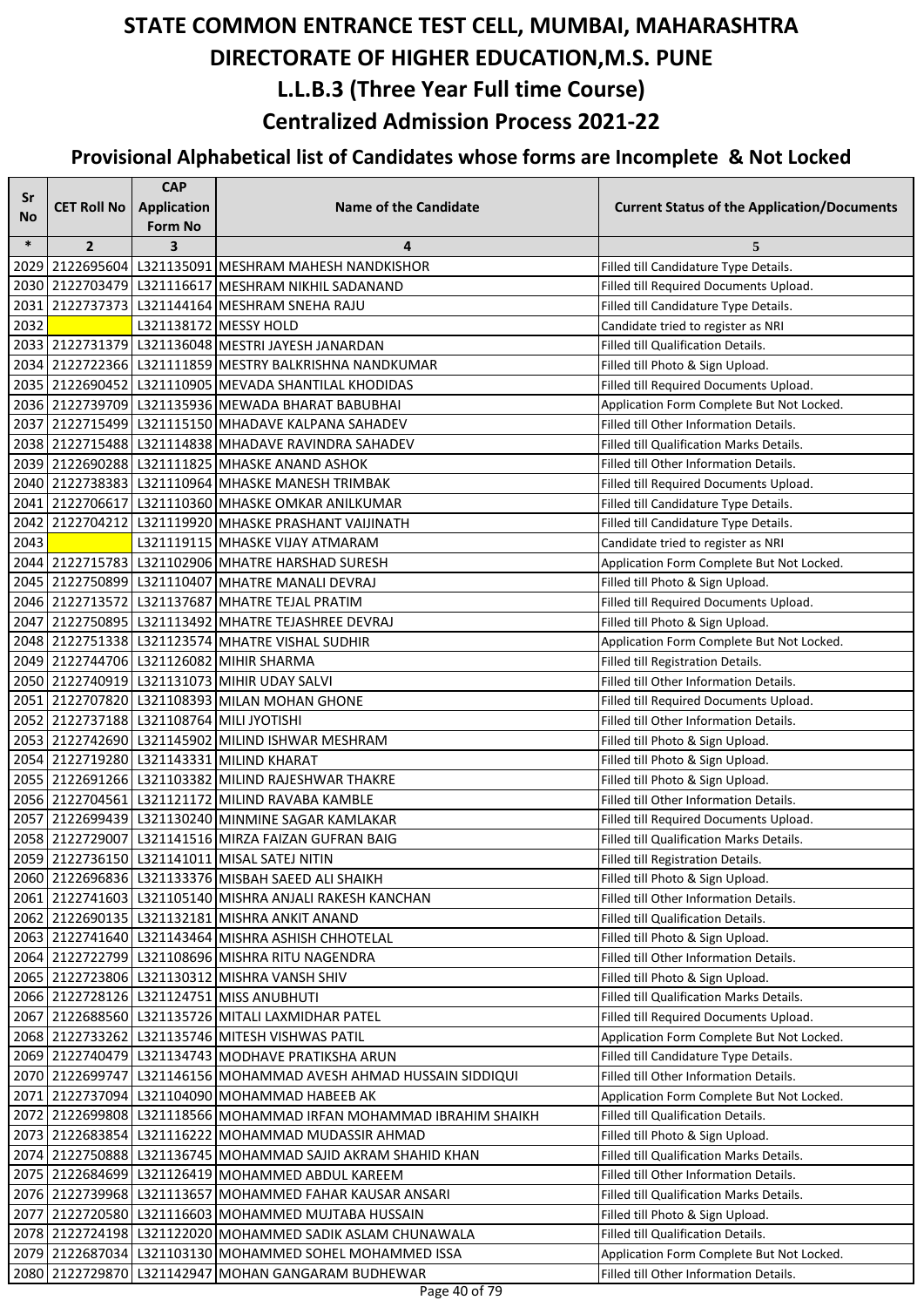# STATE COMMON ENTRANCE TEST CELL, MUMBAI, MAHARASHTRA
# DIRECTORATE OF HIGHER EDUCATION,M.S. PUNE
## L.L.B.3 (Three Year Full time Course)
## Centralized Admission Process 2021-22
### Provisional Alphabetical list of Candidates whose forms are Incomplete & Not Locked

| Sr No | CET Roll No | CAP Application Form No | Name of the Candidate | Current Status of the Application/Documents |
|---|---|---|---|---|
| * | 2 | 3 | 4 | 5 |
| 2029 | 2122695604 | L321135091 | MESHRAM MAHESH NANDKISHOR | Filled till Candidature Type Details. |
| 2030 | 2122703479 | L321116617 | MESHRAM NIKHIL SADANAND | Filled till Required Documents Upload. |
| 2031 | 2122737373 | L321144164 | MESHRAM SNEHA RAJU | Filled till Candidature Type Details. |
| 2032 | | L321138172 | MESSY HOLD | Candidate tried to register as NRI |
| 2033 | 2122731379 | L321136048 | MESTRI JAYESH JANARDAN | Filled till Qualification Details. |
| 2034 | 2122722366 | L321111859 | MESTRY BALKRISHNA NANDKUMAR | Filled till Photo & Sign Upload. |
| 2035 | 2122690452 | L321110905 | MEVADA SHANTILAL KHODIDAS | Filled till Required Documents Upload. |
| 2036 | 2122739709 | L321135936 | MEWADA BHARAT BABUBHAI | Application Form Complete But Not Locked. |
| 2037 | 2122715499 | L321115150 | MHADAVE KALPANA SAHADEV | Filled till Other Information Details. |
| 2038 | 2122715488 | L321114838 | MHADAVE RAVINDRA SAHADEV | Filled till Qualification Marks Details. |
| 2039 | 2122690288 | L321111825 | MHASKE ANAND ASHOK | Filled till Other Information Details. |
| 2040 | 2122738383 | L321110964 | MHASKE MANESH TRIMBAK | Filled till Required Documents Upload. |
| 2041 | 2122706617 | L321110360 | MHASKE OMKAR ANILKUMAR | Filled till Candidature Type Details. |
| 2042 | 2122704212 | L321119920 | MHASKE PRASHANT VAIJINATH | Filled till Candidature Type Details. |
| 2043 | | L321119115 | MHASKE VIJAY ATMARAM | Candidate tried to register as NRI |
| 2044 | 2122715783 | L321102906 | MHATRE HARSHAD SURESH | Application Form Complete But Not Locked. |
| 2045 | 2122750899 | L321110407 | MHATRE MANALI DEVRAJ | Filled till Photo & Sign Upload. |
| 2046 | 2122713572 | L321137687 | MHATRE TEJAL PRATIM | Filled till Required Documents Upload. |
| 2047 | 2122750895 | L321113492 | MHATRE TEJASHREE DEVRAJ | Filled till Photo & Sign Upload. |
| 2048 | 2122751338 | L321123574 | MHATRE VISHAL SUDHIR | Application Form Complete But Not Locked. |
| 2049 | 2122744706 | L321126082 | MIHIR SHARMA | Filled till Registration Details. |
| 2050 | 2122740919 | L321131073 | MIHIR UDAY SALVI | Filled till Other Information Details. |
| 2051 | 2122707820 | L321108393 | MILAN MOHAN GHONE | Filled till Required Documents Upload. |
| 2052 | 2122737188 | L321108764 | MILI JYOTISHI | Filled till Other Information Details. |
| 2053 | 2122742690 | L321145902 | MILIND ISHWAR MESHRAM | Filled till Photo & Sign Upload. |
| 2054 | 2122719280 | L321143331 | MILIND KHARAT | Filled till Photo & Sign Upload. |
| 2055 | 2122691266 | L321103382 | MILIND RAJESHWAR THAKRE | Filled till Photo & Sign Upload. |
| 2056 | 2122704561 | L321121172 | MILIND RAVABA KAMBLE | Filled till Other Information Details. |
| 2057 | 2122699439 | L321130240 | MINMINE SAGAR KAMLAKAR | Filled till Required Documents Upload. |
| 2058 | 2122729007 | L321141516 | MIRZA FAIZAN GUFRAN BAIG | Filled till Qualification Marks Details. |
| 2059 | 2122736150 | L321141011 | MISAL SATEJ NITIN | Filled till Registration Details. |
| 2060 | 2122696836 | L321133376 | MISBAH SAEED ALI SHAIKH | Filled till Photo & Sign Upload. |
| 2061 | 2122741603 | L321105140 | MISHRA ANJALI RAKESH KANCHAN | Filled till Other Information Details. |
| 2062 | 2122690135 | L321132181 | MISHRA ANKIT ANAND | Filled till Qualification Details. |
| 2063 | 2122741640 | L321143464 | MISHRA ASHISH CHHOTELAL | Filled till Photo & Sign Upload. |
| 2064 | 2122722799 | L321108696 | MISHRA RITU NAGENDRA | Filled till Other Information Details. |
| 2065 | 2122723806 | L321130312 | MISHRA VANSH SHIV | Filled till Photo & Sign Upload. |
| 2066 | 2122728126 | L321124751 | MISS ANUBHUTI | Filled till Qualification Marks Details. |
| 2067 | 2122688560 | L321135726 | MITALI LAXMIDHAR PATEL | Filled till Required Documents Upload. |
| 2068 | 2122733262 | L321135746 | MITESH VISHWAS PATIL | Application Form Complete But Not Locked. |
| 2069 | 2122740479 | L321134743 | MODHAVE PRATIKSHA ARUN | Filled till Candidature Type Details. |
| 2070 | 2122699747 | L321146156 | MOHAMMAD AVESH AHMAD HUSSAIN SIDDIQUI | Filled till Other Information Details. |
| 2071 | 2122737094 | L321104090 | MOHAMMAD HABEEB AK | Application Form Complete But Not Locked. |
| 2072 | 2122699808 | L321118566 | MOHAMMAD IRFAN MOHAMMAD IBRAHIM SHAIKH | Filled till Qualification Details. |
| 2073 | 2122683854 | L321116222 | MOHAMMAD MUDASSIR AHMAD | Filled till Photo & Sign Upload. |
| 2074 | 2122750888 | L321136745 | MOHAMMAD SAJID AKRAM SHAHID KHAN | Filled till Qualification Marks Details. |
| 2075 | 2122684699 | L321126419 | MOHAMMED ABDUL KAREEM | Filled till Other Information Details. |
| 2076 | 2122739968 | L321113657 | MOHAMMED FAHAR KAUSAR ANSARI | Filled till Qualification Marks Details. |
| 2077 | 2122720580 | L321116603 | MOHAMMED MUJTABA HUSSAIN | Filled till Photo & Sign Upload. |
| 2078 | 2122724198 | L321122020 | MOHAMMED SADIK ASLAM CHUNAWALA | Filled till Qualification Details. |
| 2079 | 2122687034 | L321103130 | MOHAMMED SOHEL MOHAMMED ISSA | Application Form Complete But Not Locked. |
| 2080 | 2122729870 | L321142947 | MOHAN GANGARAM BUDHEWAR | Filled till Other Information Details. |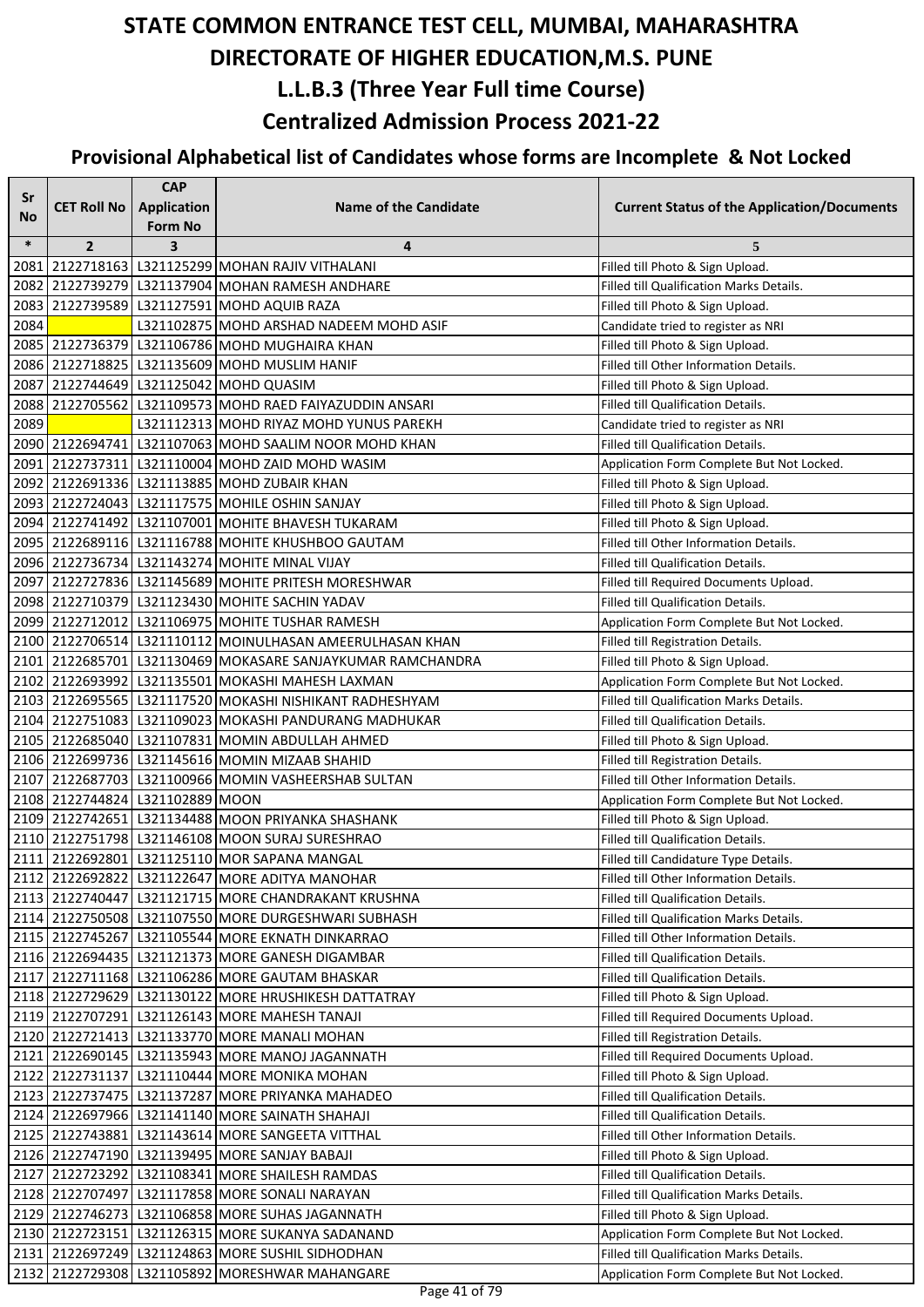# STATE COMMON ENTRANCE TEST CELL, MUMBAI, MAHARASHTRA

# DIRECTORATE OF HIGHER EDUCATION,M.S. PUNE

## L.L.B.3 (Three Year Full time Course)

## Centralized Admission Process 2021-22

### Provisional Alphabetical list of Candidates whose forms are Incomplete & Not Locked

| Sr No | CET Roll No | CAP Application Form No | Name of the Candidate | Current Status of the Application/Documents |
|---|---|---|---|---|
| * | 2 | 3 | 4 | 5 |
| 2081 | 2122718163 | L321125299 | MOHAN RAJIV VITHALANI | Filled till Photo & Sign Upload. |
| 2082 | 2122739279 | L321137904 | MOHAN RAMESH ANDHARE | Filled till Qualification Marks Details. |
| 2083 | 2122739589 | L321127591 | MOHD AQUIB RAZA | Filled till Photo & Sign Upload. |
| 2084 | | L321102875 | MOHD ARSHAD NADEEM MOHD ASIF | Candidate tried to register as NRI |
| 2085 | 2122736379 | L321106786 | MOHD MUGHAIRA KHAN | Filled till Photo & Sign Upload. |
| 2086 | 2122718825 | L321135609 | MOHD MUSLIM HANIF | Filled till Other Information Details. |
| 2087 | 2122744649 | L321125042 | MOHD QUASIM | Filled till Photo & Sign Upload. |
| 2088 | 2122705562 | L321109573 | MOHD RAED FAIYAZUDDIN ANSARI | Filled till Qualification Details. |
| 2089 | | L321112313 | MOHD RIYAZ MOHD YUNUS PAREKH | Candidate tried to register as NRI |
| 2090 | 2122694741 | L321107063 | MOHD SAALIM NOOR MOHD KHAN | Filled till Qualification Details. |
| 2091 | 2122737311 | L321110004 | MOHD ZAID MOHD WASIM | Application Form Complete But Not Locked. |
| 2092 | 2122691336 | L321113885 | MOHD ZUBAIR KHAN | Filled till Photo & Sign Upload. |
| 2093 | 2122724043 | L321117575 | MOHILE OSHIN SANJAY | Filled till Photo & Sign Upload. |
| 2094 | 2122741492 | L321107001 | MOHITE BHAVESH TUKARAM | Filled till Photo & Sign Upload. |
| 2095 | 2122689116 | L321116788 | MOHITE KHUSHBOO GAUTAM | Filled till Other Information Details. |
| 2096 | 2122736734 | L321143274 | MOHITE MINAL VIJAY | Filled till Qualification Details. |
| 2097 | 2122727836 | L321145689 | MOHITE PRITESH MORESHWAR | Filled till Required Documents Upload. |
| 2098 | 2122710379 | L321123430 | MOHITE SACHIN YADAV | Filled till Qualification Details. |
| 2099 | 2122712012 | L321106975 | MOHITE TUSHAR RAMESH | Application Form Complete But Not Locked. |
| 2100 | 2122706514 | L321110112 | MOINULHASAN AMEERULHASAN KHAN | Filled till Registration Details. |
| 2101 | 2122685701 | L321130469 | MOKASARE SANJAYKUMAR RAMCHANDRA | Filled till Photo & Sign Upload. |
| 2102 | 2122693992 | L321135501 | MOKASHI MAHESH LAXMAN | Application Form Complete But Not Locked. |
| 2103 | 2122695565 | L321117520 | MOKASHI NISHIKANT RADHESHYAM | Filled till Qualification Marks Details. |
| 2104 | 2122751083 | L321109023 | MOKASHI PANDURANG MADHUKAR | Filled till Qualification Details. |
| 2105 | 2122685040 | L321107831 | MOMIN ABDULLAH AHMED | Filled till Photo & Sign Upload. |
| 2106 | 2122699736 | L321145616 | MOMIN MIZAAB SHAHID | Filled till Registration Details. |
| 2107 | 2122687703 | L321100966 | MOMIN VASHEERSHAB SULTAN | Filled till Other Information Details. |
| 2108 | 2122744824 | L321102889 | MOON | Application Form Complete But Not Locked. |
| 2109 | 2122742651 | L321134488 | MOON PRIYANKA SHASHANK | Filled till Photo & Sign Upload. |
| 2110 | 2122751798 | L321146108 | MOON SURAJ SURESHRAO | Filled till Qualification Details. |
| 2111 | 2122692801 | L321125110 | MOR SAPANA MANGAL | Filled till Candidature Type Details. |
| 2112 | 2122692822 | L321122647 | MORE ADITYA MANOHAR | Filled till Other Information Details. |
| 2113 | 2122740447 | L321121715 | MORE CHANDRAKANT KRUSHNA | Filled till Qualification Details. |
| 2114 | 2122750508 | L321107550 | MORE DURGESHWARI SUBHASH | Filled till Qualification Marks Details. |
| 2115 | 2122745267 | L321105544 | MORE EKNATH DINKARRAO | Filled till Other Information Details. |
| 2116 | 2122694435 | L321121373 | MORE GANESH DIGAMBAR | Filled till Qualification Details. |
| 2117 | 2122711168 | L321106286 | MORE GAUTAM BHASKAR | Filled till Qualification Details. |
| 2118 | 2122729629 | L321130122 | MORE HRUSHIKESH DATTATRAY | Filled till Photo & Sign Upload. |
| 2119 | 2122707291 | L321126143 | MORE MAHESH TANAJI | Filled till Required Documents Upload. |
| 2120 | 2122721413 | L321133770 | MORE MANALI MOHAN | Filled till Registration Details. |
| 2121 | 2122690145 | L321135943 | MORE MANOJ JAGANNATH | Filled till Required Documents Upload. |
| 2122 | 2122731137 | L321110444 | MORE MONIKA MOHAN | Filled till Photo & Sign Upload. |
| 2123 | 2122737475 | L321137287 | MORE PRIYANKA MAHADEO | Filled till Qualification Details. |
| 2124 | 2122697966 | L321141140 | MORE SAINATH SHAHAJI | Filled till Qualification Details. |
| 2125 | 2122743881 | L321143614 | MORE SANGEETA VITTHAL | Filled till Other Information Details. |
| 2126 | 2122747190 | L321139495 | MORE SANJAY BABAJI | Filled till Photo & Sign Upload. |
| 2127 | 2122723292 | L321108341 | MORE SHAILESH RAMDAS | Filled till Qualification Details. |
| 2128 | 2122707497 | L321117858 | MORE SONALI NARAYAN | Filled till Qualification Marks Details. |
| 2129 | 2122746273 | L321106858 | MORE SUHAS JAGANNATH | Filled till Photo & Sign Upload. |
| 2130 | 2122723151 | L321126315 | MORE SUKANYA SADANAND | Application Form Complete But Not Locked. |
| 2131 | 2122697249 | L321124863 | MORE SUSHIL SIDHODHAN | Filled till Qualification Marks Details. |
| 2132 | 2122729308 | L321105892 | MORESHWAR MAHANGARE | Application Form Complete But Not Locked. |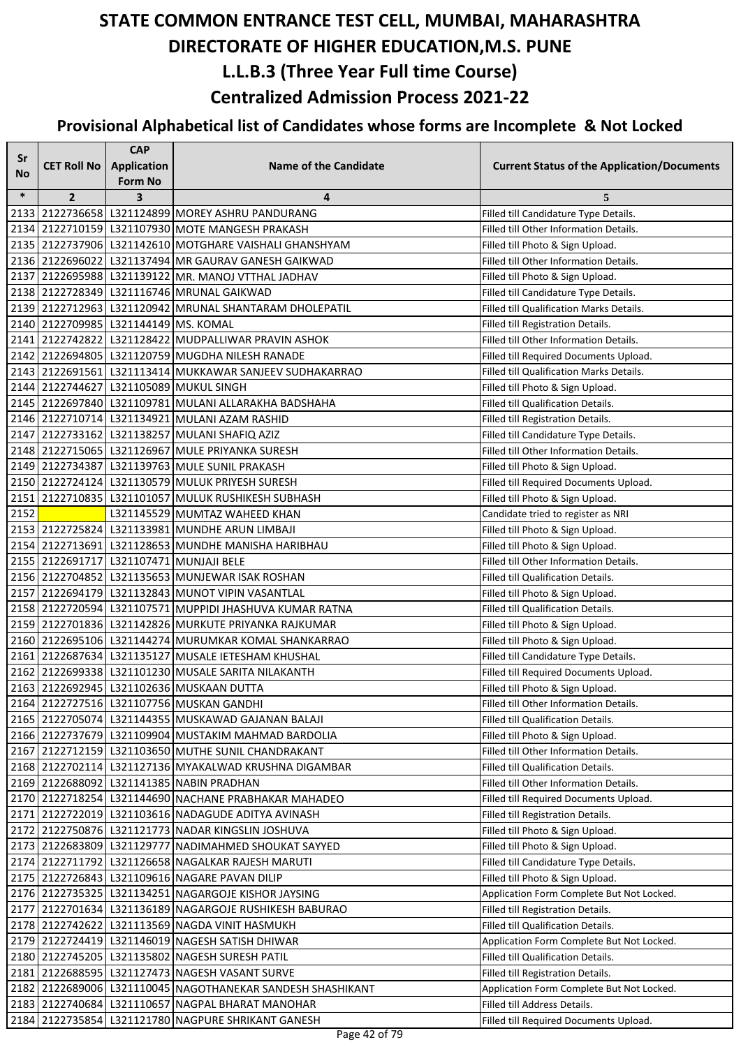# STATE COMMON ENTRANCE TEST CELL, MUMBAI, MAHARASHTRA

# DIRECTORATE OF HIGHER EDUCATION,M.S. PUNE

# L.L.B.3 (Three Year Full time Course)

# Centralized Admission Process 2021-22

## Provisional Alphabetical list of Candidates whose forms are Incomplete & Not Locked

| Sr No | CET Roll No | CAP Application Form No | Name of the Candidate | Current Status of the Application/Documents |
|---|---|---|---|---|
| * | 2 | 3 | 4 | 5 |
| 2133 | 2122736658 | L321124899 | MOREY ASHRU PANDURANG | Filled till Candidature Type Details. |
| 2134 | 2122710159 | L321107930 | MOTE MANGESH PRAKASH | Filled till Other Information Details. |
| 2135 | 2122737906 | L321142610 | MOTGHARE VAISHALI GHANSHYAM | Filled till Photo & Sign Upload. |
| 2136 | 2122696022 | L321137494 | MR GAURAV GANESH GAIKWAD | Filled till Other Information Details. |
| 2137 | 2122695988 | L321139122 | MR. MANOJ VTTHAL JADHAV | Filled till Photo & Sign Upload. |
| 2138 | 2122728349 | L321116746 | MRUNAL GAIKWAD | Filled till Candidature Type Details. |
| 2139 | 2122712963 | L321120942 | MRUNAL SHANTARAM DHOLEPATIL | Filled till Qualification Marks Details. |
| 2140 | 2122709985 | L321144149 | MS. KOMAL | Filled till Registration Details. |
| 2141 | 2122742822 | L321128422 | MUDPALLIWAR PRAVIN ASHOK | Filled till Other Information Details. |
| 2142 | 2122694805 | L321120759 | MUGDHA NILESH RANADE | Filled till Required Documents Upload. |
| 2143 | 2122691561 | L321113414 | MUKKAWAR SANJEEV SUDHAKARRAO | Filled till Qualification Marks Details. |
| 2144 | 2122744627 | L321105089 | MUKUL SINGH | Filled till Photo & Sign Upload. |
| 2145 | 2122697840 | L321109781 | MULANI ALLARAKHA BADSHAHA | Filled till Qualification Details. |
| 2146 | 2122710714 | L321134921 | MULANI AZAM RASHID | Filled till Registration Details. |
| 2147 | 2122733162 | L321138257 | MULANI SHAFIQ AZIZ | Filled till Candidature Type Details. |
| 2148 | 2122715065 | L321126967 | MULE PRIYANKA SURESH | Filled till Other Information Details. |
| 2149 | 2122734387 | L321139763 | MULE SUNIL PRAKASH | Filled till Photo & Sign Upload. |
| 2150 | 2122724124 | L321130579 | MULUK PRIYESH SURESH | Filled till Required Documents Upload. |
| 2151 | 2122710835 | L321101057 | MULUK RUSHIKESH SUBHASH | Filled till Photo & Sign Upload. |
| 2152 | | L321145529 | MUMTAZ WAHEED KHAN | Candidate tried to register as NRI |
| 2153 | 2122725824 | L321133981 | MUNDHE ARUN LIMBAJI | Filled till Photo & Sign Upload. |
| 2154 | 2122713691 | L321128653 | MUNDHE MANISHA HARIBHAU | Filled till Photo & Sign Upload. |
| 2155 | 2122691717 | L321107471 | MUNJAJI BELE | Filled till Other Information Details. |
| 2156 | 2122704852 | L321135653 | MUNJEWAR ISAK ROSHAN | Filled till Qualification Details. |
| 2157 | 2122694179 | L321132843 | MUNOT VIPIN VASANTLAL | Filled till Photo & Sign Upload. |
| 2158 | 2122720594 | L321107571 | MUPPIDI JHASHUVA KUMAR RATNA | Filled till Qualification Details. |
| 2159 | 2122701836 | L321142826 | MURKUTE PRIYANKA RAJKUMAR | Filled till Photo & Sign Upload. |
| 2160 | 2122695106 | L321144274 | MURUMKAR KOMAL SHANKARRAO | Filled till Photo & Sign Upload. |
| 2161 | 2122687634 | L321135127 | MUSALE IETESHAM KHUSHAL | Filled till Candidature Type Details. |
| 2162 | 2122699338 | L321101230 | MUSALE SARITA NILAKANTH | Filled till Required Documents Upload. |
| 2163 | 2122692945 | L321102636 | MUSKAAN DUTTA | Filled till Photo & Sign Upload. |
| 2164 | 2122727516 | L321107756 | MUSKAN GANDHI | Filled till Other Information Details. |
| 2165 | 2122705074 | L321144355 | MUSKAWAD GAJANAN BALAJI | Filled till Qualification Details. |
| 2166 | 2122737679 | L321109904 | MUSTAKIM MAHMAD BARDOLIA | Filled till Photo & Sign Upload. |
| 2167 | 2122712159 | L321103650 | MUTHE SUNIL CHANDRAKANT | Filled till Other Information Details. |
| 2168 | 2122702114 | L321127136 | MYAKALWAD KRUSHNA DIGAMBAR | Filled till Qualification Details. |
| 2169 | 2122688092 | L321141385 | NABIN PRADHAN | Filled till Other Information Details. |
| 2170 | 2122718254 | L321144690 | NACHANE PRABHAKAR MAHADEO | Filled till Required Documents Upload. |
| 2171 | 2122722019 | L321103616 | NADAGUDE ADITYA AVINASH | Filled till Registration Details. |
| 2172 | 2122750876 | L321121773 | NADAR KINGSLIN JOSHUVA | Filled till Photo & Sign Upload. |
| 2173 | 2122683809 | L321129777 | NADIMAHMED SHOUKAT SAYYED | Filled till Photo & Sign Upload. |
| 2174 | 2122711792 | L321126658 | NAGALKAR RAJESH MARUTI | Filled till Candidature Type Details. |
| 2175 | 2122726843 | L321109616 | NAGARE PAVAN DILIP | Filled till Photo & Sign Upload. |
| 2176 | 2122735325 | L321134251 | NAGARGOJE KISHOR JAYSING | Application Form Complete But Not Locked. |
| 2177 | 2122701634 | L321136189 | NAGARGOJE RUSHIKESH BABURAO | Filled till Registration Details. |
| 2178 | 2122742622 | L321113569 | NAGDA VINIT HASMUKH | Filled till Qualification Details. |
| 2179 | 2122724419 | L321146019 | NAGESH SATISH DHIWAR | Application Form Complete But Not Locked. |
| 2180 | 2122745205 | L321135802 | NAGESH SURESH PATIL | Filled till Qualification Details. |
| 2181 | 2122688595 | L321127473 | NAGESH VASANT SURVE | Filled till Registration Details. |
| 2182 | 2122689006 | L321110045 | NAGOTHANEKAR SANDESH SHASHIKANT | Application Form Complete But Not Locked. |
| 2183 | 2122740684 | L321110657 | NAGPAL BHARAT MANOHAR | Filled till Address Details. |
| 2184 | 2122735854 | L321121780 | NAGPURE SHRIKANT GANESH | Filled till Required Documents Upload. |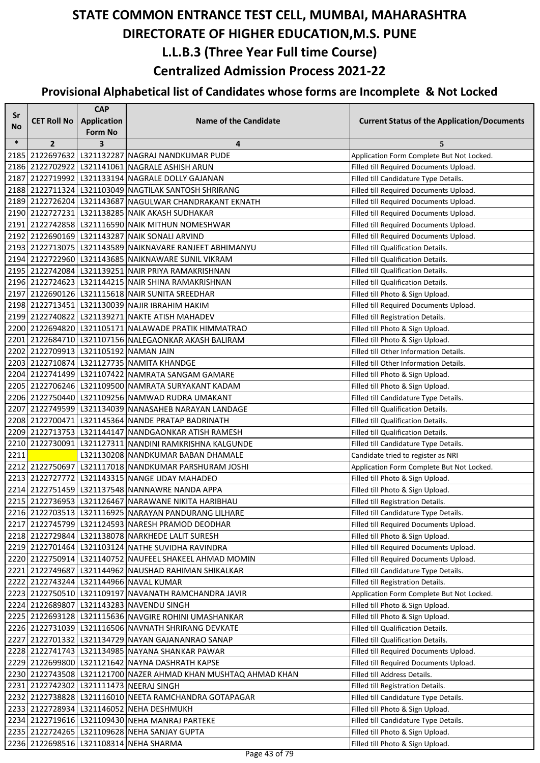# STATE COMMON ENTRANCE TEST CELL, MUMBAI, MAHARASHTRA
# DIRECTORATE OF HIGHER EDUCATION,M.S. PUNE
## L.L.B.3 (Three Year Full time Course)
## Centralized Admission Process 2021-22
### Provisional Alphabetical list of Candidates whose forms are Incomplete & Not Locked

| Sr No | CET Roll No | CAP Application Form No | Name of the Candidate | Current Status of the Application/Documents |
|---|---|---|---|---|
| * | 2 | 3 | 4 | 5 |
| 2185 | 2122697632 | L321132287 | NAGRAJ NANDKUMAR PUDE | Application Form Complete But Not Locked. |
| 2186 | 2122702922 | L321141061 | NAGRALE ASHISH ARUN | Filled till Required Documents Upload. |
| 2187 | 2122719992 | L321133194 | NAGRALE DOLLY GAJANAN | Filled till Candidature Type Details. |
| 2188 | 2122711324 | L321103049 | NAGTILAK SANTOSH SHRIRANG | Filled till Required Documents Upload. |
| 2189 | 2122726204 | L321143687 | NAGULWAR CHANDRAKANT EKNATH | Filled till Required Documents Upload. |
| 2190 | 2122727231 | L321138285 | NAIK AKASH SUDHAKAR | Filled till Required Documents Upload. |
| 2191 | 2122742858 | L321116590 | NAIK MITHUN NOMESHWAR | Filled till Required Documents Upload. |
| 2192 | 2122690169 | L321143287 | NAIK SONALI ARVIND | Filled till Required Documents Upload. |
| 2193 | 2122713075 | L321143589 | NAIKNAVARE RANJEET ABHIMANYU | Filled till Qualification Details. |
| 2194 | 2122722960 | L321143685 | NAIKNAWARE SUNIL VIKRAM | Filled till Qualification Details. |
| 2195 | 2122742084 | L321139251 | NAIR PRIYA RAMAKRISHNAN | Filled till Qualification Details. |
| 2196 | 2122724623 | L321144215 | NAIR SHINA RAMAKRISHNAN | Filled till Qualification Details. |
| 2197 | 2122690126 | L321115618 | NAIR SUNITA SREEDHAR | Filled till Photo & Sign Upload. |
| 2198 | 2122713451 | L321130039 | NAJIR IBRAHIM HAKIM | Filled till Required Documents Upload. |
| 2199 | 2122740822 | L321139271 | NAKTE ATISH MAHADEV | Filled till Registration Details. |
| 2200 | 2122694820 | L321105171 | NALAWADE PRATIK HIMMATRAO | Filled till Photo & Sign Upload. |
| 2201 | 2122684710 | L321107156 | NALEGAONKAR AKASH BALIRAM | Filled till Photo & Sign Upload. |
| 2202 | 2122709913 | L321105192 | NAMAN JAIN | Filled till Other Information Details. |
| 2203 | 2122710874 | L321127735 | NAMITA KHANDGE | Filled till Other Information Details. |
| 2204 | 2122741499 | L321107422 | NAMRATA SANGAM GAMARE | Filled till Photo & Sign Upload. |
| 2205 | 2122706246 | L321109500 | NAMRATA SURYAKANT KADAM | Filled till Photo & Sign Upload. |
| 2206 | 2122750440 | L321109256 | NAMWAD RUDRA UMAKANT | Filled till Candidature Type Details. |
| 2207 | 2122749599 | L321134039 | NANASAHEB NARAYAN LANDAGE | Filled till Qualification Details. |
| 2208 | 2122700471 | L321145364 | NANDE PRATAP BADRINATH | Filled till Qualification Details. |
| 2209 | 2122713753 | L321144147 | NANDGAONKAR ATISH RAMESH | Filled till Qualification Details. |
| 2210 | 2122730091 | L321127311 | NANDINI RAMKRISHNA KALGUNDE | Filled till Candidature Type Details. |
| 2211 | | L321130208 | NANDKUMAR BABAN DHAMALE | Candidate tried to register as NRI |
| 2212 | 2122750697 | L321117018 | NANDKUMAR PARSHURAM JOSHI | Application Form Complete But Not Locked. |
| 2213 | 2122727772 | L321143315 | NANGE UDAY MAHADEO | Filled till Photo & Sign Upload. |
| 2214 | 2122751459 | L321137548 | NANNAWRE NANDA APPA | Filled till Photo & Sign Upload. |
| 2215 | 2122736953 | L321126467 | NARAWANE NIKITA HARIBHAU | Filled till Registration Details. |
| 2216 | 2122703513 | L321116925 | NARAYAN PANDURANG LILHARE | Filled till Candidature Type Details. |
| 2217 | 2122745799 | L321124593 | NARESH PRAMOD DEODHAR | Filled till Required Documents Upload. |
| 2218 | 2122729844 | L321138078 | NARKHEDE LALIT SURESH | Filled till Photo & Sign Upload. |
| 2219 | 2122701464 | L321103124 | NATHE SUVIDHA RAVINDRA | Filled till Required Documents Upload. |
| 2220 | 2122750914 | L321140752 | NAUFEEL SHAKEEL AHMAD MOMIN | Filled till Required Documents Upload. |
| 2221 | 2122749687 | L321144962 | NAUSHAD RAHIMAN SHIKALKAR | Filled till Candidature Type Details. |
| 2222 | 2122743244 | L321144966 | NAVAL KUMAR | Filled till Registration Details. |
| 2223 | 2122750510 | L321109197 | NAVANATH RAMCHANDRA JAVIR | Application Form Complete But Not Locked. |
| 2224 | 2122689807 | L321143283 | NAVENDU SINGH | Filled till Photo & Sign Upload. |
| 2225 | 2122693128 | L321115636 | NAVGIRE ROHINI UMASHANKAR | Filled till Photo & Sign Upload. |
| 2226 | 2122731039 | L321116506 | NAVNATH SHRIRANG DEVKATE | Filled till Qualification Details. |
| 2227 | 2122701332 | L321134729 | NAYAN GAJANANRAO SANAP | Filled till Qualification Details. |
| 2228 | 2122741743 | L321134985 | NAYANA SHANKAR PAWAR | Filled till Required Documents Upload. |
| 2229 | 2122699800 | L321121642 | NAYNA DASHRATH KAPSE | Filled till Required Documents Upload. |
| 2230 | 2122743508 | L321121700 | NAZER AHMAD KHAN MUSHTAQ AHMAD KHAN | Filled till Address Details. |
| 2231 | 2122742302 | L321111473 | NEERAJ SINGH | Filled till Registration Details. |
| 2232 | 2122738828 | L321116010 | NEETA RAMCHANDRA GOTAPAGAR | Filled till Candidature Type Details. |
| 2233 | 2122728934 | L321146052 | NEHA DESHMUKH | Filled till Photo & Sign Upload. |
| 2234 | 2122719616 | L321109430 | NEHA MANRAJ PARTEKE | Filled till Candidature Type Details. |
| 2235 | 2122724265 | L321109628 | NEHA SANJAY GUPTA | Filled till Photo & Sign Upload. |
| 2236 | 2122698516 | L321108314 | NEHA SHARMA | Filled till Photo & Sign Upload. |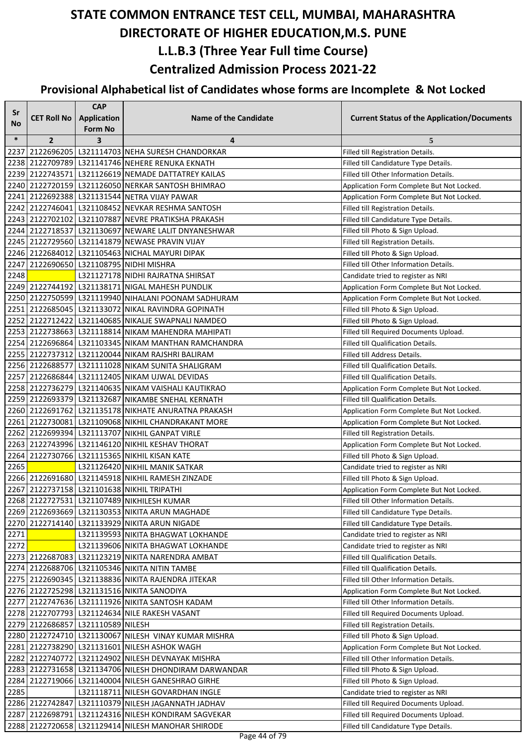# STATE COMMON ENTRANCE TEST CELL, MUMBAI, MAHARASHTRA
# DIRECTORATE OF HIGHER EDUCATION,M.S. PUNE
## L.L.B.3 (Three Year Full time Course)
## Centralized Admission Process 2021-22
### Provisional Alphabetical list of Candidates whose forms are Incomplete & Not Locked

| Sr No | CET Roll No | CAP Application Form No | Name of the Candidate | Current Status of the Application/Documents |
|---|---|---|---|---|
| * | 2 | 3 | 4 | 5 |
| 2237 | 2122696205 | L321114703 | NEHA SURESH CHANDORKAR | Filled till Registration Details. |
| 2238 | 2122709789 | L321141746 | NEHERE RENUKA EKNATH | Filled till Candidature Type Details. |
| 2239 | 2122743571 | L321126619 | NEMADE DATTATREY KAILAS | Filled till Other Information Details. |
| 2240 | 2122720159 | L321126050 | NERKAR SANTOSH BHIMRAO | Application Form Complete But Not Locked. |
| 2241 | 2122692388 | L321131544 | NETRA VIJAY PAWAR | Application Form Complete But Not Locked. |
| 2242 | 2122746041 | L321108452 | NEVKAR RESHMA SANTOSH | Filled till Registration Details. |
| 2243 | 2122702102 | L321107887 | NEVRE PRATIKSHA PRAKASH | Filled till Candidature Type Details. |
| 2244 | 2122718537 | L321130697 | NEWARE LALIT DNYANESHWAR | Filled till Photo & Sign Upload. |
| 2245 | 2122729560 | L321141879 | NEWASE PRAVIN VIJAY | Filled till Registration Details. |
| 2246 | 2122684012 | L321105463 | NICHAL MAYURI DIPAK | Filled till Photo & Sign Upload. |
| 2247 | 2122690650 | L321108795 | NIDHI MISHRA | Filled till Other Information Details. |
| 2248 | | L321127178 | NIDHI RAJRATNA SHIRSAT | Candidate tried to register as NRI |
| 2249 | 2122744192 | L321138171 | NIGAL MAHESH PUNDLIK | Application Form Complete But Not Locked. |
| 2250 | 2122750599 | L321119940 | NIHALANI POONAM SADHURAM | Application Form Complete But Not Locked. |
| 2251 | 2122685045 | L321133072 | NIKAL RAVINDRA GOPINATH | Filled till Photo & Sign Upload. |
| 2252 | 2122712422 | L321140685 | NIKALJE SWAPNALI NAMDEO | Filled till Photo & Sign Upload. |
| 2253 | 2122738663 | L321118814 | NIKAM MAHENDRA MAHIPATI | Filled till Required Documents Upload. |
| 2254 | 2122696864 | L321103345 | NIKAM MANTHAN RAMCHANDRA | Filled till Qualification Details. |
| 2255 | 2122737312 | L321120044 | NIKAM RAJSHRI BALIRAM | Filled till Address Details. |
| 2256 | 2122688577 | L321111028 | NIKAM SUNITA SHALIGRAM | Filled till Qualification Details. |
| 2257 | 2122686844 | L321112405 | NIKAM UJWAL DEVIDAS | Filled till Qualification Details. |
| 2258 | 2122736279 | L321140635 | NIKAM VAISHALI KAUTIKRAO | Application Form Complete But Not Locked. |
| 2259 | 2122693379 | L321132687 | NIKAMBE SNEHAL KERNATH | Filled till Qualification Details. |
| 2260 | 2122691762 | L321135178 | NIKHATE ANURATNA PRAKASH | Application Form Complete But Not Locked. |
| 2261 | 2122730081 | L321109068 | NIKHIL CHANDRAKANT MORE | Application Form Complete But Not Locked. |
| 2262 | 2122699394 | L321113707 | NIKHIL GANPAT VIRLE | Filled till Registration Details. |
| 2263 | 2122743996 | L321146120 | NIKHIL KESHAV THORAT | Application Form Complete But Not Locked. |
| 2264 | 2122730766 | L321115365 | NIKHIL KISAN KATE | Filled till Photo & Sign Upload. |
| 2265 | | L321126420 | NIKHIL MANIK SATKAR | Candidate tried to register as NRI |
| 2266 | 2122691680 | L321145918 | NIKHIL RAMESH ZINZADE | Filled till Photo & Sign Upload. |
| 2267 | 2122737158 | L321101638 | NIKHIL TRIPATHI | Application Form Complete But Not Locked. |
| 2268 | 2122727531 | L321107489 | NIKHILESH KUMAR | Filled till Other Information Details. |
| 2269 | 2122693669 | L321130353 | NIKITA ARUN MAGHADE | Filled till Candidature Type Details. |
| 2270 | 2122714140 | L321133929 | NIKITA ARUN NIGADE | Filled till Candidature Type Details. |
| 2271 | | L321139593 | NIKITA BHAGWAT LOKHANDE | Candidate tried to register as NRI |
| 2272 | | L321139606 | NIKITA BHAGWAT LOKHANDE | Candidate tried to register as NRI |
| 2273 | 2122687083 | L321123219 | NIKITA NARENDRA AMBAT | Filled till Qualification Details. |
| 2274 | 2122688706 | L321105346 | NIKITA NITIN TAMBE | Filled till Qualification Details. |
| 2275 | 2122690345 | L321138836 | NIKITA RAJENDRA JITEKAR | Filled till Other Information Details. |
| 2276 | 2122725298 | L321131516 | NIKITA SANODIYA | Application Form Complete But Not Locked. |
| 2277 | 2122747636 | L321111926 | NIKITA SANTOSH KADAM | Filled till Other Information Details. |
| 2278 | 2122707793 | L321124634 | NILE RAKESH VASANT | Filled till Required Documents Upload. |
| 2279 | 2122686857 | L321110589 | NILESH | Filled till Registration Details. |
| 2280 | 2122724710 | L321130067 | NILESH VINAY KUMAR MISHRA | Filled till Photo & Sign Upload. |
| 2281 | 2122738290 | L321131601 | NILESH ASHOK WAGH | Application Form Complete But Not Locked. |
| 2282 | 2122740772 | L321124902 | NILESH DEVNAYAK MISHRA | Filled till Other Information Details. |
| 2283 | 2122731658 | L321134706 | NILESH DHONDIRAM DARWANDAR | Filled till Photo & Sign Upload. |
| 2284 | 2122719066 | L321140004 | NILESH GANESHRAO GIRHE | Filled till Photo & Sign Upload. |
| 2285 | | L321118711 | NILESH GOVARDHAN INGLE | Candidate tried to register as NRI |
| 2286 | 2122742847 | L321110379 | NILESH JAGANNATH JADHAV | Filled till Required Documents Upload. |
| 2287 | 2122698791 | L321124316 | NILESH KONDIRAM SAGVEKAR | Filled till Required Documents Upload. |
| 2288 | 2122720658 | L321129414 | NILESH MANOHAR SHIRODE | Filled till Candidature Type Details. |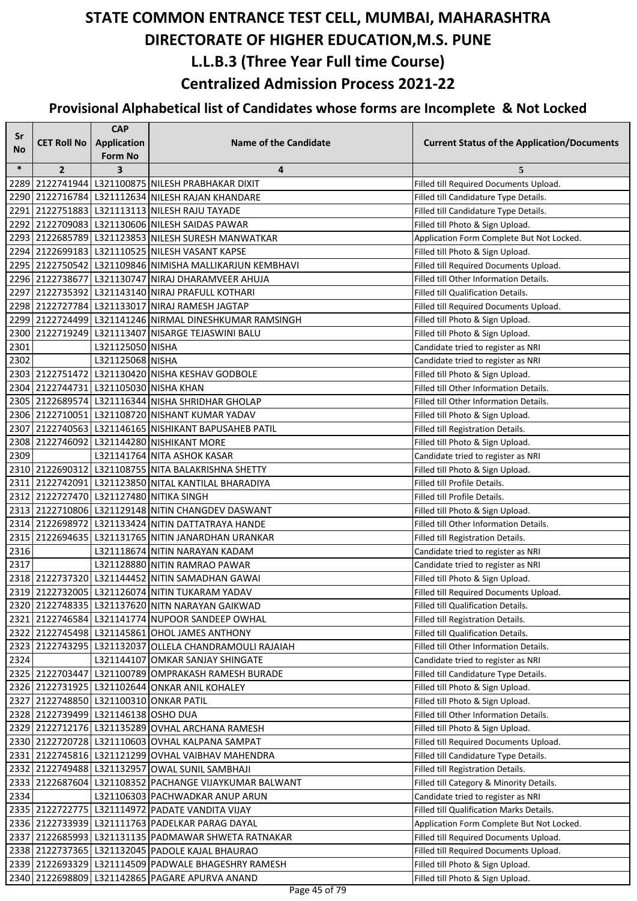# STATE COMMON ENTRANCE TEST CELL, MUMBAI, MAHARASHTRA

# DIRECTORATE OF HIGHER EDUCATION,M.S. PUNE

## L.L.B.3 (Three Year Full time Course)

## Centralized Admission Process 2021-22

### Provisional Alphabetical list of Candidates whose forms are Incomplete & Not Locked

| Sr No | CET Roll No | CAP Application Form No | Name of the Candidate | Current Status of the Application/Documents |
|---|---|---|---|---|
| * | 2 | 3 | 4 | 5 |
| 2289 | 2122741944 | L321100875 | NILESH PRABHAKAR DIXIT | Filled till Required Documents Upload. |
| 2290 | 2122716784 | L321112634 | NILESH RAJAN KHANDARE | Filled till Candidature Type Details. |
| 2291 | 2122751883 | L321113113 | NILESH RAJU TAYADE | Filled till Candidature Type Details. |
| 2292 | 2122709083 | L321130606 | NILESH SAIDAS PAWAR | Filled till Photo & Sign Upload. |
| 2293 | 2122685789 | L321123853 | NILESH SURESH MANWATKAR | Application Form Complete But Not Locked. |
| 2294 | 2122699183 | L321110525 | NILESH VASANT KAPSE | Filled till Photo & Sign Upload. |
| 2295 | 2122750542 | L321109846 | NIMISHA MALLIKARJUN KEMBHAVI | Filled till Required Documents Upload. |
| 2296 | 2122738677 | L321130747 | NIRAJ DHARAMVEER AHUJA | Filled till Other Information Details. |
| 2297 | 2122735392 | L321143140 | NIRAJ PRAFULL KOTHARI | Filled till Qualification Details. |
| 2298 | 2122727784 | L321133017 | NIRAJ RAMESH JAGTAP | Filled till Required Documents Upload. |
| 2299 | 2122724499 | L321141246 | NIRMAL DINESHKUMAR RAMSINGH | Filled till Photo & Sign Upload. |
| 2300 | 2122719249 | L321113407 | NISARGE TEJASWINI BALU | Filled till Photo & Sign Upload. |
| 2301 | | L321125050 | NISHA | Candidate tried to register as NRI |
| 2302 | | L321125068 | NISHA | Candidate tried to register as NRI |
| 2303 | 2122751472 | L321130420 | NISHA KESHAV GODBOLE | Filled till Photo & Sign Upload. |
| 2304 | 2122744731 | L321105030 | NISHA KHAN | Filled till Other Information Details. |
| 2305 | 2122689574 | L321116344 | NISHA SHRIDHAR GHOLAP | Filled till Other Information Details. |
| 2306 | 2122710051 | L321108720 | NISHANT KUMAR YADAV | Filled till Photo & Sign Upload. |
| 2307 | 2122740563 | L321146165 | NISHIKANT BAPUSAHEB PATIL | Filled till Registration Details. |
| 2308 | 2122746092 | L321144280 | NISHIKANT MORE | Filled till Photo & Sign Upload. |
| 2309 | | L321141764 | NITA ASHOK KASAR | Candidate tried to register as NRI |
| 2310 | 2122690312 | L321108755 | NITA BALAKRISHNA SHETTY | Filled till Photo & Sign Upload. |
| 2311 | 2122742091 | L321123850 | NITAL KANTILAL BHARADIYA | Filled till Profile Details. |
| 2312 | 2122727470 | L321127480 | NITIKA SINGH | Filled till Profile Details. |
| 2313 | 2122710806 | L321129148 | NITIN CHANGDEV DASWANT | Filled till Photo & Sign Upload. |
| 2314 | 2122698972 | L321133424 | NITIN DATTATRAYA HANDE | Filled till Other Information Details. |
| 2315 | 2122694635 | L321131765 | NITIN JANARDHAN URANKAR | Filled till Registration Details. |
| 2316 | | L321118674 | NITIN NARAYAN KADAM | Candidate tried to register as NRI |
| 2317 | | L321128880 | NITIN RAMRAO PAWAR | Candidate tried to register as NRI |
| 2318 | 2122737320 | L321144452 | NITIN SAMADHAN GAWAI | Filled till Photo & Sign Upload. |
| 2319 | 2122732005 | L321126074 | NITIN TUKARAM YADAV | Filled till Required Documents Upload. |
| 2320 | 2122748335 | L321137620 | NITN NARAYAN GAIKWAD | Filled till Qualification Details. |
| 2321 | 2122746584 | L321141774 | NUPOOR SANDEEP OWHAL | Filled till Registration Details. |
| 2322 | 2122745498 | L321145861 | OHOL JAMES ANTHONY | Filled till Qualification Details. |
| 2323 | 2122743295 | L321132037 | OLLELA CHANDRAMOULI RAJAIAH | Filled till Other Information Details. |
| 2324 | | L321144107 | OMKAR SANJAY SHINGATE | Candidate tried to register as NRI |
| 2325 | 2122703447 | L321100789 | OMPRAKASH RAMESH BURADE | Filled till Candidature Type Details. |
| 2326 | 2122731925 | L321102644 | ONKAR ANIL KOHALEY | Filled till Photo & Sign Upload. |
| 2327 | 2122748850 | L321100310 | ONKAR PATIL | Filled till Photo & Sign Upload. |
| 2328 | 2122739499 | L321146138 | OSHO DUA | Filled till Other Information Details. |
| 2329 | 2122712176 | L321135289 | OVHAL ARCHANA RAMESH | Filled till Photo & Sign Upload. |
| 2330 | 2122720728 | L321110603 | OVHAL KALPANA SAMPAT | Filled till Required Documents Upload. |
| 2331 | 2122745816 | L321121299 | OVHAL VAIBHAV MAHENDRA | Filled till Candidature Type Details. |
| 2332 | 2122749488 | L321132957 | OWAL SUNIL SAMBHAJI | Filled till Registration Details. |
| 2333 | 2122687604 | L321108352 | PACHANGE VIJAYKUMAR BALWANT | Filled till Category & Minority Details. |
| 2334 | | L321106303 | PACHWADKAR ANUP ARUN | Candidate tried to register as NRI |
| 2335 | 2122722775 | L321114972 | PADATE VANDITA VIJAY | Filled till Qualification Marks Details. |
| 2336 | 2122733939 | L321111763 | PADELKAR PARAG DAYAL | Application Form Complete But Not Locked. |
| 2337 | 2122685993 | L321131135 | PADMAWAR SHWETA RATNAKAR | Filled till Required Documents Upload. |
| 2338 | 2122737365 | L321132045 | PADOLE KAJAL BHAURAO | Filled till Required Documents Upload. |
| 2339 | 2122693329 | L321114509 | PADWALE BHAGESHRY RAMESH | Filled till Photo & Sign Upload. |
| 2340 | 2122698809 | L321142865 | PAGARE APURVA ANAND | Filled till Photo & Sign Upload. |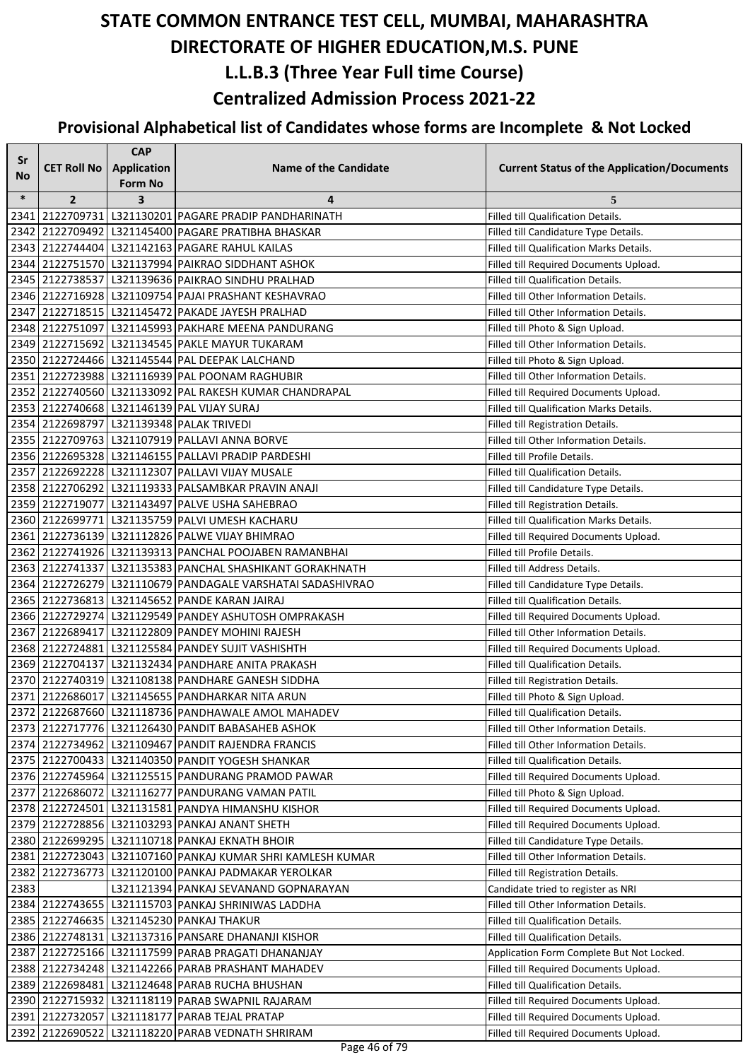# STATE COMMON ENTRANCE TEST CELL, MUMBAI, MAHARASHTRA
# DIRECTORATE OF HIGHER EDUCATION,M.S. PUNE
## L.L.B.3 (Three Year Full time Course)
## Centralized Admission Process 2021-22
### Provisional Alphabetical list of Candidates whose forms are Incomplete & Not Locked

| Sr No | CET Roll No | CAP Application Form No | Name of the Candidate | Current Status of the Application/Documents |
|---|---|---|---|---|
| * | 2 | 3 | 4 | 5 |
| 2341 | 2122709731 | L321130201 | PAGARE PRADIP PANDHARINATH | Filled till Qualification Details. |
| 2342 | 2122709492 | L321145400 | PAGARE PRATIBHA BHASKAR | Filled till Candidature Type Details. |
| 2343 | 2122744404 | L321142163 | PAGARE RAHUL KAILAS | Filled till Qualification Marks Details. |
| 2344 | 2122751570 | L321137994 | PAIKRAO SIDDHANT ASHOK | Filled till Required Documents Upload. |
| 2345 | 2122738537 | L321139636 | PAIKRAO SINDHU PRALHAD | Filled till Qualification Details. |
| 2346 | 2122716928 | L321109754 | PAJAI PRASHANT KESHAVRAO | Filled till Other Information Details. |
| 2347 | 2122718515 | L321145472 | PAKADE JAYESH PRALHAD | Filled till Other Information Details. |
| 2348 | 2122751097 | L321145993 | PAKHARE MEENA PANDURANG | Filled till Photo & Sign Upload. |
| 2349 | 2122715692 | L321134545 | PAKLE MAYUR TUKARAM | Filled till Other Information Details. |
| 2350 | 2122724466 | L321145544 | PAL DEEPAK LALCHAND | Filled till Photo & Sign Upload. |
| 2351 | 2122723988 | L321116939 | PAL POONAM RAGHUBIR | Filled till Other Information Details. |
| 2352 | 2122740560 | L321133092 | PAL RAKESH KUMAR CHANDRAPAL | Filled till Required Documents Upload. |
| 2353 | 2122740668 | L321146139 | PAL VIJAY SURAJ | Filled till Qualification Marks Details. |
| 2354 | 2122698797 | L321139348 | PALAK TRIVEDI | Filled till Registration Details. |
| 2355 | 2122709763 | L321107919 | PALLAVI ANNA BORVE | Filled till Other Information Details. |
| 2356 | 2122695328 | L321146155 | PALLAVI PRADIP PARDESHI | Filled till Profile Details. |
| 2357 | 2122692228 | L321112307 | PALLAVI VIJAY MUSALE | Filled till Qualification Details. |
| 2358 | 2122706292 | L321119333 | PALSAMBKAR PRAVIN ANAJI | Filled till Candidature Type Details. |
| 2359 | 2122719077 | L321143497 | PALVE USHA SAHEBRAO | Filled till Registration Details. |
| 2360 | 2122699771 | L321135759 | PALVI UMESH KACHARU | Filled till Qualification Marks Details. |
| 2361 | 2122736139 | L321112826 | PALWE VIJAY BHIMRAO | Filled till Required Documents Upload. |
| 2362 | 2122741926 | L321139313 | PANCHAL POOJABEN RAMANBHAI | Filled till Profile Details. |
| 2363 | 2122741337 | L321135383 | PANCHAL SHASHIKANT GORAKHNATH | Filled till Address Details. |
| 2364 | 2122726279 | L321110679 | PANDAGALE VARSHATAI SADASHIVRAO | Filled till Candidature Type Details. |
| 2365 | 2122736813 | L321145652 | PANDE KARAN JAIRAJ | Filled till Qualification Details. |
| 2366 | 2122729274 | L321129549 | PANDEY ASHUTOSH OMPRAKASH | Filled till Required Documents Upload. |
| 2367 | 2122689417 | L321122809 | PANDEY MOHINI RAJESH | Filled till Other Information Details. |
| 2368 | 2122724881 | L321125584 | PANDEY SUJIT VASHISHTH | Filled till Required Documents Upload. |
| 2369 | 2122704137 | L321132434 | PANDHARE ANITA PRAKASH | Filled till Qualification Details. |
| 2370 | 2122740319 | L321108138 | PANDHARE GANESH SIDDHA | Filled till Registration Details. |
| 2371 | 2122686017 | L321145655 | PANDHARKAR NITA ARUN | Filled till Photo & Sign Upload. |
| 2372 | 2122687660 | L321118736 | PANDHAWALE AMOL MAHADEV | Filled till Qualification Details. |
| 2373 | 2122717776 | L321126430 | PANDIT BABASAHEB ASHOK | Filled till Other Information Details. |
| 2374 | 2122734962 | L321109467 | PANDIT RAJENDRA FRANCIS | Filled till Other Information Details. |
| 2375 | 2122700433 | L321140350 | PANDIT YOGESH SHANKAR | Filled till Qualification Details. |
| 2376 | 2122745964 | L321125515 | PANDURANG PRAMOD PAWAR | Filled till Required Documents Upload. |
| 2377 | 2122686072 | L321116277 | PANDURANG VAMAN PATIL | Filled till Photo & Sign Upload. |
| 2378 | 2122724501 | L321131581 | PANDYA HIMANSHU KISHOR | Filled till Required Documents Upload. |
| 2379 | 2122728856 | L321103293 | PANKAJ ANANT SHETH | Filled till Required Documents Upload. |
| 2380 | 2122699295 | L321110718 | PANKAJ EKNATH BHOIR | Filled till Candidature Type Details. |
| 2381 | 2122723043 | L321107160 | PANKAJ KUMAR SHRI KAMLESH KUMAR | Filled till Other Information Details. |
| 2382 | 2122736773 | L321120100 | PANKAJ PADMAKAR YEROLKAR | Filled till Registration Details. |
| 2383 | | L321121394 | PANKAJ SEVANAND GOPNARAYAN | Candidate tried to register as NRI |
| 2384 | 2122743655 | L321115703 | PANKAJ SHRINIWAS LADDHA | Filled till Other Information Details. |
| 2385 | 2122746635 | L321145230 | PANKAJ THAKUR | Filled till Qualification Details. |
| 2386 | 2122748131 | L321137316 | PANSARE DHANANJI KISHOR | Filled till Qualification Details. |
| 2387 | 2122725166 | L321117599 | PARAB PRAGATI DHANANJAY | Application Form Complete But Not Locked. |
| 2388 | 2122734248 | L321142266 | PARAB PRASHANT MAHADEV | Filled till Required Documents Upload. |
| 2389 | 2122698481 | L321124648 | PARAB RUCHA BHUSHAN | Filled till Qualification Details. |
| 2390 | 2122715932 | L321118119 | PARAB SWAPNIL RAJARAM | Filled till Required Documents Upload. |
| 2391 | 2122732057 | L321118177 | PARAB TEJAL PRATAP | Filled till Required Documents Upload. |
| 2392 | 2122690522 | L321118220 | PARAB VEDNATH SHRIRAM | Filled till Required Documents Upload. |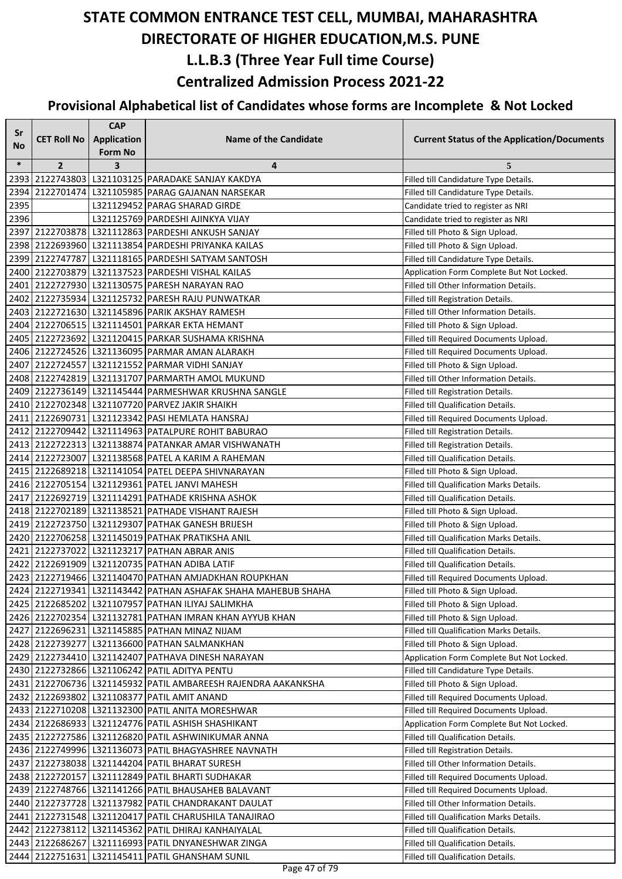# STATE COMMON ENTRANCE TEST CELL, MUMBAI, MAHARASHTRA
# DIRECTORATE OF HIGHER EDUCATION,M.S. PUNE
## L.L.B.3 (Three Year Full time Course)
## Centralized Admission Process 2021-22
### Provisional Alphabetical list of Candidates whose forms are Incomplete & Not Locked

| Sr No | CET Roll No | CAP Application Form No | Name of the Candidate | Current Status of the Application/Documents |
|---|---|---|---|---|
| * | 2 | 3 | 4 | 5 |
| 2393 | 2122743803 | L321103125 | PARADAKE SANJAY KAKDYA | Filled till Candidature Type Details. |
| 2394 | 2122701474 | L321105985 | PARAG GAJANAN NARSEKAR | Filled till Candidature Type Details. |
| 2395 | | L321129452 | PARAG SHARAD GIRDE | Candidate tried to register as NRI |
| 2396 | | L321125769 | PARDESHI AJINKYA VIJAY | Candidate tried to register as NRI |
| 2397 | 2122703878 | L321112863 | PARDESHI ANKUSH SANJAY | Filled till Photo & Sign Upload. |
| 2398 | 2122693960 | L321113854 | PARDESHI PRIYANKA KAILAS | Filled till Photo & Sign Upload. |
| 2399 | 2122747787 | L321118165 | PARDESHI SATYAM SANTOSH | Filled till Candidature Type Details. |
| 2400 | 2122703879 | L321137523 | PARDESHI VISHAL KAILAS | Application Form Complete But Not Locked. |
| 2401 | 2122727930 | L321130575 | PARESH NARAYAN RAO | Filled till Other Information Details. |
| 2402 | 2122735934 | L321125732 | PARESH RAJU PUNWATKAR | Filled till Registration Details. |
| 2403 | 2122721630 | L321145896 | PARIK AKSHAY RAMESH | Filled till Other Information Details. |
| 2404 | 2122706515 | L321114501 | PARKAR EKTA HEMANT | Filled till Photo & Sign Upload. |
| 2405 | 2122723692 | L321120415 | PARKAR SUSHAMA KRISHNA | Filled till Required Documents Upload. |
| 2406 | 2122724526 | L321136095 | PARMAR AMAN ALARAKH | Filled till Required Documents Upload. |
| 2407 | 2122724557 | L321121552 | PARMAR VIDHI SANJAY | Filled till Photo & Sign Upload. |
| 2408 | 2122742819 | L321131707 | PARMARTH AMOL MUKUND | Filled till Other Information Details. |
| 2409 | 2122736149 | L321145444 | PARMESHWAR KRUSHNA SANGLE | Filled till Registration Details. |
| 2410 | 2122702348 | L321107720 | PARVEZ JAKIR SHAIKH | Filled till Qualification Details. |
| 2411 | 2122690731 | L321123342 | PASI HEMLATA HANSRAJ | Filled till Required Documents Upload. |
| 2412 | 2122709442 | L321114963 | PATALPURE ROHIT BABURAO | Filled till Registration Details. |
| 2413 | 2122722313 | L321138874 | PATANKAR AMAR VISHWANATH | Filled till Registration Details. |
| 2414 | 2122723007 | L321138568 | PATEL A KARIM A RAHEMAN | Filled till Qualification Details. |
| 2415 | 2122689218 | L321141054 | PATEL DEEPA SHIVNARAYAN | Filled till Photo & Sign Upload. |
| 2416 | 2122705154 | L321129361 | PATEL JANVI MAHESH | Filled till Qualification Marks Details. |
| 2417 | 2122692719 | L321114291 | PATHADE KRISHNA ASHOK | Filled till Qualification Details. |
| 2418 | 2122702189 | L321138521 | PATHADE VISHANT RAJESH | Filled till Photo & Sign Upload. |
| 2419 | 2122723750 | L321129307 | PATHAK GANESH BRIJESH | Filled till Photo & Sign Upload. |
| 2420 | 2122706258 | L321145019 | PATHAK PRATIKSHA ANIL | Filled till Qualification Marks Details. |
| 2421 | 2122737022 | L321123217 | PATHAN ABRAR ANIS | Filled till Qualification Details. |
| 2422 | 2122691909 | L321120735 | PATHAN ADIBA LATIF | Filled till Qualification Details. |
| 2423 | 2122719466 | L321140470 | PATHAN AMJADKHAN ROUPKHAN | Filled till Required Documents Upload. |
| 2424 | 2122719341 | L321143442 | PATHAN ASHAFAK SHAHA MAHEBUB SHAHA | Filled till Photo & Sign Upload. |
| 2425 | 2122685202 | L321107957 | PATHAN ILIYAJ SALIMKHA | Filled till Photo & Sign Upload. |
| 2426 | 2122702354 | L321132781 | PATHAN IMRAN KHAN AYYUB KHAN | Filled till Photo & Sign Upload. |
| 2427 | 2122696231 | L321145885 | PATHAN MINAZ NIJAM | Filled till Qualification Marks Details. |
| 2428 | 2122739277 | L321136600 | PATHAN SALMANKHAN | Filled till Photo & Sign Upload. |
| 2429 | 2122734410 | L321142407 | PATHAVA DINESH NARAYAN | Application Form Complete But Not Locked. |
| 2430 | 2122732866 | L321106242 | PATIL ADITYA PENTU | Filled till Candidature Type Details. |
| 2431 | 2122706736 | L321145932 | PATIL AMBAREESH RAJENDRA AAKANKSHA | Filled till Photo & Sign Upload. |
| 2432 | 2122693802 | L321108377 | PATIL AMIT ANAND | Filled till Required Documents Upload. |
| 2433 | 2122710208 | L321132300 | PATIL ANITA MORESHWAR | Filled till Required Documents Upload. |
| 2434 | 2122686933 | L321124776 | PATIL ASHISH SHASHIKANT | Application Form Complete But Not Locked. |
| 2435 | 2122727586 | L321126820 | PATIL ASHWINIKUMAR ANNA | Filled till Qualification Details. |
| 2436 | 2122749996 | L321136073 | PATIL BHAGYASHREE NAVNATH | Filled till Registration Details. |
| 2437 | 2122738038 | L321144204 | PATIL BHARAT SURESH | Filled till Other Information Details. |
| 2438 | 2122720157 | L321112849 | PATIL BHARTI SUDHAKAR | Filled till Required Documents Upload. |
| 2439 | 2122748766 | L321141266 | PATIL BHAUSAHEB BALAVANT | Filled till Required Documents Upload. |
| 2440 | 2122737728 | L321137982 | PATIL CHANDRAKANT DAULAT | Filled till Other Information Details. |
| 2441 | 2122731548 | L321120417 | PATIL CHARUSHILA TANAJIRAO | Filled till Qualification Marks Details. |
| 2442 | 2122738112 | L321145362 | PATIL DHIRAJ KANHAIYALAL | Filled till Qualification Details. |
| 2443 | 2122686267 | L321116993 | PATIL DNYANESHWAR ZINGA | Filled till Qualification Details. |
| 2444 | 2122751631 | L321145411 | PATIL GHANSHAM SUNIL | Filled till Qualification Details. |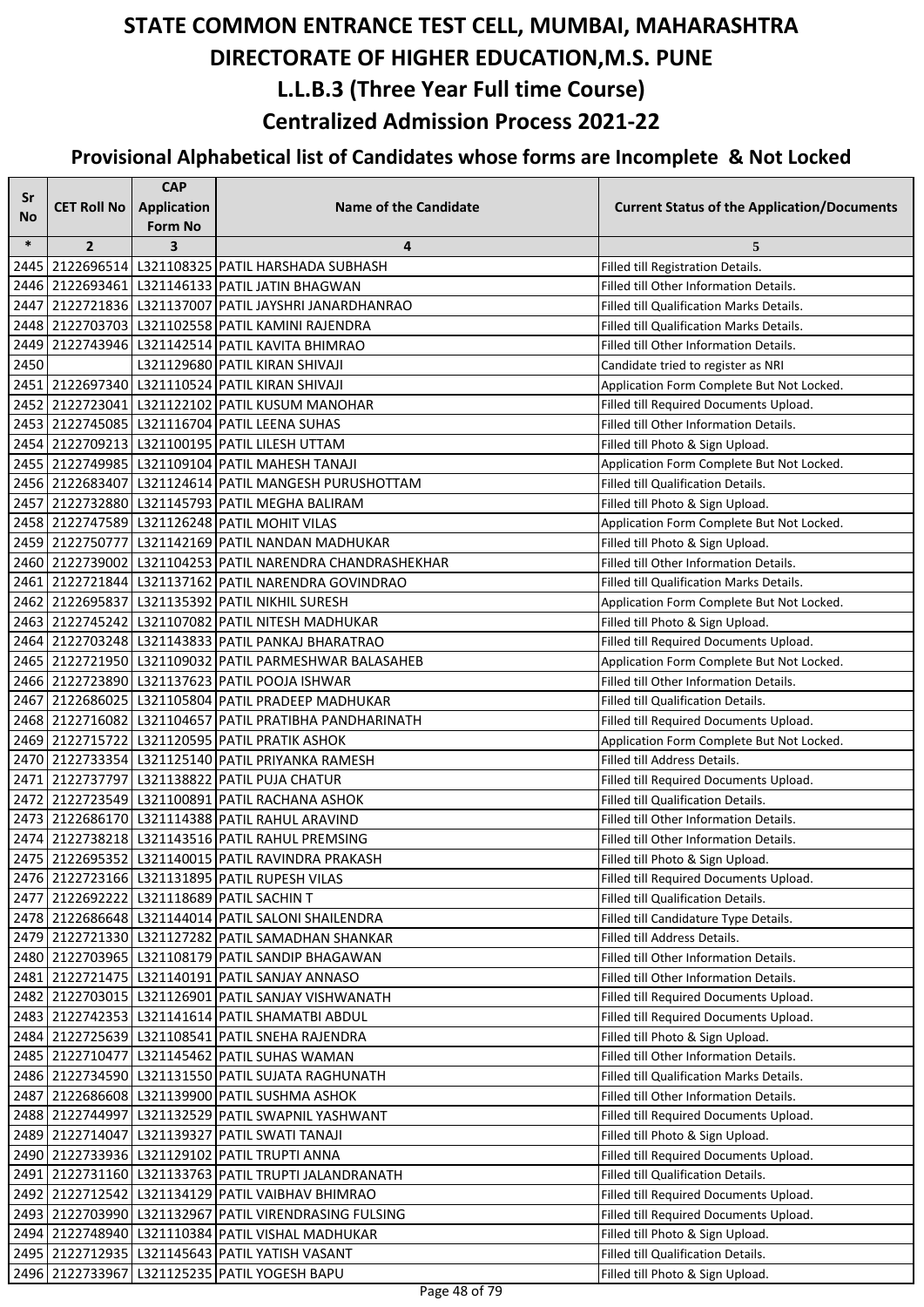# STATE COMMON ENTRANCE TEST CELL, MUMBAI, MAHARASHTRA
# DIRECTORATE OF HIGHER EDUCATION,M.S. PUNE
## L.L.B.3 (Three Year Full time Course)
## Centralized Admission Process 2021-22
### Provisional Alphabetical list of Candidates whose forms are Incomplete & Not Locked

| Sr No | CET Roll No | CAP Application Form No | Name of the Candidate | Current Status of the Application/Documents |
|---|---|---|---|---|
| * | 2 | 3 | 4 | 5 |
| 2445 | 2122696514 | L321108325 | PATIL HARSHADA SUBHASH | Filled till Registration Details. |
| 2446 | 2122693461 | L321146133 | PATIL JATIN BHAGWAN | Filled till Other Information Details. |
| 2447 | 2122721836 | L321137007 | PATIL JAYSHRI JANARDHANRAO | Filled till Qualification Marks Details. |
| 2448 | 2122703703 | L321102558 | PATIL KAMINI RAJENDRA | Filled till Qualification Marks Details. |
| 2449 | 2122743946 | L321142514 | PATIL KAVITA BHIMRAO | Filled till Other Information Details. |
| 2450 | | L321129680 | PATIL KIRAN SHIVAJI | Candidate tried to register as NRI |
| 2451 | 2122697340 | L321110524 | PATIL KIRAN SHIVAJI | Application Form Complete But Not Locked. |
| 2452 | 2122723041 | L321122102 | PATIL KUSUM MANOHAR | Filled till Required Documents Upload. |
| 2453 | 2122745085 | L321116704 | PATIL LEENA SUHAS | Filled till Other Information Details. |
| 2454 | 2122709213 | L321100195 | PATIL LILESH UTTAM | Filled till Photo & Sign Upload. |
| 2455 | 2122749985 | L321109104 | PATIL MAHESH TANAJI | Application Form Complete But Not Locked. |
| 2456 | 2122683407 | L321124614 | PATIL MANGESH PURUSHOTTAM | Filled till Qualification Details. |
| 2457 | 2122732880 | L321145793 | PATIL MEGHA BALIRAM | Filled till Photo & Sign Upload. |
| 2458 | 2122747589 | L321126248 | PATIL MOHIT VILAS | Application Form Complete But Not Locked. |
| 2459 | 2122750777 | L321142169 | PATIL NANDAN MADHUKAR | Filled till Photo & Sign Upload. |
| 2460 | 2122739002 | L321104253 | PATIL NARENDRA CHANDRASHEKHAR | Filled till Other Information Details. |
| 2461 | 2122721844 | L321137162 | PATIL NARENDRA GOVINDRAO | Filled till Qualification Marks Details. |
| 2462 | 2122695837 | L321135392 | PATIL NIKHIL SURESH | Application Form Complete But Not Locked. |
| 2463 | 2122745242 | L321107082 | PATIL NITESH MADHUKAR | Filled till Photo & Sign Upload. |
| 2464 | 2122703248 | L321143833 | PATIL PANKAJ BHARATRAO | Filled till Required Documents Upload. |
| 2465 | 2122721950 | L321109032 | PATIL PARMESHWAR BALASAHEB | Application Form Complete But Not Locked. |
| 2466 | 2122723890 | L321137623 | PATIL POOJA ISHWAR | Filled till Other Information Details. |
| 2467 | 2122686025 | L321105804 | PATIL PRADEEP MADHUKAR | Filled till Qualification Details. |
| 2468 | 2122716082 | L321104657 | PATIL PRATIBHA PANDHARINATH | Filled till Required Documents Upload. |
| 2469 | 2122715722 | L321120595 | PATIL PRATIK ASHOK | Application Form Complete But Not Locked. |
| 2470 | 2122733354 | L321125140 | PATIL PRIYANKA RAMESH | Filled till Address Details. |
| 2471 | 2122737797 | L321138822 | PATIL PUJA CHATUR | Filled till Required Documents Upload. |
| 2472 | 2122723549 | L321100891 | PATIL RACHANA ASHOK | Filled till Qualification Details. |
| 2473 | 2122686170 | L321114388 | PATIL RAHUL ARAVIND | Filled till Other Information Details. |
| 2474 | 2122738218 | L321143516 | PATIL RAHUL PREMSING | Filled till Other Information Details. |
| 2475 | 2122695352 | L321140015 | PATIL RAVINDRA PRAKASH | Filled till Photo & Sign Upload. |
| 2476 | 2122723166 | L321131895 | PATIL RUPESH VILAS | Filled till Required Documents Upload. |
| 2477 | 2122692222 | L321118689 | PATIL SACHIN T | Filled till Qualification Details. |
| 2478 | 2122686648 | L321144014 | PATIL SALONI SHAILENDRA | Filled till Candidature Type Details. |
| 2479 | 2122721330 | L321127282 | PATIL SAMADHAN SHANKAR | Filled till Address Details. |
| 2480 | 2122703965 | L321108179 | PATIL SANDIP BHAGAWAN | Filled till Other Information Details. |
| 2481 | 2122721475 | L321140191 | PATIL SANJAY ANNASO | Filled till Other Information Details. |
| 2482 | 2122703015 | L321126901 | PATIL SANJAY VISHWANATH | Filled till Required Documents Upload. |
| 2483 | 2122742353 | L321141614 | PATIL SHAMATBI ABDUL | Filled till Required Documents Upload. |
| 2484 | 2122725639 | L321108541 | PATIL SNEHA RAJENDRA | Filled till Photo & Sign Upload. |
| 2485 | 2122710477 | L321145462 | PATIL SUHAS WAMAN | Filled till Other Information Details. |
| 2486 | 2122734590 | L321131550 | PATIL SUJATA RAGHUNATH | Filled till Qualification Marks Details. |
| 2487 | 2122686608 | L321139900 | PATIL SUSHMA ASHOK | Filled till Other Information Details. |
| 2488 | 2122744997 | L321132529 | PATIL SWAPNIL YASHWANT | Filled till Required Documents Upload. |
| 2489 | 2122714047 | L321139327 | PATIL SWATI TANAJI | Filled till Photo & Sign Upload. |
| 2490 | 2122733936 | L321129102 | PATIL TRUPTI ANNA | Filled till Required Documents Upload. |
| 2491 | 2122731160 | L321133763 | PATIL TRUPTI JALANDRANATH | Filled till Qualification Details. |
| 2492 | 2122712542 | L321134129 | PATIL VAIBHAV BHIMRAO | Filled till Required Documents Upload. |
| 2493 | 2122703990 | L321132967 | PATIL VIRENDRASING FULSING | Filled till Required Documents Upload. |
| 2494 | 2122748940 | L321110384 | PATIL VISHAL MADHUKAR | Filled till Photo & Sign Upload. |
| 2495 | 2122712935 | L321145643 | PATIL YATISH VASANT | Filled till Qualification Details. |
| 2496 | 2122733967 | L321125235 | PATIL YOGESH BAPU | Filled till Photo & Sign Upload. |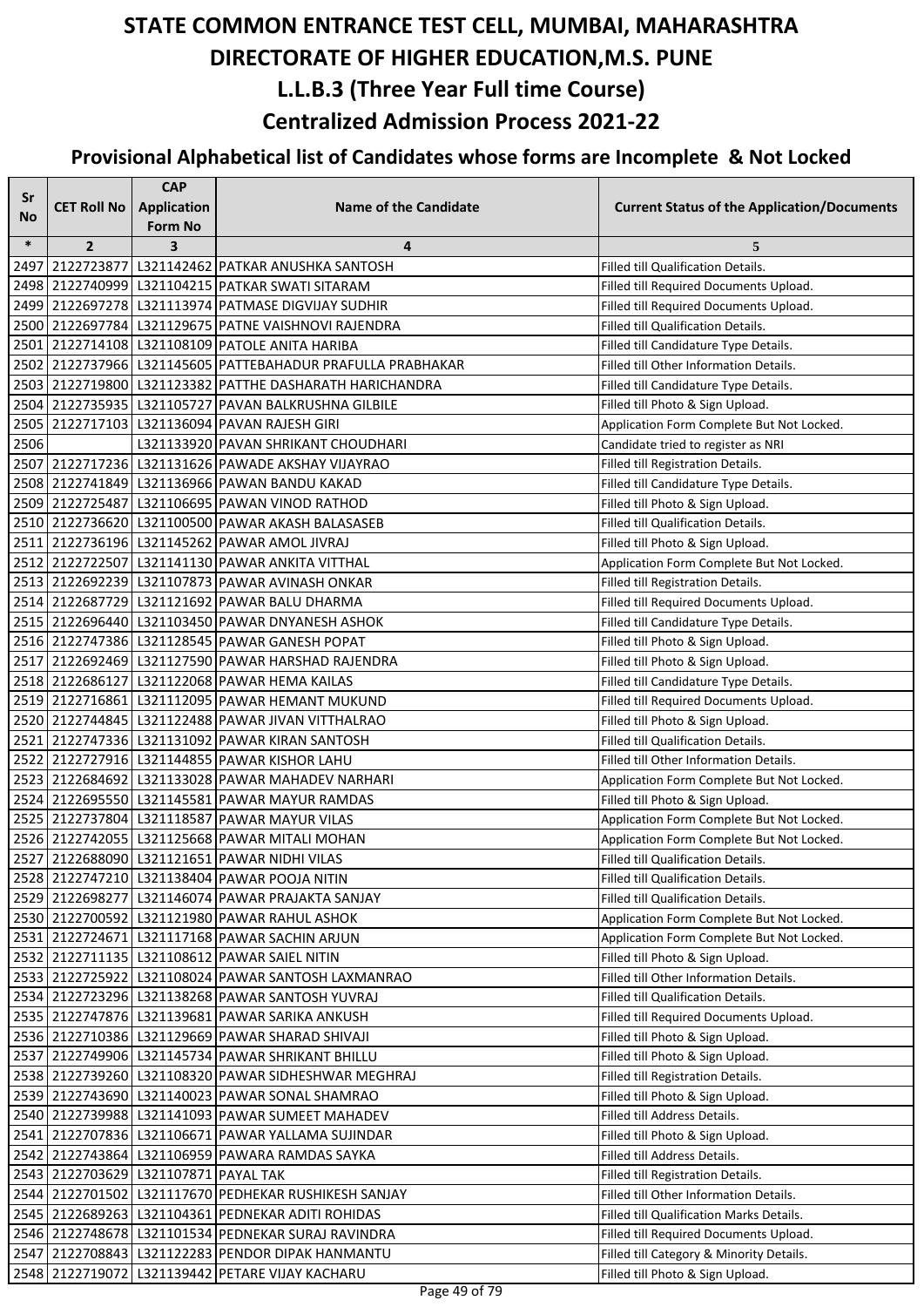# STATE COMMON ENTRANCE TEST CELL, MUMBAI, MAHARASHTRA
# DIRECTORATE OF HIGHER EDUCATION,M.S. PUNE
## L.L.B.3 (Three Year Full time Course)
## Centralized Admission Process 2021-22
### Provisional Alphabetical list of Candidates whose forms are Incomplete & Not Locked

| Sr No | CET Roll No | CAP Application Form No | Name of the Candidate | Current Status of the Application/Documents |
|---|---|---|---|---|
| * | 2 | 3 | 4 | 5 |
| 2497 | 2122723877 | L321142462 | PATKAR ANUSHKA SANTOSH | Filled till Qualification Details. |
| 2498 | 2122740999 | L321104215 | PATKAR SWATI SITARAM | Filled till Required Documents Upload. |
| 2499 | 2122697278 | L321113974 | PATMASE DIGVIJAY SUDHIR | Filled till Required Documents Upload. |
| 2500 | 2122697784 | L321129675 | PATNE VAISHNOVI RAJENDRA | Filled till Qualification Details. |
| 2501 | 2122714108 | L321108109 | PATOLE ANITA HARIBA | Filled till Candidature Type Details. |
| 2502 | 2122737966 | L321145605 | PATTEBAHADUR PRAFULLA PRABHAKAR | Filled till Other Information Details. |
| 2503 | 2122719800 | L321123382 | PATTHE DASHARATH HARICHANDRA | Filled till Candidature Type Details. |
| 2504 | 2122735935 | L321105727 | PAVAN BALKRUSHNA GILBILE | Filled till Photo & Sign Upload. |
| 2505 | 2122717103 | L321136094 | PAVAN RAJESH GIRI | Application Form Complete But Not Locked. |
| 2506 | | L321133920 | PAVAN SHRIKANT CHOUDHARI | Candidate tried to register as NRI |
| 2507 | 2122717236 | L321131626 | PAWADE AKSHAY VIJAYRAO | Filled till Registration Details. |
| 2508 | 2122741849 | L321136966 | PAWAN BANDU KAKAD | Filled till Candidature Type Details. |
| 2509 | 2122725487 | L321106695 | PAWAN VINOD RATHOD | Filled till Photo & Sign Upload. |
| 2510 | 2122736620 | L321100500 | PAWAR AKASH BALASASEB | Filled till Qualification Details. |
| 2511 | 2122736196 | L321145262 | PAWAR AMOL JIVRAJ | Filled till Photo & Sign Upload. |
| 2512 | 2122722507 | L321141130 | PAWAR ANKITA VITTHAL | Application Form Complete But Not Locked. |
| 2513 | 2122692239 | L321107873 | PAWAR AVINASH ONKAR | Filled till Registration Details. |
| 2514 | 2122687729 | L321121692 | PAWAR BALU DHARMA | Filled till Required Documents Upload. |
| 2515 | 2122696440 | L321103450 | PAWAR DNYANESH ASHOK | Filled till Candidature Type Details. |
| 2516 | 2122747386 | L321128545 | PAWAR GANESH POPAT | Filled till Photo & Sign Upload. |
| 2517 | 2122692469 | L321127590 | PAWAR HARSHAD RAJENDRA | Filled till Photo & Sign Upload. |
| 2518 | 2122686127 | L321122068 | PAWAR HEMA KAILAS | Filled till Candidature Type Details. |
| 2519 | 2122716861 | L321112095 | PAWAR HEMANT MUKUND | Filled till Required Documents Upload. |
| 2520 | 2122744845 | L321122488 | PAWAR JIVAN VITTHALRAO | Filled till Photo & Sign Upload. |
| 2521 | 2122747336 | L321131092 | PAWAR KIRAN SANTOSH | Filled till Qualification Details. |
| 2522 | 2122727916 | L321144855 | PAWAR KISHOR LAHU | Filled till Other Information Details. |
| 2523 | 2122684692 | L321133028 | PAWAR MAHADEV NARHARI | Application Form Complete But Not Locked. |
| 2524 | 2122695550 | L321145581 | PAWAR MAYUR RAMDAS | Filled till Photo & Sign Upload. |
| 2525 | 2122737804 | L321118587 | PAWAR MAYUR VILAS | Application Form Complete But Not Locked. |
| 2526 | 2122742055 | L321125668 | PAWAR MITALI MOHAN | Application Form Complete But Not Locked. |
| 2527 | 2122688090 | L321121651 | PAWAR NIDHI VILAS | Filled till Qualification Details. |
| 2528 | 2122747210 | L321138404 | PAWAR POOJA NITIN | Filled till Qualification Details. |
| 2529 | 2122698277 | L321146074 | PAWAR PRAJAKTA SANJAY | Filled till Qualification Details. |
| 2530 | 2122700592 | L321121980 | PAWAR RAHUL ASHOK | Application Form Complete But Not Locked. |
| 2531 | 2122724671 | L321117168 | PAWAR SACHIN ARJUN | Application Form Complete But Not Locked. |
| 2532 | 2122711135 | L321108612 | PAWAR SAIEL NITIN | Filled till Photo & Sign Upload. |
| 2533 | 2122725922 | L321108024 | PAWAR SANTOSH LAXMANRAO | Filled till Other Information Details. |
| 2534 | 2122723296 | L321138268 | PAWAR SANTOSH YUVRAJ | Filled till Qualification Details. |
| 2535 | 2122747876 | L321139681 | PAWAR SARIKA ANKUSH | Filled till Required Documents Upload. |
| 2536 | 2122710386 | L321129669 | PAWAR SHARAD SHIVAJI | Filled till Photo & Sign Upload. |
| 2537 | 2122749906 | L321145734 | PAWAR SHRIKANT BHILLU | Filled till Photo & Sign Upload. |
| 2538 | 2122739260 | L321108320 | PAWAR SIDHESHWAR MEGHRAJ | Filled till Registration Details. |
| 2539 | 2122743690 | L321140023 | PAWAR SONAL SHAMRAO | Filled till Photo & Sign Upload. |
| 2540 | 2122739988 | L321141093 | PAWAR SUMEET MAHADEV | Filled till Address Details. |
| 2541 | 2122707836 | L321106671 | PAWAR YALLAMA SUJINDAR | Filled till Photo & Sign Upload. |
| 2542 | 2122743864 | L321106959 | PAWARA RAMDAS SAYKA | Filled till Address Details. |
| 2543 | 2122703629 | L321107871 | PAYAL TAK | Filled till Registration Details. |
| 2544 | 2122701502 | L321117670 | PEDHEKAR RUSHIKESH SANJAY | Filled till Other Information Details. |
| 2545 | 2122689263 | L321104361 | PEDNEKAR ADITI ROHIDAS | Filled till Qualification Marks Details. |
| 2546 | 2122748678 | L321101534 | PEDNEKAR SURAJ RAVINDRA | Filled till Required Documents Upload. |
| 2547 | 2122708843 | L321122283 | PENDOR DIPAK HANMANTU | Filled till Category & Minority Details. |
| 2548 | 2122719072 | L321139442 | PETARE VIJAY KACHARU | Filled till Photo & Sign Upload. |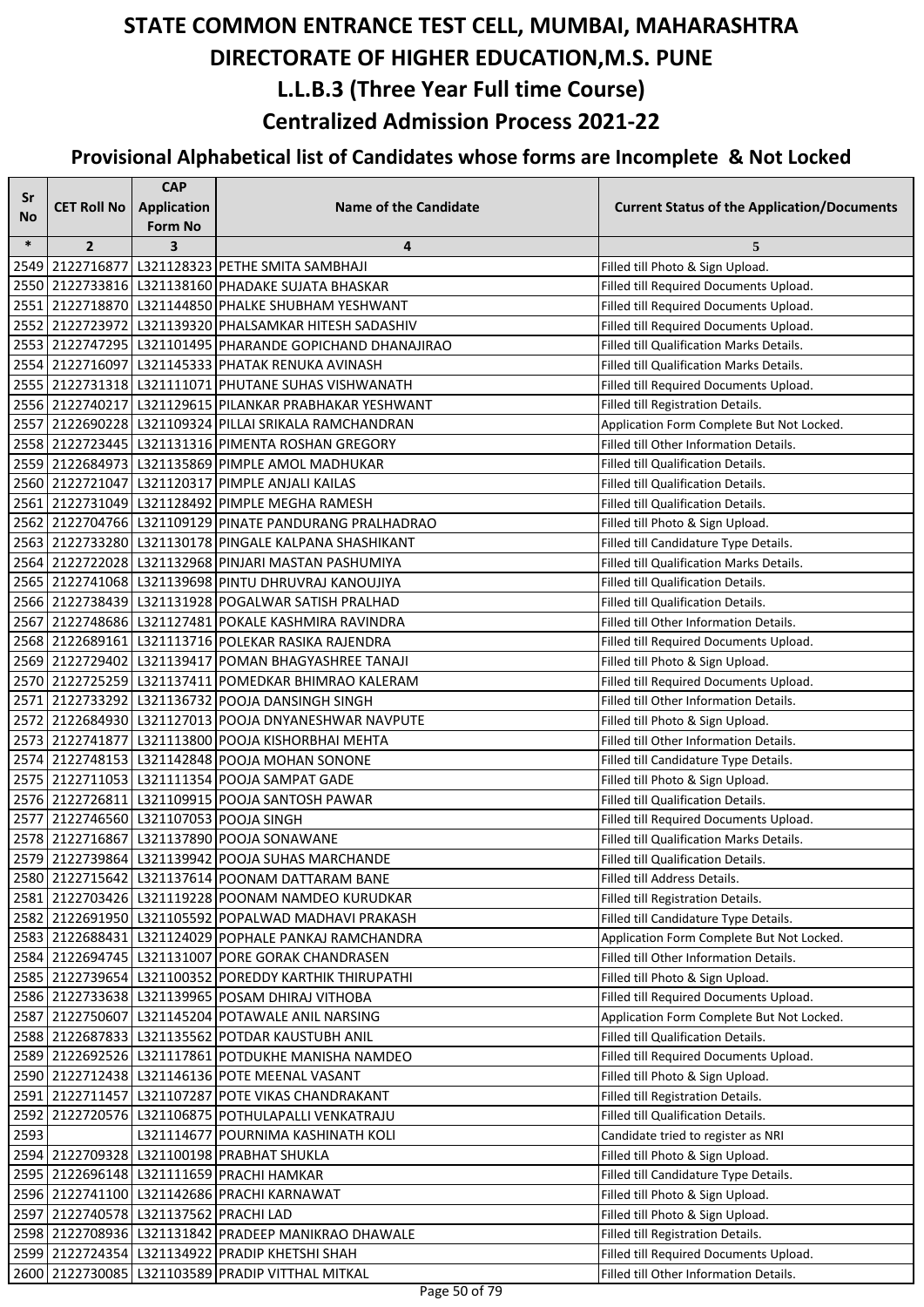# STATE COMMON ENTRANCE TEST CELL, MUMBAI, MAHARASHTRA
# DIRECTORATE OF HIGHER EDUCATION,M.S. PUNE
## L.L.B.3 (Three Year Full time Course)
## Centralized Admission Process 2021-22
### Provisional Alphabetical list of Candidates whose forms are Incomplete & Not Locked

| Sr No | CET Roll No | CAP Application Form No | Name of the Candidate | Current Status of the Application/Documents |
|---|---|---|---|---|
| * | 2 | 3 | 4 | 5 |
| 2549 | 2122716877 | L321128323 | PETHE SMITA SAMBHAJI | Filled till Photo & Sign Upload. |
| 2550 | 2122733816 | L321138160 | PHADAKE SUJATA BHASKAR | Filled till Required Documents Upload. |
| 2551 | 2122718870 | L321144850 | PHALKE SHUBHAM YESHWANT | Filled till Required Documents Upload. |
| 2552 | 2122723972 | L321139320 | PHALSAMKAR HITESH SADASHIV | Filled till Required Documents Upload. |
| 2553 | 2122747295 | L321101495 | PHARANDE GOPICHAND DHANAJIRAO | Filled till Qualification Marks Details. |
| 2554 | 2122716097 | L321145333 | PHATAK RENUKA AVINASH | Filled till Qualification Marks Details. |
| 2555 | 2122731318 | L321111071 | PHUTANE SUHAS VISHWANATH | Filled till Required Documents Upload. |
| 2556 | 2122740217 | L321129615 | PILANKAR PRABHAKAR YESHWANT | Filled till Registration Details. |
| 2557 | 2122690228 | L321109324 | PILLAI SRIKALA RAMCHANDRAN | Application Form Complete But Not Locked. |
| 2558 | 2122723445 | L321131316 | PIMENTA ROSHAN GREGORY | Filled till Other Information Details. |
| 2559 | 2122684973 | L321135869 | PIMPLE AMOL MADHUKAR | Filled till Qualification Details. |
| 2560 | 2122721047 | L321120317 | PIMPLE ANJALI KAILAS | Filled till Qualification Details. |
| 2561 | 2122731049 | L321128492 | PIMPLE MEGHA RAMESH | Filled till Qualification Details. |
| 2562 | 2122704766 | L321109129 | PINATE PANDURANG PRALHADRAO | Filled till Photo & Sign Upload. |
| 2563 | 2122733280 | L321130178 | PINGALE KALPANA SHASHIKANT | Filled till Candidature Type Details. |
| 2564 | 2122722028 | L321132968 | PINJARI MASTAN PASHUMIYA | Filled till Qualification Marks Details. |
| 2565 | 2122741068 | L321139698 | PINTU DHRUVRAJ KANOUJIYA | Filled till Qualification Details. |
| 2566 | 2122738439 | L321131928 | POGALWAR SATISH PRALHAD | Filled till Qualification Details. |
| 2567 | 2122748686 | L321127481 | POKALE KASHMIRA RAVINDRA | Filled till Other Information Details. |
| 2568 | 2122689161 | L321113716 | POLEKAR RASIKA RAJENDRA | Filled till Required Documents Upload. |
| 2569 | 2122729402 | L321139417 | POMAN BHAGYASHREE TANAJI | Filled till Photo & Sign Upload. |
| 2570 | 2122725259 | L321137411 | POMEDKAR BHIMRAO KALERAM | Filled till Required Documents Upload. |
| 2571 | 2122733292 | L321136732 | POOJA DANSINGH SINGH | Filled till Other Information Details. |
| 2572 | 2122684930 | L321127013 | POOJA DNYANESHWAR NAVPUTE | Filled till Photo & Sign Upload. |
| 2573 | 2122741877 | L321113800 | POOJA KISHORBHAI MEHTA | Filled till Other Information Details. |
| 2574 | 2122748153 | L321142848 | POOJA MOHAN SONONE | Filled till Candidature Type Details. |
| 2575 | 2122711053 | L321111354 | POOJA SAMPAT GADE | Filled till Photo & Sign Upload. |
| 2576 | 2122726811 | L321109915 | POOJA SANTOSH PAWAR | Filled till Qualification Details. |
| 2577 | 2122746560 | L321107053 | POOJA SINGH | Filled till Required Documents Upload. |
| 2578 | 2122716867 | L321137890 | POOJA SONAWANE | Filled till Qualification Marks Details. |
| 2579 | 2122739864 | L321139942 | POOJA SUHAS MARCHANDE | Filled till Qualification Details. |
| 2580 | 2122715642 | L321137614 | POONAM DATTARAM BANE | Filled till Address Details. |
| 2581 | 2122703426 | L321119228 | POONAM NAMDEO KURUDKAR | Filled till Registration Details. |
| 2582 | 2122691950 | L321105592 | POPALWAD MADHAVI PRAKASH | Filled till Candidature Type Details. |
| 2583 | 2122688431 | L321124029 | POPHALE PANKAJ RAMCHANDRA | Application Form Complete But Not Locked. |
| 2584 | 2122694745 | L321131007 | PORE GORAK CHANDRASEN | Filled till Other Information Details. |
| 2585 | 2122739654 | L321100352 | POREDDY KARTHIK THIRUPATHI | Filled till Photo & Sign Upload. |
| 2586 | 2122733638 | L321139965 | POSAM DHIRAJ VITHOBA | Filled till Required Documents Upload. |
| 2587 | 2122750607 | L321145204 | POTAWALE ANIL NARSING | Application Form Complete But Not Locked. |
| 2588 | 2122687833 | L321135562 | POTDAR KAUSTUBH ANIL | Filled till Qualification Details. |
| 2589 | 2122692526 | L321117861 | POTDUKHE MANISHA NAMDEO | Filled till Required Documents Upload. |
| 2590 | 2122712438 | L321146136 | POTE MEENAL VASANT | Filled till Photo & Sign Upload. |
| 2591 | 2122711457 | L321107287 | POTE VIKAS CHANDRAKANT | Filled till Registration Details. |
| 2592 | 2122720576 | L321106875 | POTHULAPALLI VENKATRAJU | Filled till Qualification Details. |
| 2593 | | L321114677 | POURNIMA KASHINATH KOLI | Candidate tried to register as NRI |
| 2594 | 2122709328 | L321100198 | PRABHAT SHUKLA | Filled till Photo & Sign Upload. |
| 2595 | 2122696148 | L321111659 | PRACHI HAMKAR | Filled till Candidature Type Details. |
| 2596 | 2122741100 | L321142686 | PRACHI KARNAWAT | Filled till Photo & Sign Upload. |
| 2597 | 2122740578 | L321137562 | PRACHI LAD | Filled till Photo & Sign Upload. |
| 2598 | 2122708936 | L321131842 | PRADEEP MANIKRAO DHAWALE | Filled till Registration Details. |
| 2599 | 2122724354 | L321134922 | PRADIP KHETSHI SHAH | Filled till Required Documents Upload. |
| 2600 | 2122730085 | L321103589 | PRADIP VITTHAL MITKAL | Filled till Other Information Details. |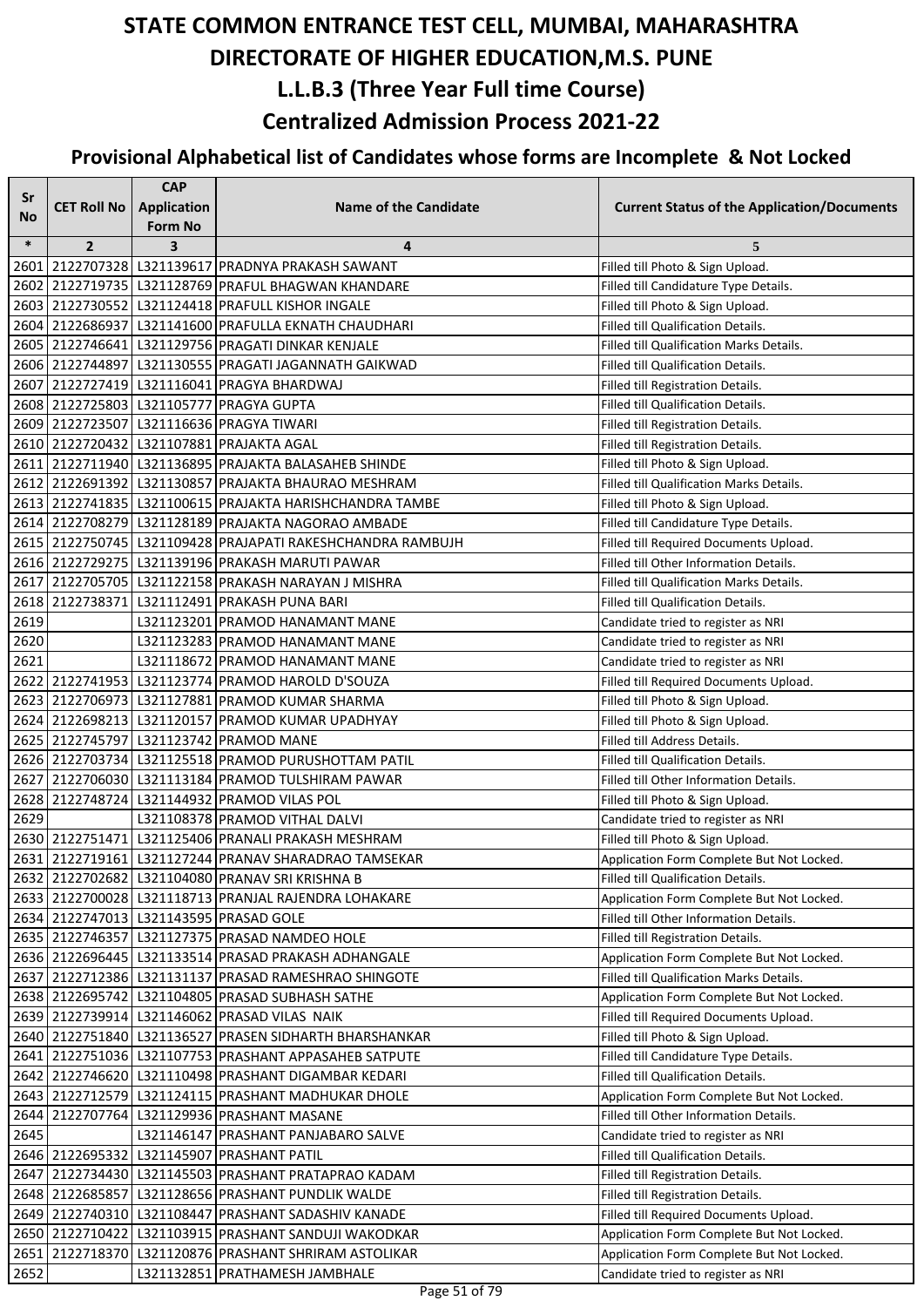# STATE COMMON ENTRANCE TEST CELL, MUMBAI, MAHARASHTRA
# DIRECTORATE OF HIGHER EDUCATION,M.S. PUNE
## L.L.B.3 (Three Year Full time Course)
## Centralized Admission Process 2021-22
### Provisional Alphabetical list of Candidates whose forms are Incomplete & Not Locked

| Sr No | CET Roll No | CAP Application Form No | Name of the Candidate | Current Status of the Application/Documents |
|---|---|---|---|---|
| * | 2 | 3 | 4 | 5 |
| 2601 | 2122707328 | L321139617 | PRADNYA PRAKASH SAWANT | Filled till Photo & Sign Upload. |
| 2602 | 2122719735 | L321128769 | PRAFUL BHAGWAN KHANDARE | Filled till Candidature Type Details. |
| 2603 | 2122730552 | L321124418 | PRAFULL KISHOR INGALE | Filled till Photo & Sign Upload. |
| 2604 | 2122686937 | L321141600 | PRAFULLA EKNATH CHAUDHARI | Filled till Qualification Details. |
| 2605 | 2122746641 | L321129756 | PRAGATI DINKAR KENJALE | Filled till Qualification Marks Details. |
| 2606 | 2122744897 | L321130555 | PRAGATI JAGANNATH GAIKWAD | Filled till Qualification Details. |
| 2607 | 2122727419 | L321116041 | PRAGYA BHARDWAJ | Filled till Registration Details. |
| 2608 | 2122725803 | L321105777 | PRAGYA GUPTA | Filled till Qualification Details. |
| 2609 | 2122723507 | L321116636 | PRAGYA TIWARI | Filled till Registration Details. |
| 2610 | 2122720432 | L321107881 | PRAJAKTA AGAL | Filled till Registration Details. |
| 2611 | 2122711940 | L321136895 | PRAJAKTA BALASAHEB SHINDE | Filled till Photo & Sign Upload. |
| 2612 | 2122691392 | L321130857 | PRAJAKTA BHAURAO MESHRAM | Filled till Qualification Marks Details. |
| 2613 | 2122741835 | L321100615 | PRAJAKTA HARISHCHANDRA TAMBE | Filled till Photo & Sign Upload. |
| 2614 | 2122708279 | L321128189 | PRAJAKTA NAGORAO AMBADE | Filled till Candidature Type Details. |
| 2615 | 2122750745 | L321109428 | PRAJAPATI RAKESHCHANDRA RAMBUJH | Filled till Required Documents Upload. |
| 2616 | 2122729275 | L321139196 | PRAKASH MARUTI PAWAR | Filled till Other Information Details. |
| 2617 | 2122705705 | L321122158 | PRAKASH NARAYAN J MISHRA | Filled till Qualification Marks Details. |
| 2618 | 2122738371 | L321112491 | PRAKASH PUNA BARI | Filled till Qualification Details. |
| 2619 | | L321123201 | PRAMOD HANAMANT MANE | Candidate tried to register as NRI |
| 2620 | | L321123283 | PRAMOD HANAMANT MANE | Candidate tried to register as NRI |
| 2621 | | L321118672 | PRAMOD HANAMANT MANE | Candidate tried to register as NRI |
| 2622 | 2122741953 | L321123774 | PRAMOD HAROLD D'SOUZA | Filled till Required Documents Upload. |
| 2623 | 2122706973 | L321127881 | PRAMOD KUMAR SHARMA | Filled till Photo & Sign Upload. |
| 2624 | 2122698213 | L321120157 | PRAMOD KUMAR UPADHYAY | Filled till Photo & Sign Upload. |
| 2625 | 2122745797 | L321123742 | PRAMOD MANE | Filled till Address Details. |
| 2626 | 2122703734 | L321125518 | PRAMOD PURUSHOTTAM PATIL | Filled till Qualification Details. |
| 2627 | 2122706030 | L321113184 | PRAMOD TULSHIRAM PAWAR | Filled till Other Information Details. |
| 2628 | 2122748724 | L321144932 | PRAMOD VILAS POL | Filled till Photo & Sign Upload. |
| 2629 | | L321108378 | PRAMOD VITHAL DALVI | Candidate tried to register as NRI |
| 2630 | 2122751471 | L321125406 | PRANALI PRAKASH MESHRAM | Filled till Photo & Sign Upload. |
| 2631 | 2122719161 | L321127244 | PRANAV SHARADRAO TAMSEKAR | Application Form Complete But Not Locked. |
| 2632 | 2122702682 | L321104080 | PRANAV SRI KRISHNA B | Filled till Qualification Details. |
| 2633 | 2122700028 | L321118713 | PRANJAL RAJENDRA LOHAKARE | Application Form Complete But Not Locked. |
| 2634 | 2122747013 | L321143595 | PRASAD GOLE | Filled till Other Information Details. |
| 2635 | 2122746357 | L321127375 | PRASAD NAMDEO HOLE | Filled till Registration Details. |
| 2636 | 2122696445 | L321133514 | PRASAD PRAKASH ADHANGALE | Application Form Complete But Not Locked. |
| 2637 | 2122712386 | L321131137 | PRASAD RAMESHRAO SHINGOTE | Filled till Qualification Marks Details. |
| 2638 | 2122695742 | L321104805 | PRASAD SUBHASH SATHE | Application Form Complete But Not Locked. |
| 2639 | 2122739914 | L321146062 | PRASAD VILAS NAIK | Filled till Required Documents Upload. |
| 2640 | 2122751840 | L321136527 | PRASEN SIDHARTH BHARSHANKAR | Filled till Photo & Sign Upload. |
| 2641 | 2122751036 | L321107753 | PRASHANT APPASAHEB SATPUTE | Filled till Candidature Type Details. |
| 2642 | 2122746620 | L321110498 | PRASHANT DIGAMBAR KEDARI | Filled till Qualification Details. |
| 2643 | 2122712579 | L321124115 | PRASHANT MADHUKAR DHOLE | Application Form Complete But Not Locked. |
| 2644 | 2122707764 | L321129936 | PRASHANT MASANE | Filled till Other Information Details. |
| 2645 | | L321146147 | PRASHANT PANJABARO SALVE | Candidate tried to register as NRI |
| 2646 | 2122695332 | L321145907 | PRASHANT PATIL | Filled till Qualification Details. |
| 2647 | 2122734430 | L321145503 | PRASHANT PRATAPRAO KADAM | Filled till Registration Details. |
| 2648 | 2122685857 | L321128656 | PRASHANT PUNDLIK WALDE | Filled till Registration Details. |
| 2649 | 2122740310 | L321108447 | PRASHANT SADASHIV KANADE | Filled till Required Documents Upload. |
| 2650 | 2122710422 | L321103915 | PRASHANT SANDUJI WAKODKAR | Application Form Complete But Not Locked. |
| 2651 | 2122718370 | L321120876 | PRASHANT SHRIRAM ASTOLIKAR | Application Form Complete But Not Locked. |
| 2652 | | L321132851 | PRATHAMESH JAMBHALE | Candidate tried to register as NRI |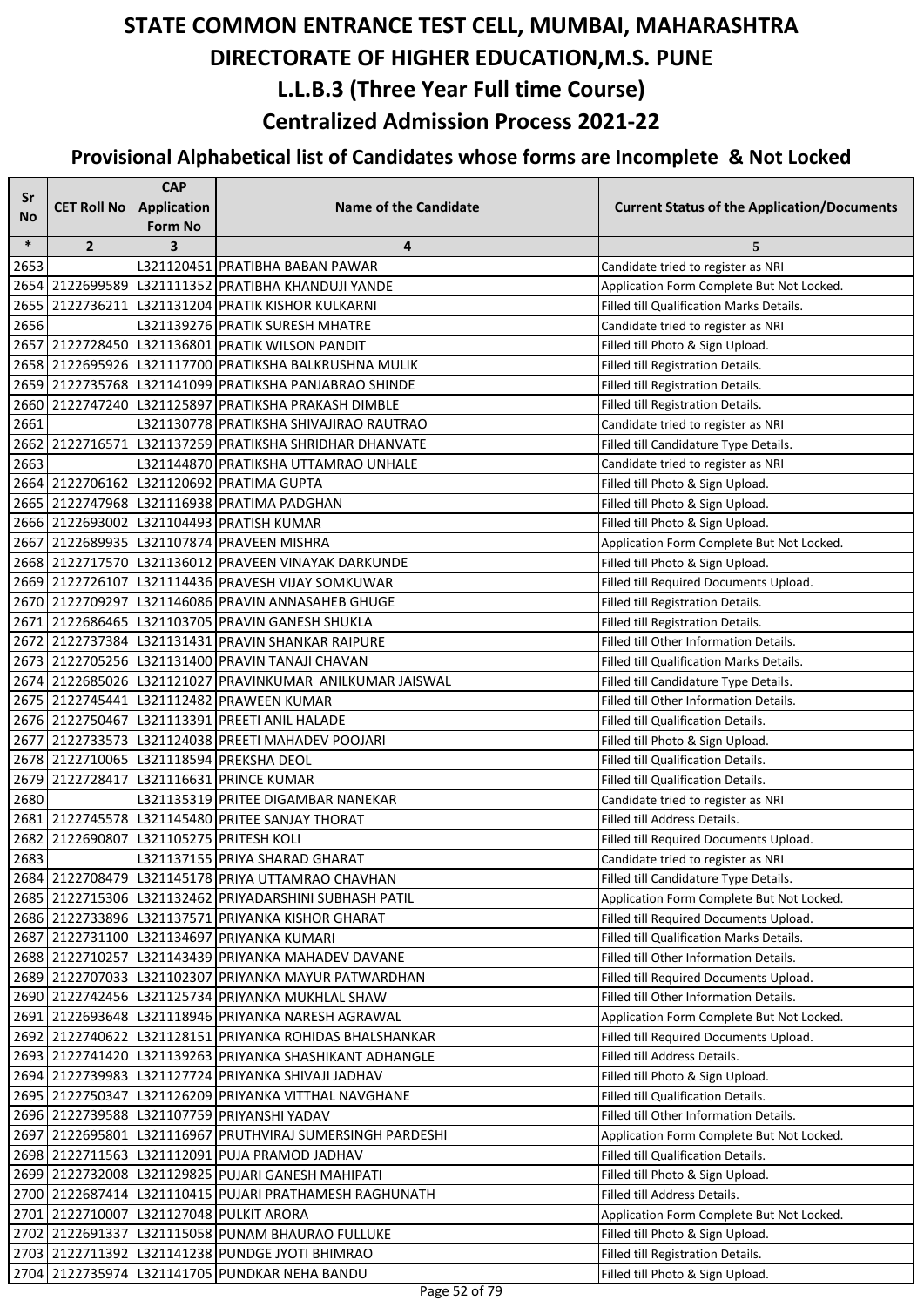# STATE COMMON ENTRANCE TEST CELL, MUMBAI, MAHARASHTRA

# DIRECTORATE OF HIGHER EDUCATION,M.S. PUNE

## L.L.B.3 (Three Year Full time Course)

## Centralized Admission Process 2021-22

### Provisional Alphabetical list of Candidates whose forms are Incomplete & Not Locked

| Sr No | CET Roll No | CAP Application Form No | Name of the Candidate | Current Status of the Application/Documents |
|---|---|---|---|---|
| * | 2 | 3 | 4 | 5 |
| 2653 | | L321120451 | PRATIBHA BABAN PAWAR | Candidate tried to register as NRI |
| 2654 | 2122699589 | L321111352 | PRATIBHA KHANDUJI YANDE | Application Form Complete But Not Locked. |
| 2655 | 2122736211 | L321131204 | PRATIK KISHOR KULKARNI | Filled till Qualification Marks Details. |
| 2656 | | L321139276 | PRATIK SURESH MHATRE | Candidate tried to register as NRI |
| 2657 | 2122728450 | L321136801 | PRATIK WILSON PANDIT | Filled till Photo & Sign Upload. |
| 2658 | 2122695926 | L321117700 | PRATIKSHA BALKRUSHNA MULIK | Filled till Registration Details. |
| 2659 | 2122735768 | L321141099 | PRATIKSHA PANJABRAO SHINDE | Filled till Registration Details. |
| 2660 | 2122747240 | L321125897 | PRATIKSHA PRAKASH DIMBLE | Filled till Registration Details. |
| 2661 | | L321130778 | PRATIKSHA SHIVAJIRAO RAUTRAO | Candidate tried to register as NRI |
| 2662 | 2122716571 | L321137259 | PRATIKSHA SHRIDHAR DHANVATE | Filled till Candidature Type Details. |
| 2663 | | L321144870 | PRATIKSHA UTTAMRAO UNHALE | Candidate tried to register as NRI |
| 2664 | 2122706162 | L321120692 | PRATIMA GUPTA | Filled till Photo & Sign Upload. |
| 2665 | 2122747968 | L321116938 | PRATIMA PADGHAN | Filled till Photo & Sign Upload. |
| 2666 | 2122693002 | L321104493 | PRATISH KUMAR | Filled till Photo & Sign Upload. |
| 2667 | 2122689935 | L321107874 | PRAVEEN MISHRA | Application Form Complete But Not Locked. |
| 2668 | 2122717570 | L321136012 | PRAVEEN VINAYAK DARKUNDE | Filled till Photo & Sign Upload. |
| 2669 | 2122726107 | L321114436 | PRAVESH VIJAY SOMKUWAR | Filled till Required Documents Upload. |
| 2670 | 2122709297 | L321146086 | PRAVIN ANNASAHEB GHUGE | Filled till Registration Details. |
| 2671 | 2122686465 | L321103705 | PRAVIN GANESH SHUKLA | Filled till Registration Details. |
| 2672 | 2122737384 | L321131431 | PRAVIN SHANKAR RAIPURE | Filled till Other Information Details. |
| 2673 | 2122705256 | L321131400 | PRAVIN TANAJI CHAVAN | Filled till Qualification Marks Details. |
| 2674 | 2122685026 | L321121027 | PRAVINKUMAR ANILKUMAR JAISWAL | Filled till Candidature Type Details. |
| 2675 | 2122745441 | L321112482 | PRAWEEN KUMAR | Filled till Other Information Details. |
| 2676 | 2122750467 | L321113391 | PREETI ANIL HALADE | Filled till Qualification Details. |
| 2677 | 2122733573 | L321124038 | PREETI MAHADEV POOJARI | Filled till Photo & Sign Upload. |
| 2678 | 2122710065 | L321118594 | PREKSHA DEOL | Filled till Qualification Details. |
| 2679 | 2122728417 | L321116631 | PRINCE KUMAR | Filled till Qualification Details. |
| 2680 | | L321135319 | PRITEE DIGAMBAR NANEKAR | Candidate tried to register as NRI |
| 2681 | 2122745578 | L321145480 | PRITEE SANJAY THORAT | Filled till Address Details. |
| 2682 | 2122690807 | L321105275 | PRITESH KOLI | Filled till Required Documents Upload. |
| 2683 | | L321137155 | PRIYA SHARAD GHARAT | Candidate tried to register as NRI |
| 2684 | 2122708479 | L321145178 | PRIYA UTTAMRAO CHAVHAN | Filled till Candidature Type Details. |
| 2685 | 2122715306 | L321132462 | PRIYADARSHINI SUBHASH PATIL | Application Form Complete But Not Locked. |
| 2686 | 2122733896 | L321137571 | PRIYANKA KISHOR GHARAT | Filled till Required Documents Upload. |
| 2687 | 2122731100 | L321134697 | PRIYANKA KUMARI | Filled till Qualification Marks Details. |
| 2688 | 2122710257 | L321143439 | PRIYANKA MAHADEV DAVANE | Filled till Other Information Details. |
| 2689 | 2122707033 | L321102307 | PRIYANKA MAYUR PATWARDHAN | Filled till Required Documents Upload. |
| 2690 | 2122742456 | L321125734 | PRIYANKA MUKHLAL SHAW | Filled till Other Information Details. |
| 2691 | 2122693648 | L321118946 | PRIYANKA NARESH AGRAWAL | Application Form Complete But Not Locked. |
| 2692 | 2122740622 | L321128151 | PRIYANKA ROHIDAS BHALSHANKAR | Filled till Required Documents Upload. |
| 2693 | 2122741420 | L321139263 | PRIYANKA SHASHIKANT ADHANGLE | Filled till Address Details. |
| 2694 | 2122739983 | L321127724 | PRIYANKA SHIVAJI JADHAV | Filled till Photo & Sign Upload. |
| 2695 | 2122750347 | L321126209 | PRIYANKA VITTHAL NAVGHANE | Filled till Qualification Details. |
| 2696 | 2122739588 | L321107759 | PRIYANSHI YADAV | Filled till Other Information Details. |
| 2697 | 2122695801 | L321116967 | PRUTHVIRAJ SUMERSINGH PARDESHI | Application Form Complete But Not Locked. |
| 2698 | 2122711563 | L321112091 | PUJA PRAMOD JADHAV | Filled till Qualification Details. |
| 2699 | 2122732008 | L321129825 | PUJARI GANESH MAHIPATI | Filled till Photo & Sign Upload. |
| 2700 | 2122687414 | L321110415 | PUJARI PRATHAMESH RAGHUNATH | Filled till Address Details. |
| 2701 | 2122710007 | L321127048 | PULKIT ARORA | Application Form Complete But Not Locked. |
| 2702 | 2122691337 | L321115058 | PUNAM BHAURAO FULLUKE | Filled till Photo & Sign Upload. |
| 2703 | 2122711392 | L321141238 | PUNDGE JYOTI BHIMRAO | Filled till Registration Details. |
| 2704 | 2122735974 | L321141705 | PUNDKAR NEHA BANDU | Filled till Photo & Sign Upload. |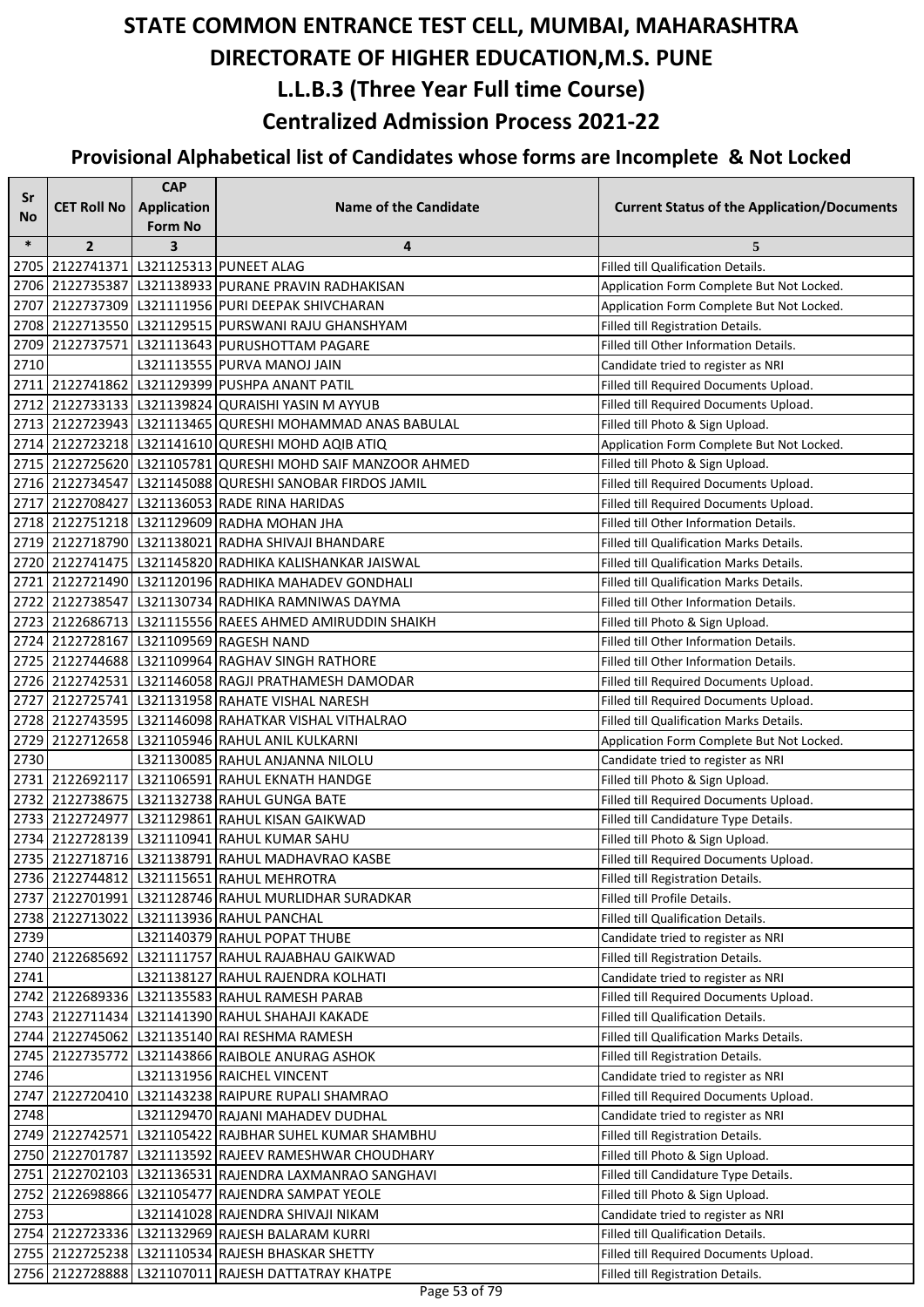# STATE COMMON ENTRANCE TEST CELL, MUMBAI, MAHARASHTRA

# DIRECTORATE OF HIGHER EDUCATION,M.S. PUNE

## L.L.B.3 (Three Year Full time Course)

## Centralized Admission Process 2021-22

### Provisional Alphabetical list of Candidates whose forms are Incomplete & Not Locked

| Sr No | CET Roll No | CAP Application Form No | Name of the Candidate | Current Status of the Application/Documents |
|---|---|---|---|---|
| * | 2 | 3 | 4 | 5 |
| 2705 | 2122741371 | L321125313 | PUNEET ALAG | Filled till Qualification Details. |
| 2706 | 2122735387 | L321138933 | PURANE PRAVIN RADHAKISAN | Application Form Complete But Not Locked. |
| 2707 | 2122737309 | L321111956 | PURI DEEPAK SHIVCHARAN | Application Form Complete But Not Locked. |
| 2708 | 2122713550 | L321129515 | PURSWANI RAJU GHANSHYAM | Filled till Registration Details. |
| 2709 | 2122737571 | L321113643 | PURUSHOTTAM PAGARE | Filled till Other Information Details. |
| 2710 | | L321113555 | PURVA MANOJ JAIN | Candidate tried to register as NRI |
| 2711 | 2122741862 | L321129399 | PUSHPA ANANT PATIL | Filled till Required Documents Upload. |
| 2712 | 2122733133 | L321139824 | QURAISHI YASIN M AYYUB | Filled till Required Documents Upload. |
| 2713 | 2122723943 | L321113465 | QURESHI MOHAMMAD ANAS BABULAL | Filled till Photo & Sign Upload. |
| 2714 | 2122723218 | L321141610 | QURESHI MOHD AQIB ATIQ | Application Form Complete But Not Locked. |
| 2715 | 2122725620 | L321105781 | QURESHI MOHD SAIF MANZOOR AHMED | Filled till Photo & Sign Upload. |
| 2716 | 2122734547 | L321145088 | QURESHI SANOBAR FIRDOS JAMIL | Filled till Required Documents Upload. |
| 2717 | 2122708427 | L321136053 | RADE RINA HARIDAS | Filled till Required Documents Upload. |
| 2718 | 2122751218 | L321129609 | RADHA MOHAN JHA | Filled till Other Information Details. |
| 2719 | 2122718790 | L321138021 | RADHA SHIVAJI BHANDARE | Filled till Qualification Marks Details. |
| 2720 | 2122741475 | L321145820 | RADHIKA KALISHANKAR JAISWAL | Filled till Qualification Marks Details. |
| 2721 | 2122721490 | L321120196 | RADHIKA MAHADEV GONDHALI | Filled till Qualification Marks Details. |
| 2722 | 2122738547 | L321130734 | RADHIKA RAMNIWAS DAYMA | Filled till Other Information Details. |
| 2723 | 2122686713 | L321115556 | RAEES AHMED AMIRUDDIN SHAIKH | Filled till Photo & Sign Upload. |
| 2724 | 2122728167 | L321109569 | RAGESH NAND | Filled till Other Information Details. |
| 2725 | 2122744688 | L321109964 | RAGHAV SINGH RATHORE | Filled till Other Information Details. |
| 2726 | 2122742531 | L321146058 | RAGJI PRATHAMESH DAMODAR | Filled till Required Documents Upload. |
| 2727 | 2122725741 | L321131958 | RAHATE VISHAL NARESH | Filled till Required Documents Upload. |
| 2728 | 2122743595 | L321146098 | RAHATKAR VISHAL VITHALRAO | Filled till Qualification Marks Details. |
| 2729 | 2122712658 | L321105946 | RAHUL ANIL KULKARNI | Application Form Complete But Not Locked. |
| 2730 | | L321130085 | RAHUL ANJANNA NILOLU | Candidate tried to register as NRI |
| 2731 | 2122692117 | L321106591 | RAHUL EKNATH HANDGE | Filled till Photo & Sign Upload. |
| 2732 | 2122738675 | L321132738 | RAHUL GUNGA BATE | Filled till Required Documents Upload. |
| 2733 | 2122724977 | L321129861 | RAHUL KISAN GAIKWAD | Filled till Candidature Type Details. |
| 2734 | 2122728139 | L321110941 | RAHUL KUMAR SAHU | Filled till Photo & Sign Upload. |
| 2735 | 2122718716 | L321138791 | RAHUL MADHAVRAO KASBE | Filled till Required Documents Upload. |
| 2736 | 2122744812 | L321115651 | RAHUL MEHROTRA | Filled till Registration Details. |
| 2737 | 2122701991 | L321128746 | RAHUL MURLIDHAR SURADKAR | Filled till Profile Details. |
| 2738 | 2122713022 | L321113936 | RAHUL PANCHAL | Filled till Qualification Details. |
| 2739 | | L321140379 | RAHUL POPAT THUBE | Candidate tried to register as NRI |
| 2740 | 2122685692 | L321111757 | RAHUL RAJABHAU GAIKWAD | Filled till Registration Details. |
| 2741 | | L321138127 | RAHUL RAJENDRA KOLHATI | Candidate tried to register as NRI |
| 2742 | 2122689336 | L321135583 | RAHUL RAMESH PARAB | Filled till Required Documents Upload. |
| 2743 | 2122711434 | L321141390 | RAHUL SHAHAJI KAKADE | Filled till Qualification Details. |
| 2744 | 2122745062 | L321135140 | RAI RESHMA RAMESH | Filled till Qualification Marks Details. |
| 2745 | 2122735772 | L321143866 | RAIBOLE ANURAG ASHOK | Filled till Registration Details. |
| 2746 | | L321131956 | RAICHEL VINCENT | Candidate tried to register as NRI |
| 2747 | 2122720410 | L321143238 | RAIPURE RUPALI SHAMRAO | Filled till Required Documents Upload. |
| 2748 | | L321129470 | RAJANI MAHADEV DUDHAL | Candidate tried to register as NRI |
| 2749 | 2122742571 | L321105422 | RAJBHAR SUHEL KUMAR SHAMBHU | Filled till Registration Details. |
| 2750 | 2122701787 | L321113592 | RAJEEV RAMESHWAR CHOUDHARY | Filled till Photo & Sign Upload. |
| 2751 | 2122702103 | L321136531 | RAJENDRA LAXMANRAO SANGHAVI | Filled till Candidature Type Details. |
| 2752 | 2122698866 | L321105477 | RAJENDRA SAMPAT YEOLE | Filled till Photo & Sign Upload. |
| 2753 | | L321141028 | RAJENDRA SHIVAJI NIKAM | Candidate tried to register as NRI |
| 2754 | 2122723336 | L321132969 | RAJESH BALARAM KURRI | Filled till Qualification Details. |
| 2755 | 2122725238 | L321110534 | RAJESH BHASKAR SHETTY | Filled till Required Documents Upload. |
| 2756 | 2122728888 | L321107011 | RAJESH DATTATRAY KHATPE | Filled till Registration Details. |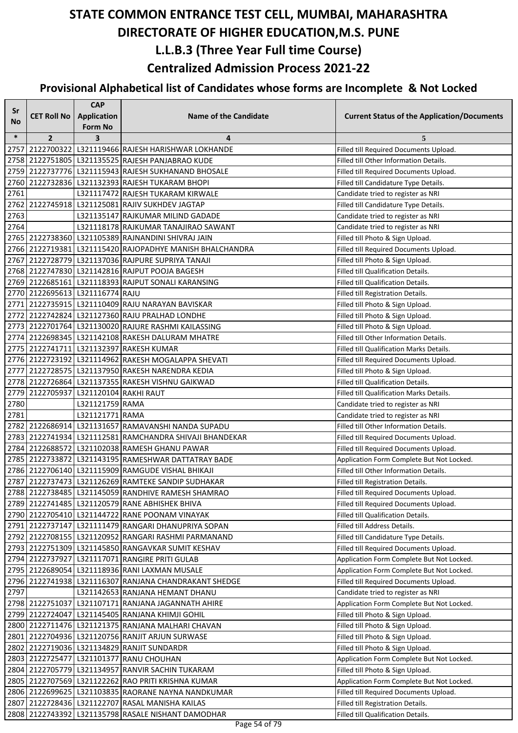# STATE COMMON ENTRANCE TEST CELL, MUMBAI, MAHARASHTRA
# DIRECTORATE OF HIGHER EDUCATION,M.S. PUNE
## L.L.B.3 (Three Year Full time Course)
## Centralized Admission Process 2021-22
### Provisional Alphabetical list of Candidates whose forms are Incomplete & Not Locked

| Sr No | CET Roll No | CAP Application Form No | Name of the Candidate | Current Status of the Application/Documents |
|---|---|---|---|---|
| * | 2 | 3 | 4 | 5 |
| 2757 | 2122700322 | L321119466 | RAJESH HARISHWAR LOKHANDE | Filled till Required Documents Upload. |
| 2758 | 2122751805 | L321135525 | RAJESH PANJABRAO KUDE | Filled till Other Information Details. |
| 2759 | 2122737776 | L321115943 | RAJESH SUKHANAND BHOSALE | Filled till Required Documents Upload. |
| 2760 | 2122732836 | L321132393 | RAJESH TUKARAM BHOPI | Filled till Candidature Type Details. |
| 2761 | | L321117472 | RAJESH TUKARAM KIRWALE | Candidate tried to register as NRI |
| 2762 | 2122745918 | L321125081 | RAJIV SUKHDEV JAGTAP | Filled till Candidature Type Details. |
| 2763 | | L321135147 | RAJKUMAR MILIND GADADE | Candidate tried to register as NRI |
| 2764 | | L321118178 | RAJKUMAR TANAJIRAO SAWANT | Candidate tried to register as NRI |
| 2765 | 2122738360 | L321105389 | RAJNANDINI SHIVRAJ JAIN | Filled till Photo & Sign Upload. |
| 2766 | 2122719381 | L321115420 | RAJOPADHYE MANISH BHALCHANDRA | Filled till Required Documents Upload. |
| 2767 | 2122728779 | L321137036 | RAJPURE SUPRIYA TANAJI | Filled till Photo & Sign Upload. |
| 2768 | 2122747830 | L321142816 | RAJPUT POOJA BAGESH | Filled till Qualification Details. |
| 2769 | 2122685161 | L321118393 | RAJPUT SONALI KARANSING | Filled till Qualification Details. |
| 2770 | 2122695613 | L321116774 | RAJU | Filled till Registration Details. |
| 2771 | 2122735915 | L321110409 | RAJU NARAYAN BAVISKAR | Filled till Photo & Sign Upload. |
| 2772 | 2122742824 | L321127360 | RAJU PRALHAD LONDHE | Filled till Photo & Sign Upload. |
| 2773 | 2122701764 | L321130020 | RAJURE RASHMI KAILASSING | Filled till Photo & Sign Upload. |
| 2774 | 2122698345 | L321142108 | RAKESH DALURAM MHATRE | Filled till Other Information Details. |
| 2775 | 2122741711 | L321132397 | RAKESH KUMAR | Filled till Qualification Marks Details. |
| 2776 | 2122723192 | L321114962 | RAKESH MOGALAPPA SHEVATI | Filled till Required Documents Upload. |
| 2777 | 2122728575 | L321137950 | RAKESH NARENDRA KEDIA | Filled till Photo & Sign Upload. |
| 2778 | 2122726864 | L321137355 | RAKESH VISHNU GAIKWAD | Filled till Qualification Details. |
| 2779 | 2122705937 | L321120104 | RAKHI RAUT | Filled till Qualification Marks Details. |
| 2780 | | L321121759 | RAMA | Candidate tried to register as NRI |
| 2781 | | L321121771 | RAMA | Candidate tried to register as NRI |
| 2782 | 2122686914 | L321131657 | RAMAVANSHI NANDA SUPADU | Filled till Other Information Details. |
| 2783 | 2122741934 | L321112581 | RAMCHANDRA SHIVAJI BHANDEKAR | Filled till Required Documents Upload. |
| 2784 | 2122688572 | L321102038 | RAMESH GHANU PAWAR | Filled till Required Documents Upload. |
| 2785 | 2122733872 | L321143195 | RAMESHWAR DATTATRAY BADE | Application Form Complete But Not Locked. |
| 2786 | 2122706140 | L321115909 | RAMGUDE VISHAL BHIKAJI | Filled till Other Information Details. |
| 2787 | 2122737473 | L321126269 | RAMTEKE SANDIP SUDHAKAR | Filled till Registration Details. |
| 2788 | 2122738485 | L321145059 | RANDHIVE RAMESH SHAMRAO | Filled till Required Documents Upload. |
| 2789 | 2122741485 | L321120579 | RANE ABHISHEK BHIVA | Filled till Required Documents Upload. |
| 2790 | 2122705410 | L321144722 | RANE POONAM VINAYAK | Filled till Qualification Details. |
| 2791 | 2122737147 | L321111479 | RANGARI DHANUPRIYA SOPAN | Filled till Address Details. |
| 2792 | 2122708155 | L321120952 | RANGARI RASHMI PARMANAND | Filled till Candidature Type Details. |
| 2793 | 2122751309 | L321145850 | RANGAVKAR SUMIT KESHAV | Filled till Required Documents Upload. |
| 2794 | 2122737927 | L321117071 | RANGIRE PRITI GULAB | Application Form Complete But Not Locked. |
| 2795 | 2122689054 | L321118936 | RANI LAXMAN MUSALE | Application Form Complete But Not Locked. |
| 2796 | 2122741938 | L321116307 | RANJANA CHANDRAKANT SHEDGE | Filled till Required Documents Upload. |
| 2797 | | L321142653 | RANJANA HEMANT DHANU | Candidate tried to register as NRI |
| 2798 | 2122751037 | L321107171 | RANJANA JAGANNATH AHIRE | Application Form Complete But Not Locked. |
| 2799 | 2122724047 | L321145405 | RANJANA KHIMJI GOHIL | Filled till Photo & Sign Upload. |
| 2800 | 2122711476 | L321121375 | RANJANA MALHARI CHAVAN | Filled till Photo & Sign Upload. |
| 2801 | 2122704936 | L321120756 | RANJIT ARJUN SURWASE | Filled till Photo & Sign Upload. |
| 2802 | 2122719036 | L321134829 | RANJIT SUNDARDR | Filled till Photo & Sign Upload. |
| 2803 | 2122725477 | L321101377 | RANU CHOUHAN | Application Form Complete But Not Locked. |
| 2804 | 2122705779 | L321134957 | RANVIR SACHIN TUKARAM | Filled till Photo & Sign Upload. |
| 2805 | 2122707569 | L321122262 | RAO PRITI KRISHNA KUMAR | Application Form Complete But Not Locked. |
| 2806 | 2122699625 | L321103835 | RAORANE NAYNA NANDKUMAR | Filled till Required Documents Upload. |
| 2807 | 2122728436 | L321122707 | RASAL MANISHA KAILAS | Filled till Registration Details. |
| 2808 | 2122743392 | L321135798 | RASALE NISHANT DAMODHAR | Filled till Qualification Details. |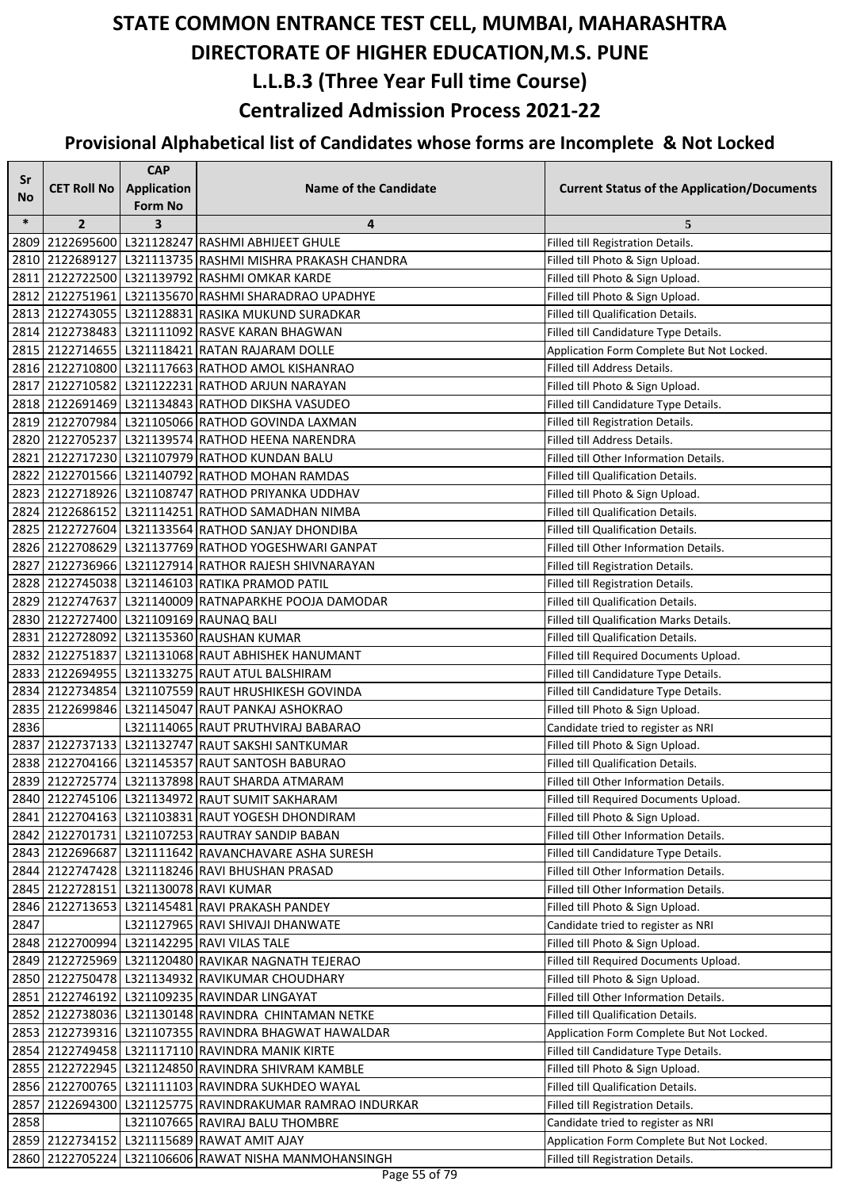# STATE COMMON ENTRANCE TEST CELL, MUMBAI, MAHARASHTRA
# DIRECTORATE OF HIGHER EDUCATION,M.S. PUNE
## L.L.B.3 (Three Year Full time Course)
## Centralized Admission Process 2021-22

### Provisional Alphabetical list of Candidates whose forms are Incomplete & Not Locked

| Sr No | CET Roll No | CAP Application Form No | Name of the Candidate | Current Status of the Application/Documents |
|---|---|---|---|---|
| * | 2 | 3 | 4 | 5 |
| 2809 | 2122695600 | L321128247 | RASHMI ABHIJEET GHULE | Filled till Registration Details. |
| 2810 | 2122689127 | L321113735 | RASHMI MISHRA PRAKASH CHANDRA | Filled till Photo & Sign Upload. |
| 2811 | 2122722500 | L321139792 | RASHMI OMKAR KARDE | Filled till Photo & Sign Upload. |
| 2812 | 2122751961 | L321135670 | RASHMI SHARADRAO UPADHYE | Filled till Photo & Sign Upload. |
| 2813 | 2122743055 | L321128831 | RASIKA MUKUND SURADKAR | Filled till Qualification Details. |
| 2814 | 2122738483 | L321111092 | RASVE KARAN BHAGWAN | Filled till Candidature Type Details. |
| 2815 | 2122714655 | L321118421 | RATAN RAJARAM DOLLE | Application Form Complete But Not Locked. |
| 2816 | 2122710800 | L321117663 | RATHOD AMOL KISHANRAO | Filled till Address Details. |
| 2817 | 2122710582 | L321122231 | RATHOD ARJUN NARAYAN | Filled till Photo & Sign Upload. |
| 2818 | 2122691469 | L321134843 | RATHOD DIKSHA VASUDEO | Filled till Candidature Type Details. |
| 2819 | 2122707984 | L321105066 | RATHOD GOVINDA LAXMAN | Filled till Registration Details. |
| 2820 | 2122705237 | L321139574 | RATHOD HEENA NARENDRA | Filled till Address Details. |
| 2821 | 2122717230 | L321107979 | RATHOD KUNDAN BALU | Filled till Other Information Details. |
| 2822 | 2122701566 | L321140792 | RATHOD MOHAN RAMDAS | Filled till Qualification Details. |
| 2823 | 2122718926 | L321108747 | RATHOD PRIYANKA UDDHAV | Filled till Photo & Sign Upload. |
| 2824 | 2122686152 | L321114251 | RATHOD SAMADHAN NIMBA | Filled till Qualification Details. |
| 2825 | 2122727604 | L321133564 | RATHOD SANJAY DHONDIBA | Filled till Qualification Details. |
| 2826 | 2122708629 | L321137769 | RATHOD YOGESHWARI GANPAT | Filled till Other Information Details. |
| 2827 | 2122736966 | L321127914 | RATHOR RAJESH SHIVNARAYAN | Filled till Registration Details. |
| 2828 | 2122745038 | L321146103 | RATIKA PRAMOD PATIL | Filled till Registration Details. |
| 2829 | 2122747637 | L321140009 | RATNAPARKHE POOJA DAMODAR | Filled till Qualification Details. |
| 2830 | 2122727400 | L321109169 | RAUNAQ BALI | Filled till Qualification Marks Details. |
| 2831 | 2122728092 | L321135360 | RAUSHAN KUMAR | Filled till Qualification Details. |
| 2832 | 2122751837 | L321131068 | RAUT ABHISHEK HANUMANT | Filled till Required Documents Upload. |
| 2833 | 2122694955 | L321133275 | RAUT ATUL BALSHIRAM | Filled till Candidature Type Details. |
| 2834 | 2122734854 | L321107559 | RAUT HRUSHIKESH GOVINDA | Filled till Candidature Type Details. |
| 2835 | 2122699846 | L321145047 | RAUT PANKAJ ASHOKRAO | Filled till Photo & Sign Upload. |
| 2836 | | L321114065 | RAUT PRUTHVIRAJ BABARAO | Candidate tried to register as NRI |
| 2837 | 2122737133 | L321132747 | RAUT SAKSHI SANTKUMAR | Filled till Photo & Sign Upload. |
| 2838 | 2122704166 | L321145357 | RAUT SANTOSH BABURAO | Filled till Qualification Details. |
| 2839 | 2122725774 | L321137898 | RAUT SHARDA ATMARAM | Filled till Other Information Details. |
| 2840 | 2122745106 | L321134972 | RAUT SUMIT SAKHARAM | Filled till Required Documents Upload. |
| 2841 | 2122704163 | L321103831 | RAUT YOGESH DHONDIRAM | Filled till Photo & Sign Upload. |
| 2842 | 2122701731 | L321107253 | RAUTRAY SANDIP BABAN | Filled till Other Information Details. |
| 2843 | 2122696687 | L321111642 | RAVANCHAVARE ASHA SURESH | Filled till Candidature Type Details. |
| 2844 | 2122747428 | L321118246 | RAVI BHUSHAN PRASAD | Filled till Other Information Details. |
| 2845 | 2122728151 | L321130078 | RAVI KUMAR | Filled till Other Information Details. |
| 2846 | 2122713653 | L321145481 | RAVI PRAKASH PANDEY | Filled till Photo & Sign Upload. |
| 2847 | | L321127965 | RAVI SHIVAJI DHANWATE | Candidate tried to register as NRI |
| 2848 | 2122700994 | L321142295 | RAVI VILAS TALE | Filled till Photo & Sign Upload. |
| 2849 | 2122725969 | L321120480 | RAVIKAR NAGNATH TEJERAO | Filled till Required Documents Upload. |
| 2850 | 2122750478 | L321134932 | RAVIKUMAR CHOUDHARY | Filled till Photo & Sign Upload. |
| 2851 | 2122746192 | L321109235 | RAVINDAR LINGAYAT | Filled till Other Information Details. |
| 2852 | 2122738036 | L321130148 | RAVINDRA CHINTAMAN NETKE | Filled till Qualification Details. |
| 2853 | 2122739316 | L321107355 | RAVINDRA BHAGWAT HAWALDAR | Application Form Complete But Not Locked. |
| 2854 | 2122749458 | L321117110 | RAVINDRA MANIK KIRTE | Filled till Candidature Type Details. |
| 2855 | 2122722945 | L321124850 | RAVINDRA SHIVRAM KAMBLE | Filled till Photo & Sign Upload. |
| 2856 | 2122700765 | L321111103 | RAVINDRA SUKHDEO WAYAL | Filled till Qualification Details. |
| 2857 | 2122694300 | L321125775 | RAVINDRAKUMAR RAMRAO INDURKAR | Filled till Registration Details. |
| 2858 | | L321107665 | RAVIRAJ BALU THOMBRE | Candidate tried to register as NRI |
| 2859 | 2122734152 | L321115689 | RAWAT AMIT AJAY | Application Form Complete But Not Locked. |
| 2860 | 2122705224 | L321106606 | RAWAT NISHA MANMOHANSINGH | Filled till Registration Details. |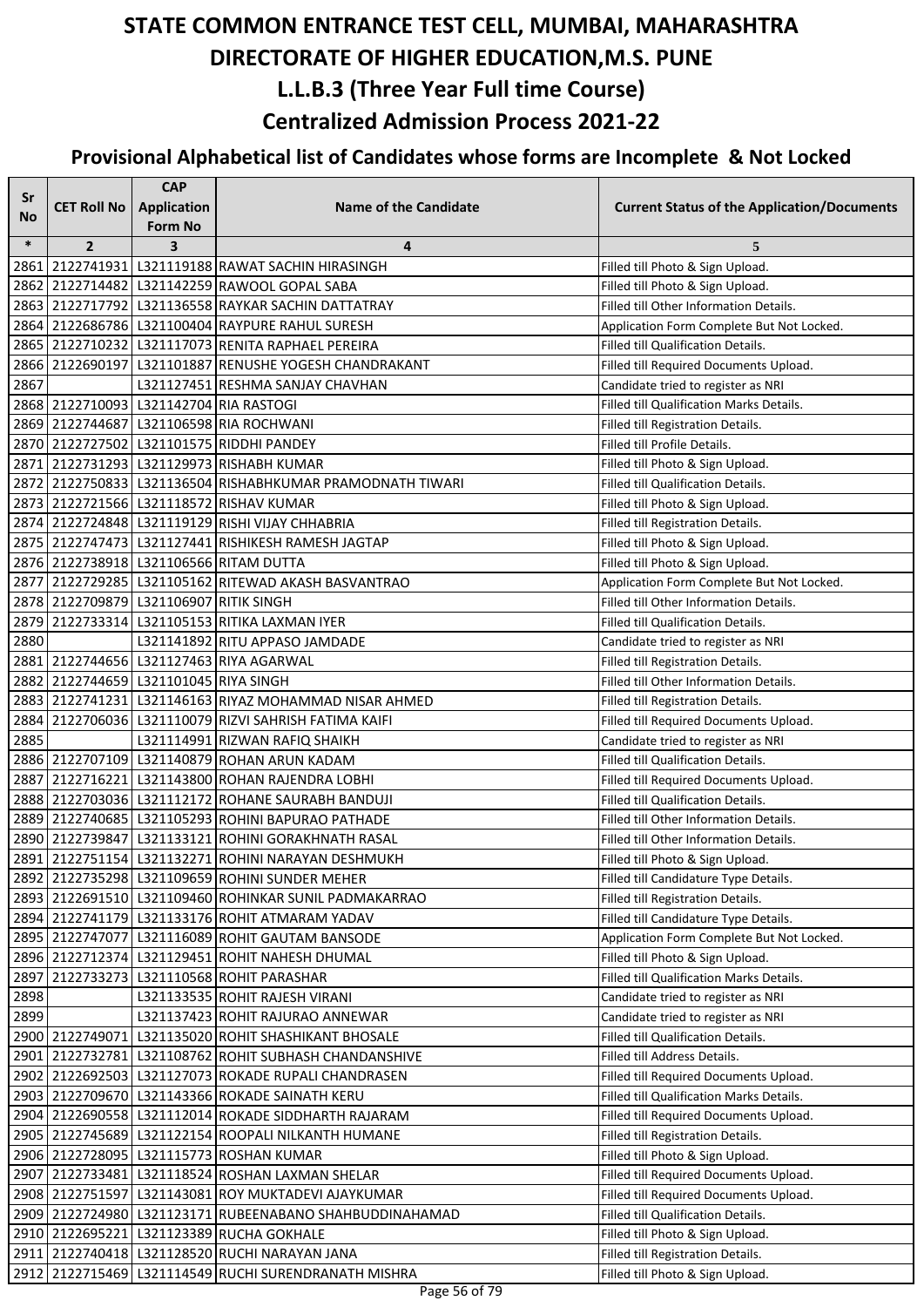# STATE COMMON ENTRANCE TEST CELL, MUMBAI, MAHARASHTRA

# DIRECTORATE OF HIGHER EDUCATION,M.S. PUNE

## L.L.B.3 (Three Year Full time Course)

## Centralized Admission Process 2021-22

### Provisional Alphabetical list of Candidates whose forms are Incomplete & Not Locked

| Sr No | CET Roll No | CAP Application Form No | Name of the Candidate | Current Status of the Application/Documents |
|---|---|---|---|---|
| * | 2 | 3 | 4 | 5 |
| 2861 | 2122741931 | L321119188 | RAWAT SACHIN HIRASINGH | Filled till Photo & Sign Upload. |
| 2862 | 2122714482 | L321142259 | RAWOOL GOPAL SABA | Filled till Photo & Sign Upload. |
| 2863 | 2122717792 | L321136558 | RAYKAR SACHIN DATTATRAY | Filled till Other Information Details. |
| 2864 | 2122686786 | L321100404 | RAYPURE RAHUL SURESH | Application Form Complete But Not Locked. |
| 2865 | 2122710232 | L321117073 | RENITA RAPHAEL PEREIRA | Filled till Qualification Details. |
| 2866 | 2122690197 | L321101887 | RENUSHE YOGESH CHANDRAKANT | Filled till Required Documents Upload. |
| 2867 | | L321127451 | RESHMA SANJAY CHAVHAN | Candidate tried to register as NRI |
| 2868 | 2122710093 | L321142704 | RIA RASTOGI | Filled till Qualification Marks Details. |
| 2869 | 2122744687 | L321106598 | RIA ROCHWANI | Filled till Registration Details. |
| 2870 | 2122727502 | L321101575 | RIDDHI PANDEY | Filled till Profile Details. |
| 2871 | 2122731293 | L321129973 | RISHABH KUMAR | Filled till Photo & Sign Upload. |
| 2872 | 2122750833 | L321136504 | RISHABHKUMAR PRAMODNATH TIWARI | Filled till Qualification Details. |
| 2873 | 2122721566 | L321118572 | RISHAV KUMAR | Filled till Photo & Sign Upload. |
| 2874 | 2122724848 | L321119129 | RISHI VIJAY CHHABRIA | Filled till Registration Details. |
| 2875 | 2122747473 | L321127441 | RISHIKESH RAMESH JAGTAP | Filled till Photo & Sign Upload. |
| 2876 | 2122738918 | L321106566 | RITAM DUTTA | Filled till Photo & Sign Upload. |
| 2877 | 2122729285 | L321105162 | RITEWAD AKASH BASVANTRAO | Application Form Complete But Not Locked. |
| 2878 | 2122709879 | L321106907 | RITIK SINGH | Filled till Other Information Details. |
| 2879 | 2122733314 | L321105153 | RITIKA LAXMAN IYER | Filled till Qualification Details. |
| 2880 | | L321141892 | RITU APPASO JAMDADE | Candidate tried to register as NRI |
| 2881 | 2122744656 | L321127463 | RIYA AGARWAL | Filled till Registration Details. |
| 2882 | 2122744659 | L321101045 | RIYA SINGH | Filled till Other Information Details. |
| 2883 | 2122741231 | L321146163 | RIYAZ MOHAMMAD NISAR AHMED | Filled till Registration Details. |
| 2884 | 2122706036 | L321110079 | RIZVI SAHRISH FATIMA KAIFI | Filled till Required Documents Upload. |
| 2885 | | L321114991 | RIZWAN RAFIQ SHAIKH | Candidate tried to register as NRI |
| 2886 | 2122707109 | L321140879 | ROHAN ARUN KADAM | Filled till Qualification Details. |
| 2887 | 2122716221 | L321143800 | ROHAN RAJENDRA LOBHI | Filled till Required Documents Upload. |
| 2888 | 2122703036 | L321112172 | ROHANE SAURABH BANDUJI | Filled till Qualification Details. |
| 2889 | 2122740685 | L321105293 | ROHINI BAPURAO PATHADE | Filled till Other Information Details. |
| 2890 | 2122739847 | L321133121 | ROHINI GORAKHNATH RASAL | Filled till Other Information Details. |
| 2891 | 2122751154 | L321132271 | ROHINI NARAYAN DESHMUKH | Filled till Photo & Sign Upload. |
| 2892 | 2122735298 | L321109659 | ROHINI SUNDER MEHER | Filled till Candidature Type Details. |
| 2893 | 2122691510 | L321109460 | ROHINKAR SUNIL PADMAKARRAO | Filled till Registration Details. |
| 2894 | 2122741179 | L321133176 | ROHIT ATMARAM YADAV | Filled till Candidature Type Details. |
| 2895 | 2122747077 | L321116089 | ROHIT GAUTAM BANSODE | Application Form Complete But Not Locked. |
| 2896 | 2122712374 | L321129451 | ROHIT NAHESH DHUMAL | Filled till Photo & Sign Upload. |
| 2897 | 2122733273 | L321110568 | ROHIT PARASHAR | Filled till Qualification Marks Details. |
| 2898 | | L321133535 | ROHIT RAJESH VIRANI | Candidate tried to register as NRI |
| 2899 | | L321137423 | ROHIT RAJURAO ANNEWAR | Candidate tried to register as NRI |
| 2900 | 2122749071 | L321135020 | ROHIT SHASHIKANT BHOSALE | Filled till Qualification Details. |
| 2901 | 2122732781 | L321108762 | ROHIT SUBHASH CHANDANSHIVE | Filled till Address Details. |
| 2902 | 2122692503 | L321127073 | ROKADE RUPALI CHANDRASEN | Filled till Required Documents Upload. |
| 2903 | 2122709670 | L321143366 | ROKADE SAINATH KERU | Filled till Qualification Marks Details. |
| 2904 | 2122690558 | L321112014 | ROKADE SIDDHARTH RAJARAM | Filled till Required Documents Upload. |
| 2905 | 2122745689 | L321122154 | ROOPALI NILKANTH HUMANE | Filled till Registration Details. |
| 2906 | 2122728095 | L321115773 | ROSHAN KUMAR | Filled till Photo & Sign Upload. |
| 2907 | 2122733481 | L321118524 | ROSHAN LAXMAN SHELAR | Filled till Required Documents Upload. |
| 2908 | 2122751597 | L321143081 | ROY MUKTADEVI AJAYKUMAR | Filled till Required Documents Upload. |
| 2909 | 2122724980 | L321123171 | RUBEENABANO SHAHBUDDINAHAMAD | Filled till Qualification Details. |
| 2910 | 2122695221 | L321123389 | RUCHA GOKHALE | Filled till Photo & Sign Upload. |
| 2911 | 2122740418 | L321128520 | RUCHI NARAYAN JANA | Filled till Registration Details. |
| 2912 | 2122715469 | L321114549 | RUCHI SURENDRANATH MISHRA | Filled till Photo & Sign Upload. |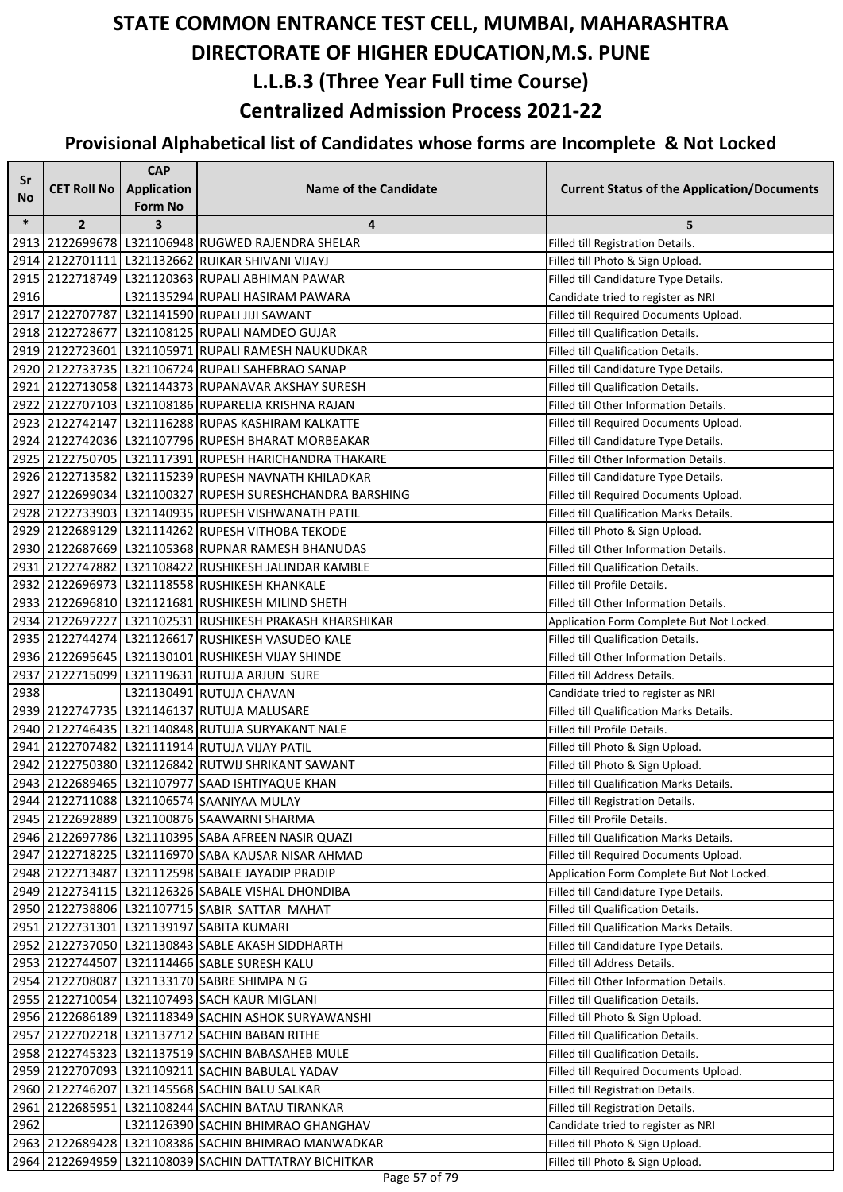# STATE COMMON ENTRANCE TEST CELL, MUMBAI, MAHARASHTRA

# DIRECTORATE OF HIGHER EDUCATION,M.S. PUNE

## L.L.B.3 (Three Year Full time Course)

## Centralized Admission Process 2021-22

### Provisional Alphabetical list of Candidates whose forms are Incomplete & Not Locked

| Sr No | CET Roll No | CAP Application Form No | Name of the Candidate | Current Status of the Application/Documents |
|---|---|---|---|---|
| * | 2 | 3 | 4 | 5 |
| 2913 | 2122699678 | L321106948 | RUGWED RAJENDRA SHELAR | Filled till Registration Details. |
| 2914 | 2122701111 | L321132662 | RUIKAR SHIVANI VIJAYJ | Filled till Photo & Sign Upload. |
| 2915 | 2122718749 | L321120363 | RUPALI ABHIMAN PAWAR | Filled till Candidature Type Details. |
| 2916 | | L321135294 | RUPALI HASIRAM PAWARA | Candidate tried to register as NRI |
| 2917 | 2122707787 | L321141590 | RUPALI JIJI SAWANT | Filled till Required Documents Upload. |
| 2918 | 2122728677 | L321108125 | RUPALI NAMDEO GUJAR | Filled till Qualification Details. |
| 2919 | 2122723601 | L321105971 | RUPALI RAMESH NAUKUDKAR | Filled till Qualification Details. |
| 2920 | 2122733735 | L321106724 | RUPALI SAHEBRAO SANAP | Filled till Candidature Type Details. |
| 2921 | 2122713058 | L321144373 | RUPANAVAR AKSHAY SURESH | Filled till Qualification Details. |
| 2922 | 2122707103 | L321108186 | RUPARELIA KRISHNA RAJAN | Filled till Other Information Details. |
| 2923 | 2122742147 | L321116288 | RUPAS KASHIRAM KALKATTE | Filled till Required Documents Upload. |
| 2924 | 2122742036 | L321107796 | RUPESH BHARAT MORBEAKAR | Filled till Candidature Type Details. |
| 2925 | 2122750705 | L321117391 | RUPESH HARICHANDRA THAKARE | Filled till Other Information Details. |
| 2926 | 2122713582 | L321115239 | RUPESH NAVNATH KHILADKAR | Filled till Candidature Type Details. |
| 2927 | 2122699034 | L321100327 | RUPESH SURESHCHANDRA BARSHING | Filled till Required Documents Upload. |
| 2928 | 2122733903 | L321140935 | RUPESH VISHWANATH PATIL | Filled till Qualification Marks Details. |
| 2929 | 2122689129 | L321114262 | RUPESH VITHOBA TEKODE | Filled till Photo & Sign Upload. |
| 2930 | 2122687669 | L321105368 | RUPNAR RAMESH BHANUDAS | Filled till Other Information Details. |
| 2931 | 2122747882 | L321108422 | RUSHIKESH JALINDAR KAMBLE | Filled till Qualification Details. |
| 2932 | 2122696973 | L321118558 | RUSHIKESH KHANKALE | Filled till Profile Details. |
| 2933 | 2122696810 | L321121681 | RUSHIKESH MILIND SHETH | Filled till Other Information Details. |
| 2934 | 2122697227 | L321102531 | RUSHIKESH PRAKASH KHARSHIKAR | Application Form Complete But Not Locked. |
| 2935 | 2122744274 | L321126617 | RUSHIKESH VASUDEO KALE | Filled till Qualification Details. |
| 2936 | 2122695645 | L321130101 | RUSHIKESH VIJAY SHINDE | Filled till Other Information Details. |
| 2937 | 2122715099 | L321119631 | RUTUJA ARJUN SURE | Filled till Address Details. |
| 2938 | | L321130491 | RUTUJA CHAVAN | Candidate tried to register as NRI |
| 2939 | 2122747735 | L321146137 | RUTUJA MALUSARE | Filled till Qualification Marks Details. |
| 2940 | 2122746435 | L321140848 | RUTUJA SURYAKANT NALE | Filled till Profile Details. |
| 2941 | 2122707482 | L321111914 | RUTUJA VIJAY PATIL | Filled till Photo & Sign Upload. |
| 2942 | 2122750380 | L321126842 | RUTWIJ SHRIKANT SAWANT | Filled till Photo & Sign Upload. |
| 2943 | 2122689465 | L321107977 | SAAD ISHTIYAQUE KHAN | Filled till Qualification Marks Details. |
| 2944 | 2122711088 | L321106574 | SAANIYAA MULAY | Filled till Registration Details. |
| 2945 | 2122692889 | L321100876 | SAAWARNI SHARMA | Filled till Profile Details. |
| 2946 | 2122697786 | L321110395 | SABA AFREEN NASIR QUAZI | Filled till Qualification Marks Details. |
| 2947 | 2122718225 | L321116970 | SABA KAUSAR NISAR AHMAD | Filled till Required Documents Upload. |
| 2948 | 2122713487 | L321112598 | SABALE JAYADIP PRADIP | Application Form Complete But Not Locked. |
| 2949 | 2122734115 | L321126326 | SABALE VISHAL DHONDIBA | Filled till Candidature Type Details. |
| 2950 | 2122738806 | L321107715 | SABIR SATTAR MAHAT | Filled till Qualification Details. |
| 2951 | 2122731301 | L321139197 | SABITA KUMARI | Filled till Qualification Marks Details. |
| 2952 | 2122737050 | L321130843 | SABLE AKASH SIDDHARTH | Filled till Candidature Type Details. |
| 2953 | 2122744507 | L321114466 | SABLE SURESH KALU | Filled till Address Details. |
| 2954 | 2122708087 | L321133170 | SABRE SHIMPA N G | Filled till Other Information Details. |
| 2955 | 2122710054 | L321107493 | SACH KAUR MIGLANI | Filled till Qualification Details. |
| 2956 | 2122686189 | L321118349 | SACHIN ASHOK SURYAWANSHI | Filled till Photo & Sign Upload. |
| 2957 | 2122702218 | L321137712 | SACHIN BABAN RITHE | Filled till Qualification Details. |
| 2958 | 2122745323 | L321137519 | SACHIN BABASAHEB MULE | Filled till Qualification Details. |
| 2959 | 2122707093 | L321109211 | SACHIN BABULAL YADAV | Filled till Required Documents Upload. |
| 2960 | 2122746207 | L321145568 | SACHIN BALU SALKAR | Filled till Registration Details. |
| 2961 | 2122685951 | L321108244 | SACHIN BATAU TIRANKAR | Filled till Registration Details. |
| 2962 | | L321126390 | SACHIN BHIMRAO GHANGHAV | Candidate tried to register as NRI |
| 2963 | 2122689428 | L321108386 | SACHIN BHIMRAO MANWADKAR | Filled till Photo & Sign Upload. |
| 2964 | 2122694959 | L321108039 | SACHIN DATTATRAY BICHITKAR | Filled till Photo & Sign Upload. |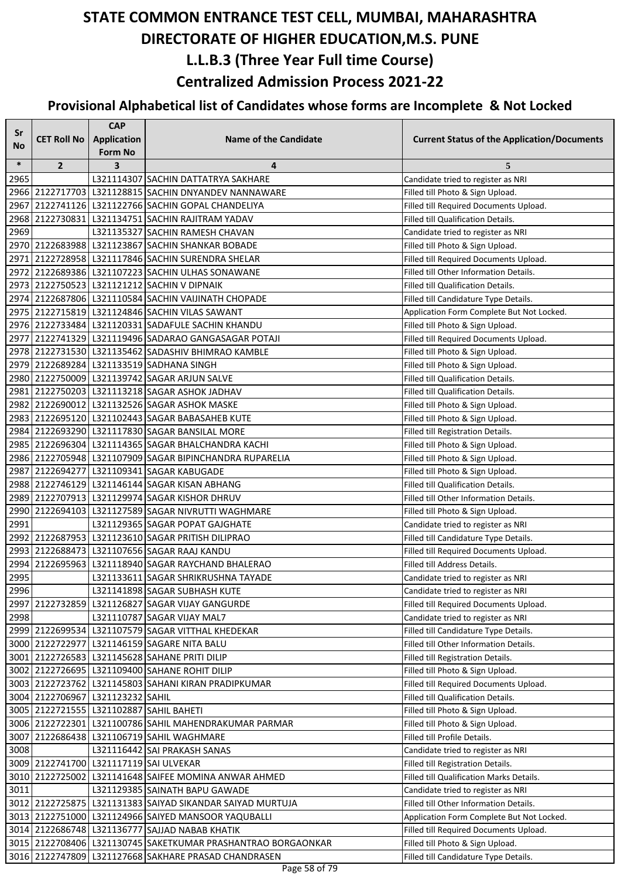# STATE COMMON ENTRANCE TEST CELL, MUMBAI, MAHARASHTRA

# DIRECTORATE OF HIGHER EDUCATION,M.S. PUNE

## L.L.B.3 (Three Year Full time Course)

## Centralized Admission Process 2021-22

### Provisional Alphabetical list of Candidates whose forms are Incomplete & Not Locked

| Sr No | CET Roll No | CAP Application Form No | Name of the Candidate | Current Status of the Application/Documents |
|---|---|---|---|---|
| * | 2 | 3 | 4 | 5 |
| 2965 | | L321114307 | SACHIN DATTATRYA SAKHARE | Candidate tried to register as NRI |
| 2966 | 2122717703 | L321128815 | SACHIN DNYANDEV NANNAWARE | Filled till Photo & Sign Upload. |
| 2967 | 2122741126 | L321122766 | SACHIN GOPAL CHANDELIYA | Filled till Required Documents Upload. |
| 2968 | 2122730831 | L321134751 | SACHIN RAJITRAM YADAV | Filled till Qualification Details. |
| 2969 | | L321135327 | SACHIN RAMESH CHAVAN | Candidate tried to register as NRI |
| 2970 | 2122683988 | L321123867 | SACHIN SHANKAR BOBADE | Filled till Photo & Sign Upload. |
| 2971 | 2122728958 | L321117846 | SACHIN SURENDRA SHELAR | Filled till Required Documents Upload. |
| 2972 | 2122689386 | L321107223 | SACHIN ULHAS SONAWANE | Filled till Other Information Details. |
| 2973 | 2122750523 | L321121212 | SACHIN V DIPNAIK | Filled till Qualification Details. |
| 2974 | 2122687806 | L321110584 | SACHIN VAIJINATH CHOPADE | Filled till Candidature Type Details. |
| 2975 | 2122715819 | L321124846 | SACHIN VILAS SAWANT | Application Form Complete But Not Locked. |
| 2976 | 2122733484 | L321120331 | SADAFULE SACHIN KHANDU | Filled till Photo & Sign Upload. |
| 2977 | 2122741329 | L321119496 | SADARAO GANGASAGAR POTAJI | Filled till Required Documents Upload. |
| 2978 | 2122731530 | L321135462 | SADASHIV BHIMRAO KAMBLE | Filled till Photo & Sign Upload. |
| 2979 | 2122689284 | L321133519 | SADHANA SINGH | Filled till Photo & Sign Upload. |
| 2980 | 2122750009 | L321139742 | SAGAR ARJUN SALVE | Filled till Qualification Details. |
| 2981 | 2122750203 | L321113218 | SAGAR ASHOK JADHAV | Filled till Qualification Details. |
| 2982 | 2122690012 | L321132526 | SAGAR ASHOK MASKE | Filled till Photo & Sign Upload. |
| 2983 | 2122695120 | L321102443 | SAGAR BABASAHEB KUTE | Filled till Photo & Sign Upload. |
| 2984 | 2122693290 | L321117830 | SAGAR BANSILAL MORE | Filled till Registration Details. |
| 2985 | 2122696304 | L321114365 | SAGAR BHALCHANDRA KACHI | Filled till Photo & Sign Upload. |
| 2986 | 2122705948 | L321107909 | SAGAR BIPINCHANDRA RUPARELIA | Filled till Photo & Sign Upload. |
| 2987 | 2122694277 | L321109341 | SAGAR KABUGADE | Filled till Photo & Sign Upload. |
| 2988 | 2122746129 | L321146144 | SAGAR KISAN ABHANG | Filled till Qualification Details. |
| 2989 | 2122707913 | L321129974 | SAGAR KISHOR DHRUV | Filled till Other Information Details. |
| 2990 | 2122694103 | L321127589 | SAGAR NIVRUTTI WAGHMARE | Filled till Photo & Sign Upload. |
| 2991 | | L321129365 | SAGAR POPAT GAJGHATE | Candidate tried to register as NRI |
| 2992 | 2122687953 | L321123610 | SAGAR PRITISH DILIPRAO | Filled till Candidature Type Details. |
| 2993 | 2122688473 | L321107656 | SAGAR RAAJ KANDU | Filled till Required Documents Upload. |
| 2994 | 2122695963 | L321118940 | SAGAR RAYCHAND BHALERAO | Filled till Address Details. |
| 2995 | | L321133611 | SAGAR SHRIKRUSHNA TAYADE | Candidate tried to register as NRI |
| 2996 | | L321141898 | SAGAR SUBHASH KUTE | Candidate tried to register as NRI |
| 2997 | 2122732859 | L321126827 | SAGAR VIJAY GANGURDE | Filled till Required Documents Upload. |
| 2998 | | L321110787 | SAGAR VIJAY MAL7 | Candidate tried to register as NRI |
| 2999 | 2122699534 | L321107579 | SAGAR VITTHAL KHEDEKAR | Filled till Candidature Type Details. |
| 3000 | 2122722977 | L321146159 | SAGARE NITA BALU | Filled till Other Information Details. |
| 3001 | 2122726583 | L321145628 | SAHANE PRITI DILIP | Filled till Registration Details. |
| 3002 | 2122726695 | L321109400 | SAHANE ROHIT DILIP | Filled till Photo & Sign Upload. |
| 3003 | 2122723762 | L321145803 | SAHANI KIRAN PRADIPKUMAR | Filled till Required Documents Upload. |
| 3004 | 2122706967 | L321123232 | SAHIL | Filled till Qualification Details. |
| 3005 | 2122721555 | L321102887 | SAHIL BAHETI | Filled till Photo & Sign Upload. |
| 3006 | 2122722301 | L321100786 | SAHIL MAHENDRAKUMAR PARMAR | Filled till Photo & Sign Upload. |
| 3007 | 2122686438 | L321106719 | SAHIL WAGHMARE | Filled till Profile Details. |
| 3008 | | L321116442 | SAI PRAKASH SANAS | Candidate tried to register as NRI |
| 3009 | 2122741700 | L321117119 | SAI ULVEKAR | Filled till Registration Details. |
| 3010 | 2122725002 | L321141648 | SAIFEE MOMINA ANWAR AHMED | Filled till Qualification Marks Details. |
| 3011 | | L321129385 | SAINATH BAPU GAWADE | Candidate tried to register as NRI |
| 3012 | 2122725875 | L321131383 | SAIYAD SIKANDAR SAIYAD MURTUJA | Filled till Other Information Details. |
| 3013 | 2122751000 | L321124966 | SAIYED MANSOOR YAQUBALLI | Application Form Complete But Not Locked. |
| 3014 | 2122686748 | L321136777 | SAJJAD NABAB KHATIK | Filled till Required Documents Upload. |
| 3015 | 2122708406 | L321130745 | SAKETKUMAR PRASHANTRAO BORGAONKAR | Filled till Photo & Sign Upload. |
| 3016 | 2122747809 | L321127668 | SAKHARE PRASAD CHANDRASEN | Filled till Candidature Type Details. |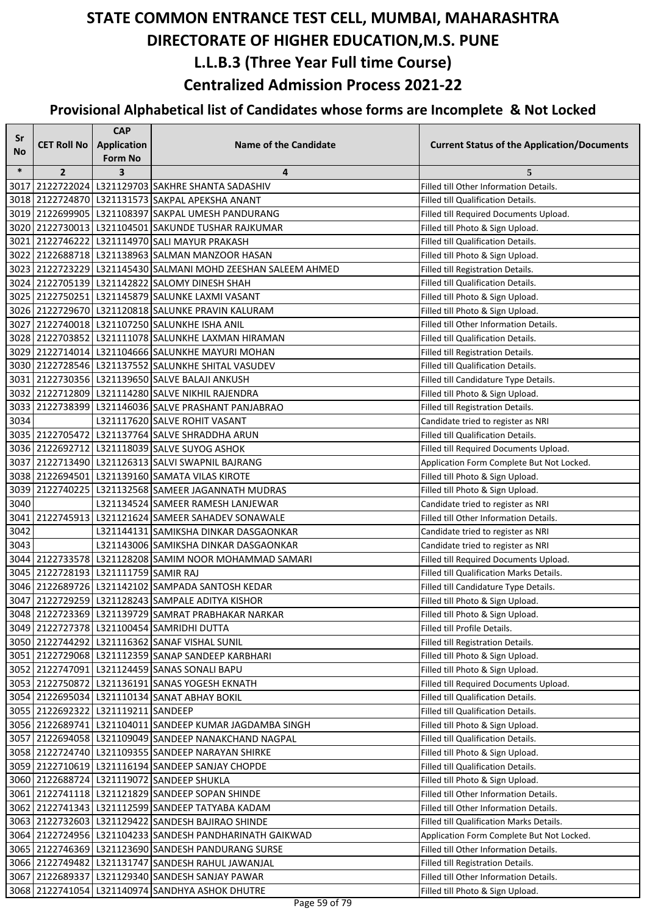# STATE COMMON ENTRANCE TEST CELL, MUMBAI, MAHARASHTRA
# DIRECTORATE OF HIGHER EDUCATION,M.S. PUNE
## L.L.B.3 (Three Year Full time Course)
## Centralized Admission Process 2021-22
### Provisional Alphabetical list of Candidates whose forms are Incomplete & Not Locked

| Sr No | CET Roll No | CAP Application Form No | Name of the Candidate | Current Status of the Application/Documents |
|---|---|---|---|---|
| * | 2 | 3 | 4 | 5 |
| 3017 | 2122722024 | L321129703 | SAKHRE SHANTA SADASHIV | Filled till Other Information Details. |
| 3018 | 2122724870 | L321131573 | SAKPAL APEKSHA ANANT | Filled till Qualification Details. |
| 3019 | 2122699905 | L321108397 | SAKPAL UMESH PANDURANG | Filled till Required Documents Upload. |
| 3020 | 2122730013 | L321104501 | SAKUNDE TUSHAR RAJKUMAR | Filled till Photo & Sign Upload. |
| 3021 | 2122746222 | L321114970 | SALI MAYUR PRAKASH | Filled till Qualification Details. |
| 3022 | 2122688718 | L321138963 | SALMAN MANZOOR HASAN | Filled till Photo & Sign Upload. |
| 3023 | 2122723229 | L321145430 | SALMANI MOHD ZEESHAN SALEEM AHMED | Filled till Registration Details. |
| 3024 | 2122705139 | L321142822 | SALOMY DINESH SHAH | Filled till Qualification Details. |
| 3025 | 2122750251 | L321145879 | SALUNKE LAXMI VASANT | Filled till Photo & Sign Upload. |
| 3026 | 2122729670 | L321120818 | SALUNKE PRAVIN KALURAM | Filled till Photo & Sign Upload. |
| 3027 | 2122740018 | L321107250 | SALUNKHE ISHA ANIL | Filled till Other Information Details. |
| 3028 | 2122703852 | L321111078 | SALUNKHE LAXMAN HIRAMAN | Filled till Qualification Details. |
| 3029 | 2122714014 | L321104666 | SALUNKHE MAYURI MOHAN | Filled till Registration Details. |
| 3030 | 2122728546 | L321137552 | SALUNKHE SHITAL VASUDEV | Filled till Qualification Details. |
| 3031 | 2122730356 | L321139650 | SALVE BALAJI ANKUSH | Filled till Candidature Type Details. |
| 3032 | 2122712809 | L321114280 | SALVE NIKHIL RAJENDRA | Filled till Photo & Sign Upload. |
| 3033 | 2122738399 | L321146036 | SALVE PRASHANT PANJABRAO | Filled till Registration Details. |
| 3034 | | L321117620 | SALVE ROHIT VASANT | Candidate tried to register as NRI |
| 3035 | 2122705472 | L321137764 | SALVE SHRADDHA ARUN | Filled till Qualification Details. |
| 3036 | 2122692712 | L321118039 | SALVE SUYOG ASHOK | Filled till Required Documents Upload. |
| 3037 | 2122713490 | L321126313 | SALVI SWAPNIL BAJRANG | Application Form Complete But Not Locked. |
| 3038 | 2122694501 | L321139160 | SAMATA VILAS KIROTE | Filled till Photo & Sign Upload. |
| 3039 | 2122740225 | L321132568 | SAMEER JAGANNATH MUDRAS | Filled till Photo & Sign Upload. |
| 3040 | | L321134524 | SAMEER RAMESH LANJEWAR | Candidate tried to register as NRI |
| 3041 | 2122745913 | L321121624 | SAMEER SAHADEV SONAWALE | Filled till Other Information Details. |
| 3042 | | L321144131 | SAMIKSHA DINKAR DASGAONKAR | Candidate tried to register as NRI |
| 3043 | | L321143006 | SAMIKSHA DINKAR DASGAONKAR | Candidate tried to register as NRI |
| 3044 | 2122733578 | L321128208 | SAMIM NOOR MOHAMMAD SAMARI | Filled till Required Documents Upload. |
| 3045 | 2122728193 | L321111759 | SAMIR RAJ | Filled till Qualification Marks Details. |
| 3046 | 2122689726 | L321142102 | SAMPADA SANTOSH KEDAR | Filled till Candidature Type Details. |
| 3047 | 2122729259 | L321128243 | SAMPALE ADITYA KISHOR | Filled till Photo & Sign Upload. |
| 3048 | 2122723369 | L321139729 | SAMRAT PRABHAKAR NARKAR | Filled till Photo & Sign Upload. |
| 3049 | 2122727378 | L321100454 | SAMRIDHI DUTTA | Filled till Profile Details. |
| 3050 | 2122744292 | L321116362 | SANAF VISHAL SUNIL | Filled till Registration Details. |
| 3051 | 2122729068 | L321112359 | SANAP SANDEEP KARBHARI | Filled till Photo & Sign Upload. |
| 3052 | 2122747091 | L321124459 | SANAS SONALI BAPU | Filled till Photo & Sign Upload. |
| 3053 | 2122750872 | L321136191 | SANAS YOGESH EKNATH | Filled till Required Documents Upload. |
| 3054 | 2122695034 | L321110134 | SANAT ABHAY BOKIL | Filled till Qualification Details. |
| 3055 | 2122692322 | L321119211 | SANDEEP | Filled till Qualification Details. |
| 3056 | 2122689741 | L321104011 | SANDEEP KUMAR JAGDAMBA SINGH | Filled till Photo & Sign Upload. |
| 3057 | 2122694058 | L321109049 | SANDEEP NANAKCHAND NAGPAL | Filled till Qualification Details. |
| 3058 | 2122724740 | L321109355 | SANDEEP NARAYAN SHIRKE | Filled till Photo & Sign Upload. |
| 3059 | 2122710619 | L321116194 | SANDEEP SANJAY CHOPDE | Filled till Qualification Details. |
| 3060 | 2122688724 | L321119072 | SANDEEP SHUKLA | Filled till Photo & Sign Upload. |
| 3061 | 2122741118 | L321121829 | SANDEEP SOPAN SHINDE | Filled till Other Information Details. |
| 3062 | 2122741343 | L321112599 | SANDEEP TATYABA KADAM | Filled till Other Information Details. |
| 3063 | 2122732603 | L321129422 | SANDESH BAJIRAO SHINDE | Filled till Qualification Marks Details. |
| 3064 | 2122724956 | L321104233 | SANDESH PANDHARINATH GAIKWAD | Application Form Complete But Not Locked. |
| 3065 | 2122746369 | L321123690 | SANDESH PANDURANG SURSE | Filled till Other Information Details. |
| 3066 | 2122749482 | L321131747 | SANDESH RAHUL JAWANJAL | Filled till Registration Details. |
| 3067 | 2122689337 | L321129340 | SANDESH SANJAY PAWAR | Filled till Other Information Details. |
| 3068 | 2122741054 | L321140974 | SANDHYA ASHOK DHUTRE | Filled till Photo & Sign Upload. |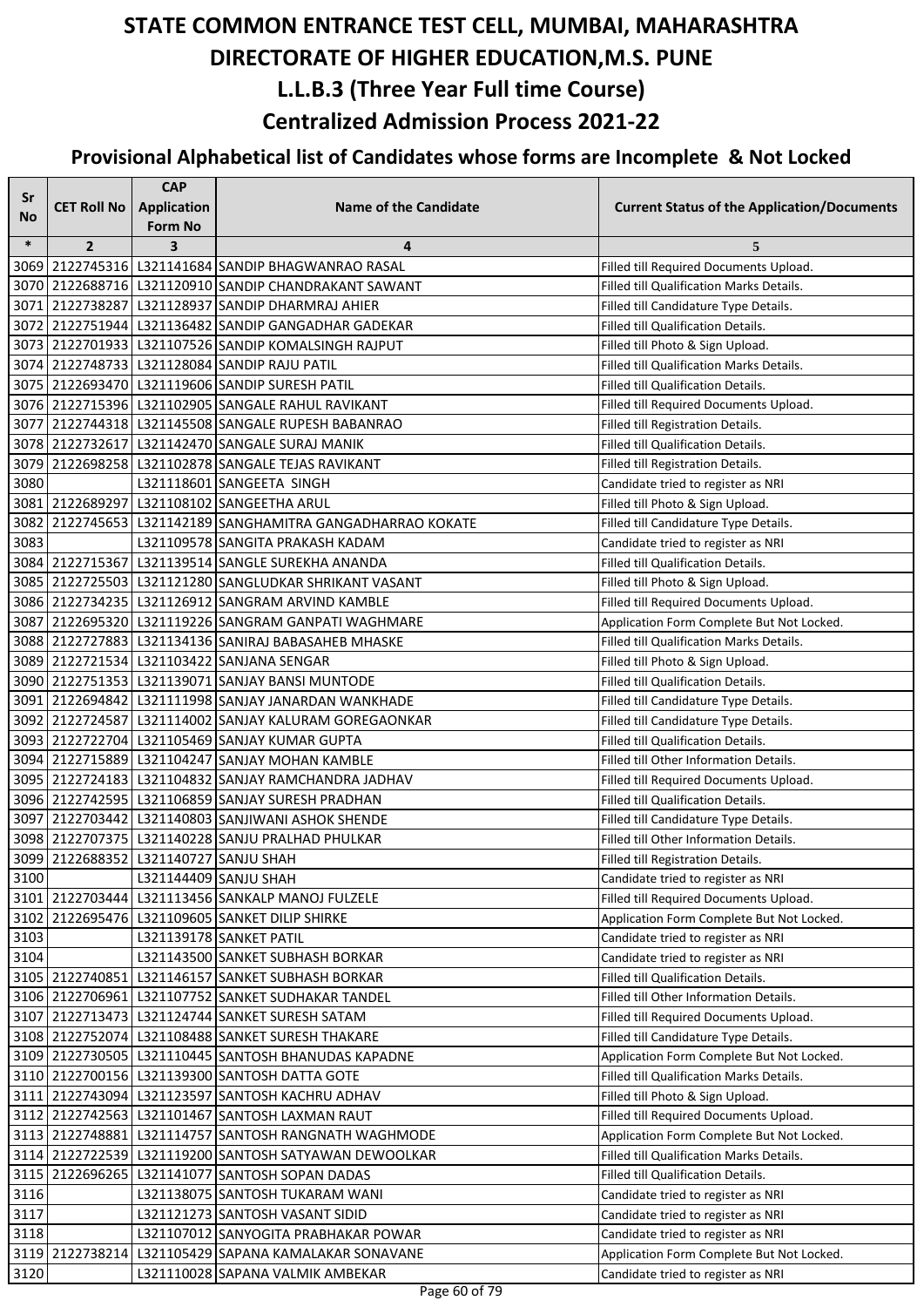# STATE COMMON ENTRANCE TEST CELL, MUMBAI, MAHARASHTRA
# DIRECTORATE OF HIGHER EDUCATION,M.S. PUNE
## L.L.B.3 (Three Year Full time Course)
## Centralized Admission Process 2021-22
### Provisional Alphabetical list of Candidates whose forms are Incomplete & Not Locked

| Sr No | CET Roll No | CAP Application Form No | Name of the Candidate | Current Status of the Application/Documents |
|---|---|---|---|---|
| * | 2 | 3 | 4 | 5 |
| 3069 | 2122745316 | L321141684 | SANDIP BHAGWANRAO RASAL | Filled till Required Documents Upload. |
| 3070 | 2122688716 | L321120910 | SANDIP CHANDRAKANT SAWANT | Filled till Qualification Marks Details. |
| 3071 | 2122738287 | L321128937 | SANDIP DHARMRAJ AHIER | Filled till Candidature Type Details. |
| 3072 | 2122751944 | L321136482 | SANDIP GANGADHAR GADEKAR | Filled till Qualification Details. |
| 3073 | 2122701933 | L321107526 | SANDIP KOMALSINGH RAJPUT | Filled till Photo & Sign Upload. |
| 3074 | 2122748733 | L321128084 | SANDIP RAJU PATIL | Filled till Qualification Marks Details. |
| 3075 | 2122693470 | L321119606 | SANDIP SURESH PATIL | Filled till Qualification Details. |
| 3076 | 2122715396 | L321102905 | SANGALE RAHUL RAVIKANT | Filled till Required Documents Upload. |
| 3077 | 2122744318 | L321145508 | SANGALE RUPESH BABANRAO | Filled till Registration Details. |
| 3078 | 2122732617 | L321142470 | SANGALE SURAJ MANIK | Filled till Qualification Details. |
| 3079 | 2122698258 | L321102878 | SANGALE TEJAS RAVIKANT | Filled till Registration Details. |
| 3080 | | L321118601 | SANGEETA SINGH | Candidate tried to register as NRI |
| 3081 | 2122689297 | L321108102 | SANGEETHA ARUL | Filled till Photo & Sign Upload. |
| 3082 | 2122745653 | L321142189 | SANGHAMITRA GANGADHARRAO KOKATE | Filled till Candidature Type Details. |
| 3083 | | L321109578 | SANGITA PRAKASH KADAM | Candidate tried to register as NRI |
| 3084 | 2122715367 | L321139514 | SANGLE SUREKHA ANANDA | Filled till Qualification Details. |
| 3085 | 2122725503 | L321121280 | SANGLUDKAR SHRIKANT VASANT | Filled till Photo & Sign Upload. |
| 3086 | 2122734235 | L321126912 | SANGRAM ARVIND KAMBLE | Filled till Required Documents Upload. |
| 3087 | 2122695320 | L321119226 | SANGRAM GANPATI WAGHMARE | Application Form Complete But Not Locked. |
| 3088 | 2122727883 | L321134136 | SANIRAJ BABASAHEB MHASKE | Filled till Qualification Marks Details. |
| 3089 | 2122721534 | L321103422 | SANJANA SENGAR | Filled till Photo & Sign Upload. |
| 3090 | 2122751353 | L321139071 | SANJAY BANSI MUNTODE | Filled till Qualification Details. |
| 3091 | 2122694842 | L321111998 | SANJAY JANARDAN WANKHADE | Filled till Candidature Type Details. |
| 3092 | 2122724587 | L321114002 | SANJAY KALURAM GOREGAONKAR | Filled till Candidature Type Details. |
| 3093 | 2122722704 | L321105469 | SANJAY KUMAR GUPTA | Filled till Qualification Details. |
| 3094 | 2122715889 | L321104247 | SANJAY MOHAN KAMBLE | Filled till Other Information Details. |
| 3095 | 2122724183 | L321104832 | SANJAY RAMCHANDRA JADHAV | Filled till Required Documents Upload. |
| 3096 | 2122742595 | L321106859 | SANJAY SURESH PRADHAN | Filled till Qualification Details. |
| 3097 | 2122703442 | L321140803 | SANJIWANI ASHOK SHENDE | Filled till Candidature Type Details. |
| 3098 | 2122707375 | L321140228 | SANJU PRALHAD PHULKAR | Filled till Other Information Details. |
| 3099 | 2122688352 | L321140727 | SANJU SHAH | Filled till Registration Details. |
| 3100 | | L321144409 | SANJU SHAH | Candidate tried to register as NRI |
| 3101 | 2122703444 | L321113456 | SANKALP MANOJ FULZELE | Filled till Required Documents Upload. |
| 3102 | 2122695476 | L321109605 | SANKET DILIP SHIRKE | Application Form Complete But Not Locked. |
| 3103 | | L321139178 | SANKET PATIL | Candidate tried to register as NRI |
| 3104 | | L321143500 | SANKET SUBHASH BORKAR | Candidate tried to register as NRI |
| 3105 | 2122740851 | L321146157 | SANKET SUBHASH BORKAR | Filled till Qualification Details. |
| 3106 | 2122706961 | L321107752 | SANKET SUDHAKAR TANDEL | Filled till Other Information Details. |
| 3107 | 2122713473 | L321124744 | SANKET SURESH SATAM | Filled till Required Documents Upload. |
| 3108 | 2122752074 | L321108488 | SANKET SURESH THAKARE | Filled till Candidature Type Details. |
| 3109 | 2122730505 | L321110445 | SANTOSH BHANUDAS KAPADNE | Application Form Complete But Not Locked. |
| 3110 | 2122700156 | L321139300 | SANTOSH DATTA GOTE | Filled till Qualification Marks Details. |
| 3111 | 2122743094 | L321123597 | SANTOSH KACHRU ADHAV | Filled till Photo & Sign Upload. |
| 3112 | 2122742563 | L321101467 | SANTOSH LAXMAN RAUT | Filled till Required Documents Upload. |
| 3113 | 2122748881 | L321114757 | SANTOSH RANGNATH WAGHMODE | Application Form Complete But Not Locked. |
| 3114 | 2122722539 | L321119200 | SANTOSH SATYAWAN DEWOOLKAR | Filled till Qualification Marks Details. |
| 3115 | 2122696265 | L321141077 | SANTOSH SOPAN DADAS | Filled till Qualification Details. |
| 3116 | | L321138075 | SANTOSH TUKARAM WANI | Candidate tried to register as NRI |
| 3117 | | L321121273 | SANTOSH VASANT SIDID | Candidate tried to register as NRI |
| 3118 | | L321107012 | SANYOGITA PRABHAKAR POWAR | Candidate tried to register as NRI |
| 3119 | 2122738214 | L321105429 | SAPANA KAMALAKAR SONAVANE | Application Form Complete But Not Locked. |
| 3120 | | L321110028 | SAPANA VALMIK AMBEKAR | Candidate tried to register as NRI |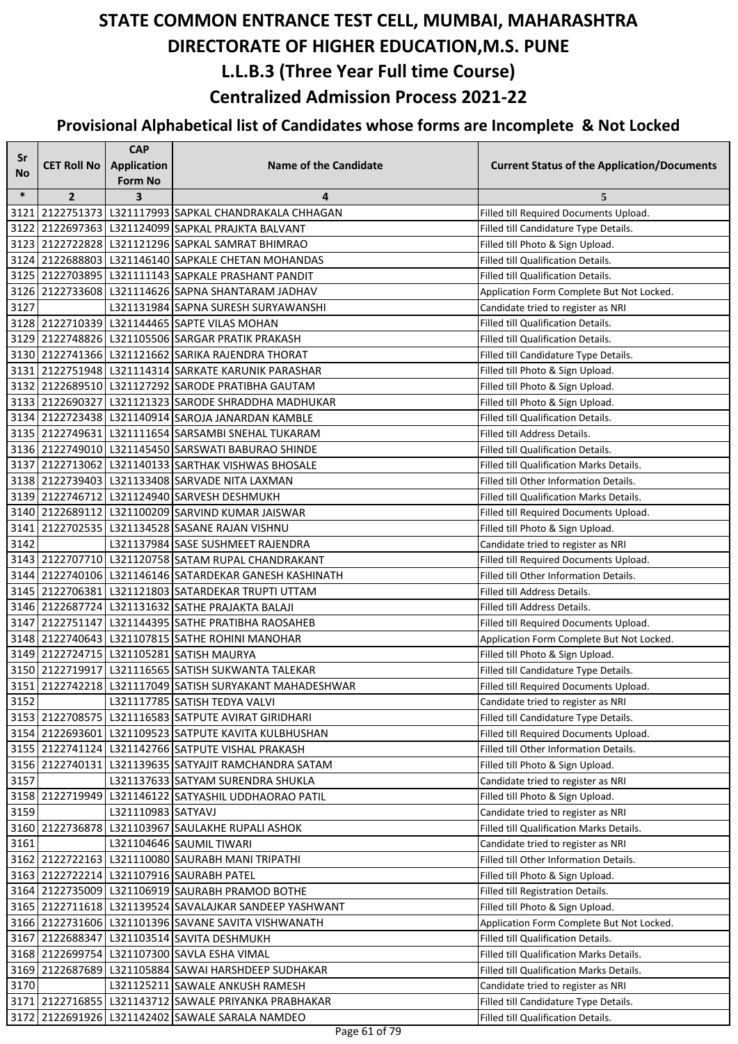# STATE COMMON ENTRANCE TEST CELL, MUMBAI, MAHARASHTRA

# DIRECTORATE OF HIGHER EDUCATION,M.S. PUNE

## L.L.B.3 (Three Year Full time Course)

## Centralized Admission Process 2021-22

### Provisional Alphabetical list of Candidates whose forms are Incomplete & Not Locked

| Sr No | CET Roll No | CAP Application Form No | Name of the Candidate | Current Status of the Application/Documents |
|---|---|---|---|---|
| * | 2 | 3 | 4 | 5 |
| 3121 | 2122751373 | L321117993 | SAPKAL CHANDRAKALA CHHAGAN | Filled till Required Documents Upload. |
| 3122 | 2122697363 | L321124099 | SAPKAL PRAJKTA BALVANT | Filled till Candidature Type Details. |
| 3123 | 2122722828 | L321121296 | SAPKAL SAMRAT BHIMRAO | Filled till Photo & Sign Upload. |
| 3124 | 2122688803 | L321146140 | SAPKALE CHETAN MOHANDAS | Filled till Qualification Details. |
| 3125 | 2122703895 | L321111143 | SAPKALE PRASHANT PANDIT | Filled till Qualification Details. |
| 3126 | 2122733608 | L321114626 | SAPNA SHANTARAM JADHAV | Application Form Complete But Not Locked. |
| 3127 | | L321131984 | SAPNA SURESH SURYAWANSHI | Candidate tried to register as NRI |
| 3128 | 2122710339 | L321144465 | SAPTE VILAS MOHAN | Filled till Qualification Details. |
| 3129 | 2122748826 | L321105506 | SARGAR PRATIK PRAKASH | Filled till Qualification Details. |
| 3130 | 2122741366 | L321121662 | SARIKA RAJENDRA THORAT | Filled till Candidature Type Details. |
| 3131 | 2122751948 | L321114314 | SARKATE KARUNIK PARASHAR | Filled till Photo & Sign Upload. |
| 3132 | 2122689510 | L321127292 | SARODE PRATIBHA GAUTAM | Filled till Photo & Sign Upload. |
| 3133 | 2122690327 | L321121323 | SARODE SHRADDHA MADHUKAR | Filled till Photo & Sign Upload. |
| 3134 | 2122723438 | L321140914 | SAROJA JANARDAN KAMBLE | Filled till Qualification Details. |
| 3135 | 2122749631 | L321111654 | SARSAMBI SNEHAL TUKARAM | Filled till Address Details. |
| 3136 | 2122749010 | L321145450 | SARSWATI BABURAO SHINDE | Filled till Qualification Details. |
| 3137 | 2122713062 | L321140133 | SARTHAK VISHWAS BHOSALE | Filled till Qualification Marks Details. |
| 3138 | 2122739403 | L321133408 | SARVADE NITA LAXMAN | Filled till Other Information Details. |
| 3139 | 2122746712 | L321124940 | SARVESH DESHMUKH | Filled till Qualification Marks Details. |
| 3140 | 2122689112 | L321100209 | SARVIND KUMAR JAISWAR | Filled till Required Documents Upload. |
| 3141 | 2122702535 | L321134528 | SASANE RAJAN VISHNU | Filled till Photo & Sign Upload. |
| 3142 | | L321137984 | SASE SUSHMEET RAJENDRA | Candidate tried to register as NRI |
| 3143 | 2122707710 | L321120758 | SATAM RUPAL CHANDRAKANT | Filled till Required Documents Upload. |
| 3144 | 2122740106 | L321146146 | SATARDEKAR GANESH KASHINATH | Filled till Other Information Details. |
| 3145 | 2122706381 | L321121803 | SATARDEKAR TRUPTI UTTAM | Filled till Address Details. |
| 3146 | 2122687724 | L321131632 | SATHE PRAJAKTA BALAJI | Filled till Address Details. |
| 3147 | 2122751147 | L321144395 | SATHE PRATIBHA RAOSAHEB | Filled till Required Documents Upload. |
| 3148 | 2122740643 | L321107815 | SATHE ROHINI MANOHAR | Application Form Complete But Not Locked. |
| 3149 | 2122724715 | L321105281 | SATISH MAURYA | Filled till Photo & Sign Upload. |
| 3150 | 2122719917 | L321116565 | SATISH SUKWANTA TALEKAR | Filled till Candidature Type Details. |
| 3151 | 2122742218 | L321117049 | SATISH SURYAKANT MAHADESHWAR | Filled till Required Documents Upload. |
| 3152 | | L321117785 | SATISH TEDYA VALVI | Candidate tried to register as NRI |
| 3153 | 2122708575 | L321116583 | SATPUTE AVIRAT GIRIDHARI | Filled till Candidature Type Details. |
| 3154 | 2122693601 | L321109523 | SATPUTE KAVITA KULBHUSHAN | Filled till Required Documents Upload. |
| 3155 | 2122741124 | L321142766 | SATPUTE VISHAL PRAKASH | Filled till Other Information Details. |
| 3156 | 2122740131 | L321139635 | SATYAJIT RAMCHANDRA SATAM | Filled till Photo & Sign Upload. |
| 3157 | | L321137633 | SATYAM SURENDRA SHUKLA | Candidate tried to register as NRI |
| 3158 | 2122719949 | L321146122 | SATYASHIL UDDHAORAO PATIL | Filled till Photo & Sign Upload. |
| 3159 | | L321110983 | SATYAVJ | Candidate tried to register as NRI |
| 3160 | 2122736878 | L321103967 | SAULAKHE RUPALI ASHOK | Filled till Qualification Marks Details. |
| 3161 | | L321104646 | SAUMIL TIWARI | Candidate tried to register as NRI |
| 3162 | 2122722163 | L321110080 | SAURABH MANI TRIPATHI | Filled till Other Information Details. |
| 3163 | 2122722214 | L321107916 | SAURABH PATEL | Filled till Photo & Sign Upload. |
| 3164 | 2122735009 | L321106919 | SAURABH PRAMOD BOTHE | Filled till Registration Details. |
| 3165 | 2122711618 | L321139524 | SAVALAJKAR SANDEEP YASHWANT | Filled till Photo & Sign Upload. |
| 3166 | 2122731606 | L321101396 | SAVANE SAVITA VISHWANATH | Application Form Complete But Not Locked. |
| 3167 | 2122688347 | L321103514 | SAVITA DESHMUKH | Filled till Qualification Details. |
| 3168 | 2122699754 | L321107300 | SAVLA ESHA VIMAL | Filled till Qualification Marks Details. |
| 3169 | 2122687689 | L321105884 | SAWAI HARSHDEEP SUDHAKAR | Filled till Qualification Marks Details. |
| 3170 | | L321125211 | SAWALE ANKUSH RAMESH | Candidate tried to register as NRI |
| 3171 | 2122716855 | L321143712 | SAWALE PRIYANKA PRABHAKAR | Filled till Candidature Type Details. |
| 3172 | 2122691926 | L321142402 | SAWALE SARALA NAMDEO | Filled till Qualification Details. |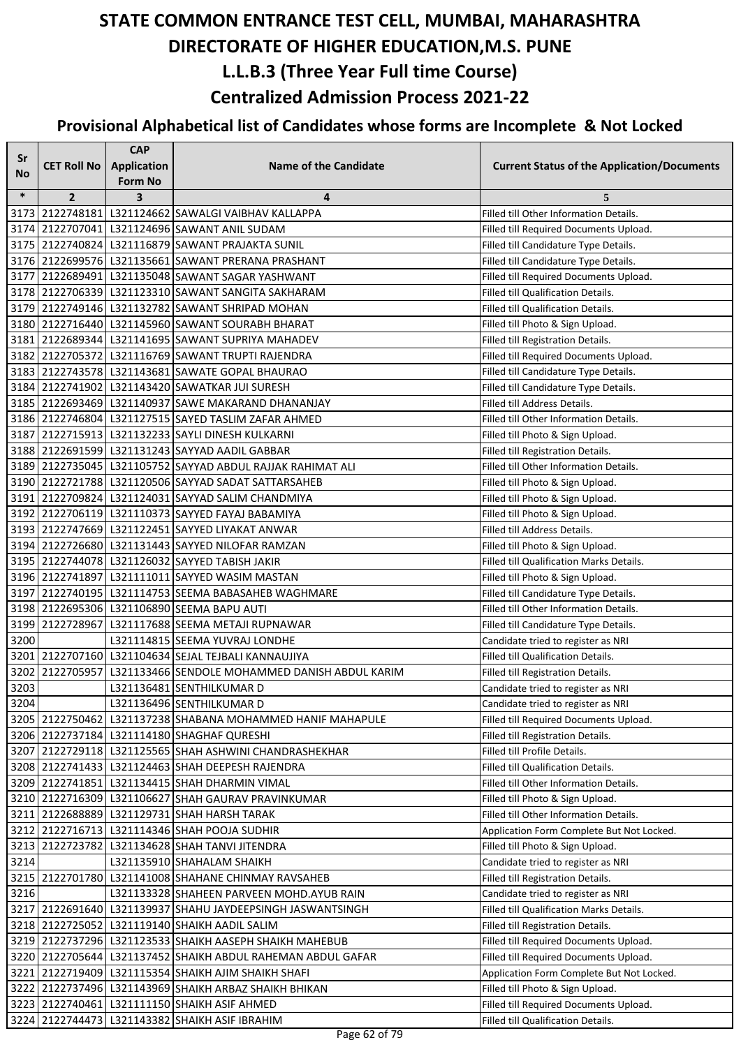# STATE COMMON ENTRANCE TEST CELL, MUMBAI, MAHARASHTRA

# DIRECTORATE OF HIGHER EDUCATION,M.S. PUNE

# L.L.B.3 (Three Year Full time Course)

# Centralized Admission Process 2021-22

## Provisional Alphabetical list of Candidates whose forms are Incomplete & Not Locked

| Sr No | CET Roll No | CAP Application Form No | Name of the Candidate | Current Status of the Application/Documents |
|---|---|---|---|---|
| * | 2 | 3 | 4 | 5 |
| 3173 | 2122748181 | L321124662 | SAWALGI VAIBHAV KALLAPPA | Filled till Other Information Details. |
| 3174 | 2122707041 | L321124696 | SAWANT ANIL SUDAM | Filled till Required Documents Upload. |
| 3175 | 2122740824 | L321116879 | SAWANT PRAJAKTA SUNIL | Filled till Candidature Type Details. |
| 3176 | 2122699576 | L321135661 | SAWANT PRERANA PRASHANT | Filled till Candidature Type Details. |
| 3177 | 2122689491 | L321135048 | SAWANT SAGAR YASHWANT | Filled till Required Documents Upload. |
| 3178 | 2122706339 | L321123310 | SAWANT SANGITA SAKHARAM | Filled till Qualification Details. |
| 3179 | 2122749146 | L321132782 | SAWANT SHRIPAD MOHAN | Filled till Qualification Details. |
| 3180 | 2122716440 | L321145960 | SAWANT SOURABH BHARAT | Filled till Photo & Sign Upload. |
| 3181 | 2122689344 | L321141695 | SAWANT SUPRIYA MAHADEV | Filled till Registration Details. |
| 3182 | 2122705372 | L321116769 | SAWANT TRUPTI RAJENDRA | Filled till Required Documents Upload. |
| 3183 | 2122743578 | L321143681 | SAWATE GOPAL BHAURAO | Filled till Candidature Type Details. |
| 3184 | 2122741902 | L321143420 | SAWATKAR JUI SURESH | Filled till Candidature Type Details. |
| 3185 | 2122693469 | L321140937 | SAWE MAKARAND DHANANJAY | Filled till Address Details. |
| 3186 | 2122746804 | L321127515 | SAYED TASLIM ZAFAR AHMED | Filled till Other Information Details. |
| 3187 | 2122715913 | L321132233 | SAYLI DINESH KULKARNI | Filled till Photo & Sign Upload. |
| 3188 | 2122691599 | L321131243 | SAYYAD AADIL GABBAR | Filled till Registration Details. |
| 3189 | 2122735045 | L321105752 | SAYYAD ABDUL RAJJAK RAHIMAT ALI | Filled till Other Information Details. |
| 3190 | 2122721788 | L321120506 | SAYYAD SADAT SATTARSAHEB | Filled till Photo & Sign Upload. |
| 3191 | 2122709824 | L321124031 | SAYYAD SALIM CHANDMIYA | Filled till Photo & Sign Upload. |
| 3192 | 2122706119 | L321110373 | SAYYED FAYAJ BABAMIYA | Filled till Photo & Sign Upload. |
| 3193 | 2122747669 | L321122451 | SAYYED LIYAKAT ANWAR | Filled till Address Details. |
| 3194 | 2122726680 | L321131443 | SAYYED NILOFAR RAMZAN | Filled till Photo & Sign Upload. |
| 3195 | 2122744078 | L321126032 | SAYYED TABISH JAKIR | Filled till Qualification Marks Details. |
| 3196 | 2122741897 | L321111011 | SAYYED WASIM MASTAN | Filled till Photo & Sign Upload. |
| 3197 | 2122740195 | L321114753 | SEEMA BABASAHEB WAGHMARE | Filled till Candidature Type Details. |
| 3198 | 2122695306 | L321106890 | SEEMA BAPU AUTI | Filled till Other Information Details. |
| 3199 | 2122728967 | L321117688 | SEEMA METAJI RUPNAWAR | Filled till Candidature Type Details. |
| 3200 | | L321114815 | SEEMA YUVRAJ LONDHE | Candidate tried to register as NRI |
| 3201 | 2122707160 | L321104634 | SEJAL TEJBALI KANNAUJIYA | Filled till Qualification Details. |
| 3202 | 2122705957 | L321133466 | SENDOLE MOHAMMED DANISH ABDUL KARIM | Filled till Registration Details. |
| 3203 | | L321136481 | SENTHILKUMAR D | Candidate tried to register as NRI |
| 3204 | | L321136496 | SENTHILKUMAR D | Candidate tried to register as NRI |
| 3205 | 2122750462 | L321137238 | SHABANA MOHAMMED HANIF MAHAPULE | Filled till Required Documents Upload. |
| 3206 | 2122737184 | L321114180 | SHAGHAF QURESHI | Filled till Registration Details. |
| 3207 | 2122729118 | L321125565 | SHAH ASHWINI CHANDRASHEKHAR | Filled till Profile Details. |
| 3208 | 2122741433 | L321124463 | SHAH DEEPESH RAJENDRA | Filled till Qualification Details. |
| 3209 | 2122741851 | L321134415 | SHAH DHARMIN VIMAL | Filled till Other Information Details. |
| 3210 | 2122716309 | L321106627 | SHAH GAURAV PRAVINKUMAR | Filled till Photo & Sign Upload. |
| 3211 | 2122688889 | L321129731 | SHAH HARSH TARAK | Filled till Other Information Details. |
| 3212 | 2122716713 | L321114346 | SHAH POOJA SUDHIR | Application Form Complete But Not Locked. |
| 3213 | 2122723782 | L321134628 | SHAH TANVI JITENDRA | Filled till Photo & Sign Upload. |
| 3214 | | L321135910 | SHAHALAM SHAIKH | Candidate tried to register as NRI |
| 3215 | 2122701780 | L321141008 | SHAHANE CHINMAY RAVSAHEB | Filled till Registration Details. |
| 3216 | | L321133328 | SHAHEEN PARVEEN MOHD.AYUB RAIN | Candidate tried to register as NRI |
| 3217 | 2122691640 | L321139937 | SHAHU JAYDEEPSINGH JASWANTSINGH | Filled till Qualification Marks Details. |
| 3218 | 2122725052 | L321119140 | SHAIKH AADIL SALIM | Filled till Registration Details. |
| 3219 | 2122737296 | L321123533 | SHAIKH AASEPH SHAIKH MAHEBUB | Filled till Required Documents Upload. |
| 3220 | 2122705644 | L321137452 | SHAIKH ABDUL RAHEMAN ABDUL GAFAR | Filled till Required Documents Upload. |
| 3221 | 2122719409 | L321115354 | SHAIKH AJIM SHAIKH SHAFI | Application Form Complete But Not Locked. |
| 3222 | 2122737496 | L321143969 | SHAIKH ARBAZ SHAIKH BHIKAN | Filled till Photo & Sign Upload. |
| 3223 | 2122740461 | L321111150 | SHAIKH ASIF AHMED | Filled till Required Documents Upload. |
| 3224 | 2122744473 | L321143382 | SHAIKH ASIF IBRAHIM | Filled till Qualification Details. |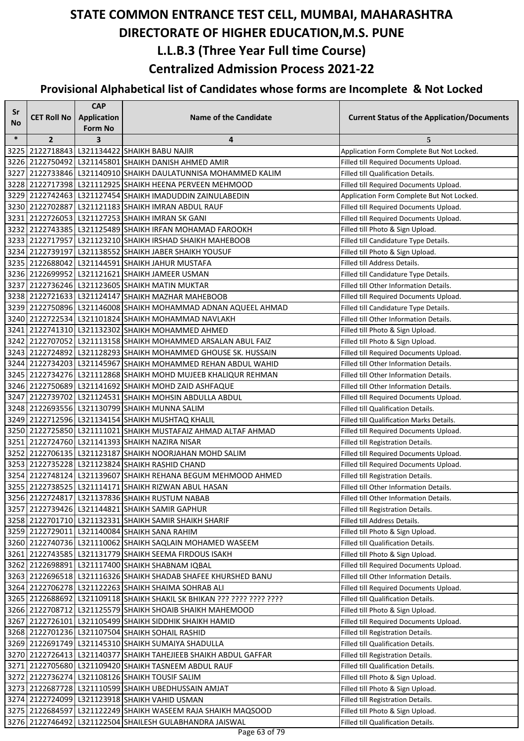# STATE COMMON ENTRANCE TEST CELL, MUMBAI, MAHARASHTRA
# DIRECTORATE OF HIGHER EDUCATION,M.S. PUNE
## L.L.B.3 (Three Year Full time Course)
## Centralized Admission Process 2021-22
### Provisional Alphabetical list of Candidates whose forms are Incomplete & Not Locked

| Sr No | CET Roll No | CAP Application Form No | Name of the Candidate | Current Status of the Application/Documents |
|---|---|---|---|---|
| * | 2 | 3 | 4 | 5 |
| 3225 | 2122718843 | L321134422 | SHAIKH BABU NAJIR | Application Form Complete But Not Locked. |
| 3226 | 2122750492 | L321145801 | SHAIKH DANISH AHMED AMIR | Filled till Required Documents Upload. |
| 3227 | 2122733846 | L321140910 | SHAIKH DAULATUNNISA MOHAMMED KALIM | Filled till Qualification Details. |
| 3228 | 2122717398 | L321112925 | SHAIKH HEENA PERVEEN MEHMOOD | Filled till Required Documents Upload. |
| 3229 | 2122742463 | L321127454 | SHAIKH IMADUDDIN ZAINULABEDIN | Application Form Complete But Not Locked. |
| 3230 | 2122702887 | L321121183 | SHAIKH IMRAN ABDUL RAUF | Filled till Required Documents Upload. |
| 3231 | 2122726053 | L321127253 | SHAIKH IMRAN SK GANI | Filled till Required Documents Upload. |
| 3232 | 2122743385 | L321125489 | SHAIKH IRFAN MOHAMAD FAROOKH | Filled till Photo & Sign Upload. |
| 3233 | 2122717957 | L321123210 | SHAIKH IRSHAD SHAIKH MAHEBOOB | Filled till Candidature Type Details. |
| 3234 | 2122739197 | L321138552 | SHAIKH JABER SHAIKH YOUSUF | Filled till Photo & Sign Upload. |
| 3235 | 2122688042 | L321144591 | SHAIKH JAHUR MUSTAFA | Filled till Address Details. |
| 3236 | 2122699952 | L321121621 | SHAIKH JAMEER USMAN | Filled till Candidature Type Details. |
| 3237 | 2122736246 | L321123605 | SHAIKH MATIN MUKTAR | Filled till Other Information Details. |
| 3238 | 2122721633 | L321124147 | SHAIKH MAZHAR MAHEBOOB | Filled till Required Documents Upload. |
| 3239 | 2122750896 | L321146008 | SHAIKH MOHAMMAD ADNAN AQUEEL AHMAD | Filled till Candidature Type Details. |
| 3240 | 2122722534 | L321101824 | SHAIKH MOHAMMAD NAVLAKH | Filled till Other Information Details. |
| 3241 | 2122741310 | L321132302 | SHAIKH MOHAMMED AHMED | Filled till Photo & Sign Upload. |
| 3242 | 2122707052 | L321113158 | SHAIKH MOHAMMED ARSALAN ABUL FAIZ | Filled till Photo & Sign Upload. |
| 3243 | 2122724892 | L321128293 | SHAIKH MOHAMMED GHOUSE SK. HUSSAIN | Filled till Required Documents Upload. |
| 3244 | 2122734203 | L321145967 | SHAIKH MOHAMMED REHAN ABDUL WAHID | Filled till Other Information Details. |
| 3245 | 2122734276 | L321112868 | SHAIKH MOHD MUJEEB KHALIQUR REHMAN | Filled till Other Information Details. |
| 3246 | 2122750689 | L321141692 | SHAIKH MOHD ZAID ASHFAQUE | Filled till Other Information Details. |
| 3247 | 2122739702 | L321124531 | SHAIKH MOHSIN ABDULLA ABDUL | Filled till Required Documents Upload. |
| 3248 | 2122693556 | L321130799 | SHAIKH MUNNA SALIM | Filled till Qualification Details. |
| 3249 | 2122712596 | L321134154 | SHAIKH MUSHTAQ KHALIL | Filled till Qualification Marks Details. |
| 3250 | 2122725850 | L321111021 | SHAIKH MUSTAFAIZ AHMAD ALTAF AHMAD | Filled till Required Documents Upload. |
| 3251 | 2122724760 | L321141393 | SHAIKH NAZIRA NISAR | Filled till Registration Details. |
| 3252 | 2122706135 | L321123187 | SHAIKH NOORJAHAN MOHD SALIM | Filled till Required Documents Upload. |
| 3253 | 2122735228 | L321123824 | SHAIKH RASHID CHAND | Filled till Required Documents Upload. |
| 3254 | 2122748124 | L321139607 | SHAIKH REHANA BEGUM MEHMOOD AHMED | Filled till Registration Details. |
| 3255 | 2122738525 | L321114171 | SHAIKH RIZWAN ABUL HASAN | Filled till Other Information Details. |
| 3256 | 2122724817 | L321137836 | SHAIKH RUSTUM NABAB | Filled till Other Information Details. |
| 3257 | 2122739426 | L321144821 | SHAIKH SAMIR GAPHUR | Filled till Registration Details. |
| 3258 | 2122701710 | L321132331 | SHAIKH SAMIR SHAIKH SHARIF | Filled till Address Details. |
| 3259 | 2122729011 | L321140084 | SHAIKH SANA RAHIM | Filled till Photo & Sign Upload. |
| 3260 | 2122740736 | L321110062 | SHAIKH SAQLAIN MOHAMED WASEEM | Filled till Qualification Details. |
| 3261 | 2122743585 | L321131779 | SHAIKH SEEMA FIRDOUS ISAKH | Filled till Photo & Sign Upload. |
| 3262 | 2122698891 | L321117400 | SHAIKH SHABNAM IQBAL | Filled till Required Documents Upload. |
| 3263 | 2122696518 | L321116326 | SHAIKH SHADAB SHAFEE KHURSHED BANU | Filled till Other Information Details. |
| 3264 | 2122706278 | L321122263 | SHAIKH SHAIMA SOHRAB ALI | Filled till Required Documents Upload. |
| 3265 | 2122688692 | L321109118 | SHAIKH SHAKIL SK BHIKAN ??? ???? ???? ???? | Filled till Qualification Details. |
| 3266 | 2122708712 | L321125579 | SHAIKH SHOAIB SHAIKH MAHEMOOD | Filled till Photo & Sign Upload. |
| 3267 | 2122726101 | L321105499 | SHAIKH SIDDHIK SHAIKH HAMID | Filled till Required Documents Upload. |
| 3268 | 2122701236 | L321107504 | SHAIKH SOHAIL RASHID | Filled till Registration Details. |
| 3269 | 2122691749 | L321145310 | SHAIKH SUMAIYA SHADULLA | Filled till Qualification Details. |
| 3270 | 2122726413 | L321140377 | SHAIKH TAHEJIEEB SHAIKH ABDUL GAFFAR | Filled till Registration Details. |
| 3271 | 2122705680 | L321109420 | SHAIKH TASNEEM ABDUL RAUF | Filled till Qualification Details. |
| 3272 | 2122736274 | L321108126 | SHAIKH TOUSIF SALIM | Filled till Photo & Sign Upload. |
| 3273 | 2122687728 | L321110599 | SHAIKH UBEDHUSSAIN AMJAT | Filled till Photo & Sign Upload. |
| 3274 | 2122724099 | L321123918 | SHAIKH VAHID USMAN | Filled till Registration Details. |
| 3275 | 2122684597 | L321122249 | SHAIKH WASEEM RAJA SHAIKH MAQSOOD | Filled till Photo & Sign Upload. |
| 3276 | 2122746492 | L321122504 | SHAILESH GULABHANDRA JAISWAL | Filled till Qualification Details. |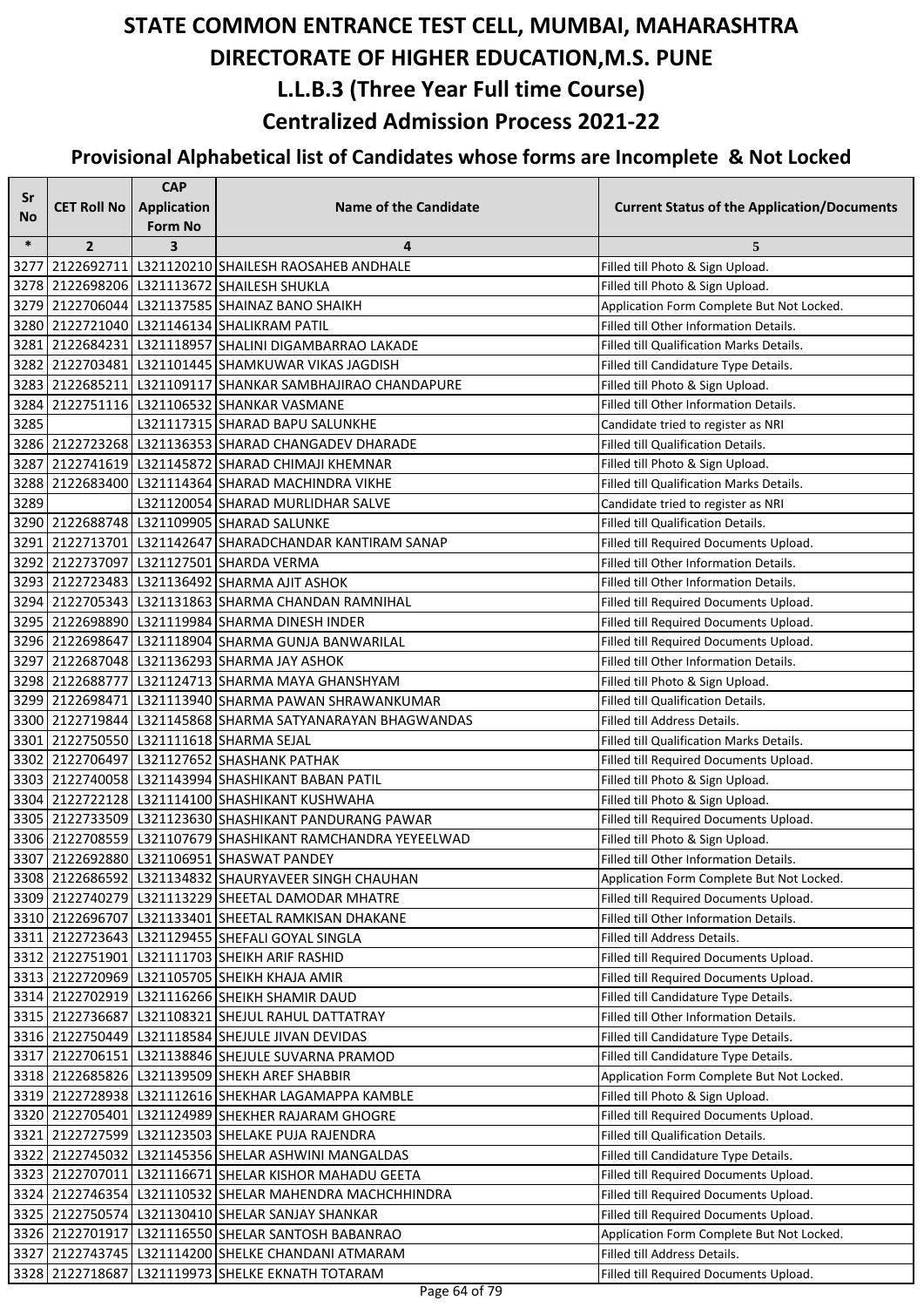# STATE COMMON ENTRANCE TEST CELL, MUMBAI, MAHARASHTRA
# DIRECTORATE OF HIGHER EDUCATION,M.S. PUNE
## L.L.B.3 (Three Year Full time Course)
## Centralized Admission Process 2021-22
### Provisional Alphabetical list of Candidates whose forms are Incomplete & Not Locked

| Sr No | CET Roll No | CAP Application Form No | Name of the Candidate | Current Status of the Application/Documents |
|---|---|---|---|---|
| * | 2 | 3 | 4 | 5 |
| 3277 | 2122692711 | L321120210 | SHAILESH RAOSAHEB ANDHALE | Filled till Photo & Sign Upload. |
| 3278 | 2122698206 | L321113672 | SHAILESH SHUKLA | Filled till Photo & Sign Upload. |
| 3279 | 2122706044 | L321137585 | SHAINAZ BANO SHAIKH | Application Form Complete But Not Locked. |
| 3280 | 2122721040 | L321146134 | SHALIKRAM PATIL | Filled till Other Information Details. |
| 3281 | 2122684231 | L321118957 | SHALINI DIGAMBARRAO LAKADE | Filled till Qualification Marks Details. |
| 3282 | 2122703481 | L321101445 | SHAMKUWAR VIKAS JAGDISH | Filled till Candidature Type Details. |
| 3283 | 2122685211 | L321109117 | SHANKAR SAMBHAJIRAO CHANDAPURE | Filled till Photo & Sign Upload. |
| 3284 | 2122751116 | L321106532 | SHANKAR VASMANE | Filled till Other Information Details. |
| 3285 | | L321117315 | SHARAD BAPU SALUNKHE | Candidate tried to register as NRI |
| 3286 | 2122723268 | L321136353 | SHARAD CHANGADEV DHARADE | Filled till Qualification Details. |
| 3287 | 2122741619 | L321145872 | SHARAD CHIMAJI KHEMNAR | Filled till Photo & Sign Upload. |
| 3288 | 2122683400 | L321114364 | SHARAD MACHINDRA VIKHE | Filled till Qualification Marks Details. |
| 3289 | | L321120054 | SHARAD MURLIDHAR SALVE | Candidate tried to register as NRI |
| 3290 | 2122688748 | L321109905 | SHARAD SALUNKE | Filled till Qualification Details. |
| 3291 | 2122713701 | L321142647 | SHARADCHANDAR KANTIRAM SANAP | Filled till Required Documents Upload. |
| 3292 | 2122737097 | L321127501 | SHARDA VERMA | Filled till Other Information Details. |
| 3293 | 2122723483 | L321136492 | SHARMA AJIT ASHOK | Filled till Other Information Details. |
| 3294 | 2122705343 | L321131863 | SHARMA CHANDAN RAMNIHAL | Filled till Required Documents Upload. |
| 3295 | 2122698890 | L321119984 | SHARMA DINESH INDER | Filled till Required Documents Upload. |
| 3296 | 2122698647 | L321118904 | SHARMA GUNJA BANWARILAL | Filled till Required Documents Upload. |
| 3297 | 2122687048 | L321136293 | SHARMA JAY ASHOK | Filled till Other Information Details. |
| 3298 | 2122688777 | L321124713 | SHARMA MAYA GHANSHYAM | Filled till Photo & Sign Upload. |
| 3299 | 2122698471 | L321113940 | SHARMA PAWAN SHRAWANKUMAR | Filled till Qualification Details. |
| 3300 | 2122719844 | L321145868 | SHARMA SATYANARAYAN BHAGWANDAS | Filled till Address Details. |
| 3301 | 2122750550 | L321111618 | SHARMA SEJAL | Filled till Qualification Marks Details. |
| 3302 | 2122706497 | L321127652 | SHASHANK PATHAK | Filled till Required Documents Upload. |
| 3303 | 2122740058 | L321143994 | SHASHIKANT BABAN PATIL | Filled till Photo & Sign Upload. |
| 3304 | 2122722128 | L321114100 | SHASHIKANT KUSHWAHA | Filled till Photo & Sign Upload. |
| 3305 | 2122733509 | L321123630 | SHASHIKANT PANDURANG PAWAR | Filled till Required Documents Upload. |
| 3306 | 2122708559 | L321107679 | SHASHIKANT RAMCHANDRA YEYEELWAD | Filled till Photo & Sign Upload. |
| 3307 | 2122692880 | L321106951 | SHASWAT PANDEY | Filled till Other Information Details. |
| 3308 | 2122686592 | L321134832 | SHAURYAVEER SINGH CHAUHAN | Application Form Complete But Not Locked. |
| 3309 | 2122740279 | L321113229 | SHEETAL DAMODAR MHATRE | Filled till Required Documents Upload. |
| 3310 | 2122696707 | L321133401 | SHEETAL RAMKISAN DHAKANE | Filled till Other Information Details. |
| 3311 | 2122723643 | L321129455 | SHEFALI GOYAL SINGLA | Filled till Address Details. |
| 3312 | 2122751901 | L321111703 | SHEIKH ARIF RASHID | Filled till Required Documents Upload. |
| 3313 | 2122720969 | L321105705 | SHEIKH KHAJA AMIR | Filled till Required Documents Upload. |
| 3314 | 2122702919 | L321116266 | SHEIKH SHAMIR DAUD | Filled till Candidature Type Details. |
| 3315 | 2122736687 | L321108321 | SHEJUL RAHUL DATTATRAY | Filled till Other Information Details. |
| 3316 | 2122750449 | L321118584 | SHEJULE JIVAN DEVIDAS | Filled till Candidature Type Details. |
| 3317 | 2122706151 | L321138846 | SHEJULE SUVARNA PRAMOD | Filled till Candidature Type Details. |
| 3318 | 2122685826 | L321139509 | SHEKH AREF SHABBIR | Application Form Complete But Not Locked. |
| 3319 | 2122728938 | L321112616 | SHEKHAR LAGAMAPPA KAMBLE | Filled till Photo & Sign Upload. |
| 3320 | 2122705401 | L321124989 | SHEKHER RAJARAM GHOGRE | Filled till Required Documents Upload. |
| 3321 | 2122727599 | L321123503 | SHELAKE PUJA RAJENDRA | Filled till Qualification Details. |
| 3322 | 2122745032 | L321145356 | SHELAR ASHWINI MANGALDAS | Filled till Candidature Type Details. |
| 3323 | 2122707011 | L321116671 | SHELAR KISHOR MAHADU GEETA | Filled till Required Documents Upload. |
| 3324 | 2122746354 | L321110532 | SHELAR MAHENDRA MACHCHHINDRA | Filled till Required Documents Upload. |
| 3325 | 2122750574 | L321130410 | SHELAR SANJAY SHANKAR | Filled till Required Documents Upload. |
| 3326 | 2122701917 | L321116550 | SHELAR SANTOSH BABANRAO | Application Form Complete But Not Locked. |
| 3327 | 2122743745 | L321114200 | SHELKE CHANDANI ATMARAM | Filled till Address Details. |
| 3328 | 2122718687 | L321119973 | SHELKE EKNATH TOTARAM | Filled till Required Documents Upload. |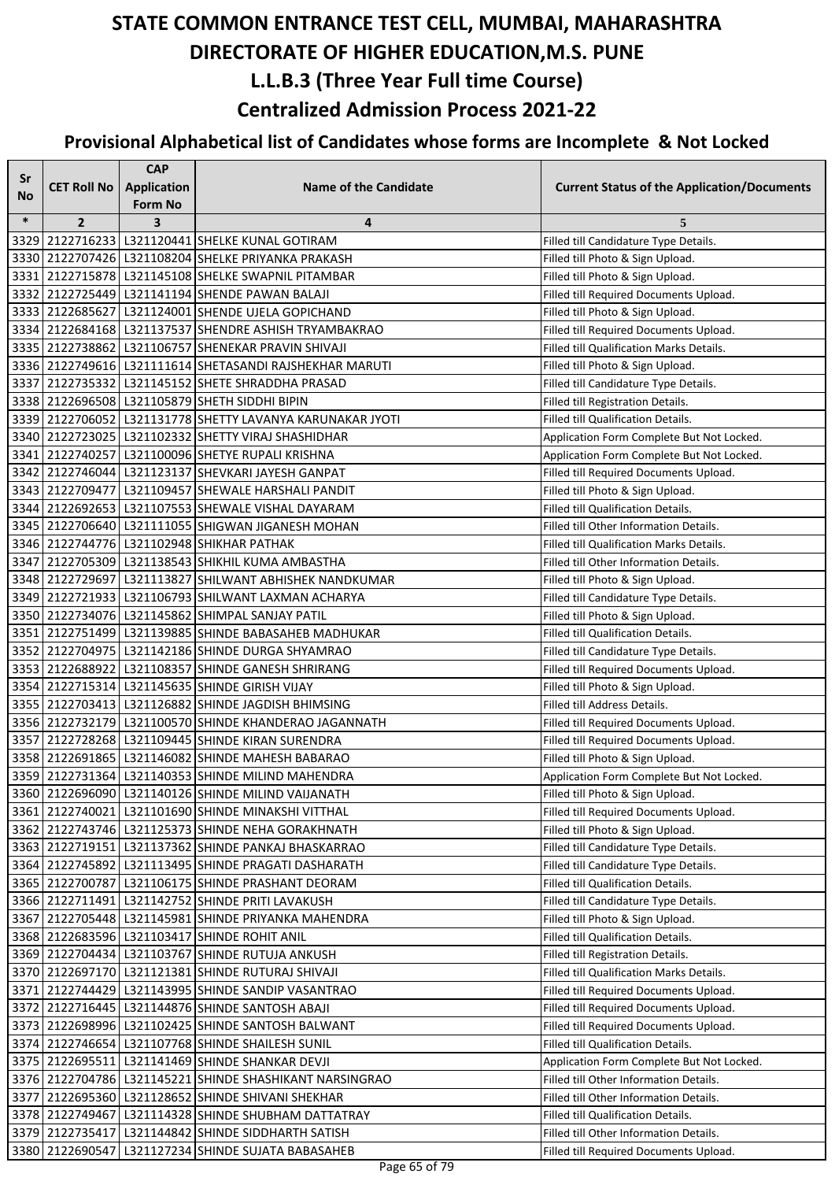# STATE COMMON ENTRANCE TEST CELL, MUMBAI, MAHARASHTRA
# DIRECTORATE OF HIGHER EDUCATION,M.S. PUNE
## L.L.B.3 (Three Year Full time Course)
## Centralized Admission Process 2021-22
### Provisional Alphabetical list of Candidates whose forms are Incomplete & Not Locked

| Sr No | CET Roll No | CAP Application Form No | Name of the Candidate | Current Status of the Application/Documents |
|---|---|---|---|---|
| * | 2 | 3 | 4 | 5 |
| 3329 | 2122716233 | L321120441 | SHELKE KUNAL GOTIRAM | Filled till Candidature Type Details. |
| 3330 | 2122707426 | L321108204 | SHELKE PRIYANKA PRAKASH | Filled till Photo & Sign Upload. |
| 3331 | 2122715878 | L321145108 | SHELKE SWAPNIL PITAMBAR | Filled till Photo & Sign Upload. |
| 3332 | 2122725449 | L321141194 | SHENDE PAWAN BALAJI | Filled till Required Documents Upload. |
| 3333 | 2122685627 | L321124001 | SHENDE UJELA GOPICHAND | Filled till Photo & Sign Upload. |
| 3334 | 2122684168 | L321137537 | SHENDRE ASHISH TRYAMBAKRAO | Filled till Required Documents Upload. |
| 3335 | 2122738862 | L321106757 | SHENEKAR PRAVIN SHIVAJI | Filled till Qualification Marks Details. |
| 3336 | 2122749616 | L321111614 | SHETASANDI RAJSHEKHAR MARUTI | Filled till Photo & Sign Upload. |
| 3337 | 2122735332 | L321145152 | SHETE SHRADDHA PRASAD | Filled till Candidature Type Details. |
| 3338 | 2122696508 | L321105879 | SHETH SIDDHI BIPIN | Filled till Registration Details. |
| 3339 | 2122706052 | L321131778 | SHETTY LAVANYA KARUNAKAR JYOTI | Filled till Qualification Details. |
| 3340 | 2122723025 | L321102332 | SHETTY VIRAJ SHASHIDHAR | Application Form Complete But Not Locked. |
| 3341 | 2122740257 | L321100096 | SHETYE RUPALI KRISHNA | Application Form Complete But Not Locked. |
| 3342 | 2122746044 | L321123137 | SHEVKARI JAYESH GANPAT | Filled till Required Documents Upload. |
| 3343 | 2122709477 | L321109457 | SHEWALE HARSHALI PANDIT | Filled till Photo & Sign Upload. |
| 3344 | 2122692653 | L321107553 | SHEWALE VISHAL DAYARAM | Filled till Qualification Details. |
| 3345 | 2122706640 | L321111055 | SHIGWAN JIGANESH MOHAN | Filled till Other Information Details. |
| 3346 | 2122744776 | L321102948 | SHIKHAR PATHAK | Filled till Qualification Marks Details. |
| 3347 | 2122705309 | L321138543 | SHIKHIL KUMA AMBASTHA | Filled till Other Information Details. |
| 3348 | 2122729697 | L321113827 | SHILWANT ABHISHEK NANDKUMAR | Filled till Photo & Sign Upload. |
| 3349 | 2122721933 | L321106793 | SHILWANT LAXMAN ACHARYA | Filled till Candidature Type Details. |
| 3350 | 2122734076 | L321145862 | SHIMPAL SANJAY PATIL | Filled till Photo & Sign Upload. |
| 3351 | 2122751499 | L321139885 | SHINDE BABASAHEB MADHUKAR | Filled till Qualification Details. |
| 3352 | 2122704975 | L321142186 | SHINDE DURGA SHYAMRAO | Filled till Candidature Type Details. |
| 3353 | 2122688922 | L321108357 | SHINDE GANESH SHRIRANG | Filled till Required Documents Upload. |
| 3354 | 2122715314 | L321145635 | SHINDE GIRISH VIJAY | Filled till Photo & Sign Upload. |
| 3355 | 2122703413 | L321126882 | SHINDE JAGDISH BHIMSING | Filled till Address Details. |
| 3356 | 2122732179 | L321100570 | SHINDE KHANDERAO JAGANNATH | Filled till Required Documents Upload. |
| 3357 | 2122728268 | L321109445 | SHINDE KIRAN SURENDRA | Filled till Required Documents Upload. |
| 3358 | 2122691865 | L321146082 | SHINDE MAHESH BABARAO | Filled till Photo & Sign Upload. |
| 3359 | 2122731364 | L321140353 | SHINDE MILIND MAHENDRA | Application Form Complete But Not Locked. |
| 3360 | 2122696090 | L321140126 | SHINDE MILIND VAIJANATH | Filled till Photo & Sign Upload. |
| 3361 | 2122740021 | L321101690 | SHINDE MINAKSHI VITTHAL | Filled till Required Documents Upload. |
| 3362 | 2122743746 | L321125373 | SHINDE NEHA GORAKHNATH | Filled till Photo & Sign Upload. |
| 3363 | 2122719151 | L321137362 | SHINDE PANKAJ BHASKARRAO | Filled till Candidature Type Details. |
| 3364 | 2122745892 | L321113495 | SHINDE PRAGATI DASHARATH | Filled till Candidature Type Details. |
| 3365 | 2122700787 | L321106175 | SHINDE PRASHANT DEORAM | Filled till Qualification Details. |
| 3366 | 2122711491 | L321142752 | SHINDE PRITI LAVAKUSH | Filled till Candidature Type Details. |
| 3367 | 2122705448 | L321145981 | SHINDE PRIYANKA MAHENDRA | Filled till Photo & Sign Upload. |
| 3368 | 2122683596 | L321103417 | SHINDE ROHIT ANIL | Filled till Qualification Details. |
| 3369 | 2122704434 | L321103767 | SHINDE RUTUJA ANKUSH | Filled till Registration Details. |
| 3370 | 2122697170 | L321121381 | SHINDE RUTURAJ SHIVAJI | Filled till Qualification Marks Details. |
| 3371 | 2122744429 | L321143995 | SHINDE SANDIP VASANTRAO | Filled till Required Documents Upload. |
| 3372 | 2122716445 | L321144876 | SHINDE SANTOSH ABAJI | Filled till Required Documents Upload. |
| 3373 | 2122698996 | L321102425 | SHINDE SANTOSH BALWANT | Filled till Required Documents Upload. |
| 3374 | 2122746654 | L321107768 | SHINDE SHAILESH SUNIL | Filled till Qualification Details. |
| 3375 | 2122695511 | L321141469 | SHINDE SHANKAR DEVJI | Application Form Complete But Not Locked. |
| 3376 | 2122704786 | L321145221 | SHINDE SHASHIKANT NARSINGRAO | Filled till Other Information Details. |
| 3377 | 2122695360 | L321128652 | SHINDE SHIVANI SHEKHAR | Filled till Other Information Details. |
| 3378 | 2122749467 | L321114328 | SHINDE SHUBHAM DATTATRAY | Filled till Qualification Details. |
| 3379 | 2122735417 | L321144842 | SHINDE SIDDHARTH SATISH | Filled till Other Information Details. |
| 3380 | 2122690547 | L321127234 | SHINDE SUJATA BABASAHEB | Filled till Required Documents Upload. |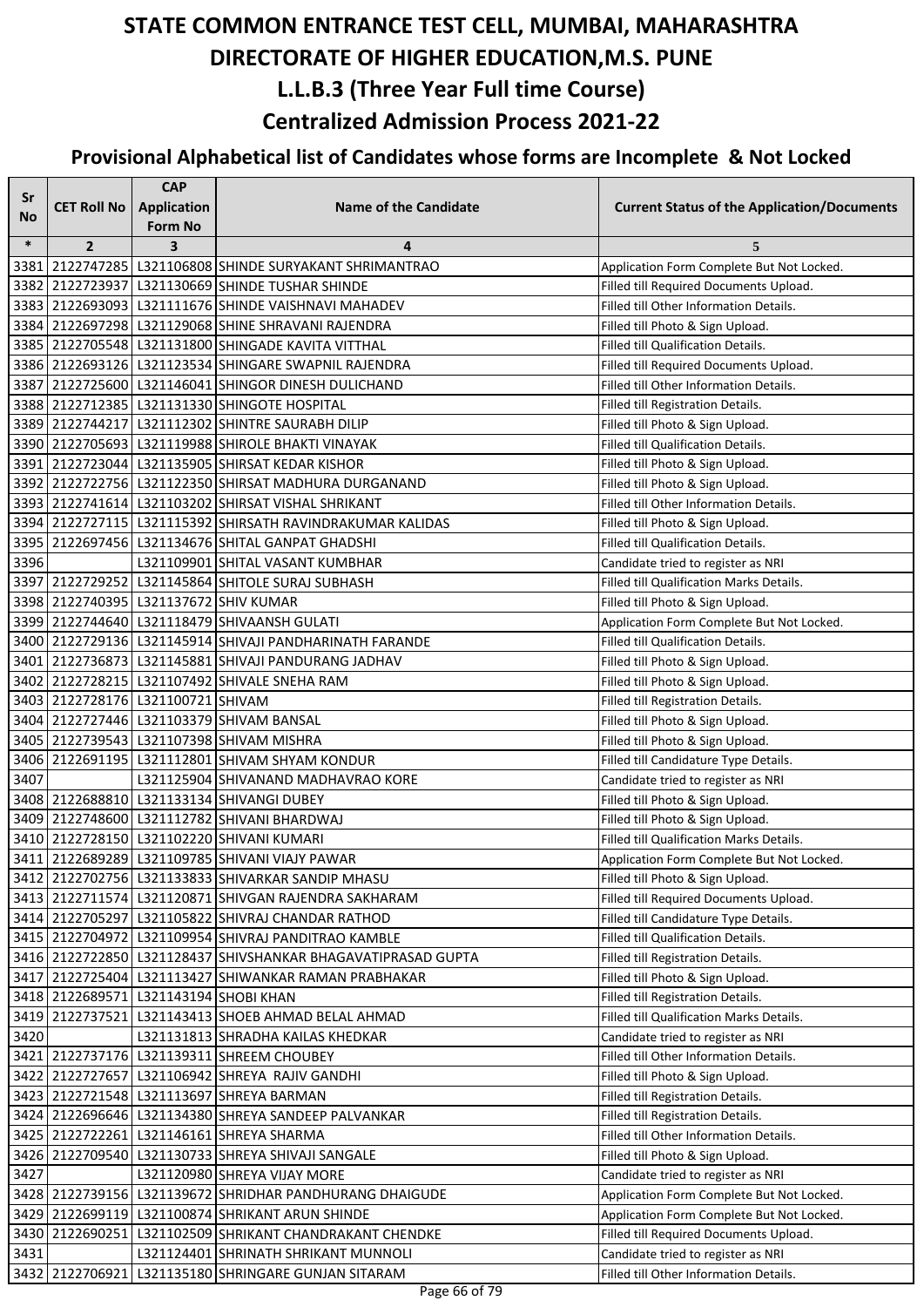# STATE COMMON ENTRANCE TEST CELL, MUMBAI, MAHARASHTRA
# DIRECTORATE OF HIGHER EDUCATION,M.S. PUNE
## L.L.B.3 (Three Year Full time Course)
## Centralized Admission Process 2021-22

### Provisional Alphabetical list of Candidates whose forms are Incomplete & Not Locked

| Sr No | CET Roll No | CAP Application Form No | Name of the Candidate | Current Status of the Application/Documents |
|---|---|---|---|---|
| * | 2 | 3 | 4 | 5 |
| 3381 | 2122747285 | L321106808 | SHINDE SURYAKANT SHRIMANTRAO | Application Form Complete But Not Locked. |
| 3382 | 2122723937 | L321130669 | SHINDE TUSHAR SHINDE | Filled till Required Documents Upload. |
| 3383 | 2122693093 | L321111676 | SHINDE VAISHNAVI MAHADEV | Filled till Other Information Details. |
| 3384 | 2122697298 | L321129068 | SHINE SHRAVANI RAJENDRA | Filled till Photo & Sign Upload. |
| 3385 | 2122705548 | L321131800 | SHINGADE KAVITA VITTHAL | Filled till Qualification Details. |
| 3386 | 2122693126 | L321123534 | SHINGARE SWAPNIL RAJENDRA | Filled till Required Documents Upload. |
| 3387 | 2122725600 | L321146041 | SHINGOR DINESH DULICHAND | Filled till Other Information Details. |
| 3388 | 2122712385 | L321131330 | SHINGOTE HOSPITAL | Filled till Registration Details. |
| 3389 | 2122744217 | L321112302 | SHINTRE SAURABH DILIP | Filled till Photo & Sign Upload. |
| 3390 | 2122705693 | L321119988 | SHIROLE BHAKTI VINAYAK | Filled till Qualification Details. |
| 3391 | 2122723044 | L321135905 | SHIRSAT KEDAR KISHOR | Filled till Photo & Sign Upload. |
| 3392 | 2122722756 | L321122350 | SHIRSAT MADHURA DURGANAND | Filled till Photo & Sign Upload. |
| 3393 | 2122741614 | L321103202 | SHIRSAT VISHAL SHRIKANT | Filled till Other Information Details. |
| 3394 | 2122727115 | L321115392 | SHIRSATH RAVINDRAKUMAR KALIDAS | Filled till Photo & Sign Upload. |
| 3395 | 2122697456 | L321134676 | SHITAL GANPAT GHADSHI | Filled till Qualification Details. |
| 3396 | | L321109901 | SHITAL VASANT KUMBHAR | Candidate tried to register as NRI |
| 3397 | 2122729252 | L321145864 | SHITOLE SURAJ SUBHASH | Filled till Qualification Marks Details. |
| 3398 | 2122740395 | L321137672 | SHIV KUMAR | Filled till Photo & Sign Upload. |
| 3399 | 2122744640 | L321118479 | SHIVAANSH GULATI | Application Form Complete But Not Locked. |
| 3400 | 2122729136 | L321145914 | SHIVAJI PANDHARINATH FARANDE | Filled till Qualification Details. |
| 3401 | 2122736873 | L321145881 | SHIVAJI PANDURANG JADHAV | Filled till Photo & Sign Upload. |
| 3402 | 2122728215 | L321107492 | SHIVALE SNEHA RAM | Filled till Photo & Sign Upload. |
| 3403 | 2122728176 | L321100721 | SHIVAM | Filled till Registration Details. |
| 3404 | 2122727446 | L321103379 | SHIVAM BANSAL | Filled till Photo & Sign Upload. |
| 3405 | 2122739543 | L321107398 | SHIVAM MISHRA | Filled till Photo & Sign Upload. |
| 3406 | 2122691195 | L321112801 | SHIVAM SHYAM KONDUR | Filled till Candidature Type Details. |
| 3407 | | L321125904 | SHIVANAND MADHAVRAO KORE | Candidate tried to register as NRI |
| 3408 | 2122688810 | L321133134 | SHIVANGI DUBEY | Filled till Photo & Sign Upload. |
| 3409 | 2122748600 | L321112782 | SHIVANI BHARDWAJ | Filled till Photo & Sign Upload. |
| 3410 | 2122728150 | L321102220 | SHIVANI KUMARI | Filled till Qualification Marks Details. |
| 3411 | 2122689289 | L321109785 | SHIVANI VIAJY PAWAR | Application Form Complete But Not Locked. |
| 3412 | 2122702756 | L321133833 | SHIVARKAR SANDIP MHASU | Filled till Photo & Sign Upload. |
| 3413 | 2122711574 | L321120871 | SHIVGAN RAJENDRA SAKHARAM | Filled till Required Documents Upload. |
| 3414 | 2122705297 | L321105822 | SHIVRAJ CHANDAR RATHOD | Filled till Candidature Type Details. |
| 3415 | 2122704972 | L321109954 | SHIVRAJ PANDITRAO KAMBLE | Filled till Qualification Details. |
| 3416 | 2122722850 | L321128437 | SHIVSHANKAR BHAGAVATIPRASAD GUPTA | Filled till Registration Details. |
| 3417 | 2122725404 | L321113427 | SHIWANKAR RAMAN PRABHAKAR | Filled till Photo & Sign Upload. |
| 3418 | 2122689571 | L321143194 | SHOBI KHAN | Filled till Registration Details. |
| 3419 | 2122737521 | L321143413 | SHOEB AHMAD BELAL AHMAD | Filled till Qualification Marks Details. |
| 3420 | | L321131813 | SHRADHA KAILAS KHEDKAR | Candidate tried to register as NRI |
| 3421 | 2122737176 | L321139311 | SHREEM CHOUBEY | Filled till Other Information Details. |
| 3422 | 2122727657 | L321106942 | SHREYA RAJIV GANDHI | Filled till Photo & Sign Upload. |
| 3423 | 2122721548 | L321113697 | SHREYA BARMAN | Filled till Registration Details. |
| 3424 | 2122696646 | L321134380 | SHREYA SANDEEP PALVANKAR | Filled till Registration Details. |
| 3425 | 2122722261 | L321146161 | SHREYA SHARMA | Filled till Other Information Details. |
| 3426 | 2122709540 | L321130733 | SHREYA SHIVAJI SANGALE | Filled till Photo & Sign Upload. |
| 3427 | | L321120980 | SHREYA VIJAY MORE | Candidate tried to register as NRI |
| 3428 | 2122739156 | L321139672 | SHRIDHAR PANDHURANG DHAIGUDE | Application Form Complete But Not Locked. |
| 3429 | 2122699119 | L321100874 | SHRIKANT ARUN SHINDE | Application Form Complete But Not Locked. |
| 3430 | 2122690251 | L321102509 | SHRIKANT CHANDRAKANT CHENDKE | Filled till Required Documents Upload. |
| 3431 | | L321124401 | SHRINATH SHRIKANT MUNNOLI | Candidate tried to register as NRI |
| 3432 | 2122706921 | L321135180 | SHRINGARE GUNJAN SITARAM | Filled till Other Information Details. |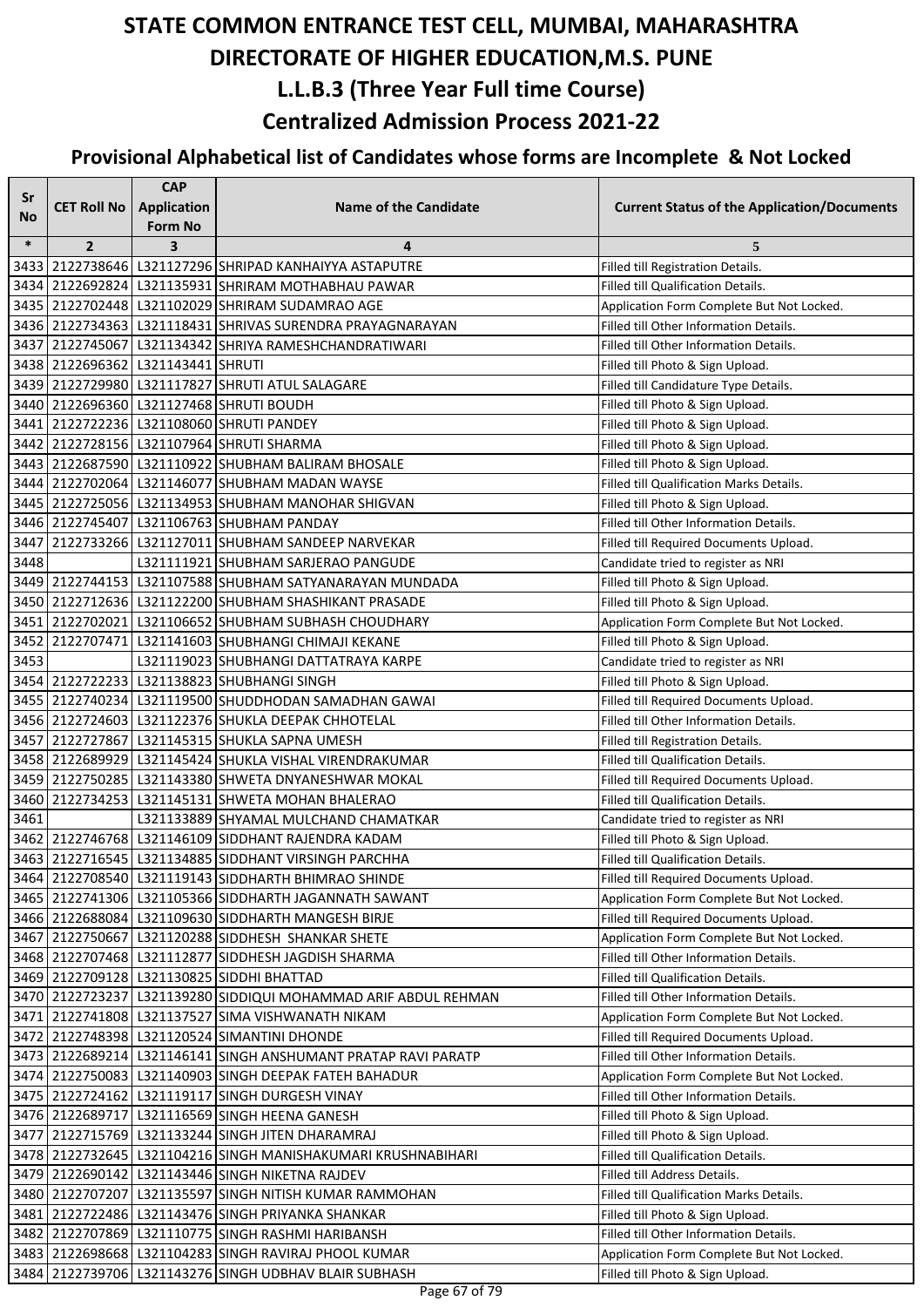# STATE COMMON ENTRANCE TEST CELL, MUMBAI, MAHARASHTRA

# DIRECTORATE OF HIGHER EDUCATION,M.S. PUNE

## L.L.B.3 (Three Year Full time Course)

## Centralized Admission Process 2021-22

### Provisional Alphabetical list of Candidates whose forms are Incomplete & Not Locked

| Sr No | CET Roll No | CAP Application Form No | Name of the Candidate | Current Status of the Application/Documents |
|---|---|---|---|---|
| * | 2 | 3 | 4 | 5 |
| 3433 | 2122738646 | L321127296 | SHRIPAD KANHAIYYA ASTAPUTRE | Filled till Registration Details. |
| 3434 | 2122692824 | L321135931 | SHRIRAM MOTHABHAU PAWAR | Filled till Qualification Details. |
| 3435 | 2122702448 | L321102029 | SHRIRAM SUDAMRAO AGE | Application Form Complete But Not Locked. |
| 3436 | 2122734363 | L321118431 | SHRIVAS SURENDRA PRAYAGNARAYAN | Filled till Other Information Details. |
| 3437 | 2122745067 | L321134342 | SHRIYA RAMESHCHANDRATIWARI | Filled till Other Information Details. |
| 3438 | 2122696362 | L321143441 | SHRUTI | Filled till Photo & Sign Upload. |
| 3439 | 2122729980 | L321117827 | SHRUTI ATUL SALAGARE | Filled till Candidature Type Details. |
| 3440 | 2122696360 | L321127468 | SHRUTI BOUDH | Filled till Photo & Sign Upload. |
| 3441 | 2122722236 | L321108060 | SHRUTI PANDEY | Filled till Photo & Sign Upload. |
| 3442 | 2122728156 | L321107964 | SHRUTI SHARMA | Filled till Photo & Sign Upload. |
| 3443 | 2122687590 | L321110922 | SHUBHAM BALIRAM BHOSALE | Filled till Photo & Sign Upload. |
| 3444 | 2122702064 | L321146077 | SHUBHAM MADAN WAYSE | Filled till Qualification Marks Details. |
| 3445 | 2122725056 | L321134953 | SHUBHAM MANOHAR SHIGVAN | Filled till Photo & Sign Upload. |
| 3446 | 2122745407 | L321106763 | SHUBHAM PANDAY | Filled till Other Information Details. |
| 3447 | 2122733266 | L321127011 | SHUBHAM SANDEEP NARVEKAR | Filled till Required Documents Upload. |
| 3448 | | L321111921 | SHUBHAM SARJERAO PANGUDE | Candidate tried to register as NRI |
| 3449 | 2122744153 | L321107588 | SHUBHAM SATYANARAYAN MUNDADA | Filled till Photo & Sign Upload. |
| 3450 | 2122712636 | L321122200 | SHUBHAM SHASHIKANT PRASADE | Filled till Photo & Sign Upload. |
| 3451 | 2122702021 | L321106652 | SHUBHAM SUBHASH CHOUDHARY | Application Form Complete But Not Locked. |
| 3452 | 2122707471 | L321141603 | SHUBHANGI CHIMAJI KEKANE | Filled till Photo & Sign Upload. |
| 3453 | | L321119023 | SHUBHANGI DATTATRAYA KARPE | Candidate tried to register as NRI |
| 3454 | 2122722233 | L321138823 | SHUBHANGI SINGH | Filled till Photo & Sign Upload. |
| 3455 | 2122740234 | L321119500 | SHUDDHODAN SAMADHAN GAWAI | Filled till Required Documents Upload. |
| 3456 | 2122724603 | L321122376 | SHUKLA DEEPAK CHHOTELAL | Filled till Other Information Details. |
| 3457 | 2122727867 | L321145315 | SHUKLA SAPNA UMESH | Filled till Registration Details. |
| 3458 | 2122689929 | L321145424 | SHUKLA VISHAL VIRENDRAKUMAR | Filled till Qualification Details. |
| 3459 | 2122750285 | L321143380 | SHWETA DNYANESHWAR MOKAL | Filled till Required Documents Upload. |
| 3460 | 2122734253 | L321145131 | SHWETA MOHAN BHALERAO | Filled till Qualification Details. |
| 3461 | | L321133889 | SHYAMAL MULCHAND CHAMATKAR | Candidate tried to register as NRI |
| 3462 | 2122746768 | L321146109 | SIDDHANT RAJENDRA KADAM | Filled till Photo & Sign Upload. |
| 3463 | 2122716545 | L321134885 | SIDDHANT VIRSINGH PARCHHA | Filled till Qualification Details. |
| 3464 | 2122708540 | L321119143 | SIDDHARTH BHIMRAO SHINDE | Filled till Required Documents Upload. |
| 3465 | 2122741306 | L321105366 | SIDDHARTH JAGANNATH SAWANT | Application Form Complete But Not Locked. |
| 3466 | 2122688084 | L321109630 | SIDDHARTH MANGESH BIRJE | Filled till Required Documents Upload. |
| 3467 | 2122750667 | L321120288 | SIDDHESH SHANKAR SHETE | Application Form Complete But Not Locked. |
| 3468 | 2122707468 | L321112877 | SIDDHESH JAGDISH SHARMA | Filled till Other Information Details. |
| 3469 | 2122709128 | L321130825 | SIDDHI BHATTAD | Filled till Qualification Details. |
| 3470 | 2122723237 | L321139280 | SIDDIQUI MOHAMMAD ARIF ABDUL REHMAN | Filled till Other Information Details. |
| 3471 | 2122741808 | L321137527 | SIMA VISHWANATH NIKAM | Application Form Complete But Not Locked. |
| 3472 | 2122748398 | L321120524 | SIMANTINI DHONDE | Filled till Required Documents Upload. |
| 3473 | 2122689214 | L321146141 | SINGH ANSHUMANT PRATAP RAVI PARATP | Filled till Other Information Details. |
| 3474 | 2122750083 | L321140903 | SINGH DEEPAK FATEH BAHADUR | Application Form Complete But Not Locked. |
| 3475 | 2122724162 | L321119117 | SINGH DURGESH VINAY | Filled till Other Information Details. |
| 3476 | 2122689717 | L321116569 | SINGH HEENA GANESH | Filled till Photo & Sign Upload. |
| 3477 | 2122715769 | L321133244 | SINGH JITEN DHARAMRAJ | Filled till Photo & Sign Upload. |
| 3478 | 2122732645 | L321104216 | SINGH MANISHAKUMARI KRUSHNABIHARI | Filled till Qualification Details. |
| 3479 | 2122690142 | L321143446 | SINGH NIKETNA RAJDEV | Filled till Address Details. |
| 3480 | 2122707207 | L321135597 | SINGH NITISH KUMAR RAMMOHAN | Filled till Qualification Marks Details. |
| 3481 | 2122722486 | L321143476 | SINGH PRIYANKA SHANKAR | Filled till Photo & Sign Upload. |
| 3482 | 2122707869 | L321110775 | SINGH RASHMI HARIBANSH | Filled till Other Information Details. |
| 3483 | 2122698668 | L321104283 | SINGH RAVIRAJ PHOOL KUMAR | Application Form Complete But Not Locked. |
| 3484 | 2122739706 | L321143276 | SINGH UDBHAV BLAIR SUBHASH | Filled till Photo & Sign Upload. |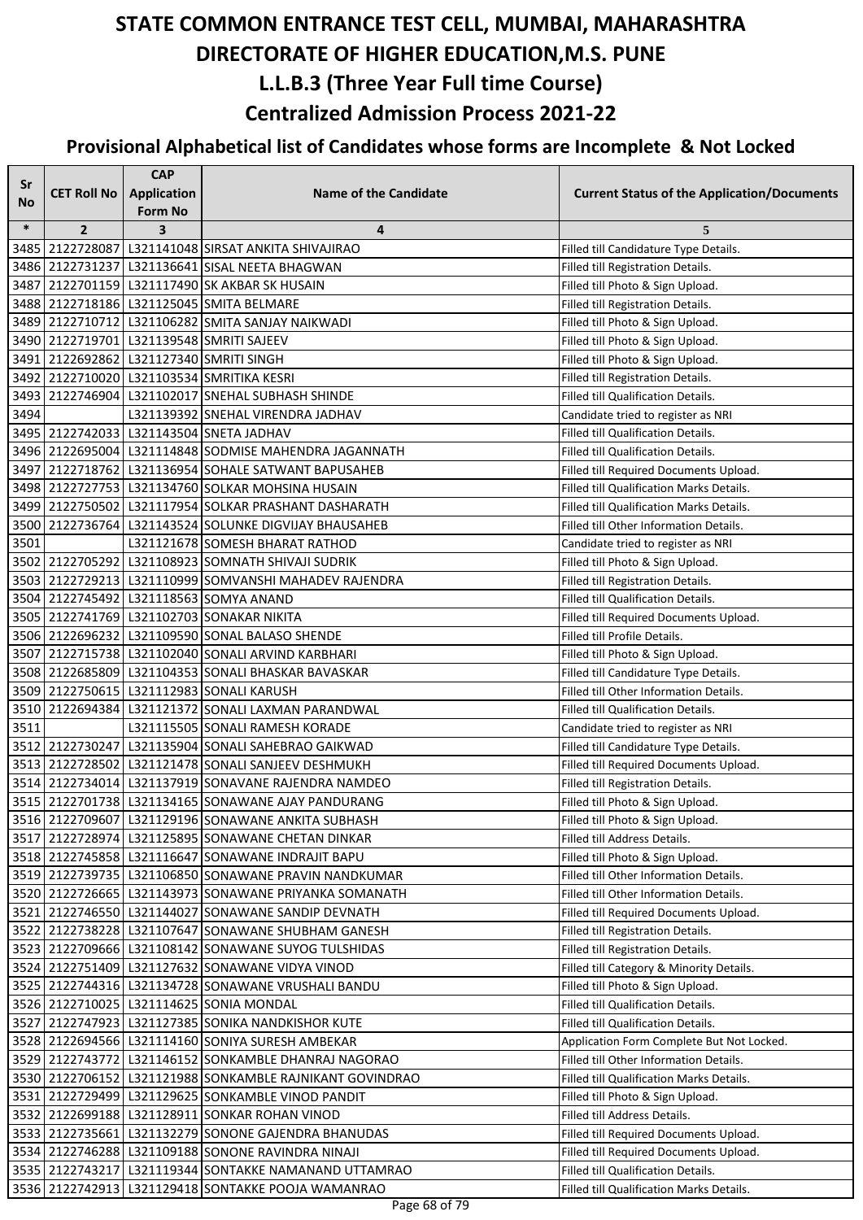# STATE COMMON ENTRANCE TEST CELL, MUMBAI, MAHARASHTRA
# DIRECTORATE OF HIGHER EDUCATION,M.S. PUNE
## L.L.B.3 (Three Year Full time Course)
## Centralized Admission Process 2021-22
### Provisional Alphabetical list of Candidates whose forms are Incomplete & Not Locked

| Sr No | CET Roll No | CAP Application Form No | Name of the Candidate | Current Status of the Application/Documents |
|---|---|---|---|---|
| * | 2 | 3 | 4 | 5 |
| 3485 | 2122728087 | L321141048 | SIRSAT ANKITA SHIVAJIRAO | Filled till Candidature Type Details. |
| 3486 | 2122731237 | L321136641 | SISAL NEETA BHAGWAN | Filled till Registration Details. |
| 3487 | 2122701159 | L321117490 | SK AKBAR SK HUSAIN | Filled till Photo & Sign Upload. |
| 3488 | 2122718186 | L321125045 | SMITA BELMARE | Filled till Registration Details. |
| 3489 | 2122710712 | L321106282 | SMITA SANJAY NAIKWADI | Filled till Photo & Sign Upload. |
| 3490 | 2122719701 | L321139548 | SMRITI SAJEEV | Filled till Photo & Sign Upload. |
| 3491 | 2122692862 | L321127340 | SMRITI SINGH | Filled till Photo & Sign Upload. |
| 3492 | 2122710020 | L321103534 | SMRITIKA KESRI | Filled till Registration Details. |
| 3493 | 2122746904 | L321102017 | SNEHAL SUBHASH SHINDE | Filled till Qualification Details. |
| 3494 | | L321139392 | SNEHAL VIRENDRA JADHAV | Candidate tried to register as NRI |
| 3495 | 2122742033 | L321143504 | SNETA JADHAV | Filled till Qualification Details. |
| 3496 | 2122695004 | L321114848 | SODMISE MAHENDRA JAGANNATH | Filled till Qualification Details. |
| 3497 | 2122718762 | L321136954 | SOHALE SATWANT BAPUSAHEB | Filled till Required Documents Upload. |
| 3498 | 2122727753 | L321134760 | SOLKAR MOHSINA HUSAIN | Filled till Qualification Marks Details. |
| 3499 | 2122750502 | L321117954 | SOLKAR PRASHANT DASHARATH | Filled till Qualification Marks Details. |
| 3500 | 2122736764 | L321143524 | SOLUNKE DIGVIJAY BHAUSAHEB | Filled till Other Information Details. |
| 3501 | | L321121678 | SOMESH BHARAT RATHOD | Candidate tried to register as NRI |
| 3502 | 2122705292 | L321108923 | SOMNATH SHIVAJI SUDRIK | Filled till Photo & Sign Upload. |
| 3503 | 2122729213 | L321110999 | SOMVANSHI MAHADEV RAJENDRA | Filled till Registration Details. |
| 3504 | 2122745492 | L321118563 | SOMYA ANAND | Filled till Qualification Details. |
| 3505 | 2122741769 | L321102703 | SONAKAR NIKITA | Filled till Required Documents Upload. |
| 3506 | 2122696232 | L321109590 | SONAL BALASO SHENDE | Filled till Profile Details. |
| 3507 | 2122715738 | L321102040 | SONALI ARVIND KARBHARI | Filled till Photo & Sign Upload. |
| 3508 | 2122685809 | L321104353 | SONALI BHASKAR BAVASKAR | Filled till Candidature Type Details. |
| 3509 | 2122750615 | L321112983 | SONALI KARUSH | Filled till Other Information Details. |
| 3510 | 2122694384 | L321121372 | SONALI LAXMAN PARANDWAL | Filled till Qualification Details. |
| 3511 | | L321115505 | SONALI RAMESH KORADE | Candidate tried to register as NRI |
| 3512 | 2122730247 | L321135904 | SONALI SAHEBRAO GAIKWAD | Filled till Candidature Type Details. |
| 3513 | 2122728502 | L321121478 | SONALI SANJEEV DESHMUKH | Filled till Required Documents Upload. |
| 3514 | 2122734014 | L321137919 | SONAVANE RAJENDRA NAMDEO | Filled till Registration Details. |
| 3515 | 2122701738 | L321134165 | SONAWANE AJAY PANDURANG | Filled till Photo & Sign Upload. |
| 3516 | 2122709607 | L321129196 | SONAWANE ANKITA SUBHASH | Filled till Photo & Sign Upload. |
| 3517 | 2122728974 | L321125895 | SONAWANE CHETAN DINKAR | Filled till Address Details. |
| 3518 | 2122745858 | L321116647 | SONAWANE INDRAJIT BAPU | Filled till Photo & Sign Upload. |
| 3519 | 2122739735 | L321106850 | SONAWANE PRAVIN NANDKUMAR | Filled till Other Information Details. |
| 3520 | 2122726665 | L321143973 | SONAWANE PRIYANKA SOMANATH | Filled till Other Information Details. |
| 3521 | 2122746550 | L321144027 | SONAWANE SANDIP DEVNATH | Filled till Required Documents Upload. |
| 3522 | 2122738228 | L321107647 | SONAWANE SHUBHAM GANESH | Filled till Registration Details. |
| 3523 | 2122709666 | L321108142 | SONAWANE SUYOG TULSHIDAS | Filled till Registration Details. |
| 3524 | 2122751409 | L321127632 | SONAWANE VIDYA VINOD | Filled till Category & Minority Details. |
| 3525 | 2122744316 | L321134728 | SONAWANE VRUSHALI BANDU | Filled till Photo & Sign Upload. |
| 3526 | 2122710025 | L321114625 | SONIA MONDAL | Filled till Qualification Details. |
| 3527 | 2122747923 | L321127385 | SONIKA NANDKISHOR KUTE | Filled till Qualification Details. |
| 3528 | 2122694566 | L321114160 | SONIYA SURESH AMBEKAR | Application Form Complete But Not Locked. |
| 3529 | 2122743772 | L321146152 | SONKAMBLE DHANRAJ NAGORAO | Filled till Other Information Details. |
| 3530 | 2122706152 | L321121988 | SONKAMBLE RAJNIKANT GOVINDRAO | Filled till Qualification Marks Details. |
| 3531 | 2122729499 | L321129625 | SONKAMBLE VINOD PANDIT | Filled till Photo & Sign Upload. |
| 3532 | 2122699188 | L321128911 | SONKAR ROHAN VINOD | Filled till Address Details. |
| 3533 | 2122735661 | L321132279 | SONONE GAJENDRA BHANUDAS | Filled till Required Documents Upload. |
| 3534 | 2122746288 | L321109188 | SONONE RAVINDRA NINAJI | Filled till Required Documents Upload. |
| 3535 | 2122743217 | L321119344 | SONTAKKE NAMANAND UTTAMRAO | Filled till Qualification Details. |
| 3536 | 2122742913 | L321129418 | SONTAKKE POOJA WAMANRAO | Filled till Qualification Marks Details. |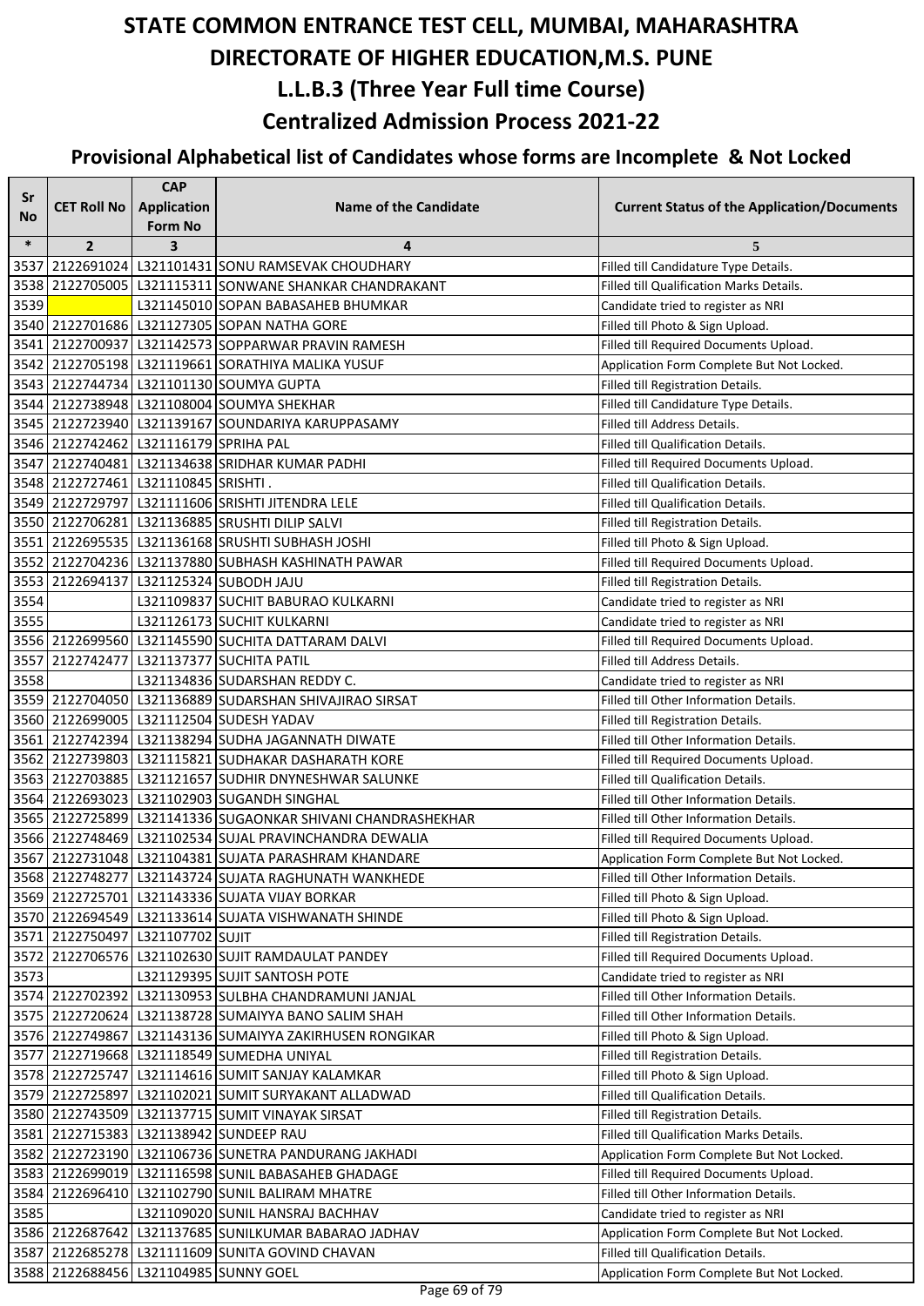# STATE COMMON ENTRANCE TEST CELL, MUMBAI, MAHARASHTRA

# DIRECTORATE OF HIGHER EDUCATION,M.S. PUNE

## L.L.B.3 (Three Year Full time Course)

## Centralized Admission Process 2021-22

### Provisional Alphabetical list of Candidates whose forms are Incomplete & Not Locked

| Sr No | CET Roll No | CAP Application Form No | Name of the Candidate | Current Status of the Application/Documents |
|---|---|---|---|---|
| * | 2 | 3 | 4 | 5 |
| 3537 | 2122691024 | L321101431 | SONU RAMSEVAK CHOUDHARY | Filled till Candidature Type Details. |
| 3538 | 2122705005 | L321115311 | SONWANE SHANKAR CHANDRAKANT | Filled till Qualification Marks Details. |
| 3539 | | L321145010 | SOPAN BABASAHEB BHUMKAR | Candidate tried to register as NRI |
| 3540 | 2122701686 | L321127305 | SOPAN NATHA GORE | Filled till Photo & Sign Upload. |
| 3541 | 2122700937 | L321142573 | SOPPARWAR PRAVIN RAMESH | Filled till Required Documents Upload. |
| 3542 | 2122705198 | L321119661 | SORATHIYA MALIKA YUSUF | Application Form Complete But Not Locked. |
| 3543 | 2122744734 | L321101130 | SOUMYA GUPTA | Filled till Registration Details. |
| 3544 | 2122738948 | L321108004 | SOUMYA SHEKHAR | Filled till Candidature Type Details. |
| 3545 | 2122723940 | L321139167 | SOUNDARIYA KARUPPASAMY | Filled till Address Details. |
| 3546 | 2122742462 | L321116179 | SPRIHA PAL | Filled till Qualification Details. |
| 3547 | 2122740481 | L321134638 | SRIDHAR KUMAR PADHI | Filled till Required Documents Upload. |
| 3548 | 2122727461 | L321110845 | SRISHTI . | Filled till Qualification Details. |
| 3549 | 2122729797 | L321111606 | SRISHTI JITENDRA LELE | Filled till Qualification Details. |
| 3550 | 2122706281 | L321136885 | SRUSHTI DILIP SALVI | Filled till Registration Details. |
| 3551 | 2122695535 | L321136168 | SRUSHTI SUBHASH JOSHI | Filled till Photo & Sign Upload. |
| 3552 | 2122704236 | L321137880 | SUBHASH KASHINATH PAWAR | Filled till Required Documents Upload. |
| 3553 | 2122694137 | L321125324 | SUBODH JAJU | Filled till Registration Details. |
| 3554 | | L321109837 | SUCHIT BABURAO KULKARNI | Candidate tried to register as NRI |
| 3555 | | L321126173 | SUCHIT KULKARNI | Candidate tried to register as NRI |
| 3556 | 2122699560 | L321145590 | SUCHITA DATTARAM DALVI | Filled till Required Documents Upload. |
| 3557 | 2122742477 | L321137377 | SUCHITA PATIL | Filled till Address Details. |
| 3558 | | L321134836 | SUDARSHAN REDDY C. | Candidate tried to register as NRI |
| 3559 | 2122704050 | L321136889 | SUDARSHAN SHIVAJIRAO SIRSAT | Filled till Other Information Details. |
| 3560 | 2122699005 | L321112504 | SUDESH YADAV | Filled till Registration Details. |
| 3561 | 2122742394 | L321138294 | SUDHA JAGANNATH DIWATE | Filled till Other Information Details. |
| 3562 | 2122739803 | L321115821 | SUDHAKAR DASHARATH KORE | Filled till Required Documents Upload. |
| 3563 | 2122703885 | L321121657 | SUDHIR DNYNESHWAR SALUNKE | Filled till Qualification Details. |
| 3564 | 2122693023 | L321102903 | SUGANDH SINGHAL | Filled till Other Information Details. |
| 3565 | 2122725899 | L321141336 | SUGAONKAR SHIVANI CHANDRASHEKHAR | Filled till Other Information Details. |
| 3566 | 2122748469 | L321102534 | SUJAL PRAVINCHANDRA DEWALIA | Filled till Required Documents Upload. |
| 3567 | 2122731048 | L321104381 | SUJATA PARASHRAM KHANDARE | Application Form Complete But Not Locked. |
| 3568 | 2122748277 | L321143724 | SUJATA RAGHUNATH WANKHEDE | Filled till Other Information Details. |
| 3569 | 2122725701 | L321143336 | SUJATA VIJAY BORKAR | Filled till Photo & Sign Upload. |
| 3570 | 2122694549 | L321133614 | SUJATA VISHWANATH SHINDE | Filled till Photo & Sign Upload. |
| 3571 | 2122750497 | L321107702 | SUJIT | Filled till Registration Details. |
| 3572 | 2122706576 | L321102630 | SUJIT RAMDAULAT PANDEY | Filled till Required Documents Upload. |
| 3573 | | L321129395 | SUJIT SANTOSH POTE | Candidate tried to register as NRI |
| 3574 | 2122702392 | L321130953 | SULBHA CHANDRAMUNI JANJAL | Filled till Other Information Details. |
| 3575 | 2122720624 | L321138728 | SUMAIYYA BANO SALIM SHAH | Filled till Other Information Details. |
| 3576 | 2122749867 | L321143136 | SUMAIYYA ZAKIRHUSEN RONGIKAR | Filled till Photo & Sign Upload. |
| 3577 | 2122719668 | L321118549 | SUMEDHA UNIYAL | Filled till Registration Details. |
| 3578 | 2122725747 | L321114616 | SUMIT SANJAY KALAMKAR | Filled till Photo & Sign Upload. |
| 3579 | 2122725897 | L321102021 | SUMIT SURYAKANT ALLADWAD | Filled till Qualification Details. |
| 3580 | 2122743509 | L321137715 | SUMIT VINAYAK SIRSAT | Filled till Registration Details. |
| 3581 | 2122715383 | L321138942 | SUNDEEP RAU | Filled till Qualification Marks Details. |
| 3582 | 2122723190 | L321106736 | SUNETRA PANDURANG JAKHADI | Application Form Complete But Not Locked. |
| 3583 | 2122699019 | L321116598 | SUNIL BABASAHEB GHADAGE | Filled till Required Documents Upload. |
| 3584 | 2122696410 | L321102790 | SUNIL BALIRAM MHATRE | Filled till Other Information Details. |
| 3585 | | L321109020 | SUNIL HANSRAJ BACHHAV | Candidate tried to register as NRI |
| 3586 | 2122687642 | L321137685 | SUNILKUMAR BABARAO JADHAV | Application Form Complete But Not Locked. |
| 3587 | 2122685278 | L321111609 | SUNITA GOVIND CHAVAN | Filled till Qualification Details. |
| 3588 | 2122688456 | L321104985 | SUNNY GOEL | Application Form Complete But Not Locked. |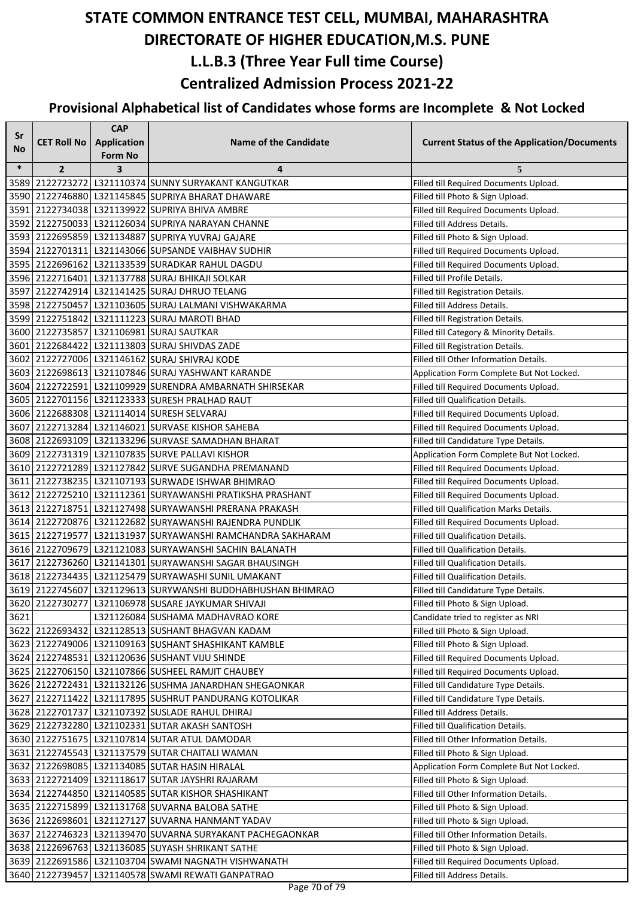# STATE COMMON ENTRANCE TEST CELL, MUMBAI, MAHARASHTRA

# DIRECTORATE OF HIGHER EDUCATION,M.S. PUNE

## L.L.B.3 (Three Year Full time Course)

## Centralized Admission Process 2021-22

### Provisional Alphabetical list of Candidates whose forms are Incomplete & Not Locked

| Sr No | CET Roll No | CAP Application Form No | Name of the Candidate | Current Status of the Application/Documents |
|---|---|---|---|---|
| * | 2 | 3 | 4 | 5 |
| 3589 | 2122723272 | L321110374 | SUNNY SURYAKANT KANGUTKAR | Filled till Required Documents Upload. |
| 3590 | 2122746880 | L321145845 | SUPRIYA BHARAT DHAWARE | Filled till Photo & Sign Upload. |
| 3591 | 2122734038 | L321139922 | SUPRIYA BHIVA AMBRE | Filled till Required Documents Upload. |
| 3592 | 2122750033 | L321126034 | SUPRIYA NARAYAN CHANNE | Filled till Address Details. |
| 3593 | 2122695859 | L321134887 | SUPRIYA YUVRAJ GAJARE | Filled till Photo & Sign Upload. |
| 3594 | 2122701311 | L321143066 | SUPSANDE VAIBHAV SUDHIR | Filled till Required Documents Upload. |
| 3595 | 2122696162 | L321133539 | SURADKAR RAHUL DAGDU | Filled till Required Documents Upload. |
| 3596 | 2122716401 | L321137788 | SURAJ BHIKAJI SOLKAR | Filled till Profile Details. |
| 3597 | 2122742914 | L321141425 | SURAJ DHRUO TELANG | Filled till Registration Details. |
| 3598 | 2122750457 | L321103605 | SURAJ LALMANI VISHWAKARMA | Filled till Address Details. |
| 3599 | 2122751842 | L321111223 | SURAJ MAROTI BHAD | Filled till Registration Details. |
| 3600 | 2122735857 | L321106981 | SURAJ SAUTKAR | Filled till Category & Minority Details. |
| 3601 | 2122684422 | L321113803 | SURAJ SHIVDAS ZADE | Filled till Registration Details. |
| 3602 | 2122727006 | L321146162 | SURAJ SHIVRAJ KODE | Filled till Other Information Details. |
| 3603 | 2122698613 | L321107846 | SURAJ YASHWANT KARANDE | Application Form Complete But Not Locked. |
| 3604 | 2122722591 | L321109929 | SURENDRA AMBARNATH SHIRSEKAR | Filled till Required Documents Upload. |
| 3605 | 2122701156 | L321123333 | SURESH PRALHAD RAUT | Filled till Qualification Details. |
| 3606 | 2122688308 | L321114014 | SURESH SELVARAJ | Filled till Required Documents Upload. |
| 3607 | 2122713284 | L321146021 | SURVASE KISHOR SAHEBA | Filled till Required Documents Upload. |
| 3608 | 2122693109 | L321133296 | SURVASE SAMADHAN BHARAT | Filled till Candidature Type Details. |
| 3609 | 2122731319 | L321107835 | SURVE PALLAVI KISHOR | Application Form Complete But Not Locked. |
| 3610 | 2122721289 | L321127842 | SURVE SUGANDHA PREMANAND | Filled till Required Documents Upload. |
| 3611 | 2122738235 | L321107193 | SURWADE ISHWAR BHIMRAO | Filled till Required Documents Upload. |
| 3612 | 2122725210 | L321112361 | SURYAWANSHI PRATIKSHA PRASHANT | Filled till Required Documents Upload. |
| 3613 | 2122718751 | L321127498 | SURYAWANSHI PRERANA PRAKASH | Filled till Qualification Marks Details. |
| 3614 | 2122720876 | L321122682 | SURYAWANSHI RAJENDRA PUNDLIK | Filled till Required Documents Upload. |
| 3615 | 2122719577 | L321131937 | SURYAWANSHI RAMCHANDRA SAKHARAM | Filled till Qualification Details. |
| 3616 | 2122709679 | L321121083 | SURYAWANSHI SACHIN BALANATH | Filled till Qualification Details. |
| 3617 | 2122736260 | L321141301 | SURYAWANSHI SAGAR BHAUSINGH | Filled till Qualification Details. |
| 3618 | 2122734435 | L321125479 | SURYAWASHI SUNIL UMAKANT | Filled till Qualification Details. |
| 3619 | 2122745607 | L321129613 | SURYWANSHI BUDDHABHUSHAN BHIMRAO | Filled till Candidature Type Details. |
| 3620 | 2122730277 | L321106978 | SUSARE JAYKUMAR SHIVAJI | Filled till Photo & Sign Upload. |
| 3621 | | L321126084 | SUSHAMA MADHAVRAO KORE | Candidate tried to register as NRI |
| 3622 | 2122693432 | L321128513 | SUSHANT BHAGVAN KADAM | Filled till Photo & Sign Upload. |
| 3623 | 2122749006 | L321109163 | SUSHANT SHASHIKANT KAMBLE | Filled till Photo & Sign Upload. |
| 3624 | 2122748531 | L321120636 | SUSHANT VIJU SHINDE | Filled till Required Documents Upload. |
| 3625 | 2122706150 | L321107866 | SUSHEEL RAMJIT CHAUBEY | Filled till Required Documents Upload. |
| 3626 | 2122722431 | L321132126 | SUSHMA JANARDHAN SHEGAONKAR | Filled till Candidature Type Details. |
| 3627 | 2122711422 | L321117895 | SUSHRUT PANDURANG KOTOLIKAR | Filled till Candidature Type Details. |
| 3628 | 2122701737 | L321107392 | SUSLADE RAHUL DHIRAJ | Filled till Address Details. |
| 3629 | 2122732280 | L321102331 | SUTAR AKASH SANTOSH | Filled till Qualification Details. |
| 3630 | 2122751675 | L321107814 | SUTAR ATUL DAMODAR | Filled till Other Information Details. |
| 3631 | 2122745543 | L321137579 | SUTAR CHAITALI WAMAN | Filled till Photo & Sign Upload. |
| 3632 | 2122698085 | L321134085 | SUTAR HASIN HIRALAL | Application Form Complete But Not Locked. |
| 3633 | 2122721409 | L321118617 | SUTAR JAYSHRI RAJARAM | Filled till Photo & Sign Upload. |
| 3634 | 2122744850 | L321140585 | SUTAR KISHOR SHASHIKANT | Filled till Other Information Details. |
| 3635 | 2122715899 | L321131768 | SUVARNA BALOBA SATHE | Filled till Photo & Sign Upload. |
| 3636 | 2122698601 | L321127127 | SUVARNA HANMANT YADAV | Filled till Photo & Sign Upload. |
| 3637 | 2122746323 | L321139470 | SUVARNA SURYAKANT PACHEGAONKAR | Filled till Other Information Details. |
| 3638 | 2122696763 | L321136085 | SUYASH SHRIKANT SATHE | Filled till Photo & Sign Upload. |
| 3639 | 2122691586 | L321103704 | SWAMI NAGNATH VISHWANATH | Filled till Required Documents Upload. |
| 3640 | 2122739457 | L321140578 | SWAMI REWATI GANPATRAO | Filled till Address Details. |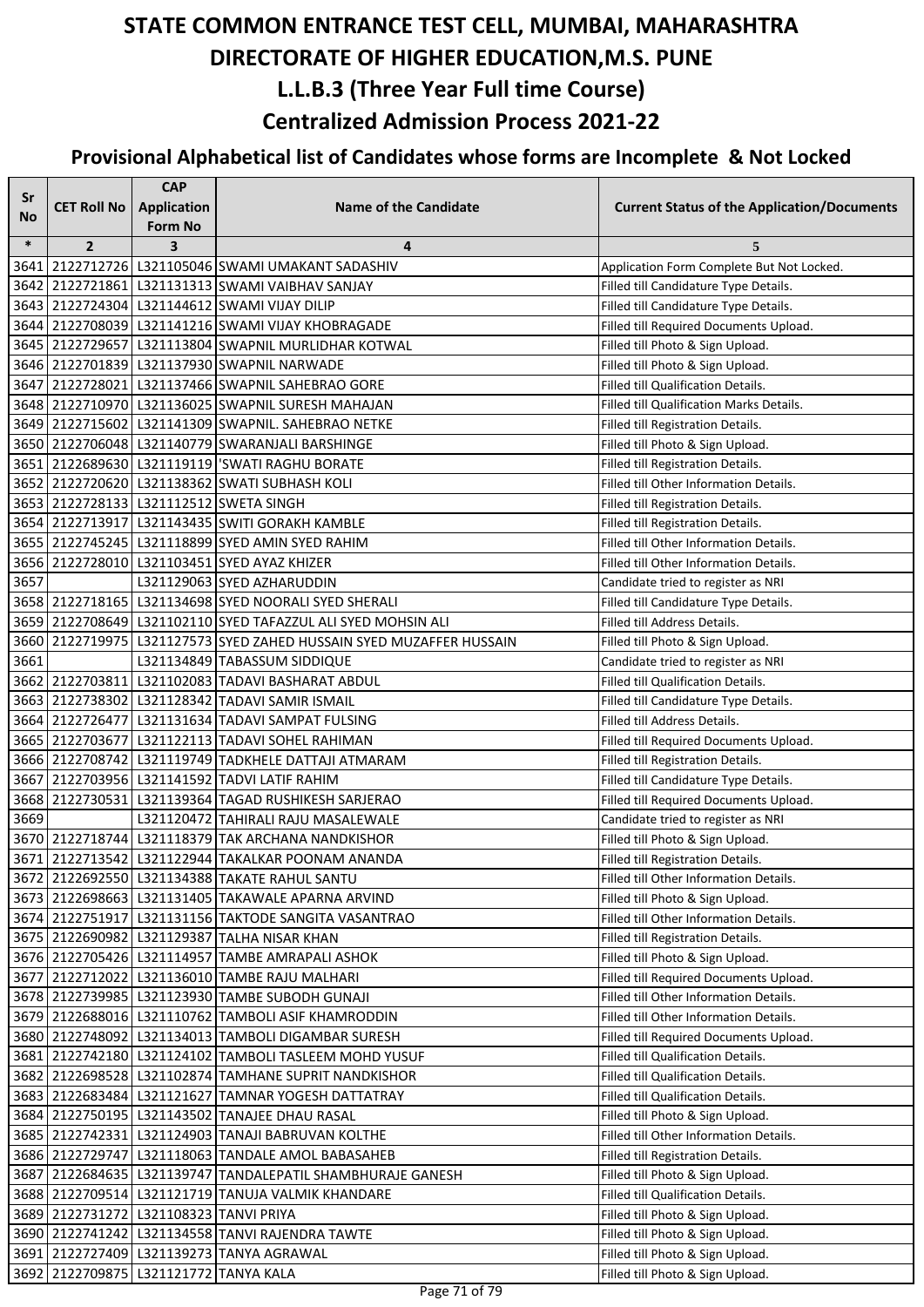# STATE COMMON ENTRANCE TEST CELL, MUMBAI, MAHARASHTRA

# DIRECTORATE OF HIGHER EDUCATION,M.S. PUNE

## L.L.B.3 (Three Year Full time Course)

## Centralized Admission Process 2021-22

### Provisional Alphabetical list of Candidates whose forms are Incomplete & Not Locked

| Sr No | CET Roll No | CAP Application Form No | Name of the Candidate | Current Status of the Application/Documents |
|---|---|---|---|---|
| * | 2 | 3 | 4 | 5 |
| 3641 | 2122712726 | L321105046 | SWAMI UMAKANT SADASHIV | Application Form Complete But Not Locked. |
| 3642 | 2122721861 | L321131313 | SWAMI VAIBHAV SANJAY | Filled till Candidature Type Details. |
| 3643 | 2122724304 | L321144612 | SWAMI VIJAY DILIP | Filled till Candidature Type Details. |
| 3644 | 2122708039 | L321141216 | SWAMI VIJAY KHOBRAGADE | Filled till Required Documents Upload. |
| 3645 | 2122729657 | L321113804 | SWAPNIL MURLIDHAR KOTWAL | Filled till Photo & Sign Upload. |
| 3646 | 2122701839 | L321137930 | SWAPNIL NARWADE | Filled till Photo & Sign Upload. |
| 3647 | 2122728021 | L321137466 | SWAPNIL SAHEBRAO GORE | Filled till Qualification Details. |
| 3648 | 2122710970 | L321136025 | SWAPNIL SURESH MAHAJAN | Filled till Qualification Marks Details. |
| 3649 | 2122715602 | L321141309 | SWAPNIL. SAHEBRAO NETKE | Filled till Registration Details. |
| 3650 | 2122706048 | L321140779 | SWARANJALI BARSHINGE | Filled till Photo & Sign Upload. |
| 3651 | 2122689630 | L321119119 | 'SWATI RAGHU BORATE | Filled till Registration Details. |
| 3652 | 2122720620 | L321138362 | SWATI SUBHASH KOLI | Filled till Other Information Details. |
| 3653 | 2122728133 | L321112512 | SWETA SINGH | Filled till Registration Details. |
| 3654 | 2122713917 | L321143435 | SWITI GORAKH KAMBLE | Filled till Registration Details. |
| 3655 | 2122745245 | L321118899 | SYED AMIN SYED RAHIM | Filled till Other Information Details. |
| 3656 | 2122728010 | L321103451 | SYED AYAZ KHIZER | Filled till Other Information Details. |
| 3657 | | L321129063 | SYED AZHARUDDIN | Candidate tried to register as NRI |
| 3658 | 2122718165 | L321134698 | SYED NOORALI SYED SHERALI | Filled till Candidature Type Details. |
| 3659 | 2122708649 | L321102110 | SYED TAFAZZUL ALI SYED MOHSIN ALI | Filled till Address Details. |
| 3660 | 2122719975 | L321127573 | SYED ZAHED HUSSAIN SYED MUZAFFER HUSSAIN | Filled till Photo & Sign Upload. |
| 3661 | | L321134849 | TABASSUM SIDDIQUE | Candidate tried to register as NRI |
| 3662 | 2122703811 | L321102083 | TADAVI BASHARAT ABDUL | Filled till Qualification Details. |
| 3663 | 2122738302 | L321128342 | TADAVI SAMIR ISMAIL | Filled till Candidature Type Details. |
| 3664 | 2122726477 | L321131634 | TADAVI SAMPAT FULSING | Filled till Address Details. |
| 3665 | 2122703677 | L321122113 | TADAVI SOHEL RAHIMAN | Filled till Required Documents Upload. |
| 3666 | 2122708742 | L321119749 | TADKHELE DATTAJI ATMARAM | Filled till Registration Details. |
| 3667 | 2122703956 | L321141592 | TADVI LATIF RAHIM | Filled till Candidature Type Details. |
| 3668 | 2122730531 | L321139364 | TAGAD RUSHIKESH SARJERAO | Filled till Required Documents Upload. |
| 3669 | | L321120472 | TAHIRALI RAJU MASALEWALE | Candidate tried to register as NRI |
| 3670 | 2122718744 | L321118379 | TAK ARCHANA NANDKISHOR | Filled till Photo & Sign Upload. |
| 3671 | 2122713542 | L321122944 | TAKALKAR POONAM ANANDA | Filled till Registration Details. |
| 3672 | 2122692550 | L321134388 | TAKATE RAHUL SANTU | Filled till Other Information Details. |
| 3673 | 2122698663 | L321131405 | TAKAWALE APARNA ARVIND | Filled till Photo & Sign Upload. |
| 3674 | 2122751917 | L321131156 | TAKTODE SANGITA VASANTRAO | Filled till Other Information Details. |
| 3675 | 2122690982 | L321129387 | TALHA NISAR KHAN | Filled till Registration Details. |
| 3676 | 2122705426 | L321114957 | TAMBE AMRAPALI ASHOK | Filled till Photo & Sign Upload. |
| 3677 | 2122712022 | L321136010 | TAMBE RAJU MALHARI | Filled till Required Documents Upload. |
| 3678 | 2122739985 | L321123930 | TAMBE SUBODH GUNAJI | Filled till Other Information Details. |
| 3679 | 2122688016 | L321110762 | TAMBOLI ASIF KHAMRODDIN | Filled till Other Information Details. |
| 3680 | 2122748092 | L321134013 | TAMBOLI DIGAMBAR SURESH | Filled till Required Documents Upload. |
| 3681 | 2122742180 | L321124102 | TAMBOLI TASLEEM MOHD YUSUF | Filled till Qualification Details. |
| 3682 | 2122698528 | L321102874 | TAMHANE SUPRIT NANDKISHOR | Filled till Qualification Details. |
| 3683 | 2122683484 | L321121627 | TAMNAR YOGESH DATTATRAY | Filled till Qualification Details. |
| 3684 | 2122750195 | L321143502 | TANAJEE DHAU RASAL | Filled till Photo & Sign Upload. |
| 3685 | 2122742331 | L321124903 | TANAJI BABRUVAN KOLTHE | Filled till Other Information Details. |
| 3686 | 2122729747 | L321118063 | TANDALE AMOL BABASAHEB | Filled till Registration Details. |
| 3687 | 2122684635 | L321139747 | TANDALEPATIL SHAMBHURAJE GANESH | Filled till Photo & Sign Upload. |
| 3688 | 2122709514 | L321121719 | TANUJA VALMIK KHANDARE | Filled till Qualification Details. |
| 3689 | 2122731272 | L321108323 | TANVI PRIYA | Filled till Photo & Sign Upload. |
| 3690 | 2122741242 | L321134558 | TANVI RAJENDRA TAWTE | Filled till Photo & Sign Upload. |
| 3691 | 2122727409 | L321139273 | TANYA AGRAWAL | Filled till Photo & Sign Upload. |
| 3692 | 2122709875 | L321121772 | TANYA KALA | Filled till Photo & Sign Upload. |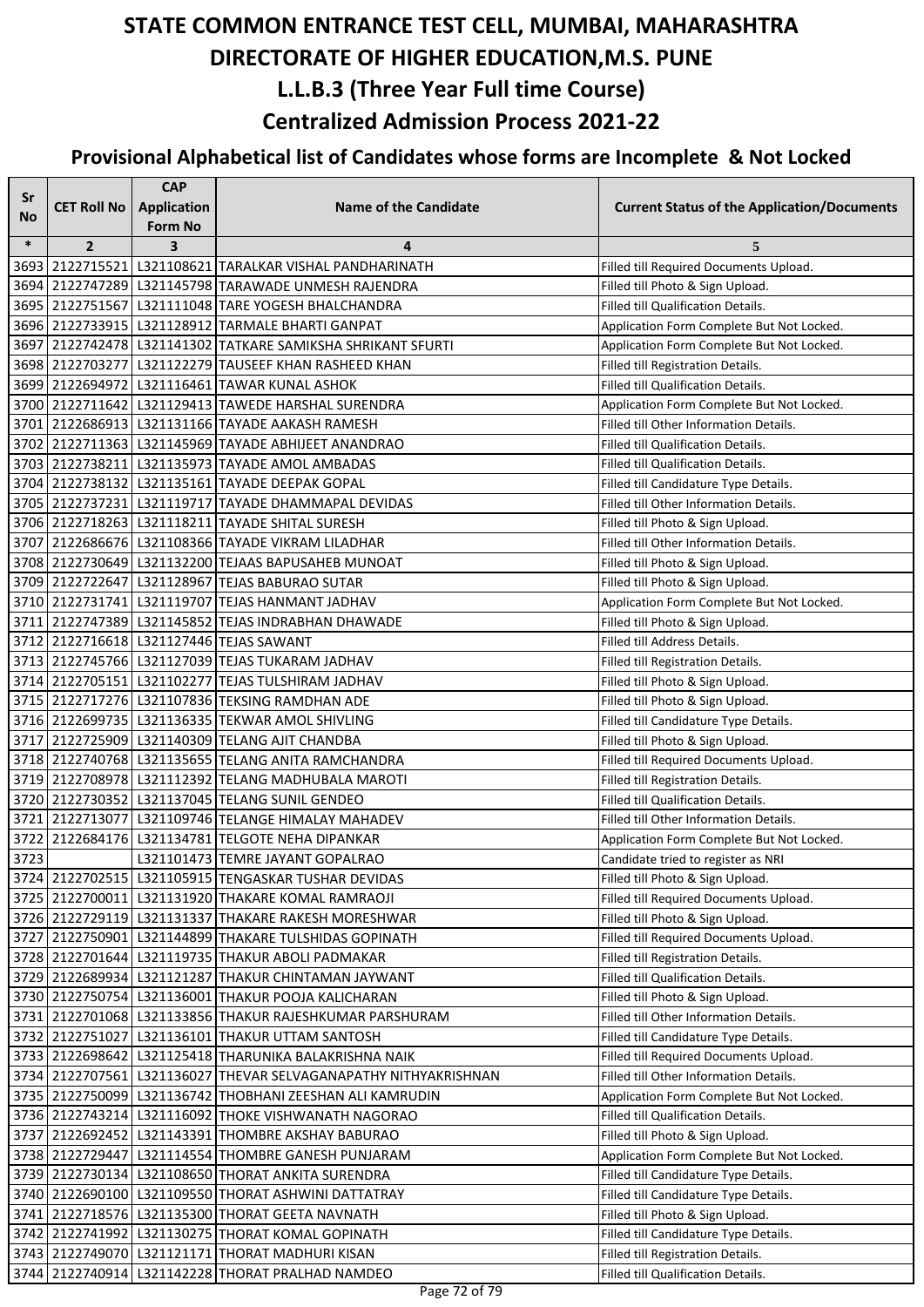# STATE COMMON ENTRANCE TEST CELL, MUMBAI, MAHARASHTRA
# DIRECTORATE OF HIGHER EDUCATION,M.S. PUNE
## L.L.B.3 (Three Year Full time Course)
## Centralized Admission Process 2021-22
### Provisional Alphabetical list of Candidates whose forms are Incomplete & Not Locked

| Sr No | CET Roll No | CAP Application Form No | Name of the Candidate | Current Status of the Application/Documents |
|---|---|---|---|---|
| * | 2 | 3 | 4 | 5 |
| 3693 | 2122715521 | L321108621 | TARALKAR VISHAL PANDHARINATH | Filled till Required Documents Upload. |
| 3694 | 2122747289 | L321145798 | TARAWADE UNMESH RAJENDRA | Filled till Photo & Sign Upload. |
| 3695 | 2122751567 | L321111048 | TARE YOGESH BHALCHANDRA | Filled till Qualification Details. |
| 3696 | 2122733915 | L321128912 | TARMALE BHARTI GANPAT | Application Form Complete But Not Locked. |
| 3697 | 2122742478 | L321141302 | TATKARE SAMIKSHA SHRIKANT SFURTI | Application Form Complete But Not Locked. |
| 3698 | 2122703277 | L321122279 | TAUSEEF KHAN RASHEED KHAN | Filled till Registration Details. |
| 3699 | 2122694972 | L321116461 | TAWAR KUNAL ASHOK | Filled till Qualification Details. |
| 3700 | 2122711642 | L321129413 | TAWEDE HARSHAL SURENDRA | Application Form Complete But Not Locked. |
| 3701 | 2122686913 | L321131166 | TAYADE AAKASH RAMESH | Filled till Other Information Details. |
| 3702 | 2122711363 | L321145969 | TAYADE ABHIJEET ANANDRAO | Filled till Qualification Details. |
| 3703 | 2122738211 | L321135973 | TAYADE AMOL AMBADAS | Filled till Qualification Details. |
| 3704 | 2122738132 | L321135161 | TAYADE DEEPAK GOPAL | Filled till Candidature Type Details. |
| 3705 | 2122737231 | L321119717 | TAYADE DHAMMAPAL DEVIDAS | Filled till Other Information Details. |
| 3706 | 2122718263 | L321118211 | TAYADE SHITAL SURESH | Filled till Photo & Sign Upload. |
| 3707 | 2122686676 | L321108366 | TAYADE VIKRAM LILADHAR | Filled till Other Information Details. |
| 3708 | 2122730649 | L321132200 | TEJAAS BAPUSAHEB MUNOAT | Filled till Photo & Sign Upload. |
| 3709 | 2122722647 | L321128967 | TEJAS BABURAO SUTAR | Filled till Photo & Sign Upload. |
| 3710 | 2122731741 | L321119707 | TEJAS HANMANT JADHAV | Application Form Complete But Not Locked. |
| 3711 | 2122747389 | L321145852 | TEJAS INDRABHAN DHAWADE | Filled till Photo & Sign Upload. |
| 3712 | 2122716618 | L321127446 | TEJAS SAWANT | Filled till Address Details. |
| 3713 | 2122745766 | L321127039 | TEJAS TUKARAM JADHAV | Filled till Registration Details. |
| 3714 | 2122705151 | L321102277 | TEJAS TULSHIRAM JADHAV | Filled till Photo & Sign Upload. |
| 3715 | 2122717276 | L321107836 | TEKSING RAMDHAN ADE | Filled till Photo & Sign Upload. |
| 3716 | 2122699735 | L321136335 | TEKWAR AMOL SHIVLING | Filled till Candidature Type Details. |
| 3717 | 2122725909 | L321140309 | TELANG AJIT CHANDBA | Filled till Photo & Sign Upload. |
| 3718 | 2122740768 | L321135655 | TELANG ANITA RAMCHANDRA | Filled till Required Documents Upload. |
| 3719 | 2122708978 | L321112392 | TELANG MADHUBALA MAROTI | Filled till Registration Details. |
| 3720 | 2122730352 | L321137045 | TELANG SUNIL GENDEO | Filled till Qualification Details. |
| 3721 | 2122713077 | L321109746 | TELANGE HIMALAY MAHADEV | Filled till Other Information Details. |
| 3722 | 2122684176 | L321134781 | TELGOTE NEHA DIPANKAR | Application Form Complete But Not Locked. |
| 3723 | | L321101473 | TEMRE JAYANT GOPALRAO | Candidate tried to register as NRI |
| 3724 | 2122702515 | L321105915 | TENGASKAR TUSHAR DEVIDAS | Filled till Photo & Sign Upload. |
| 3725 | 2122700011 | L321131920 | THAKARE KOMAL RAMRAOJI | Filled till Required Documents Upload. |
| 3726 | 2122729119 | L321131337 | THAKARE RAKESH MORESHWAR | Filled till Photo & Sign Upload. |
| 3727 | 2122750901 | L321144899 | THAKARE TULSHIDAS GOPINATH | Filled till Required Documents Upload. |
| 3728 | 2122701644 | L321119735 | THAKUR ABOLI PADMAKAR | Filled till Registration Details. |
| 3729 | 2122689934 | L321121287 | THAKUR CHINTAMAN JAYWANT | Filled till Qualification Details. |
| 3730 | 2122750754 | L321136001 | THAKUR POOJA KALICHARAN | Filled till Photo & Sign Upload. |
| 3731 | 2122701068 | L321133856 | THAKUR RAJESHKUMAR PARSHURAM | Filled till Other Information Details. |
| 3732 | 2122751027 | L321136101 | THAKUR UTTAM SANTOSH | Filled till Candidature Type Details. |
| 3733 | 2122698642 | L321125418 | THARUNIKA BALAKRISHNA NAIK | Filled till Required Documents Upload. |
| 3734 | 2122707561 | L321136027 | THEVAR SELVAGANAPATHY NITHYAKRISHNAN | Filled till Other Information Details. |
| 3735 | 2122750099 | L321136742 | THOBHANI ZEESHAN ALI KAMRUDIN | Application Form Complete But Not Locked. |
| 3736 | 2122743214 | L321116092 | THOKE VISHWANATH NAGORAO | Filled till Qualification Details. |
| 3737 | 2122692452 | L321143391 | THOMBRE AKSHAY BABURAO | Filled till Photo & Sign Upload. |
| 3738 | 2122729447 | L321114554 | THOMBRE GANESH PUNJARAM | Application Form Complete But Not Locked. |
| 3739 | 2122730134 | L321108650 | THORAT ANKITA SURENDRA | Filled till Candidature Type Details. |
| 3740 | 2122690100 | L321109550 | THORAT ASHWINI DATTATRAY | Filled till Candidature Type Details. |
| 3741 | 2122718576 | L321135300 | THORAT GEETA NAVNATH | Filled till Photo & Sign Upload. |
| 3742 | 2122741992 | L321130275 | THORAT KOMAL GOPINATH | Filled till Candidature Type Details. |
| 3743 | 2122749070 | L321121171 | THORAT MADHURI KISAN | Filled till Registration Details. |
| 3744 | 2122740914 | L321142228 | THORAT PRALHAD NAMDEO | Filled till Qualification Details. |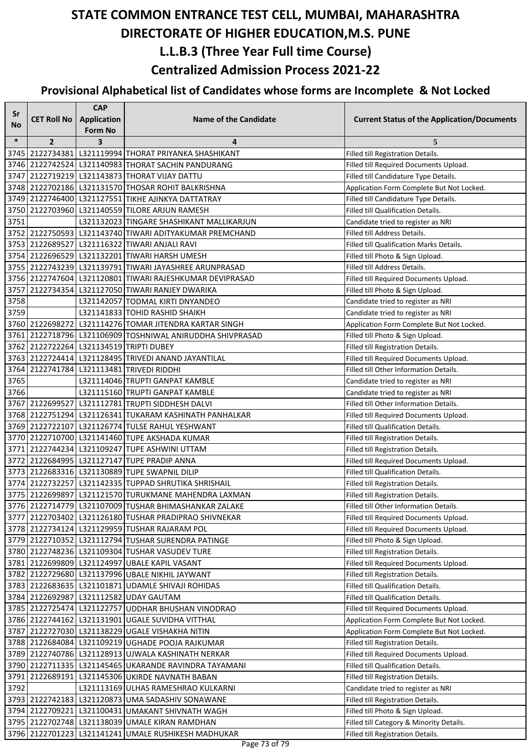# STATE COMMON ENTRANCE TEST CELL, MUMBAI, MAHARASHTRA
# DIRECTORATE OF HIGHER EDUCATION,M.S. PUNE
## L.L.B.3 (Three Year Full time Course)
## Centralized Admission Process 2021-22
### Provisional Alphabetical list of Candidates whose forms are Incomplete & Not Locked

| Sr No | CET Roll No | CAP Application Form No | Name of the Candidate | Current Status of the Application/Documents |
|---|---|---|---|---|
| * | 2 | 3 | 4 | 5 |
| 3745 | 2122734381 | L321119994 | THORAT PRIYANKA SHASHIKANT | Filled till Registration Details. |
| 3746 | 2122742524 | L321140983 | THORAT SACHIN PANDURANG | Filled till Required Documents Upload. |
| 3747 | 2122719219 | L321143873 | THORAT VIJAY DATTU | Filled till Candidature Type Details. |
| 3748 | 2122702186 | L321131570 | THOSAR ROHIT BALKRISHNA | Application Form Complete But Not Locked. |
| 3749 | 2122746400 | L321127551 | TIKHE AJINKYA DATTATRAY | Filled till Candidature Type Details. |
| 3750 | 2122703960 | L321140559 | TILORE ARJUN RAMESH | Filled till Qualification Details. |
| 3751 | | L321132023 | TINGARE SHASHIKANT MALLIKARJUN | Candidate tried to register as NRI |
| 3752 | 2122750593 | L321143740 | TIWARI ADITYAKUMAR PREMCHAND | Filled till Address Details. |
| 3753 | 2122689527 | L321116322 | TIWARI ANJALI RAVI | Filled till Qualification Marks Details. |
| 3754 | 2122696529 | L321132201 | TIWARI HARSH UMESH | Filled till Photo & Sign Upload. |
| 3755 | 2122743239 | L321139791 | TIWARI JAYASHREE ARUNPRASAD | Filled till Address Details. |
| 3756 | 2122747604 | L321120801 | TIWARI RAJESHKUMAR DEVIPRASAD | Filled till Required Documents Upload. |
| 3757 | 2122734354 | L321127050 | TIWARI RANJEY DWARIKA | Filled till Photo & Sign Upload. |
| 3758 | | L321142057 | TODMAL KIRTI DNYANDEO | Candidate tried to register as NRI |
| 3759 | | L321141833 | TOHID RASHID SHAIKH | Candidate tried to register as NRI |
| 3760 | 2122698272 | L321114276 | TOMAR JITENDRA KARTAR SINGH | Application Form Complete But Not Locked. |
| 3761 | 2122718796 | L321106909 | TOSHNIWAL ANIRUDDHA SHIVPRASAD | Filled till Photo & Sign Upload. |
| 3762 | 2122722264 | L321134519 | TRIPTI DUBEY | Filled till Registration Details. |
| 3763 | 2122724414 | L321128495 | TRIVEDI ANAND JAYANTILAL | Filled till Required Documents Upload. |
| 3764 | 2122741784 | L321113481 | TRIVEDI RIDDHI | Filled till Other Information Details. |
| 3765 | | L321114046 | TRUPTI GANPAT KAMBLE | Candidate tried to register as NRI |
| 3766 | | L321115160 | TRUPTI GANPAT KAMBLE | Candidate tried to register as NRI |
| 3767 | 2122699527 | L321112781 | TRUPTI SIDDHESH DALVI | Filled till Other Information Details. |
| 3768 | 2122751294 | L321126341 | TUKARAM KASHINATH PANHALKAR | Filled till Required Documents Upload. |
| 3769 | 2122722107 | L321126774 | TULSE RAHUL YESHWANT | Filled till Qualification Details. |
| 3770 | 2122710700 | L321141460 | TUPE AKSHADA KUMAR | Filled till Registration Details. |
| 3771 | 2122744234 | L321109247 | TUPE ASHWINI UTTAM | Filled till Registration Details. |
| 3772 | 2122684995 | L321127147 | TUPE PRADIP ANNA | Filled till Required Documents Upload. |
| 3773 | 2122683316 | L321130889 | TUPE SWAPNIL DILIP | Filled till Qualification Details. |
| 3774 | 2122732257 | L321142335 | TUPPAD SHRUTIKA SHRISHAIL | Filled till Registration Details. |
| 3775 | 2122699897 | L321121570 | TURUKMANE MAHENDRA LAXMAN | Filled till Registration Details. |
| 3776 | 2122714779 | L321107009 | TUSHAR BHIMASHANKAR ZALAKE | Filled till Other Information Details. |
| 3777 | 2122703402 | L321126180 | TUSHAR PRADIPRAO SHIVNEKAR | Filled till Required Documents Upload. |
| 3778 | 2122734124 | L321129959 | TUSHAR RAJARAM POL | Filled till Required Documents Upload. |
| 3779 | 2122710352 | L321112794 | TUSHAR SURENDRA PATINGE | Filled till Photo & Sign Upload. |
| 3780 | 2122748236 | L321109304 | TUSHAR VASUDEV TURE | Filled till Registration Details. |
| 3781 | 2122699809 | L321124997 | UBALE KAPIL VASANT | Filled till Required Documents Upload. |
| 3782 | 2122729680 | L321137996 | UBALE NIKHIL JAYWANT | Filled till Registration Details. |
| 3783 | 2122683635 | L321101871 | UDAMLE SHIVAJI ROHIDAS | Filled till Qualification Details. |
| 3784 | 2122692987 | L321112582 | UDAY GAUTAM | Filled till Qualification Details. |
| 3785 | 2122725474 | L321122757 | UDDHAR BHUSHAN VINODRAO | Filled till Required Documents Upload. |
| 3786 | 2122744162 | L321131901 | UGALE SUVIDHA VITTHAL | Application Form Complete But Not Locked. |
| 3787 | 2122727030 | L321138229 | UGALE VISHAKHA NITIN | Application Form Complete But Not Locked. |
| 3788 | 2122684084 | L321109219 | UGHADE POOJA RAJKUMAR | Filled till Registration Details. |
| 3789 | 2122740786 | L321128913 | UJWALA KASHINATH NERKAR | Filled till Required Documents Upload. |
| 3790 | 2122711335 | L321145465 | UKARANDE RAVINDRA TAYAMANI | Filled till Qualification Details. |
| 3791 | 2122689191 | L321145306 | UKIRDE NAVNATH BABAN | Filled till Registration Details. |
| 3792 | | L321113169 | ULHAS RAMESHRAO KULKARNI | Candidate tried to register as NRI |
| 3793 | 2122742183 | L321120873 | UMA SADASHIV SONAWANE | Filled till Registration Details. |
| 3794 | 2122709221 | L321100431 | UMAKANT SHIVNATH WAGH | Filled till Photo & Sign Upload. |
| 3795 | 2122702748 | L321138039 | UMALE KIRAN RAMDHAN | Filled till Category & Minority Details. |
| 3796 | 2122701223 | L321141241 | UMALE RUSHIKESH MADHUKAR | Filled till Registration Details. |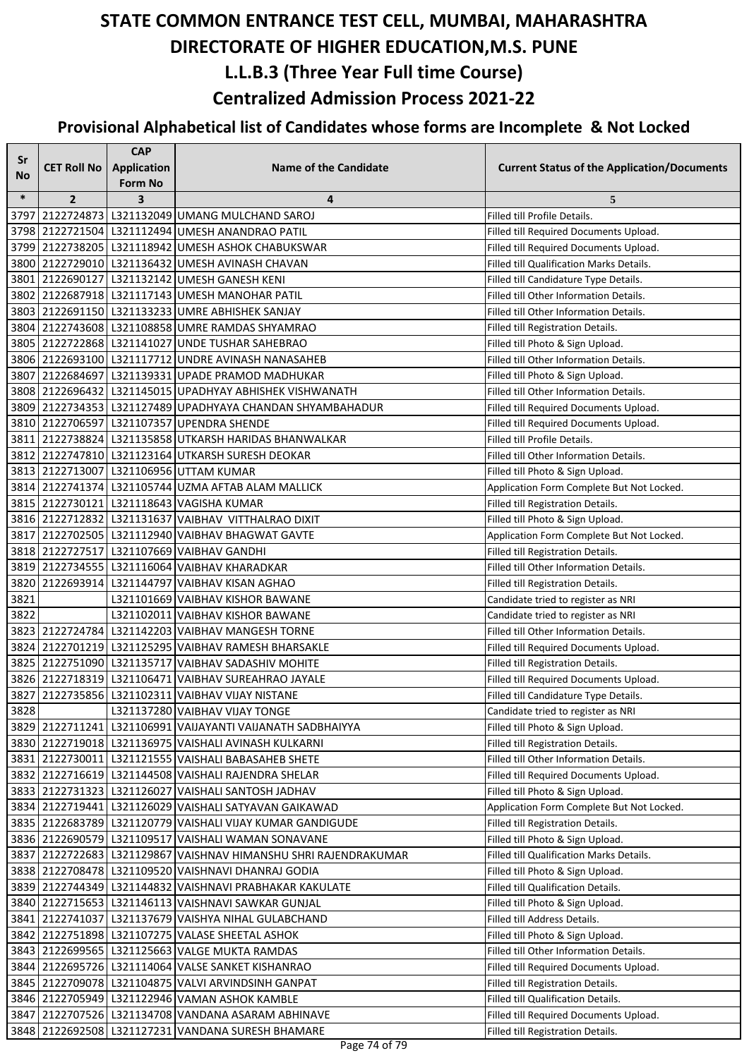# STATE COMMON ENTRANCE TEST CELL, MUMBAI, MAHARASHTRA
# DIRECTORATE OF HIGHER EDUCATION,M.S. PUNE
## L.L.B.3 (Three Year Full time Course)
## Centralized Admission Process 2021-22
### Provisional Alphabetical list of Candidates whose forms are Incomplete & Not Locked

| Sr No | CET Roll No | CAP Application Form No | Name of the Candidate | Current Status of the Application/Documents |
|---|---|---|---|---|
| * | 2 | 3 | 4 | 5 |
| 3797 | 2122724873 | L321132049 | UMANG MULCHAND SAROJ | Filled till Profile Details. |
| 3798 | 2122721504 | L321112494 | UMESH ANANDRAO PATIL | Filled till Required Documents Upload. |
| 3799 | 2122738205 | L321118942 | UMESH ASHOK CHABUKSWAR | Filled till Required Documents Upload. |
| 3800 | 2122729010 | L321136432 | UMESH AVINASH CHAVAN | Filled till Qualification Marks Details. |
| 3801 | 2122690127 | L321132142 | UMESH GANESH KENI | Filled till Candidature Type Details. |
| 3802 | 2122687918 | L321117143 | UMESH MANOHAR PATIL | Filled till Other Information Details. |
| 3803 | 2122691150 | L321133233 | UMRE ABHISHEK SANJAY | Filled till Other Information Details. |
| 3804 | 2122743608 | L321108858 | UMRE RAMDAS SHYAMRAO | Filled till Registration Details. |
| 3805 | 2122722868 | L321141027 | UNDE TUSHAR SAHEBRAO | Filled till Photo & Sign Upload. |
| 3806 | 2122693100 | L321117712 | UNDRE AVINASH NANASAHEB | Filled till Other Information Details. |
| 3807 | 2122684697 | L321139331 | UPADE PRAMOD MADHUKAR | Filled till Photo & Sign Upload. |
| 3808 | 2122696432 | L321145015 | UPADHYAY ABHISHEK VISHWANATH | Filled till Other Information Details. |
| 3809 | 2122734353 | L321127489 | UPADHYAYA CHANDAN SHYAMBAHADUR | Filled till Required Documents Upload. |
| 3810 | 2122706597 | L321107357 | UPENDRA SHENDE | Filled till Required Documents Upload. |
| 3811 | 2122738824 | L321135858 | UTKARSH HARIDAS BHANWALKAR | Filled till Profile Details. |
| 3812 | 2122747810 | L321123164 | UTKARSH SURESH DEOKAR | Filled till Other Information Details. |
| 3813 | 2122713007 | L321106956 | UTTAM KUMAR | Filled till Photo & Sign Upload. |
| 3814 | 2122741374 | L321105744 | UZMA AFTAB ALAM MALLICK | Application Form Complete But Not Locked. |
| 3815 | 2122730121 | L321118643 | VAGISHA KUMAR | Filled till Registration Details. |
| 3816 | 2122712832 | L321131637 | VAIBHAV VITTHALRAO DIXIT | Filled till Photo & Sign Upload. |
| 3817 | 2122702505 | L321112940 | VAIBHAV BHAGWAT GAVTE | Application Form Complete But Not Locked. |
| 3818 | 2122727517 | L321107669 | VAIBHAV GANDHI | Filled till Registration Details. |
| 3819 | 2122734555 | L321116064 | VAIBHAV KHARADKAR | Filled till Other Information Details. |
| 3820 | 2122693914 | L321144797 | VAIBHAV KISAN AGHAO | Filled till Registration Details. |
| 3821 | | L321101669 | VAIBHAV KISHOR BAWANE | Candidate tried to register as NRI |
| 3822 | | L321102011 | VAIBHAV KISHOR BAWANE | Candidate tried to register as NRI |
| 3823 | 2122724784 | L321142203 | VAIBHAV MANGESH TORNE | Filled till Other Information Details. |
| 3824 | 2122701219 | L321125295 | VAIBHAV RAMESH BHARSAKLE | Filled till Required Documents Upload. |
| 3825 | 2122751090 | L321135717 | VAIBHAV SADASHIV MOHITE | Filled till Registration Details. |
| 3826 | 2122718319 | L321106471 | VAIBHAV SUREAHRAO JAYALE | Filled till Required Documents Upload. |
| 3827 | 2122735856 | L321102311 | VAIBHAV VIJAY NISTANE | Filled till Candidature Type Details. |
| 3828 | | L321137280 | VAIBHAV VIJAY TONGE | Candidate tried to register as NRI |
| 3829 | 2122711241 | L321106991 | VAIJAYANTI VAIJANATH SADBHAIYYA | Filled till Photo & Sign Upload. |
| 3830 | 2122719018 | L321136975 | VAISHALI AVINASH KULKARNI | Filled till Registration Details. |
| 3831 | 2122730011 | L321121555 | VAISHALI BABASAHEB SHETE | Filled till Other Information Details. |
| 3832 | 2122716619 | L321144508 | VAISHALI RAJENDRA SHELAR | Filled till Required Documents Upload. |
| 3833 | 2122731323 | L321126027 | VAISHALI SANTOSH JADHAV | Filled till Photo & Sign Upload. |
| 3834 | 2122719441 | L321126029 | VAISHALI SATYAVAN GAIKAWAD | Application Form Complete But Not Locked. |
| 3835 | 2122683789 | L321120779 | VAISHALI VIJAY KUMAR GANDIGUDE | Filled till Registration Details. |
| 3836 | 2122690579 | L321109517 | VAISHALI WAMAN SONAVANE | Filled till Photo & Sign Upload. |
| 3837 | 2122722683 | L321129867 | VAISHNAV HIMANSHU SHRI RAJENDRAKUMAR | Filled till Qualification Marks Details. |
| 3838 | 2122708478 | L321109520 | VAISHNAVI DHANRAJ GODIA | Filled till Photo & Sign Upload. |
| 3839 | 2122744349 | L321144832 | VAISHNAVI PRABHAKAR KAKULATE | Filled till Qualification Details. |
| 3840 | 2122715653 | L321146113 | VAISHNAVI SAWKAR GUNJAL | Filled till Photo & Sign Upload. |
| 3841 | 2122741037 | L321137679 | VAISHYA NIHAL GULABCHAND | Filled till Address Details. |
| 3842 | 2122751898 | L321107275 | VALASE SHEETAL ASHOK | Filled till Photo & Sign Upload. |
| 3843 | 2122699565 | L321125663 | VALGE MUKTA RAMDAS | Filled till Other Information Details. |
| 3844 | 2122695726 | L321114064 | VALSE SANKET KISHANRAO | Filled till Required Documents Upload. |
| 3845 | 2122709078 | L321104875 | VALVI ARVINDSINH GANPAT | Filled till Registration Details. |
| 3846 | 2122705949 | L321122946 | VAMAN ASHOK KAMBLE | Filled till Qualification Details. |
| 3847 | 2122707526 | L321134708 | VANDANA ASARAM ABHINAVE | Filled till Required Documents Upload. |
| 3848 | 2122692508 | L321127231 | VANDANA SURESH BHAMARE | Filled till Registration Details. |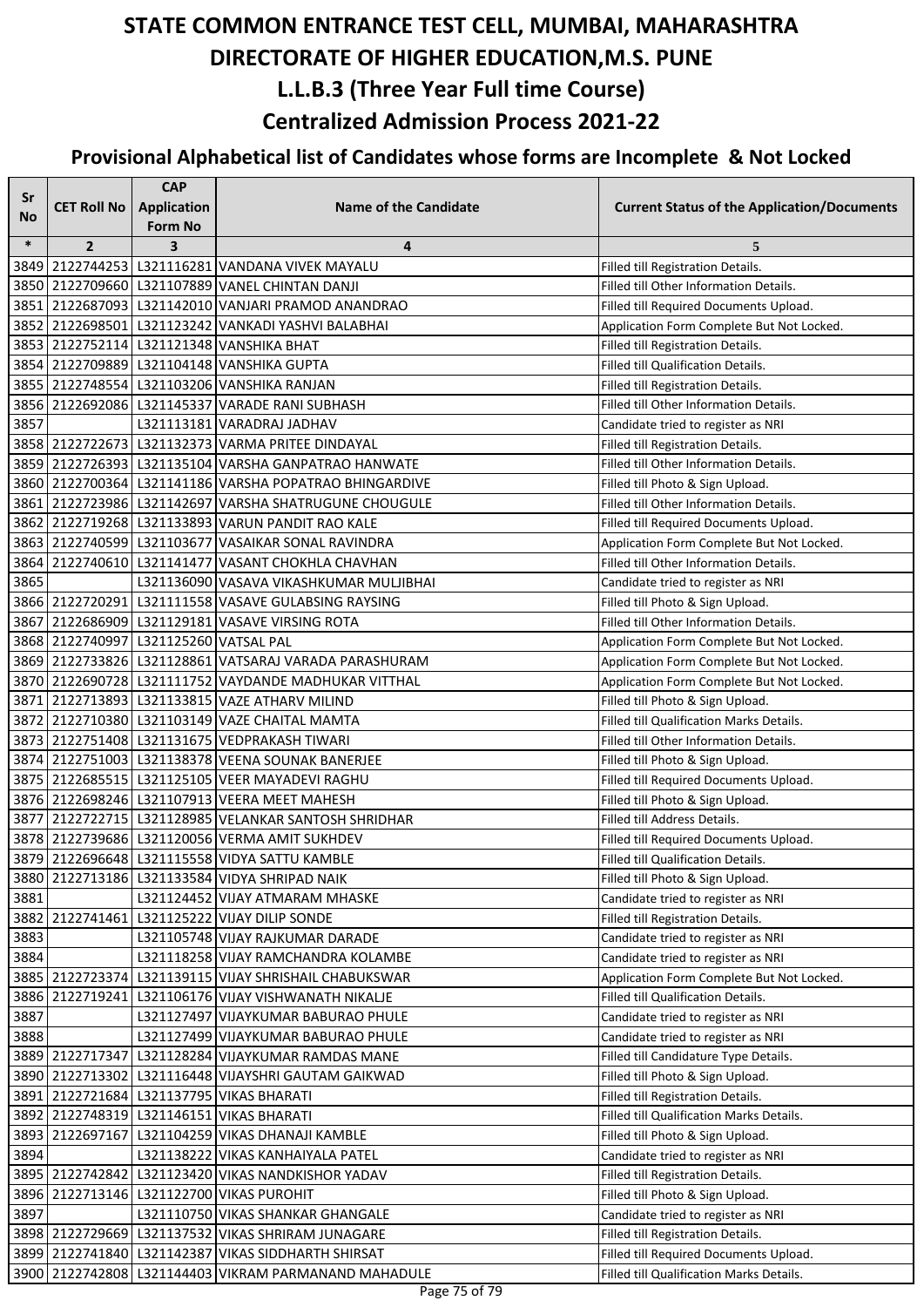# STATE COMMON ENTRANCE TEST CELL, MUMBAI, MAHARASHTRA

# DIRECTORATE OF HIGHER EDUCATION,M.S. PUNE

## L.L.B.3 (Three Year Full time Course)

## Centralized Admission Process 2021-22

### Provisional Alphabetical list of Candidates whose forms are Incomplete & Not Locked

| Sr No | CET Roll No | CAP Application Form No | Name of the Candidate | Current Status of the Application/Documents |
|---|---|---|---|---|
| * | 2 | 3 | 4 | 5 |
| 3849 | 2122744253 | L321116281 | VANDANA VIVEK MAYALU | Filled till Registration Details. |
| 3850 | 2122709660 | L321107889 | VANEL CHINTAN DANJI | Filled till Other Information Details. |
| 3851 | 2122687093 | L321142010 | VANJARI PRAMOD ANANDRAO | Filled till Required Documents Upload. |
| 3852 | 2122698501 | L321123242 | VANKADI YASHVI BALABHAI | Application Form Complete But Not Locked. |
| 3853 | 2122752114 | L321121348 | VANSHIKA BHAT | Filled till Registration Details. |
| 3854 | 2122709889 | L321104148 | VANSHIKA GUPTA | Filled till Qualification Details. |
| 3855 | 2122748554 | L321103206 | VANSHIKA RANJAN | Filled till Registration Details. |
| 3856 | 2122692086 | L321145337 | VARADE RANI SUBHASH | Filled till Other Information Details. |
| 3857 | | L321113181 | VARADRAJ JADHAV | Candidate tried to register as NRI |
| 3858 | 2122722673 | L321132373 | VARMA PRITEE DINDAYAL | Filled till Registration Details. |
| 3859 | 2122726393 | L321135104 | VARSHA GANPATRAO HANWATE | Filled till Other Information Details. |
| 3860 | 2122700364 | L321141186 | VARSHA POPATRAO BHINGARDIVE | Filled till Photo & Sign Upload. |
| 3861 | 2122723986 | L321142697 | VARSHA SHATRUGUNE CHOUGULE | Filled till Other Information Details. |
| 3862 | 2122719268 | L321133893 | VARUN PANDIT RAO KALE | Filled till Required Documents Upload. |
| 3863 | 2122740599 | L321103677 | VASAIKAR SONAL RAVINDRA | Application Form Complete But Not Locked. |
| 3864 | 2122740610 | L321141477 | VASANT CHOKHLA CHAVHAN | Filled till Other Information Details. |
| 3865 | | L321136090 | VASAVA VIKASHKUMAR MULJIBHAI | Candidate tried to register as NRI |
| 3866 | 2122720291 | L321111558 | VASAVE GULABSING RAYSING | Filled till Photo & Sign Upload. |
| 3867 | 2122686909 | L321129181 | VASAVE VIRSING ROTA | Filled till Other Information Details. |
| 3868 | 2122740997 | L321125260 | VATSAL PAL | Application Form Complete But Not Locked. |
| 3869 | 2122733826 | L321128861 | VATSARAJ VARADA PARASHURAM | Application Form Complete But Not Locked. |
| 3870 | 2122690728 | L321111752 | VAYDANDE MADHUKAR VITTHAL | Application Form Complete But Not Locked. |
| 3871 | 2122713893 | L321133815 | VAZE ATHARV MILIND | Filled till Photo & Sign Upload. |
| 3872 | 2122710380 | L321103149 | VAZE CHAITAL MAMTA | Filled till Qualification Marks Details. |
| 3873 | 2122751408 | L321131675 | VEDPRAKASH TIWARI | Filled till Other Information Details. |
| 3874 | 2122751003 | L321138378 | VEENA SOUNAK BANERJEE | Filled till Photo & Sign Upload. |
| 3875 | 2122685515 | L321125105 | VEER MAYADEVI RAGHU | Filled till Required Documents Upload. |
| 3876 | 2122698246 | L321107913 | VEERA MEET MAHESH | Filled till Photo & Sign Upload. |
| 3877 | 2122722715 | L321128985 | VELANKAR SANTOSH SHRIDHAR | Filled till Address Details. |
| 3878 | 2122739686 | L321120056 | VERMA AMIT SUKHDEV | Filled till Required Documents Upload. |
| 3879 | 2122696648 | L321115558 | VIDYA SATTU KAMBLE | Filled till Qualification Details. |
| 3880 | 2122713186 | L321133584 | VIDYA SHRIPAD NAIK | Filled till Photo & Sign Upload. |
| 3881 | | L321124452 | VIJAY ATMARAM MHASKE | Candidate tried to register as NRI |
| 3882 | 2122741461 | L321125222 | VIJAY DILIP SONDE | Filled till Registration Details. |
| 3883 | | L321105748 | VIJAY RAJKUMAR DARADE | Candidate tried to register as NRI |
| 3884 | | L321118258 | VIJAY RAMCHANDRA KOLAMBE | Candidate tried to register as NRI |
| 3885 | 2122723374 | L321139115 | VIJAY SHRISHAIL CHABUKSWAR | Application Form Complete But Not Locked. |
| 3886 | 2122719241 | L321106176 | VIJAY VISHWANATH NIKALJE | Filled till Qualification Details. |
| 3887 | | L321127497 | VIJAYKUMAR BABURAO PHULE | Candidate tried to register as NRI |
| 3888 | | L321127499 | VIJAYKUMAR BABURAO PHULE | Candidate tried to register as NRI |
| 3889 | 2122717347 | L321128284 | VIJAYKUMAR RAMDAS MANE | Filled till Candidature Type Details. |
| 3890 | 2122713302 | L321116448 | VIJAYSHRI GAUTAM GAIKWAD | Filled till Photo & Sign Upload. |
| 3891 | 2122721684 | L321137795 | VIKAS BHARATI | Filled till Registration Details. |
| 3892 | 2122748319 | L321146151 | VIKAS BHARATI | Filled till Qualification Marks Details. |
| 3893 | 2122697167 | L321104259 | VIKAS DHANAJI KAMBLE | Filled till Photo & Sign Upload. |
| 3894 | | L321138222 | VIKAS KANHAIYALA PATEL | Candidate tried to register as NRI |
| 3895 | 2122742842 | L321123420 | VIKAS NANDKISHOR YADAV | Filled till Registration Details. |
| 3896 | 2122713146 | L321122700 | VIKAS PUROHIT | Filled till Photo & Sign Upload. |
| 3897 | | L321110750 | VIKAS SHANKAR GHANGALE | Candidate tried to register as NRI |
| 3898 | 2122729669 | L321137532 | VIKAS SHRIRAM JUNAGARE | Filled till Registration Details. |
| 3899 | 2122741840 | L321142387 | VIKAS SIDDHARTH SHIRSAT | Filled till Required Documents Upload. |
| 3900 | 2122742808 | L321144403 | VIKRAM PARMANAND MAHADULE | Filled till Qualification Marks Details. |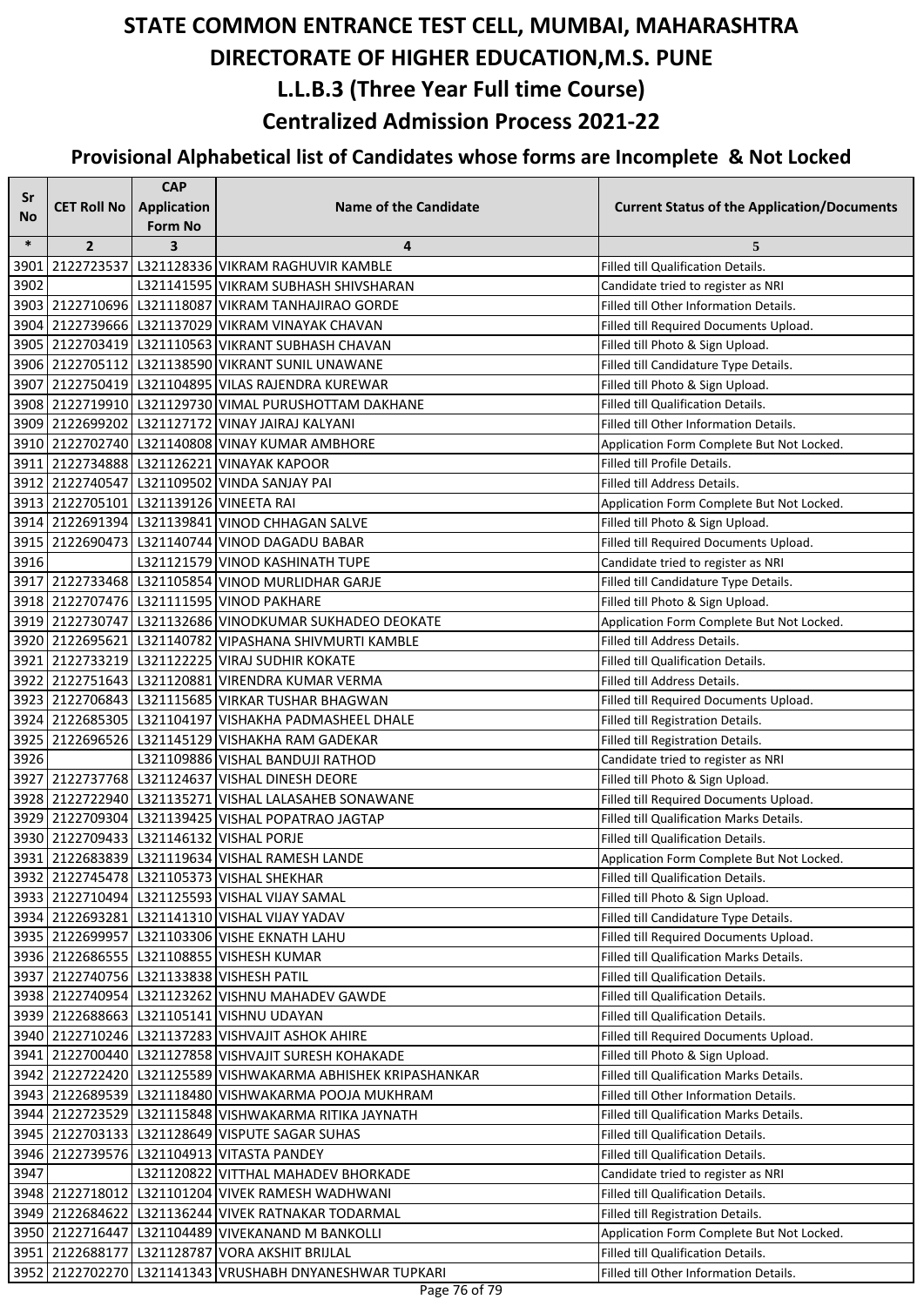# STATE COMMON ENTRANCE TEST CELL, MUMBAI, MAHARASHTRA
# DIRECTORATE OF HIGHER EDUCATION,M.S. PUNE
## L.L.B.3 (Three Year Full time Course)
## Centralized Admission Process 2021-22
### Provisional Alphabetical list of Candidates whose forms are Incomplete & Not Locked

| Sr No | CET Roll No | CAP Application Form No | Name of the Candidate | Current Status of the Application/Documents |
|---|---|---|---|---|
| * | 2 | 3 | 4 | 5 |
| 3901 | 2122723537 | L321128336 | VIKRAM RAGHUVIR KAMBLE | Filled till Qualification Details. |
| 3902 | | L321141595 | VIKRAM SUBHASH SHIVSHARAN | Candidate tried to register as NRI |
| 3903 | 2122710696 | L321118087 | VIKRAM TANHAJIRAO GORDE | Filled till Other Information Details. |
| 3904 | 2122739666 | L321137029 | VIKRAM VINAYAK CHAVAN | Filled till Required Documents Upload. |
| 3905 | 2122703419 | L321110563 | VIKRANT SUBHASH CHAVAN | Filled till Photo & Sign Upload. |
| 3906 | 2122705112 | L321138590 | VIKRANT SUNIL UNAWANE | Filled till Candidature Type Details. |
| 3907 | 2122750419 | L321104895 | VILAS RAJENDRA KUREWAR | Filled till Photo & Sign Upload. |
| 3908 | 2122719910 | L321129730 | VIMAL PURUSHOTTAM DAKHANE | Filled till Qualification Details. |
| 3909 | 2122699202 | L321127172 | VINAY JAIRAJ KALYANI | Filled till Other Information Details. |
| 3910 | 2122702740 | L321140808 | VINAY KUMAR AMBHORE | Application Form Complete But Not Locked. |
| 3911 | 2122734888 | L321126221 | VINAYAK KAPOOR | Filled till Profile Details. |
| 3912 | 2122740547 | L321109502 | VINDA SANJAY PAI | Filled till Address Details. |
| 3913 | 2122705101 | L321139126 | VINEETA RAI | Application Form Complete But Not Locked. |
| 3914 | 2122691394 | L321139841 | VINOD CHHAGAN SALVE | Filled till Photo & Sign Upload. |
| 3915 | 2122690473 | L321140744 | VINOD DAGADU BABAR | Filled till Required Documents Upload. |
| 3916 | | L321121579 | VINOD KASHINATH TUPE | Candidate tried to register as NRI |
| 3917 | 2122733468 | L321105854 | VINOD MURLIDHAR GARJE | Filled till Candidature Type Details. |
| 3918 | 2122707476 | L321111595 | VINOD PAKHARE | Filled till Photo & Sign Upload. |
| 3919 | 2122730747 | L321132686 | VINODKUMAR SUKHADEO DEOKATE | Application Form Complete But Not Locked. |
| 3920 | 2122695621 | L321140782 | VIPASHANA SHIVMURTI KAMBLE | Filled till Address Details. |
| 3921 | 2122733219 | L321122225 | VIRAJ SUDHIR KOKATE | Filled till Qualification Details. |
| 3922 | 2122751643 | L321120881 | VIRENDRA KUMAR VERMA | Filled till Address Details. |
| 3923 | 2122706843 | L321115685 | VIRKAR TUSHAR BHAGWAN | Filled till Required Documents Upload. |
| 3924 | 2122685305 | L321104197 | VISHAKHA PADMASHEEL DHALE | Filled till Registration Details. |
| 3925 | 2122696526 | L321145129 | VISHAKHA RAM GADEKAR | Filled till Registration Details. |
| 3926 | | L321109886 | VISHAL BANDUJI RATHOD | Candidate tried to register as NRI |
| 3927 | 2122737768 | L321124637 | VISHAL DINESH DEORE | Filled till Photo & Sign Upload. |
| 3928 | 2122722940 | L321135271 | VISHAL LALASAHEB SONAWANE | Filled till Required Documents Upload. |
| 3929 | 2122709304 | L321139425 | VISHAL POPATRAO JAGTAP | Filled till Qualification Marks Details. |
| 3930 | 2122709433 | L321146132 | VISHAL PORJE | Filled till Qualification Details. |
| 3931 | 2122683839 | L321119634 | VISHAL RAMESH LANDE | Application Form Complete But Not Locked. |
| 3932 | 2122745478 | L321105373 | VISHAL SHEKHAR | Filled till Qualification Details. |
| 3933 | 2122710494 | L321125593 | VISHAL VIJAY SAMAL | Filled till Photo & Sign Upload. |
| 3934 | 2122693281 | L321141310 | VISHAL VIJAY YADAV | Filled till Candidature Type Details. |
| 3935 | 2122699957 | L321103306 | VISHE EKNATH LAHU | Filled till Required Documents Upload. |
| 3936 | 2122686555 | L321108855 | VISHESH KUMAR | Filled till Qualification Marks Details. |
| 3937 | 2122740756 | L321133838 | VISHESH PATIL | Filled till Qualification Details. |
| 3938 | 2122740954 | L321123262 | VISHNU MAHADEV GAWDE | Filled till Qualification Details. |
| 3939 | 2122688663 | L321105141 | VISHNU UDAYAN | Filled till Qualification Details. |
| 3940 | 2122710246 | L321137283 | VISHVAJIT ASHOK AHIRE | Filled till Required Documents Upload. |
| 3941 | 2122700440 | L321127858 | VISHVAJIT SURESH KOHAKADE | Filled till Photo & Sign Upload. |
| 3942 | 2122722420 | L321125589 | VISHWAKARMA ABHISHEK KRIPASHANKAR | Filled till Qualification Marks Details. |
| 3943 | 2122689539 | L321118480 | VISHWAKARMA POOJA MUKHRAM | Filled till Other Information Details. |
| 3944 | 2122723529 | L321115848 | VISHWAKARMA RITIKA JAYNATH | Filled till Qualification Marks Details. |
| 3945 | 2122703133 | L321128649 | VISPUTE SAGAR SUHAS | Filled till Qualification Details. |
| 3946 | 2122739576 | L321104913 | VITASTA PANDEY | Filled till Qualification Details. |
| 3947 | | L321120822 | VITTHAL MAHADEV BHORKADE | Candidate tried to register as NRI |
| 3948 | 2122718012 | L321101204 | VIVEK RAMESH WADHWANI | Filled till Qualification Details. |
| 3949 | 2122684622 | L321136244 | VIVEK RATNAKAR TODARMAL | Filled till Registration Details. |
| 3950 | 2122716447 | L321104489 | VIVEKANAND M BANKOLLI | Application Form Complete But Not Locked. |
| 3951 | 2122688177 | L321128787 | VORA AKSHIT BRIJLAL | Filled till Qualification Details. |
| 3952 | 2122702270 | L321141343 | VRUSHABH DNYANESHWAR TUPKARI | Filled till Other Information Details. |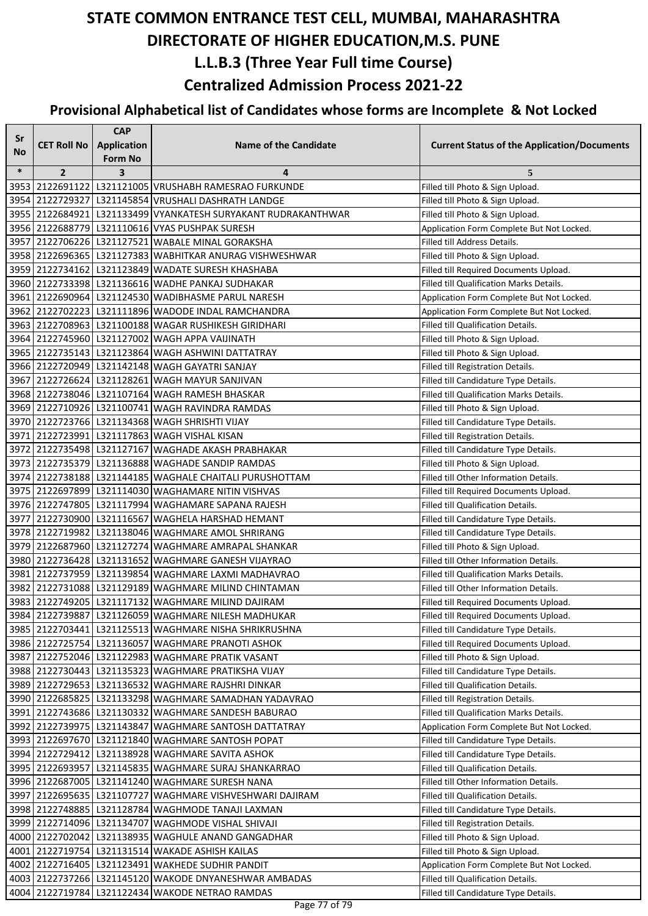# STATE COMMON ENTRANCE TEST CELL, MUMBAI, MAHARASHTRA
# DIRECTORATE OF HIGHER EDUCATION,M.S. PUNE
## L.L.B.3 (Three Year Full time Course)
## Centralized Admission Process 2021-22
### Provisional Alphabetical list of Candidates whose forms are Incomplete & Not Locked

| Sr No | CET Roll No | CAP Application Form No | Name of the Candidate | Current Status of the Application/Documents |
|---|---|---|---|---|
| * | 2 | 3 | 4 | 5 |
| 3953 | 2122691122 | L321121005 | VRUSHABH RAMESRAO FURKUNDE | Filled till Photo & Sign Upload. |
| 3954 | 2122729327 | L321145854 | VRUSHALI DASHRATH LANDGE | Filled till Photo & Sign Upload. |
| 3955 | 2122684921 | L321133499 | VYANKATESH SURYAKANT RUDRAKANTHWAR | Filled till Photo & Sign Upload. |
| 3956 | 2122688779 | L321110616 | VYAS PUSHPAK SURESH | Application Form Complete But Not Locked. |
| 3957 | 2122706226 | L321127521 | WABALE MINAL GORAKSHA | Filled till Address Details. |
| 3958 | 2122696365 | L321127383 | WABHITKAR ANURAG VISHWESHWAR | Filled till Photo & Sign Upload. |
| 3959 | 2122734162 | L321123849 | WADATE SURESH KHASHABA | Filled till Required Documents Upload. |
| 3960 | 2122733398 | L321136616 | WADHE PANKAJ SUDHAKAR | Filled till Qualification Marks Details. |
| 3961 | 2122690964 | L321124530 | WADIBHASME PARUL NARESH | Application Form Complete But Not Locked. |
| 3962 | 2122702223 | L321111896 | WADODE INDAL RAMCHANDRA | Application Form Complete But Not Locked. |
| 3963 | 2122708963 | L321100188 | WAGAR RUSHIKESH GIRIDHARI | Filled till Qualification Details. |
| 3964 | 2122745960 | L321127002 | WAGH APPA VAIJINATH | Filled till Photo & Sign Upload. |
| 3965 | 2122735143 | L321123864 | WAGH ASHWINI DATTATRAY | Filled till Photo & Sign Upload. |
| 3966 | 2122720949 | L321142148 | WAGH GAYATRI SANJAY | Filled till Registration Details. |
| 3967 | 2122726624 | L321128261 | WAGH MAYUR SANJIVAN | Filled till Candidature Type Details. |
| 3968 | 2122738046 | L321107164 | WAGH RAMESH BHASKAR | Filled till Qualification Marks Details. |
| 3969 | 2122710926 | L321100741 | WAGH RAVINDRA RAMDAS | Filled till Photo & Sign Upload. |
| 3970 | 2122723766 | L321134368 | WAGH SHRISHTI VIJAY | Filled till Candidature Type Details. |
| 3971 | 2122723991 | L321117863 | WAGH VISHAL KISAN | Filled till Registration Details. |
| 3972 | 2122735498 | L321127167 | WAGHADE AKASH PRABHAKAR | Filled till Candidature Type Details. |
| 3973 | 2122735379 | L321136888 | WAGHADE SANDIP RAMDAS | Filled till Photo & Sign Upload. |
| 3974 | 2122738188 | L321144185 | WAGHALE CHAITALI PURUSHOTTAM | Filled till Other Information Details. |
| 3975 | 2122697899 | L321114030 | WAGHAMARE NITIN VISHVAS | Filled till Required Documents Upload. |
| 3976 | 2122747805 | L321117994 | WAGHAMARE SAPANA RAJESH | Filled till Qualification Details. |
| 3977 | 2122730900 | L321116567 | WAGHELA HARSHAD HEMANT | Filled till Candidature Type Details. |
| 3978 | 2122719982 | L321138046 | WAGHMARE AMOL SHRIRANG | Filled till Candidature Type Details. |
| 3979 | 2122687960 | L321127274 | WAGHMARE AMRAPAL SHANKAR | Filled till Photo & Sign Upload. |
| 3980 | 2122736428 | L321131652 | WAGHMARE GANESH VIJAYRAO | Filled till Other Information Details. |
| 3981 | 2122737959 | L321139854 | WAGHMARE LAXMI MADHAVRAO | Filled till Qualification Marks Details. |
| 3982 | 2122731088 | L321129189 | WAGHMARE MILIND CHINTAMAN | Filled till Other Information Details. |
| 3983 | 2122749205 | L321117132 | WAGHMARE MILIND DAJIRAM | Filled till Required Documents Upload. |
| 3984 | 2122739887 | L321126059 | WAGHMARE NILESH MADHUKAR | Filled till Required Documents Upload. |
| 3985 | 2122703441 | L321125513 | WAGHMARE NISHA SHRIKRUSHNA | Filled till Candidature Type Details. |
| 3986 | 2122725754 | L321136057 | WAGHMARE PRANOTI ASHOK | Filled till Required Documents Upload. |
| 3987 | 2122752046 | L321122983 | WAGHMARE PRATIK VASANT | Filled till Photo & Sign Upload. |
| 3988 | 2122730443 | L321135323 | WAGHMARE PRATIKSHA VIJAY | Filled till Candidature Type Details. |
| 3989 | 2122729653 | L321136532 | WAGHMARE RAJSHRI DINKAR | Filled till Qualification Details. |
| 3990 | 2122685825 | L321133298 | WAGHMARE SAMADHAN YADAVRAO | Filled till Registration Details. |
| 3991 | 2122743686 | L321130332 | WAGHMARE SANDESH BABURAO | Filled till Qualification Marks Details. |
| 3992 | 2122739975 | L321143847 | WAGHMARE SANTOSH DATTATRAY | Application Form Complete But Not Locked. |
| 3993 | 2122697670 | L321121840 | WAGHMARE SANTOSH POPAT | Filled till Candidature Type Details. |
| 3994 | 2122729412 | L321138928 | WAGHMARE SAVITA ASHOK | Filled till Candidature Type Details. |
| 3995 | 2122693957 | L321145835 | WAGHMARE SURAJ SHANKARRAO | Filled till Qualification Details. |
| 3996 | 2122687005 | L321141240 | WAGHMARE SURESH NANA | Filled till Other Information Details. |
| 3997 | 2122695635 | L321107727 | WAGHMARE VISHVESHWARI DAJIRAM | Filled till Qualification Details. |
| 3998 | 2122748885 | L321128784 | WAGHMODE TANAJI LAXMAN | Filled till Candidature Type Details. |
| 3999 | 2122714096 | L321134707 | WAGHMODE VISHAL SHIVAJI | Filled till Registration Details. |
| 4000 | 2122702042 | L321138935 | WAGHULE ANAND GANGADHAR | Filled till Photo & Sign Upload. |
| 4001 | 2122719754 | L321131514 | WAKADE ASHISH KAILAS | Filled till Photo & Sign Upload. |
| 4002 | 2122716405 | L321123491 | WAKHEDE SUDHIR PANDIT | Application Form Complete But Not Locked. |
| 4003 | 2122737266 | L321145120 | WAKODE DNYANESHWAR AMBADAS | Filled till Qualification Details. |
| 4004 | 2122719784 | L321122434 | WAKODE NETRAO RAMDAS | Filled till Candidature Type Details. |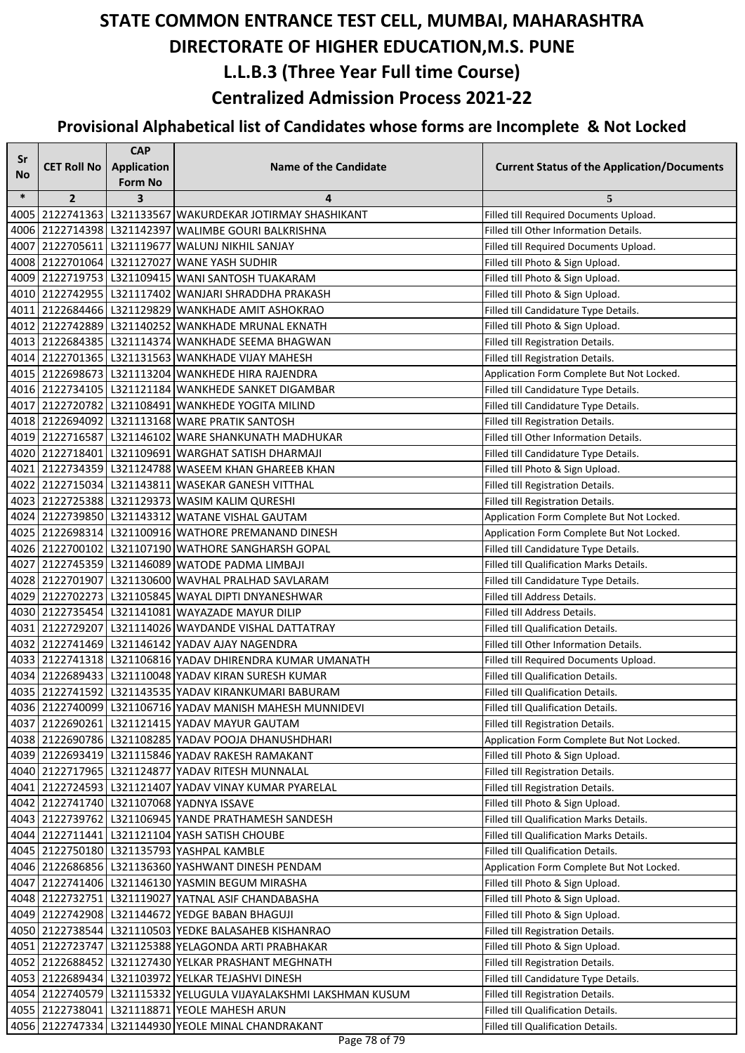# STATE COMMON ENTRANCE TEST CELL, MUMBAI, MAHARASHTRA
# DIRECTORATE OF HIGHER EDUCATION,M.S. PUNE
## L.L.B.3 (Three Year Full time Course)
## Centralized Admission Process 2021-22
### Provisional Alphabetical list of Candidates whose forms are Incomplete & Not Locked

| Sr No | CET Roll No | CAP Application Form No | Name of the Candidate | Current Status of the Application/Documents |
|---|---|---|---|---|
| * | 2 | 3 | 4 | 5 |
| 4005 | 2122741363 | L321133567 | WAKURDEKAR JOTIRMAY SHASHIKANT | Filled till Required Documents Upload. |
| 4006 | 2122714398 | L321142397 | WALIMBE GOURI BALKRISHNA | Filled till Other Information Details. |
| 4007 | 2122705611 | L321119677 | WALUNJ NIKHIL SANJAY | Filled till Required Documents Upload. |
| 4008 | 2122701064 | L321127027 | WANE YASH SUDHIR | Filled till Photo & Sign Upload. |
| 4009 | 2122719753 | L321109415 | WANI SANTOSH TUAKARAM | Filled till Photo & Sign Upload. |
| 4010 | 2122742955 | L321117402 | WANJARI SHRADDHA PRAKASH | Filled till Photo & Sign Upload. |
| 4011 | 2122684466 | L321129829 | WANKHADE AMIT ASHOKRAO | Filled till Candidature Type Details. |
| 4012 | 2122742889 | L321140252 | WANKHADE MRUNAL EKNATH | Filled till Photo & Sign Upload. |
| 4013 | 2122684385 | L321114374 | WANKHADE SEEMA BHAGWAN | Filled till Registration Details. |
| 4014 | 2122701365 | L321131563 | WANKHADE VIJAY MAHESH | Filled till Registration Details. |
| 4015 | 2122698673 | L321113204 | WANKHEDE HIRA RAJENDRA | Application Form Complete But Not Locked. |
| 4016 | 2122734105 | L321121184 | WANKHEDE SANKET DIGAMBAR | Filled till Candidature Type Details. |
| 4017 | 2122720782 | L321108491 | WANKHEDE YOGITA MILIND | Filled till Candidature Type Details. |
| 4018 | 2122694092 | L321113168 | WARE PRATIK SANTOSH | Filled till Registration Details. |
| 4019 | 2122716587 | L321146102 | WARE SHANKUNATH MADHUKAR | Filled till Other Information Details. |
| 4020 | 2122718401 | L321109691 | WARGHAT SATISH DHARMAJI | Filled till Candidature Type Details. |
| 4021 | 2122734359 | L321124788 | WASEEM KHAN GHAREEB KHAN | Filled till Photo & Sign Upload. |
| 4022 | 2122715034 | L321143811 | WASEKAR GANESH VITTHAL | Filled till Registration Details. |
| 4023 | 2122725388 | L321129373 | WASIM KALIM QURESHI | Filled till Registration Details. |
| 4024 | 2122739850 | L321143312 | WATANE VISHAL GAUTAM | Application Form Complete But Not Locked. |
| 4025 | 2122698314 | L321100916 | WATHORE PREMANAND DINESH | Application Form Complete But Not Locked. |
| 4026 | 2122700102 | L321107190 | WATHORE SANGHARSH GOPAL | Filled till Candidature Type Details. |
| 4027 | 2122745359 | L321146089 | WATODE PADMA LIMBAJI | Filled till Qualification Marks Details. |
| 4028 | 2122701907 | L321130600 | WAVHAL PRALHAD SAVLARAM | Filled till Candidature Type Details. |
| 4029 | 2122702273 | L321105845 | WAYAL DIPTI DNYANESHWAR | Filled till Address Details. |
| 4030 | 2122735454 | L321141081 | WAYAZADE MAYUR DILIP | Filled till Address Details. |
| 4031 | 2122729207 | L321114026 | WAYDANDE VISHAL DATTATRAY | Filled till Qualification Details. |
| 4032 | 2122741469 | L321146142 | YADAV AJAY NAGENDRA | Filled till Other Information Details. |
| 4033 | 2122741318 | L321106816 | YADAV DHIRENDRA KUMAR UMANATH | Filled till Required Documents Upload. |
| 4034 | 2122689433 | L321110048 | YADAV KIRAN SURESH KUMAR | Filled till Qualification Details. |
| 4035 | 2122741592 | L321143535 | YADAV KIRANKUMARI BABURAM | Filled till Qualification Details. |
| 4036 | 2122740099 | L321106716 | YADAV MANISH MAHESH MUNNIDEVI | Filled till Qualification Details. |
| 4037 | 2122690261 | L321121415 | YADAV MAYUR GAUTAM | Filled till Registration Details. |
| 4038 | 2122690786 | L321108285 | YADAV POOJA DHANUSHDHARI | Application Form Complete But Not Locked. |
| 4039 | 2122693419 | L321115846 | YADAV RAKESH RAMAKANT | Filled till Photo & Sign Upload. |
| 4040 | 2122717965 | L321124877 | YADAV RITESH MUNNALAL | Filled till Registration Details. |
| 4041 | 2122724593 | L321121407 | YADAV VINAY KUMAR PYARELAL | Filled till Registration Details. |
| 4042 | 2122741740 | L321107068 | YADNYA ISSAVE | Filled till Photo & Sign Upload. |
| 4043 | 2122739762 | L321106945 | YANDE PRATHAMESH SANDESH | Filled till Qualification Marks Details. |
| 4044 | 2122711441 | L321121104 | YASH SATISH CHOUBE | Filled till Qualification Marks Details. |
| 4045 | 2122750180 | L321135793 | YASHPAL KAMBLE | Filled till Qualification Details. |
| 4046 | 2122686856 | L321136360 | YASHWANT DINESH PENDAM | Application Form Complete But Not Locked. |
| 4047 | 2122741406 | L321146130 | YASMIN BEGUM MIRASHA | Filled till Photo & Sign Upload. |
| 4048 | 2122732751 | L321119027 | YATNAL ASIF CHANDABASHA | Filled till Photo & Sign Upload. |
| 4049 | 2122742908 | L321144672 | YEDGE BABAN BHAGUJI | Filled till Photo & Sign Upload. |
| 4050 | 2122738544 | L321110503 | YEDKE BALASAHEB KISHANRAO | Filled till Registration Details. |
| 4051 | 2122723747 | L321125388 | YELAGONDA ARTI PRABHAKAR | Filled till Photo & Sign Upload. |
| 4052 | 2122688452 | L321127430 | YELKAR PRASHANT MEGHNATH | Filled till Registration Details. |
| 4053 | 2122689434 | L321103972 | YELKAR TEJASHVI DINESH | Filled till Candidature Type Details. |
| 4054 | 2122740579 | L321115332 | YELUGULA VIJAYALAKSHMI LAKSHMAN KUSUM | Filled till Registration Details. |
| 4055 | 2122738041 | L321118871 | YEOLE MAHESH ARUN | Filled till Qualification Details. |
| 4056 | 2122747334 | L321144930 | YEOLE MINAL CHANDRAKANT | Filled till Qualification Details. |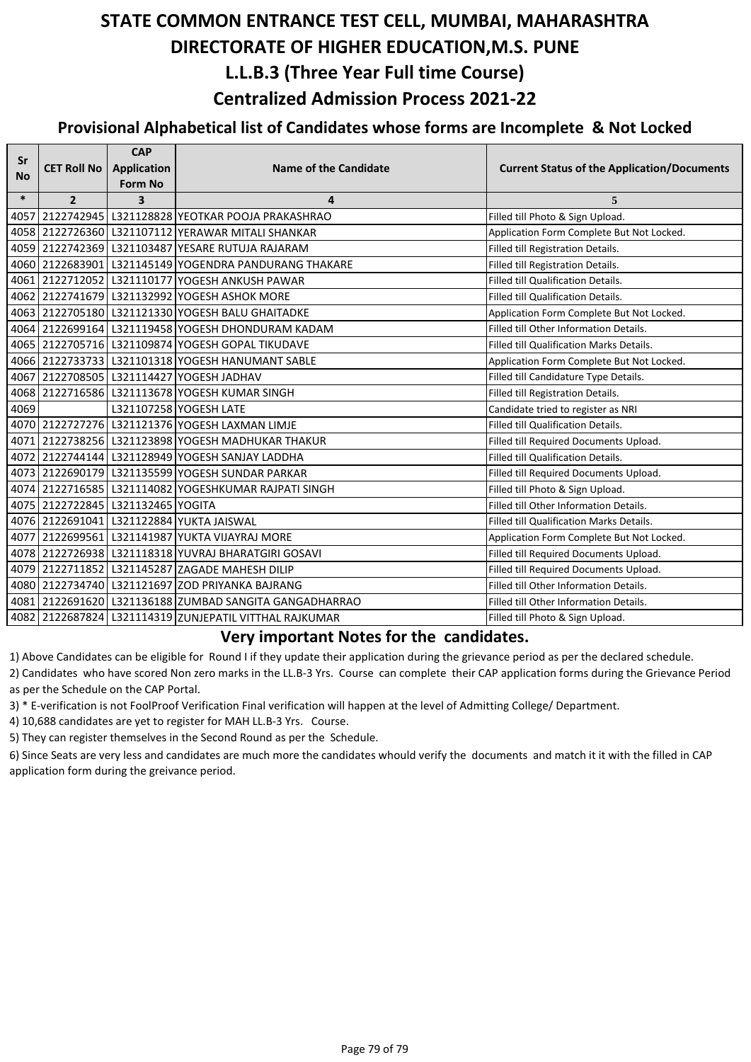# STATE COMMON ENTRANCE TEST CELL, MUMBAI, MAHARASHTRA

# DIRECTORATE OF HIGHER EDUCATION,M.S. PUNE

# L.L.B.3 (Three Year Full time Course)

# Centralized Admission Process 2021-22

## Provisional Alphabetical list of Candidates whose forms are Incomplete & Not Locked

| Sr No | CET Roll No | CAP Application Form No | Name of the Candidate | Current Status of the Application/Documents |
|---|---|---|---|---|
| * | 2 | 3 | 4 | 5 |
| 4057 | 2122742945 | L321128828 | YEOTKAR POOJA PRAKASHRAO | Filled till Photo & Sign Upload. |
| 4058 | 2122726360 | L321107112 | YERAWAR MITALI SHANKAR | Application Form Complete But Not Locked. |
| 4059 | 2122742369 | L321103487 | YESARE RUTUJA RAJARAM | Filled till Registration Details. |
| 4060 | 2122683901 | L321145149 | YOGENDRA PANDURANG THAKARE | Filled till Registration Details. |
| 4061 | 2122712052 | L321110177 | YOGESH ANKUSH PAWAR | Filled till Qualification Details. |
| 4062 | 2122741679 | L321132992 | YOGESH ASHOK MORE | Filled till Qualification Details. |
| 4063 | 2122705180 | L321121330 | YOGESH BALU GHAITADKE | Application Form Complete But Not Locked. |
| 4064 | 2122699164 | L321119458 | YOGESH DHONDURAM KADAM | Filled till Other Information Details. |
| 4065 | 2122705716 | L321109874 | YOGESH GOPAL TIKUDAVE | Filled till Qualification Marks Details. |
| 4066 | 2122733733 | L321101318 | YOGESH HANUMANT SABLE | Application Form Complete But Not Locked. |
| 4067 | 2122708505 | L321114427 | YOGESH JADHAV | Filled till Candidature Type Details. |
| 4068 | 2122716586 | L321113678 | YOGESH KUMAR SINGH | Filled till Registration Details. |
| 4069 | | L321107258 | YOGESH LATE | Candidate tried to register as NRI |
| 4070 | 2122727276 | L321121376 | YOGESH LAXMAN LIMJE | Filled till Qualification Details. |
| 4071 | 2122738256 | L321123898 | YOGESH MADHUKAR THAKUR | Filled till Required Documents Upload. |
| 4072 | 2122744144 | L321128949 | YOGESH SANJAY LADDHA | Filled till Qualification Details. |
| 4073 | 2122690179 | L321135599 | YOGESH SUNDAR PARKAR | Filled till Required Documents Upload. |
| 4074 | 2122716585 | L321114082 | YOGESHKUMAR RAJPATI SINGH | Filled till Photo & Sign Upload. |
| 4075 | 2122722845 | L321132465 | YOGITA | Filled till Other Information Details. |
| 4076 | 2122691041 | L321122884 | YUKTA JAISWAL | Filled till Qualification Marks Details. |
| 4077 | 2122699561 | L321141987 | YUKTA VIJAYRAJ MORE | Application Form Complete But Not Locked. |
| 4078 | 2122726938 | L321118318 | YUVRAJ BHARATGIRI GOSAVI | Filled till Required Documents Upload. |
| 4079 | 2122711852 | L321145287 | ZAGADE MAHESH DILIP | Filled till Required Documents Upload. |
| 4080 | 2122734740 | L321121697 | ZOD PRIYANKA BAJRANG | Filled till Other Information Details. |
| 4081 | 2122691620 | L321136188 | ZUMBAD SANGITA GANGADHARRAO | Filled till Other Information Details. |
| 4082 | 2122687824 | L321114319 | ZUNJEPATIL VITTHAL RAJKUMAR | Filled till Photo & Sign Upload. |

## Very important Notes for the candidates.

1) Above Candidates can be eligible for Round I if they update their application during the grievance period as per the declared schedule.

2) Candidates who have scored Non zero marks in the LL.B-3 Yrs. Course can complete their CAP application forms during the Grievance Period as per the Schedule on the CAP Portal.

3) * E-verification is not FoolProof Verification Final verification will happen at the level of Admitting College/ Department.

4) 10,688 candidates are yet to register for MAH LL.B-3 Yrs. Course.

5) They can register themselves in the Second Round as per the Schedule.

6) Since Seats are very less and candidates are much more the candidates whould verify the documents and match it it with the filled in CAP application form during the greivance period.